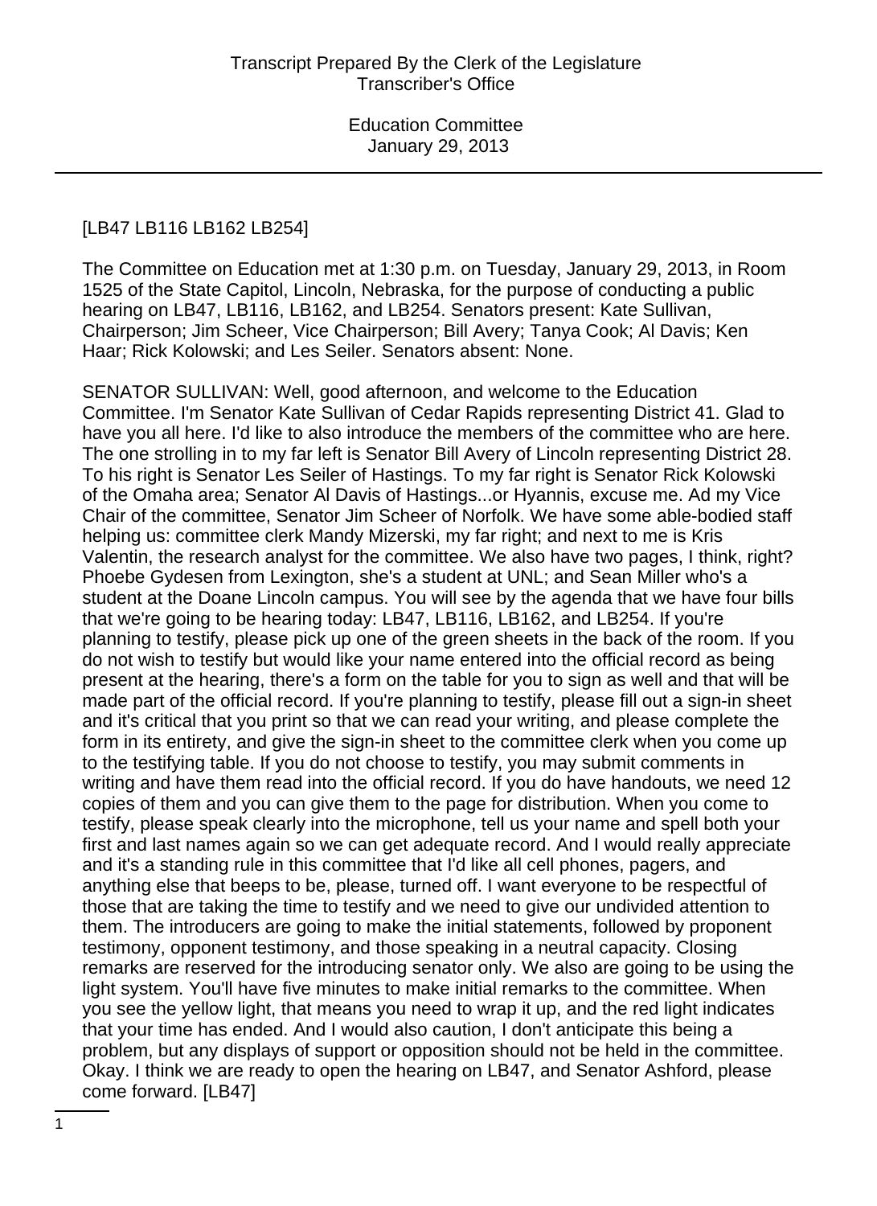[LB47 LB116 LB162 LB254]

The Committee on Education met at 1:30 p.m. on Tuesday, January 29, 2013, in Room 1525 of the State Capitol, Lincoln, Nebraska, for the purpose of conducting a public hearing on LB47, LB116, LB162, and LB254. Senators present: Kate Sullivan, Chairperson; Jim Scheer, Vice Chairperson; Bill Avery; Tanya Cook; Al Davis; Ken Haar; Rick Kolowski; and Les Seiler. Senators absent: None.

SENATOR SULLIVAN: Well, good afternoon, and welcome to the Education Committee. I'm Senator Kate Sullivan of Cedar Rapids representing District 41. Glad to have you all here. I'd like to also introduce the members of the committee who are here. The one strolling in to my far left is Senator Bill Avery of Lincoln representing District 28. To his right is Senator Les Seiler of Hastings. To my far right is Senator Rick Kolowski of the Omaha area; Senator Al Davis of Hastings...or Hyannis, excuse me. Ad my Vice Chair of the committee, Senator Jim Scheer of Norfolk. We have some able-bodied staff helping us: committee clerk Mandy Mizerski, my far right; and next to me is Kris Valentin, the research analyst for the committee. We also have two pages, I think, right? Phoebe Gydesen from Lexington, she's a student at UNL; and Sean Miller who's a student at the Doane Lincoln campus. You will see by the agenda that we have four bills that we're going to be hearing today: LB47, LB116, LB162, and LB254. If you're planning to testify, please pick up one of the green sheets in the back of the room. If you do not wish to testify but would like your name entered into the official record as being present at the hearing, there's a form on the table for you to sign as well and that will be made part of the official record. If you're planning to testify, please fill out a sign-in sheet and it's critical that you print so that we can read your writing, and please complete the form in its entirety, and give the sign-in sheet to the committee clerk when you come up to the testifying table. If you do not choose to testify, you may submit comments in writing and have them read into the official record. If you do have handouts, we need 12 copies of them and you can give them to the page for distribution. When you come to testify, please speak clearly into the microphone, tell us your name and spell both your first and last names again so we can get adequate record. And I would really appreciate and it's a standing rule in this committee that I'd like all cell phones, pagers, and anything else that beeps to be, please, turned off. I want everyone to be respectful of those that are taking the time to testify and we need to give our undivided attention to them. The introducers are going to make the initial statements, followed by proponent testimony, opponent testimony, and those speaking in a neutral capacity. Closing remarks are reserved for the introducing senator only. We also are going to be using the light system. You'll have five minutes to make initial remarks to the committee. When you see the yellow light, that means you need to wrap it up, and the red light indicates that your time has ended. And I would also caution, I don't anticipate this being a problem, but any displays of support or opposition should not be held in the committee. Okay. I think we are ready to open the hearing on LB47, and Senator Ashford, please come forward. [LB47]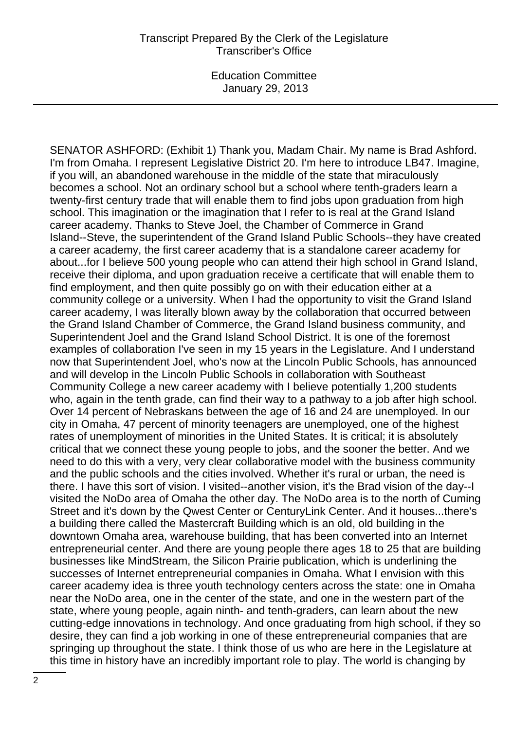SENATOR ASHFORD: (Exhibit 1) Thank you, Madam Chair. My name is Brad Ashford. I'm from Omaha. I represent Legislative District 20. I'm here to introduce LB47. Imagine, if you will, an abandoned warehouse in the middle of the state that miraculously becomes a school. Not an ordinary school but a school where tenth-graders learn a twenty-first century trade that will enable them to find jobs upon graduation from high school. This imagination or the imagination that I refer to is real at the Grand Island career academy. Thanks to Steve Joel, the Chamber of Commerce in Grand Island--Steve, the superintendent of the Grand Island Public Schools--they have created a career academy, the first career academy that is a standalone career academy for about...for I believe 500 young people who can attend their high school in Grand Island, receive their diploma, and upon graduation receive a certificate that will enable them to find employment, and then quite possibly go on with their education either at a community college or a university. When I had the opportunity to visit the Grand Island career academy, I was literally blown away by the collaboration that occurred between the Grand Island Chamber of Commerce, the Grand Island business community, and Superintendent Joel and the Grand Island School District. It is one of the foremost examples of collaboration I've seen in my 15 years in the Legislature. And I understand now that Superintendent Joel, who's now at the Lincoln Public Schools, has announced and will develop in the Lincoln Public Schools in collaboration with Southeast Community College a new career academy with I believe potentially 1,200 students who, again in the tenth grade, can find their way to a pathway to a job after high school. Over 14 percent of Nebraskans between the age of 16 and 24 are unemployed. In our city in Omaha, 47 percent of minority teenagers are unemployed, one of the highest rates of unemployment of minorities in the United States. It is critical; it is absolutely critical that we connect these young people to jobs, and the sooner the better. And we need to do this with a very, very clear collaborative model with the business community and the public schools and the cities involved. Whether it's rural or urban, the need is there. I have this sort of vision. I visited--another vision, it's the Brad vision of the day--I visited the NoDo area of Omaha the other day. The NoDo area is to the north of Cuming Street and it's down by the Qwest Center or CenturyLink Center. And it houses...there's a building there called the Mastercraft Building which is an old, old building in the downtown Omaha area, warehouse building, that has been converted into an Internet entrepreneurial center. And there are young people there ages 18 to 25 that are building businesses like MindStream, the Silicon Prairie publication, which is underlining the successes of Internet entrepreneurial companies in Omaha. What I envision with this career academy idea is three youth technology centers across the state: one in Omaha near the NoDo area, one in the center of the state, and one in the western part of the state, where young people, again ninth- and tenth-graders, can learn about the new cutting-edge innovations in technology. And once graduating from high school, if they so desire, they can find a job working in one of these entrepreneurial companies that are springing up throughout the state. I think those of us who are here in the Legislature at this time in history have an incredibly important role to play. The world is changing by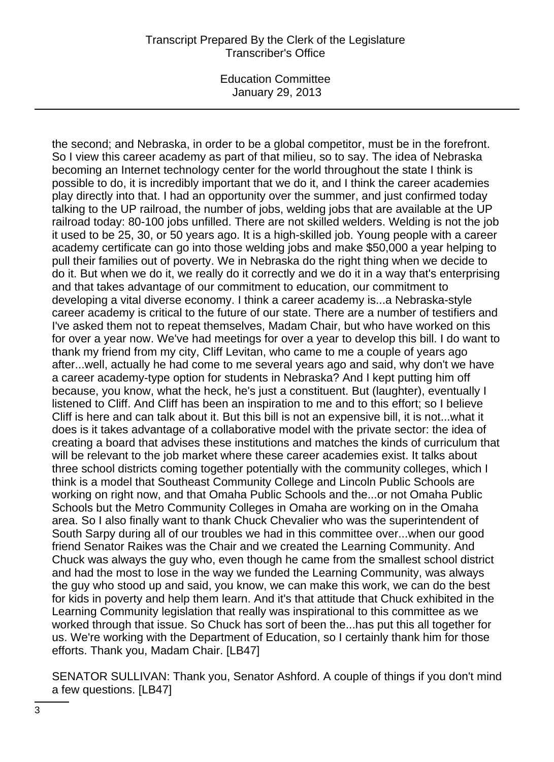the second; and Nebraska, in order to be a global competitor, must be in the forefront. So I view this career academy as part of that milieu, so to say. The idea of Nebraska becoming an Internet technology center for the world throughout the state I think is possible to do, it is incredibly important that we do it, and I think the career academies play directly into that. I had an opportunity over the summer, and just confirmed today talking to the UP railroad, the number of jobs, welding jobs that are available at the UP railroad today: 80-100 jobs unfilled. There are not skilled welders. Welding is not the job it used to be 25, 30, or 50 years ago. It is a high-skilled job. Young people with a career academy certificate can go into those welding jobs and make $50,000 a year helping to pull their families out of poverty. We in Nebraska do the right thing when we decide to do it. But when we do it, we really do it correctly and we do it in a way that's enterprising and that takes advantage of our commitment to education, our commitment to developing a vital diverse economy. I think a career academy is...a Nebraska-style career academy is critical to the future of our state. There are a number of testifiers and I've asked them not to repeat themselves, Madam Chair, but who have worked on this for over a year now. We've had meetings for over a year to develop this bill. I do want to thank my friend from my city, Cliff Levitan, who came to me a couple of years ago after...well, actually he had come to me several years ago and said, why don't we have a career academy-type option for students in Nebraska? And I kept putting him off because, you know, what the heck, he's just a constituent. But (laughter), eventually I listened to Cliff. And Cliff has been an inspiration to me and to this effort; so I believe Cliff is here and can talk about it. But this bill is not an expensive bill, it is not...what it does is it takes advantage of a collaborative model with the private sector: the idea of creating a board that advises these institutions and matches the kinds of curriculum that will be relevant to the job market where these career academies exist. It talks about three school districts coming together potentially with the community colleges, which I think is a model that Southeast Community College and Lincoln Public Schools are working on right now, and that Omaha Public Schools and the...or not Omaha Public Schools but the Metro Community Colleges in Omaha are working on in the Omaha area. So I also finally want to thank Chuck Chevalier who was the superintendent of South Sarpy during all of our troubles we had in this committee over...when our good friend Senator Raikes was the Chair and we created the Learning Community. And Chuck was always the guy who, even though he came from the smallest school district and had the most to lose in the way we funded the Learning Community, was always the guy who stood up and said, you know, we can make this work, we can do the best for kids in poverty and help them learn. And it's that attitude that Chuck exhibited in the Learning Community legislation that really was inspirational to this committee as we worked through that issue. So Chuck has sort of been the...has put this all together for us. We're working with the Department of Education, so I certainly thank him for those efforts. Thank you, Madam Chair. [LB47]

SENATOR SULLIVAN: Thank you, Senator Ashford. A couple of things if you don't mind a few questions. [LB47]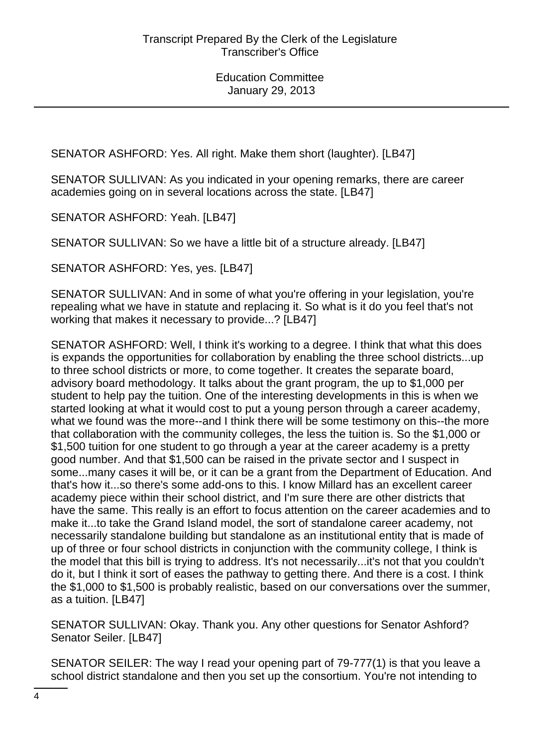SENATOR ASHFORD: Yes. All right. Make them short (laughter). [LB47]

SENATOR SULLIVAN: As you indicated in your opening remarks, there are career academies going on in several locations across the state. [LB47]

SENATOR ASHFORD: Yeah. [LB47]

SENATOR SULLIVAN: So we have a little bit of a structure already. [LB47]

SENATOR ASHFORD: Yes, yes. [LB47]

SENATOR SULLIVAN: And in some of what you're offering in your legislation, you're repealing what we have in statute and replacing it. So what is it do you feel that's not working that makes it necessary to provide...? [LB47]

SENATOR ASHFORD: Well, I think it's working to a degree. I think that what this does is expands the opportunities for collaboration by enabling the three school districts...up to three school districts or more, to come together. It creates the separate board, advisory board methodology. It talks about the grant program, the up to $1,000 per student to help pay the tuition. One of the interesting developments in this is when we started looking at what it would cost to put a young person through a career academy, what we found was the more--and I think there will be some testimony on this--the more that collaboration with the community colleges, the less the tuition is. So the $1,000 or $1,500 tuition for one student to go through a year at the career academy is a pretty good number. And that $1,500 can be raised in the private sector and I suspect in some...many cases it will be, or it can be a grant from the Department of Education. And that's how it...so there's some add-ons to this. I know Millard has an excellent career academy piece within their school district, and I'm sure there are other districts that have the same. This really is an effort to focus attention on the career academies and to make it...to take the Grand Island model, the sort of standalone career academy, not necessarily standalone building but standalone as an institutional entity that is made of up of three or four school districts in conjunction with the community college, I think is the model that this bill is trying to address. It's not necessarily...it's not that you couldn't do it, but I think it sort of eases the pathway to getting there. And there is a cost. I think the $1,000 to $1,500 is probably realistic, based on our conversations over the summer, as a tuition. [LB47]

SENATOR SULLIVAN: Okay. Thank you. Any other questions for Senator Ashford? Senator Seiler. [LB47]

SENATOR SEILER: The way I read your opening part of 79-777(1) is that you leave a school district standalone and then you set up the consortium. You're not intending to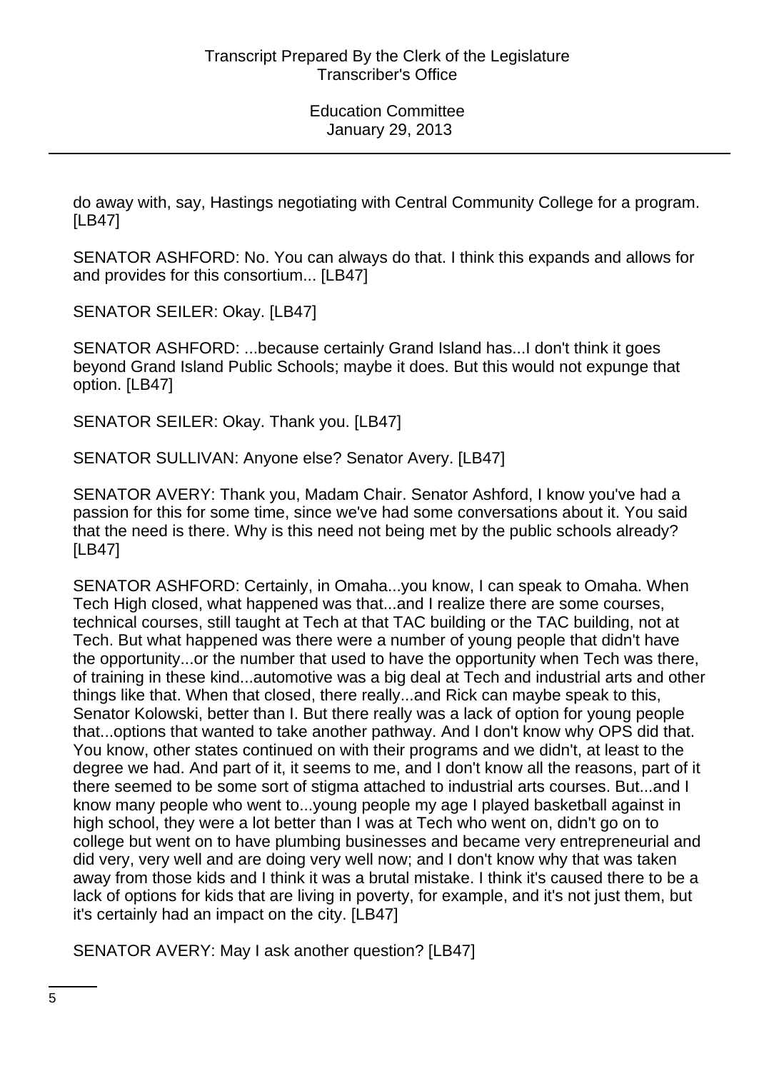do away with, say, Hastings negotiating with Central Community College for a program. [LB47]

SENATOR ASHFORD: No. You can always do that. I think this expands and allows for and provides for this consortium... [LB47]

SENATOR SEILER: Okay. [LB47]

SENATOR ASHFORD: ...because certainly Grand Island has...I don't think it goes beyond Grand Island Public Schools; maybe it does. But this would not expunge that option. [LB47]

SENATOR SEILER: Okay. Thank you. [LB47]

SENATOR SULLIVAN: Anyone else? Senator Avery. [LB47]

SENATOR AVERY: Thank you, Madam Chair. Senator Ashford, I know you've had a passion for this for some time, since we've had some conversations about it. You said that the need is there. Why is this need not being met by the public schools already? [LB47]

SENATOR ASHFORD: Certainly, in Omaha...you know, I can speak to Omaha. When Tech High closed, what happened was that...and I realize there are some courses, technical courses, still taught at Tech at that TAC building or the TAC building, not at Tech. But what happened was there were a number of young people that didn't have the opportunity...or the number that used to have the opportunity when Tech was there, of training in these kind...automotive was a big deal at Tech and industrial arts and other things like that. When that closed, there really...and Rick can maybe speak to this, Senator Kolowski, better than I. But there really was a lack of option for young people that...options that wanted to take another pathway. And I don't know why OPS did that. You know, other states continued on with their programs and we didn't, at least to the degree we had. And part of it, it seems to me, and I don't know all the reasons, part of it there seemed to be some sort of stigma attached to industrial arts courses. But...and I know many people who went to...young people my age I played basketball against in high school, they were a lot better than I was at Tech who went on, didn't go on to college but went on to have plumbing businesses and became very entrepreneurial and did very, very well and are doing very well now; and I don't know why that was taken away from those kids and I think it was a brutal mistake. I think it's caused there to be a lack of options for kids that are living in poverty, for example, and it's not just them, but it's certainly had an impact on the city. [LB47]

SENATOR AVERY: May I ask another question? [LB47]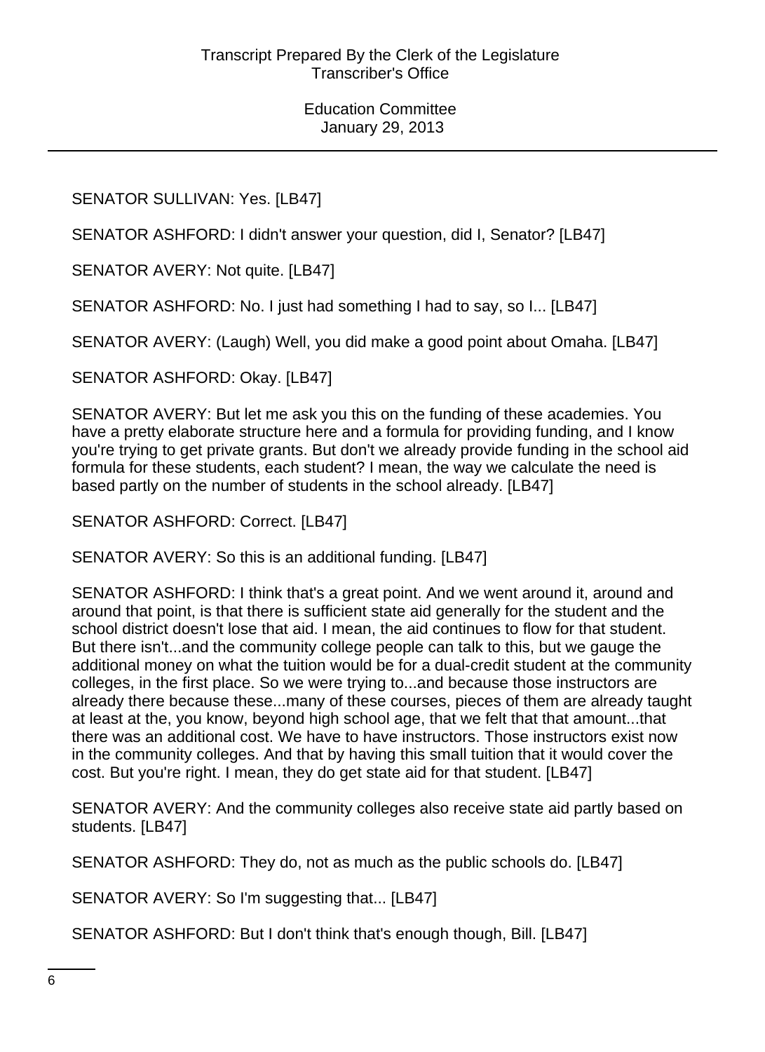SENATOR SULLIVAN: Yes. [LB47]

SENATOR ASHFORD: I didn't answer your question, did I, Senator? [LB47]

SENATOR AVERY: Not quite. [LB47]

SENATOR ASHFORD: No. I just had something I had to say, so I... [LB47]

SENATOR AVERY: (Laugh) Well, you did make a good point about Omaha. [LB47]

SENATOR ASHFORD: Okay. [LB47]

SENATOR AVERY: But let me ask you this on the funding of these academies. You have a pretty elaborate structure here and a formula for providing funding, and I know you're trying to get private grants. But don't we already provide funding in the school aid formula for these students, each student? I mean, the way we calculate the need is based partly on the number of students in the school already. [LB47]

SENATOR ASHFORD: Correct. [LB47]

SENATOR AVERY: So this is an additional funding. [LB47]

SENATOR ASHFORD: I think that's a great point. And we went around it, around and around that point, is that there is sufficient state aid generally for the student and the school district doesn't lose that aid. I mean, the aid continues to flow for that student. But there isn't...and the community college people can talk to this, but we gauge the additional money on what the tuition would be for a dual-credit student at the community colleges, in the first place. So we were trying to...and because those instructors are already there because these...many of these courses, pieces of them are already taught at least at the, you know, beyond high school age, that we felt that that amount...that there was an additional cost. We have to have instructors. Those instructors exist now in the community colleges. And that by having this small tuition that it would cover the cost. But you're right. I mean, they do get state aid for that student. [LB47]

SENATOR AVERY: And the community colleges also receive state aid partly based on students. [LB47]

SENATOR ASHFORD: They do, not as much as the public schools do. [LB47]

SENATOR AVERY: So I'm suggesting that... [LB47]

SENATOR ASHFORD: But I don't think that's enough though, Bill. [LB47]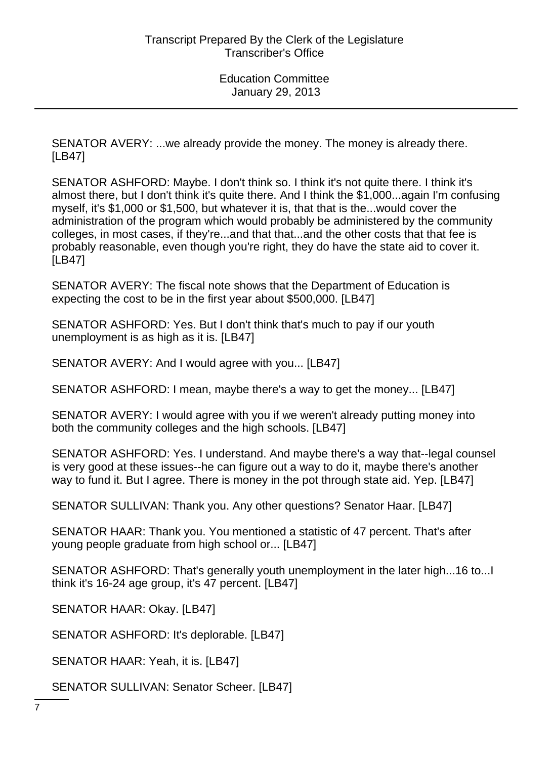SENATOR AVERY: ...we already provide the money. The money is already there. [LB47]

SENATOR ASHFORD: Maybe. I don't think so. I think it's not quite there. I think it's almost there, but I don't think it's quite there. And I think the $1,000...again I'm confusing myself, it's $1,000 or $1,500, but whatever it is, that that is the...would cover the administration of the program which would probably be administered by the community colleges, in most cases, if they're...and that that...and the other costs that that fee is probably reasonable, even though you're right, they do have the state aid to cover it. [LB47]

SENATOR AVERY: The fiscal note shows that the Department of Education is expecting the cost to be in the first year about $500,000. [LB47]

SENATOR ASHFORD: Yes. But I don't think that's much to pay if our youth unemployment is as high as it is. [LB47]

SENATOR AVERY: And I would agree with you... [LB47]

SENATOR ASHFORD: I mean, maybe there's a way to get the money... [LB47]

SENATOR AVERY: I would agree with you if we weren't already putting money into both the community colleges and the high schools. [LB47]

SENATOR ASHFORD: Yes. I understand. And maybe there's a way that--legal counsel is very good at these issues--he can figure out a way to do it, maybe there's another way to fund it. But I agree. There is money in the pot through state aid. Yep. [LB47]

SENATOR SULLIVAN: Thank you. Any other questions? Senator Haar. [LB47]

SENATOR HAAR: Thank you. You mentioned a statistic of 47 percent. That's after young people graduate from high school or... [LB47]

SENATOR ASHFORD: That's generally youth unemployment in the later high...16 to...I think it's 16-24 age group, it's 47 percent. [LB47]

SENATOR HAAR: Okay. [LB47]

SENATOR ASHFORD: It's deplorable. [LB47]

SENATOR HAAR: Yeah, it is. [LB47]

SENATOR SULLIVAN: Senator Scheer. [LB47]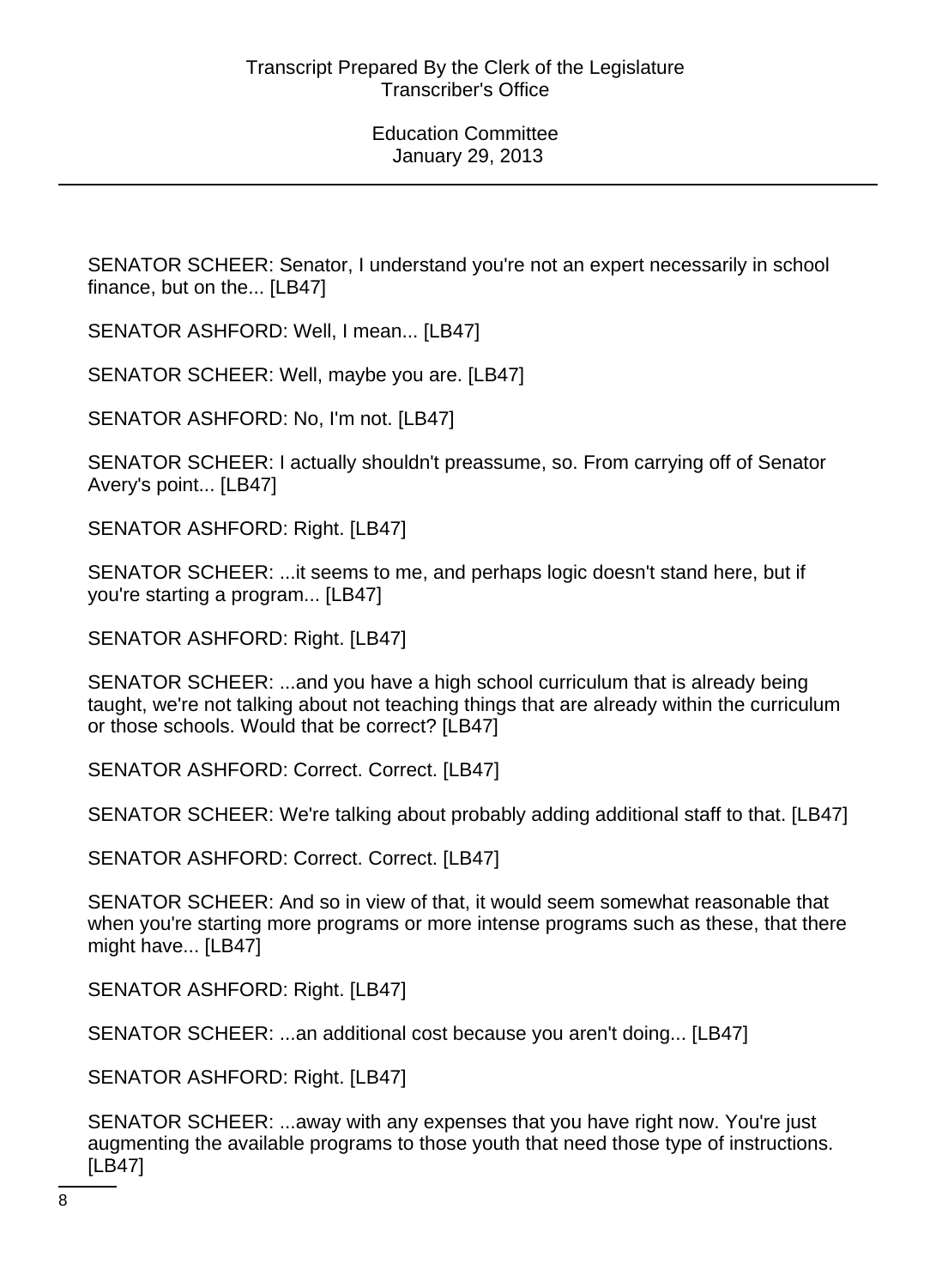SENATOR SCHEER: Senator, I understand you're not an expert necessarily in school finance, but on the... [LB47]

SENATOR ASHFORD: Well, I mean... [LB47]

SENATOR SCHEER: Well, maybe you are. [LB47]

SENATOR ASHFORD: No, I'm not. [LB47]

SENATOR SCHEER: I actually shouldn't preassume, so. From carrying off of Senator Avery's point... [LB47]

SENATOR ASHFORD: Right. [LB47]

SENATOR SCHEER: ...it seems to me, and perhaps logic doesn't stand here, but if you're starting a program... [LB47]

SENATOR ASHFORD: Right. [LB47]

SENATOR SCHEER: ...and you have a high school curriculum that is already being taught, we're not talking about not teaching things that are already within the curriculum or those schools. Would that be correct? [LB47]

SENATOR ASHFORD: Correct. Correct. [LB47]

SENATOR SCHEER: We're talking about probably adding additional staff to that. [LB47]

SENATOR ASHFORD: Correct. Correct. [LB47]

SENATOR SCHEER: And so in view of that, it would seem somewhat reasonable that when you're starting more programs or more intense programs such as these, that there might have... [LB47]

SENATOR ASHFORD: Right. [LB47]

SENATOR SCHEER: ...an additional cost because you aren't doing... [LB47]

SENATOR ASHFORD: Right. [LB47]

SENATOR SCHEER: ...away with any expenses that you have right now. You're just augmenting the available programs to those youth that need those type of instructions. [LB47]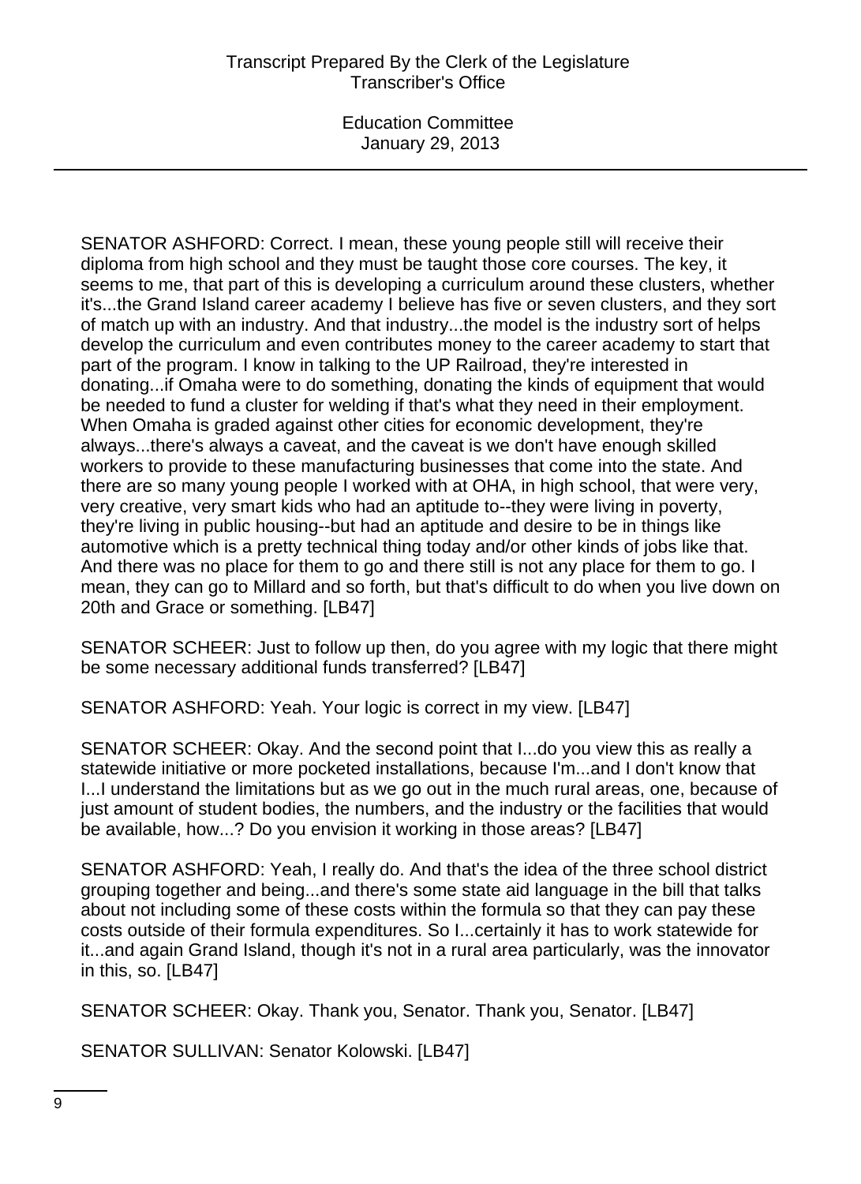SENATOR ASHFORD: Correct. I mean, these young people still will receive their diploma from high school and they must be taught those core courses. The key, it seems to me, that part of this is developing a curriculum around these clusters, whether it's...the Grand Island career academy I believe has five or seven clusters, and they sort of match up with an industry. And that industry...the model is the industry sort of helps develop the curriculum and even contributes money to the career academy to start that part of the program. I know in talking to the UP Railroad, they're interested in donating...if Omaha were to do something, donating the kinds of equipment that would be needed to fund a cluster for welding if that's what they need in their employment. When Omaha is graded against other cities for economic development, they're always...there's always a caveat, and the caveat is we don't have enough skilled workers to provide to these manufacturing businesses that come into the state. And there are so many young people I worked with at OHA, in high school, that were very, very creative, very smart kids who had an aptitude to--they were living in poverty, they're living in public housing--but had an aptitude and desire to be in things like automotive which is a pretty technical thing today and/or other kinds of jobs like that. And there was no place for them to go and there still is not any place for them to go. I mean, they can go to Millard and so forth, but that's difficult to do when you live down on 20th and Grace or something. [LB47]

SENATOR SCHEER: Just to follow up then, do you agree with my logic that there might be some necessary additional funds transferred? [LB47]

SENATOR ASHFORD: Yeah. Your logic is correct in my view. [LB47]

SENATOR SCHEER: Okay. And the second point that I...do you view this as really a statewide initiative or more pocketed installations, because I'm...and I don't know that I...I understand the limitations but as we go out in the much rural areas, one, because of just amount of student bodies, the numbers, and the industry or the facilities that would be available, how...? Do you envision it working in those areas? [LB47]

SENATOR ASHFORD: Yeah, I really do. And that's the idea of the three school district grouping together and being...and there's some state aid language in the bill that talks about not including some of these costs within the formula so that they can pay these costs outside of their formula expenditures. So I...certainly it has to work statewide for it...and again Grand Island, though it's not in a rural area particularly, was the innovator in this, so. [LB47]

SENATOR SCHEER: Okay. Thank you, Senator. Thank you, Senator. [LB47]

SENATOR SULLIVAN: Senator Kolowski. [LB47]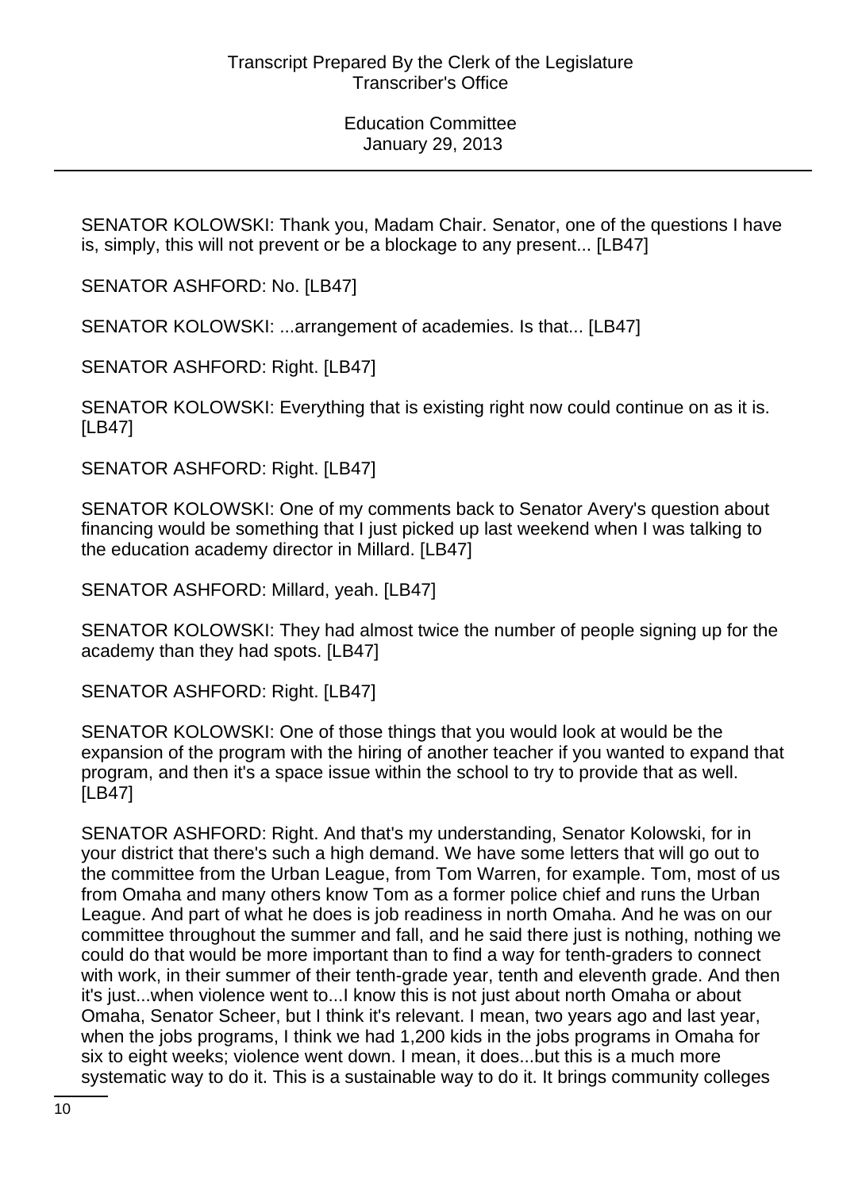SENATOR KOLOWSKI: Thank you, Madam Chair. Senator, one of the questions I have is, simply, this will not prevent or be a blockage to any present... [LB47]

SENATOR ASHFORD: No. [LB47]

SENATOR KOLOWSKI: ...arrangement of academies. Is that... [LB47]

SENATOR ASHFORD: Right. [LB47]

SENATOR KOLOWSKI: Everything that is existing right now could continue on as it is. [LB47]

SENATOR ASHFORD: Right. [LB47]

SENATOR KOLOWSKI: One of my comments back to Senator Avery's question about financing would be something that I just picked up last weekend when I was talking to the education academy director in Millard. [LB47]

SENATOR ASHFORD: Millard, yeah. [LB47]

SENATOR KOLOWSKI: They had almost twice the number of people signing up for the academy than they had spots. [LB47]

SENATOR ASHFORD: Right. [LB47]

SENATOR KOLOWSKI: One of those things that you would look at would be the expansion of the program with the hiring of another teacher if you wanted to expand that program, and then it's a space issue within the school to try to provide that as well. [LB47]

SENATOR ASHFORD: Right. And that's my understanding, Senator Kolowski, for in your district that there's such a high demand. We have some letters that will go out to the committee from the Urban League, from Tom Warren, for example. Tom, most of us from Omaha and many others know Tom as a former police chief and runs the Urban League. And part of what he does is job readiness in north Omaha. And he was on our committee throughout the summer and fall, and he said there just is nothing, nothing we could do that would be more important than to find a way for tenth-graders to connect with work, in their summer of their tenth-grade year, tenth and eleventh grade. And then it's just...when violence went to...I know this is not just about north Omaha or about Omaha, Senator Scheer, but I think it's relevant. I mean, two years ago and last year, when the jobs programs, I think we had 1,200 kids in the jobs programs in Omaha for six to eight weeks; violence went down. I mean, it does...but this is a much more systematic way to do it. This is a sustainable way to do it. It brings community colleges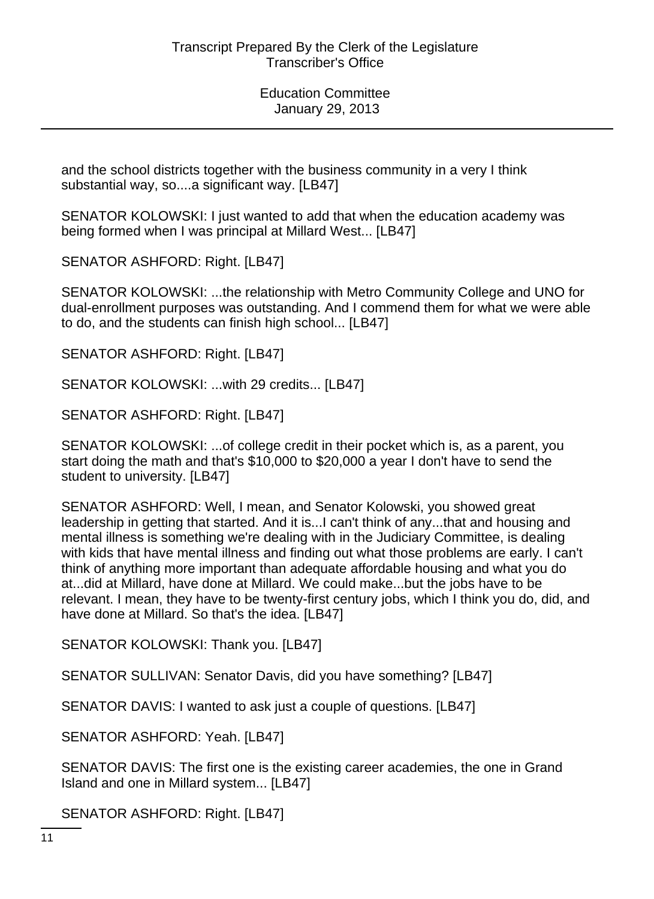and the school districts together with the business community in a very I think substantial way, so....a significant way. [LB47]

SENATOR KOLOWSKI: I just wanted to add that when the education academy was being formed when I was principal at Millard West... [LB47]

SENATOR ASHFORD: Right. [LB47]

SENATOR KOLOWSKI: ...the relationship with Metro Community College and UNO for dual-enrollment purposes was outstanding. And I commend them for what we were able to do, and the students can finish high school... [LB47]

SENATOR ASHFORD: Right. [LB47]

SENATOR KOLOWSKI: ...with 29 credits... [LB47]

SENATOR ASHFORD: Right. [LB47]

SENATOR KOLOWSKI: ...of college credit in their pocket which is, as a parent, you start doing the math and that's $10,000 to $20,000 a year I don't have to send the student to university. [LB47]

SENATOR ASHFORD: Well, I mean, and Senator Kolowski, you showed great leadership in getting that started. And it is...I can't think of any...that and housing and mental illness is something we're dealing with in the Judiciary Committee, is dealing with kids that have mental illness and finding out what those problems are early. I can't think of anything more important than adequate affordable housing and what you do at...did at Millard, have done at Millard. We could make...but the jobs have to be relevant. I mean, they have to be twenty-first century jobs, which I think you do, did, and have done at Millard. So that's the idea. [LB47]

SENATOR KOLOWSKI: Thank you. [LB47]

SENATOR SULLIVAN: Senator Davis, did you have something? [LB47]

SENATOR DAVIS: I wanted to ask just a couple of questions. [LB47]

SENATOR ASHFORD: Yeah. [LB47]

SENATOR DAVIS: The first one is the existing career academies, the one in Grand Island and one in Millard system... [LB47]

SENATOR ASHFORD: Right. [LB47]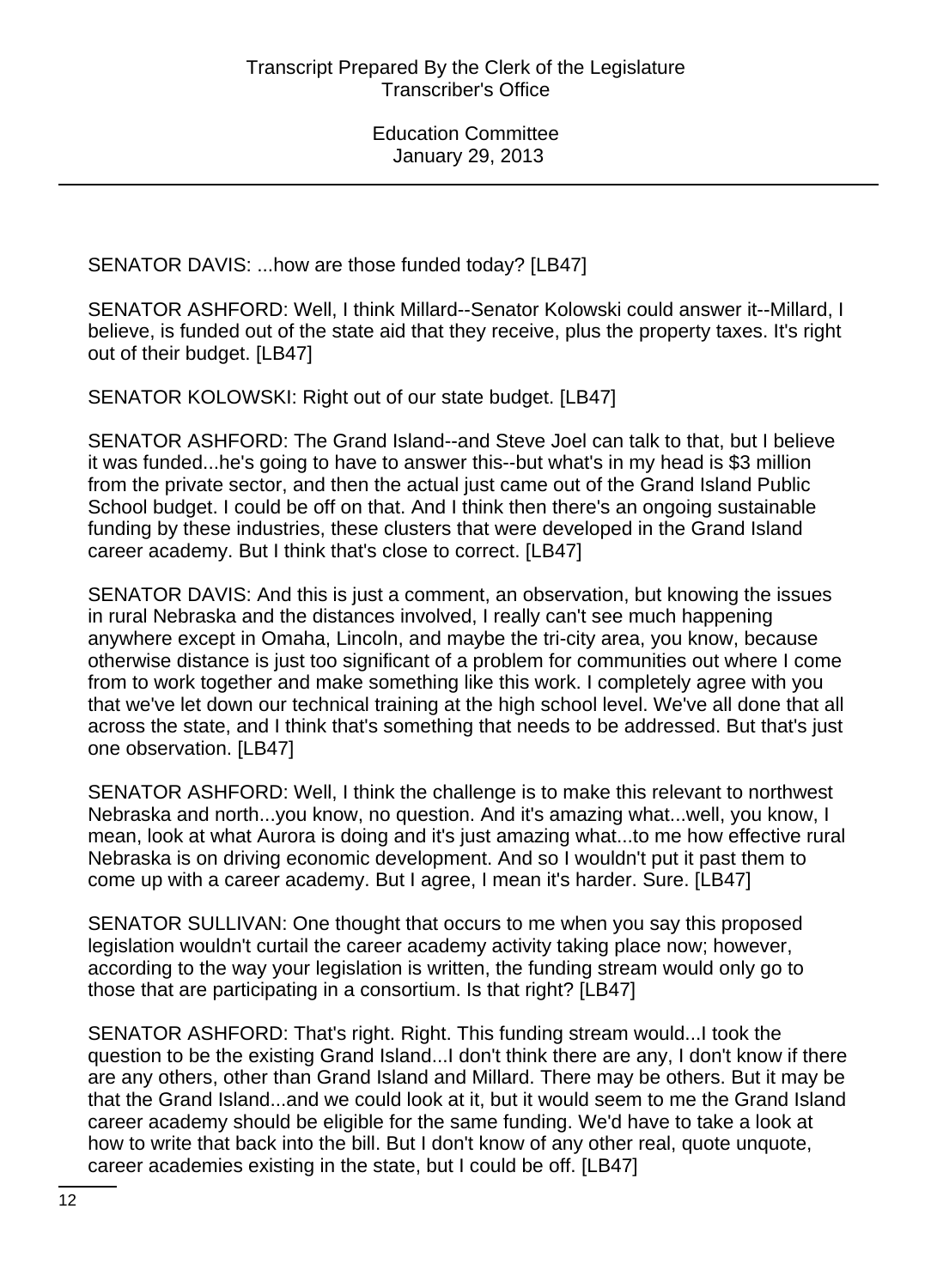SENATOR DAVIS: ...how are those funded today? [LB47]

SENATOR ASHFORD: Well, I think Millard--Senator Kolowski could answer it--Millard, I believe, is funded out of the state aid that they receive, plus the property taxes. It's right out of their budget. [LB47]

SENATOR KOLOWSKI: Right out of our state budget. [LB47]

SENATOR ASHFORD: The Grand Island--and Steve Joel can talk to that, but I believe it was funded...he's going to have to answer this--but what's in my head is $3 million from the private sector, and then the actual just came out of the Grand Island Public School budget. I could be off on that. And I think then there's an ongoing sustainable funding by these industries, these clusters that were developed in the Grand Island career academy. But I think that's close to correct. [LB47]

SENATOR DAVIS: And this is just a comment, an observation, but knowing the issues in rural Nebraska and the distances involved, I really can't see much happening anywhere except in Omaha, Lincoln, and maybe the tri-city area, you know, because otherwise distance is just too significant of a problem for communities out where I come from to work together and make something like this work. I completely agree with you that we've let down our technical training at the high school level. We've all done that all across the state, and I think that's something that needs to be addressed. But that's just one observation. [LB47]

SENATOR ASHFORD: Well, I think the challenge is to make this relevant to northwest Nebraska and north...you know, no question. And it's amazing what...well, you know, I mean, look at what Aurora is doing and it's just amazing what...to me how effective rural Nebraska is on driving economic development. And so I wouldn't put it past them to come up with a career academy. But I agree, I mean it's harder. Sure. [LB47]

SENATOR SULLIVAN: One thought that occurs to me when you say this proposed legislation wouldn't curtail the career academy activity taking place now; however, according to the way your legislation is written, the funding stream would only go to those that are participating in a consortium. Is that right? [LB47]

SENATOR ASHFORD: That's right. Right. This funding stream would...I took the question to be the existing Grand Island...I don't think there are any, I don't know if there are any others, other than Grand Island and Millard. There may be others. But it may be that the Grand Island...and we could look at it, but it would seem to me the Grand Island career academy should be eligible for the same funding. We'd have to take a look at how to write that back into the bill. But I don't know of any other real, quote unquote, career academies existing in the state, but I could be off. [LB47]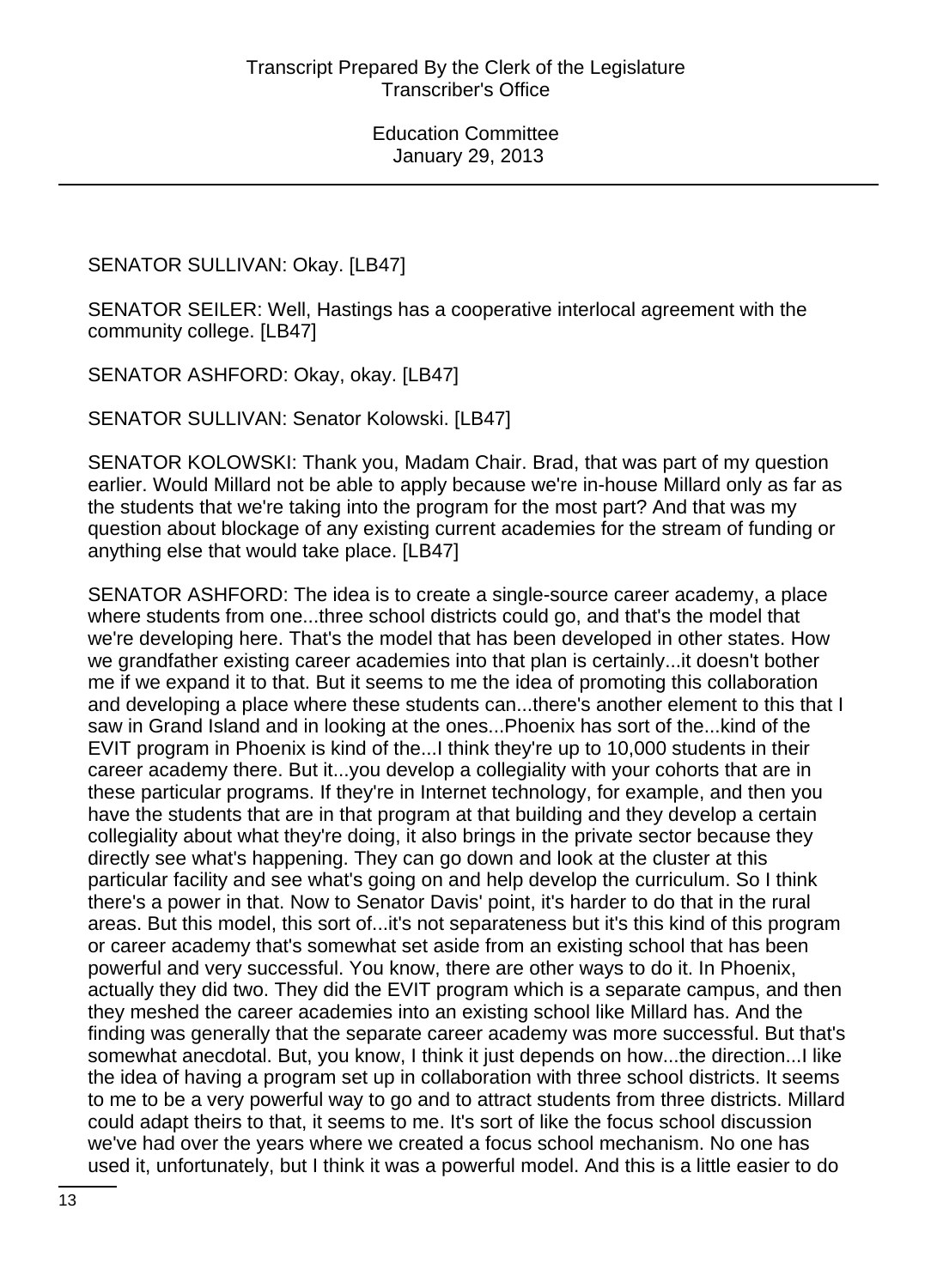SENATOR SULLIVAN: Okay. [LB47]

SENATOR SEILER: Well, Hastings has a cooperative interlocal agreement with the community college. [LB47]

SENATOR ASHFORD: Okay, okay. [LB47]

SENATOR SULLIVAN: Senator Kolowski. [LB47]

SENATOR KOLOWSKI: Thank you, Madam Chair. Brad, that was part of my question earlier. Would Millard not be able to apply because we're in-house Millard only as far as the students that we're taking into the program for the most part? And that was my question about blockage of any existing current academies for the stream of funding or anything else that would take place. [LB47]

SENATOR ASHFORD: The idea is to create a single-source career academy, a place where students from one...three school districts could go, and that's the model that we're developing here. That's the model that has been developed in other states. How we grandfather existing career academies into that plan is certainly...it doesn't bother me if we expand it to that. But it seems to me the idea of promoting this collaboration and developing a place where these students can...there's another element to this that I saw in Grand Island and in looking at the ones...Phoenix has sort of the...kind of the EVIT program in Phoenix is kind of the...I think they're up to 10,000 students in their career academy there. But it...you develop a collegiality with your cohorts that are in these particular programs. If they're in Internet technology, for example, and then you have the students that are in that program at that building and they develop a certain collegiality about what they're doing, it also brings in the private sector because they directly see what's happening. They can go down and look at the cluster at this particular facility and see what's going on and help develop the curriculum. So I think there's a power in that. Now to Senator Davis' point, it's harder to do that in the rural areas. But this model, this sort of...it's not separateness but it's this kind of this program or career academy that's somewhat set aside from an existing school that has been powerful and very successful. You know, there are other ways to do it. In Phoenix, actually they did two. They did the EVIT program which is a separate campus, and then they meshed the career academies into an existing school like Millard has. And the finding was generally that the separate career academy was more successful. But that's somewhat anecdotal. But, you know, I think it just depends on how...the direction...I like the idea of having a program set up in collaboration with three school districts. It seems to me to be a very powerful way to go and to attract students from three districts. Millard could adapt theirs to that, it seems to me. It's sort of like the focus school discussion we've had over the years where we created a focus school mechanism. No one has used it, unfortunately, but I think it was a powerful model. And this is a little easier to do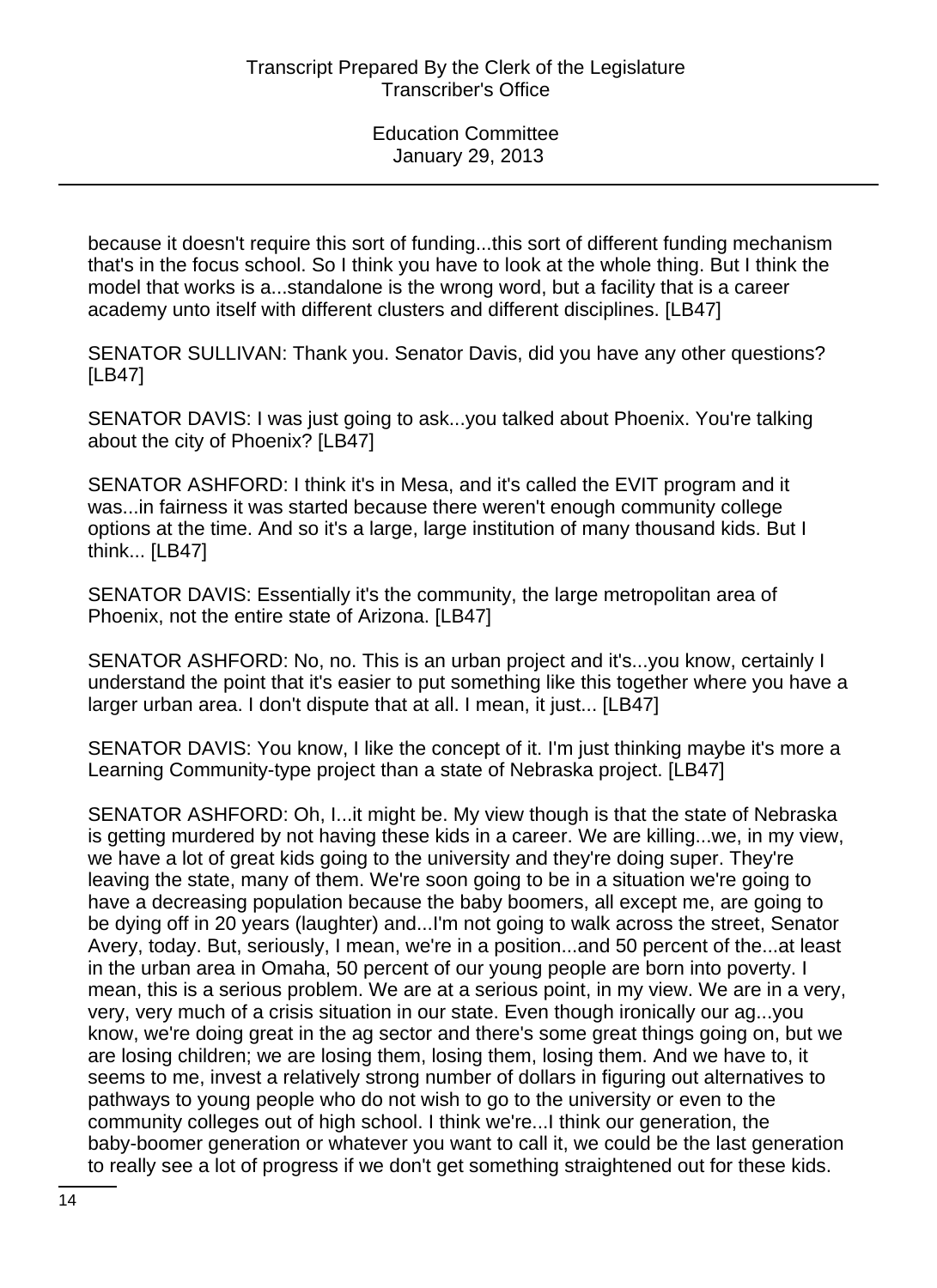because it doesn't require this sort of funding...this sort of different funding mechanism that's in the focus school. So I think you have to look at the whole thing. But I think the model that works is a...standalone is the wrong word, but a facility that is a career academy unto itself with different clusters and different disciplines. [LB47]

SENATOR SULLIVAN: Thank you. Senator Davis, did you have any other questions? [LB47]

SENATOR DAVIS: I was just going to ask...you talked about Phoenix. You're talking about the city of Phoenix? [LB47]

SENATOR ASHFORD: I think it's in Mesa, and it's called the EVIT program and it was...in fairness it was started because there weren't enough community college options at the time. And so it's a large, large institution of many thousand kids. But I think... [LB47]

SENATOR DAVIS: Essentially it's the community, the large metropolitan area of Phoenix, not the entire state of Arizona. [LB47]

SENATOR ASHFORD: No, no. This is an urban project and it's...you know, certainly I understand the point that it's easier to put something like this together where you have a larger urban area. I don't dispute that at all. I mean, it just... [LB47]

SENATOR DAVIS: You know, I like the concept of it. I'm just thinking maybe it's more a Learning Community-type project than a state of Nebraska project. [LB47]

SENATOR ASHFORD: Oh, I...it might be. My view though is that the state of Nebraska is getting murdered by not having these kids in a career. We are killing...we, in my view, we have a lot of great kids going to the university and they're doing super. They're leaving the state, many of them. We're soon going to be in a situation we're going to have a decreasing population because the baby boomers, all except me, are going to be dying off in 20 years (laughter) and...I'm not going to walk across the street, Senator Avery, today. But, seriously, I mean, we're in a position...and 50 percent of the...at least in the urban area in Omaha, 50 percent of our young people are born into poverty. I mean, this is a serious problem. We are at a serious point, in my view. We are in a very, very, very much of a crisis situation in our state. Even though ironically our ag...you know, we're doing great in the ag sector and there's some great things going on, but we are losing children; we are losing them, losing them, losing them. And we have to, it seems to me, invest a relatively strong number of dollars in figuring out alternatives to pathways to young people who do not wish to go to the university or even to the community colleges out of high school. I think we're...I think our generation, the baby-boomer generation or whatever you want to call it, we could be the last generation to really see a lot of progress if we don't get something straightened out for these kids.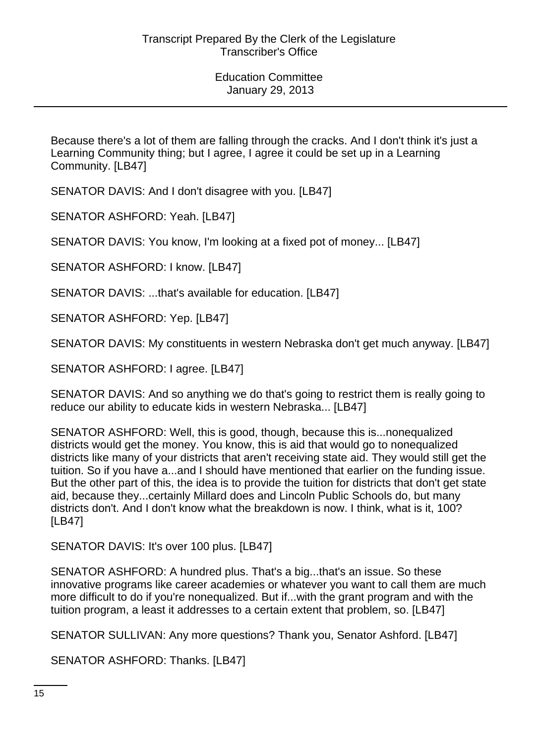Because there's a lot of them are falling through the cracks. And I don't think it's just a Learning Community thing; but I agree, I agree it could be set up in a Learning Community. [LB47]

SENATOR DAVIS: And I don't disagree with you. [LB47]

SENATOR ASHFORD: Yeah. [LB47]

SENATOR DAVIS: You know, I'm looking at a fixed pot of money... [LB47]

SENATOR ASHFORD: I know. [LB47]

SENATOR DAVIS: ...that's available for education. [LB47]

SENATOR ASHFORD: Yep. [LB47]

SENATOR DAVIS: My constituents in western Nebraska don't get much anyway. [LB47]

SENATOR ASHFORD: I agree. [LB47]

SENATOR DAVIS: And so anything we do that's going to restrict them is really going to reduce our ability to educate kids in western Nebraska... [LB47]

SENATOR ASHFORD: Well, this is good, though, because this is...nonequalized districts would get the money. You know, this is aid that would go to nonequalized districts like many of your districts that aren't receiving state aid. They would still get the tuition. So if you have a...and I should have mentioned that earlier on the funding issue. But the other part of this, the idea is to provide the tuition for districts that don't get state aid, because they...certainly Millard does and Lincoln Public Schools do, but many districts don't. And I don't know what the breakdown is now. I think, what is it, 100? [LB47]

SENATOR DAVIS: It's over 100 plus. [LB47]

SENATOR ASHFORD: A hundred plus. That's a big...that's an issue. So these innovative programs like career academies or whatever you want to call them are much more difficult to do if you're nonequalized. But if...with the grant program and with the tuition program, a least it addresses to a certain extent that problem, so. [LB47]

SENATOR SULLIVAN: Any more questions? Thank you, Senator Ashford. [LB47]

SENATOR ASHFORD: Thanks. [LB47]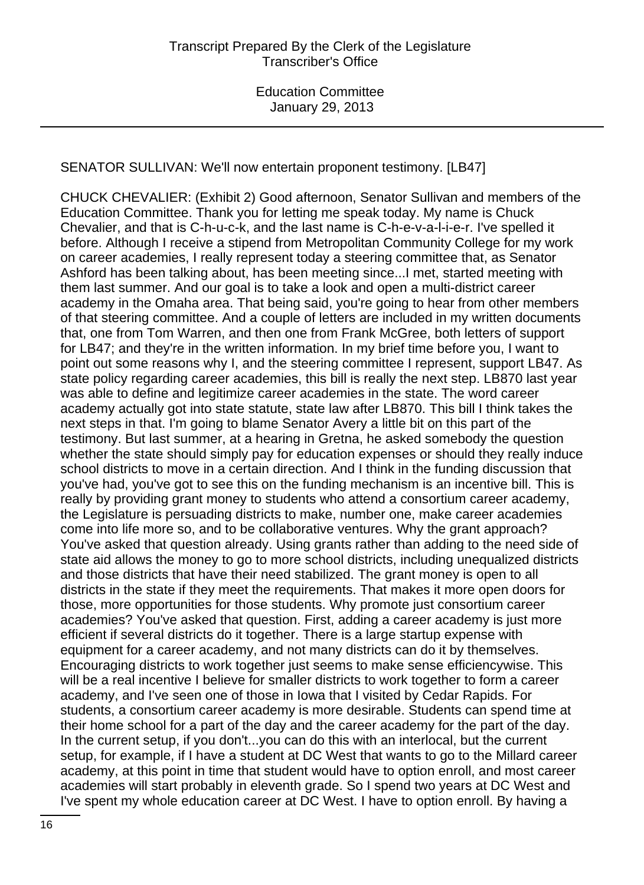SENATOR SULLIVAN: We'll now entertain proponent testimony. [LB47]

CHUCK CHEVALIER: (Exhibit 2) Good afternoon, Senator Sullivan and members of the Education Committee. Thank you for letting me speak today. My name is Chuck Chevalier, and that is C-h-u-c-k, and the last name is C-h-e-v-a-l-i-e-r. I've spelled it before. Although I receive a stipend from Metropolitan Community College for my work on career academies, I really represent today a steering committee that, as Senator Ashford has been talking about, has been meeting since...I met, started meeting with them last summer. And our goal is to take a look and open a multi-district career academy in the Omaha area. That being said, you're going to hear from other members of that steering committee. And a couple of letters are included in my written documents that, one from Tom Warren, and then one from Frank McGree, both letters of support for LB47; and they're in the written information. In my brief time before you, I want to point out some reasons why I, and the steering committee I represent, support LB47. As state policy regarding career academies, this bill is really the next step. LB870 last year was able to define and legitimize career academies in the state. The word career academy actually got into state statute, state law after LB870. This bill I think takes the next steps in that. I'm going to blame Senator Avery a little bit on this part of the testimony. But last summer, at a hearing in Gretna, he asked somebody the question whether the state should simply pay for education expenses or should they really induce school districts to move in a certain direction. And I think in the funding discussion that you've had, you've got to see this on the funding mechanism is an incentive bill. This is really by providing grant money to students who attend a consortium career academy, the Legislature is persuading districts to make, number one, make career academies come into life more so, and to be collaborative ventures. Why the grant approach? You've asked that question already. Using grants rather than adding to the need side of state aid allows the money to go to more school districts, including unequalized districts and those districts that have their need stabilized. The grant money is open to all districts in the state if they meet the requirements. That makes it more open doors for those, more opportunities for those students. Why promote just consortium career academies? You've asked that question. First, adding a career academy is just more efficient if several districts do it together. There is a large startup expense with equipment for a career academy, and not many districts can do it by themselves. Encouraging districts to work together just seems to make sense efficiencywise. This will be a real incentive I believe for smaller districts to work together to form a career academy, and I've seen one of those in Iowa that I visited by Cedar Rapids. For students, a consortium career academy is more desirable. Students can spend time at their home school for a part of the day and the career academy for the part of the day. In the current setup, if you don't...you can do this with an interlocal, but the current setup, for example, if I have a student at DC West that wants to go to the Millard career academy, at this point in time that student would have to option enroll, and most career academies will start probably in eleventh grade. So I spend two years at DC West and I've spent my whole education career at DC West. I have to option enroll. By having a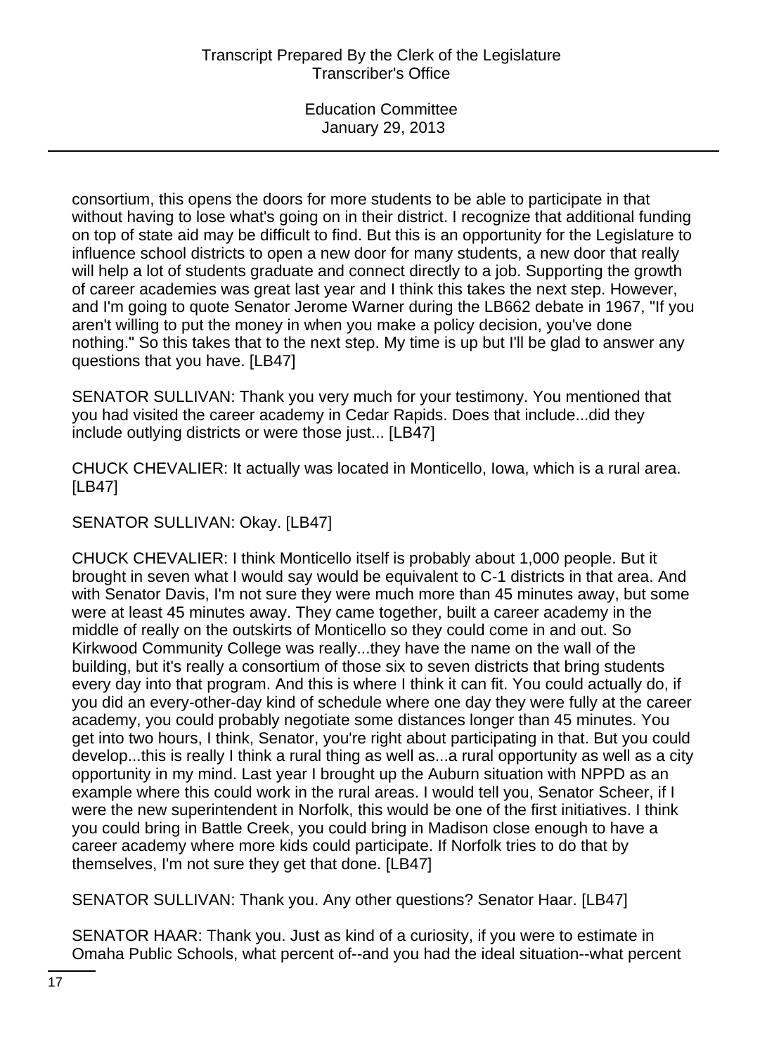consortium, this opens the doors for more students to be able to participate in that without having to lose what's going on in their district. I recognize that additional funding on top of state aid may be difficult to find. But this is an opportunity for the Legislature to influence school districts to open a new door for many students, a new door that really will help a lot of students graduate and connect directly to a job. Supporting the growth of career academies was great last year and I think this takes the next step. However, and I'm going to quote Senator Jerome Warner during the LB662 debate in 1967, "If you aren't willing to put the money in when you make a policy decision, you've done nothing." So this takes that to the next step. My time is up but I'll be glad to answer any questions that you have. [LB47]

SENATOR SULLIVAN: Thank you very much for your testimony. You mentioned that you had visited the career academy in Cedar Rapids. Does that include...did they include outlying districts or were those just... [LB47]

CHUCK CHEVALIER: It actually was located in Monticello, Iowa, which is a rural area. [LB47]

SENATOR SULLIVAN: Okay. [LB47]

CHUCK CHEVALIER: I think Monticello itself is probably about 1,000 people. But it brought in seven what I would say would be equivalent to C-1 districts in that area. And with Senator Davis, I'm not sure they were much more than 45 minutes away, but some were at least 45 minutes away. They came together, built a career academy in the middle of really on the outskirts of Monticello so they could come in and out. So Kirkwood Community College was really...they have the name on the wall of the building, but it's really a consortium of those six to seven districts that bring students every day into that program. And this is where I think it can fit. You could actually do, if you did an every-other-day kind of schedule where one day they were fully at the career academy, you could probably negotiate some distances longer than 45 minutes. You get into two hours, I think, Senator, you're right about participating in that. But you could develop...this is really I think a rural thing as well as...a rural opportunity as well as a city opportunity in my mind. Last year I brought up the Auburn situation with NPPD as an example where this could work in the rural areas. I would tell you, Senator Scheer, if I were the new superintendent in Norfolk, this would be one of the first initiatives. I think you could bring in Battle Creek, you could bring in Madison close enough to have a career academy where more kids could participate. If Norfolk tries to do that by themselves, I'm not sure they get that done. [LB47]

SENATOR SULLIVAN: Thank you. Any other questions? Senator Haar. [LB47]

SENATOR HAAR: Thank you. Just as kind of a curiosity, if you were to estimate in Omaha Public Schools, what percent of--and you had the ideal situation--what percent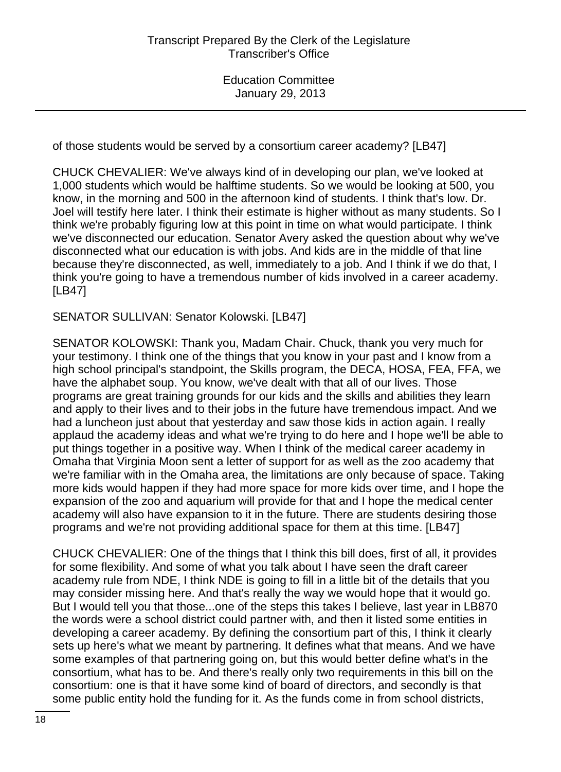of those students would be served by a consortium career academy? [LB47]

CHUCK CHEVALIER: We've always kind of in developing our plan, we've looked at 1,000 students which would be halftime students. So we would be looking at 500, you know, in the morning and 500 in the afternoon kind of students. I think that's low. Dr. Joel will testify here later. I think their estimate is higher without as many students. So I think we're probably figuring low at this point in time on what would participate. I think we've disconnected our education. Senator Avery asked the question about why we've disconnected what our education is with jobs. And kids are in the middle of that line because they're disconnected, as well, immediately to a job. And I think if we do that, I think you're going to have a tremendous number of kids involved in a career academy. [LB47]

SENATOR SULLIVAN: Senator Kolowski. [LB47]

SENATOR KOLOWSKI: Thank you, Madam Chair. Chuck, thank you very much for your testimony. I think one of the things that you know in your past and I know from a high school principal's standpoint, the Skills program, the DECA, HOSA, FEA, FFA, we have the alphabet soup. You know, we've dealt with that all of our lives. Those programs are great training grounds for our kids and the skills and abilities they learn and apply to their lives and to their jobs in the future have tremendous impact. And we had a luncheon just about that yesterday and saw those kids in action again. I really applaud the academy ideas and what we're trying to do here and I hope we'll be able to put things together in a positive way. When I think of the medical career academy in Omaha that Virginia Moon sent a letter of support for as well as the zoo academy that we're familiar with in the Omaha area, the limitations are only because of space. Taking more kids would happen if they had more space for more kids over time, and I hope the expansion of the zoo and aquarium will provide for that and I hope the medical center academy will also have expansion to it in the future. There are students desiring those programs and we're not providing additional space for them at this time. [LB47]

CHUCK CHEVALIER: One of the things that I think this bill does, first of all, it provides for some flexibility. And some of what you talk about I have seen the draft career academy rule from NDE, I think NDE is going to fill in a little bit of the details that you may consider missing here. And that's really the way we would hope that it would go. But I would tell you that those...one of the steps this takes I believe, last year in LB870 the words were a school district could partner with, and then it listed some entities in developing a career academy. By defining the consortium part of this, I think it clearly sets up here's what we meant by partnering. It defines what that means. And we have some examples of that partnering going on, but this would better define what's in the consortium, what has to be. And there's really only two requirements in this bill on the consortium: one is that it have some kind of board of directors, and secondly is that some public entity hold the funding for it. As the funds come in from school districts,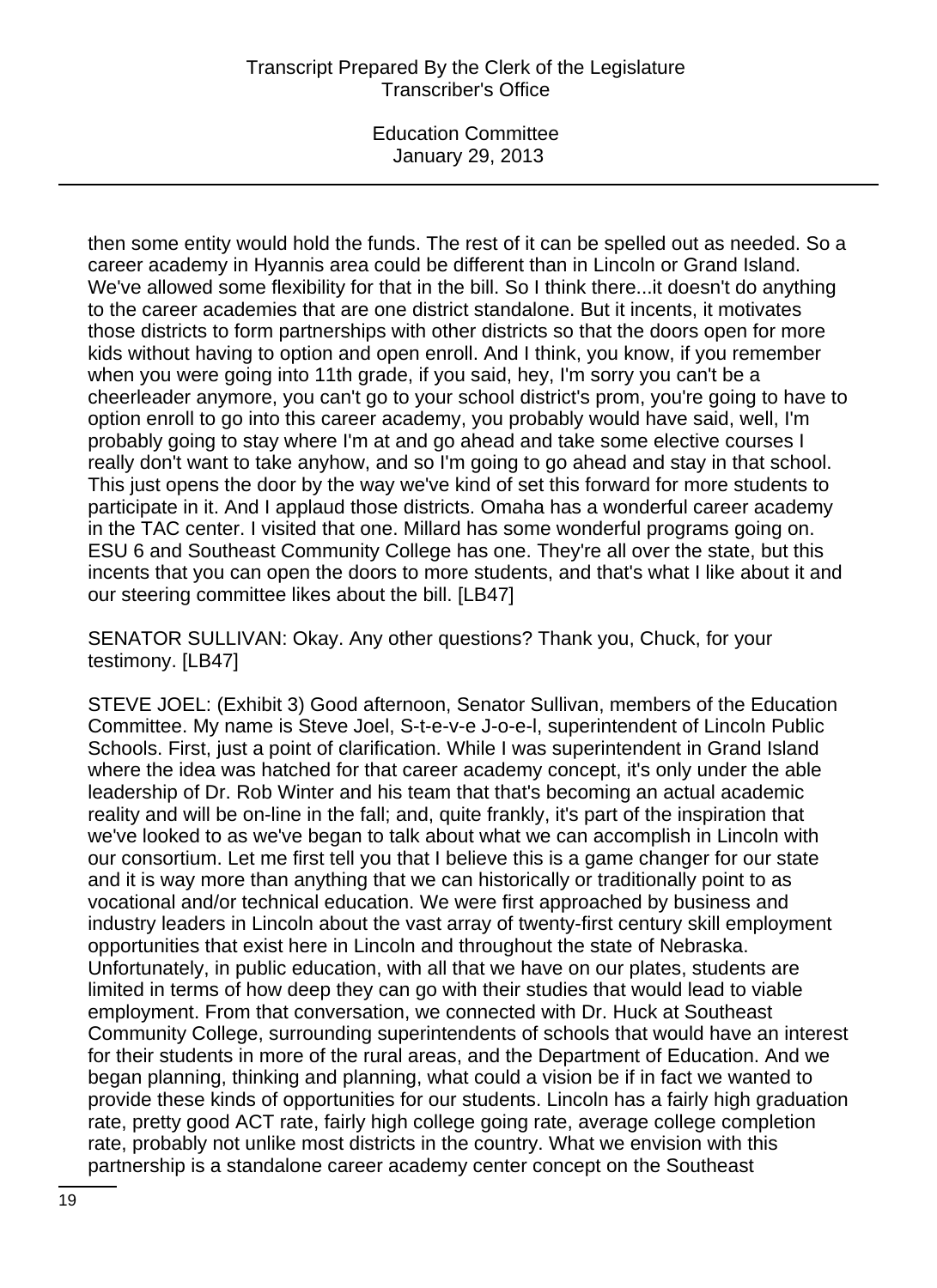then some entity would hold the funds. The rest of it can be spelled out as needed. So a career academy in Hyannis area could be different than in Lincoln or Grand Island. We've allowed some flexibility for that in the bill. So I think there...it doesn't do anything to the career academies that are one district standalone. But it incents, it motivates those districts to form partnerships with other districts so that the doors open for more kids without having to option and open enroll. And I think, you know, if you remember when you were going into 11th grade, if you said, hey, I'm sorry you can't be a cheerleader anymore, you can't go to your school district's prom, you're going to have to option enroll to go into this career academy, you probably would have said, well, I'm probably going to stay where I'm at and go ahead and take some elective courses I really don't want to take anyhow, and so I'm going to go ahead and stay in that school. This just opens the door by the way we've kind of set this forward for more students to participate in it. And I applaud those districts. Omaha has a wonderful career academy in the TAC center. I visited that one. Millard has some wonderful programs going on. ESU 6 and Southeast Community College has one. They're all over the state, but this incents that you can open the doors to more students, and that's what I like about it and our steering committee likes about the bill. [LB47]

SENATOR SULLIVAN: Okay. Any other questions? Thank you, Chuck, for your testimony. [LB47]

STEVE JOEL: (Exhibit 3) Good afternoon, Senator Sullivan, members of the Education Committee. My name is Steve Joel, S-t-e-v-e J-o-e-l, superintendent of Lincoln Public Schools. First, just a point of clarification. While I was superintendent in Grand Island where the idea was hatched for that career academy concept, it's only under the able leadership of Dr. Rob Winter and his team that that's becoming an actual academic reality and will be on-line in the fall; and, quite frankly, it's part of the inspiration that we've looked to as we've began to talk about what we can accomplish in Lincoln with our consortium. Let me first tell you that I believe this is a game changer for our state and it is way more than anything that we can historically or traditionally point to as vocational and/or technical education. We were first approached by business and industry leaders in Lincoln about the vast array of twenty-first century skill employment opportunities that exist here in Lincoln and throughout the state of Nebraska. Unfortunately, in public education, with all that we have on our plates, students are limited in terms of how deep they can go with their studies that would lead to viable employment. From that conversation, we connected with Dr. Huck at Southeast Community College, surrounding superintendents of schools that would have an interest for their students in more of the rural areas, and the Department of Education. And we began planning, thinking and planning, what could a vision be if in fact we wanted to provide these kinds of opportunities for our students. Lincoln has a fairly high graduation rate, pretty good ACT rate, fairly high college going rate, average college completion rate, probably not unlike most districts in the country. What we envision with this partnership is a standalone career academy center concept on the Southeast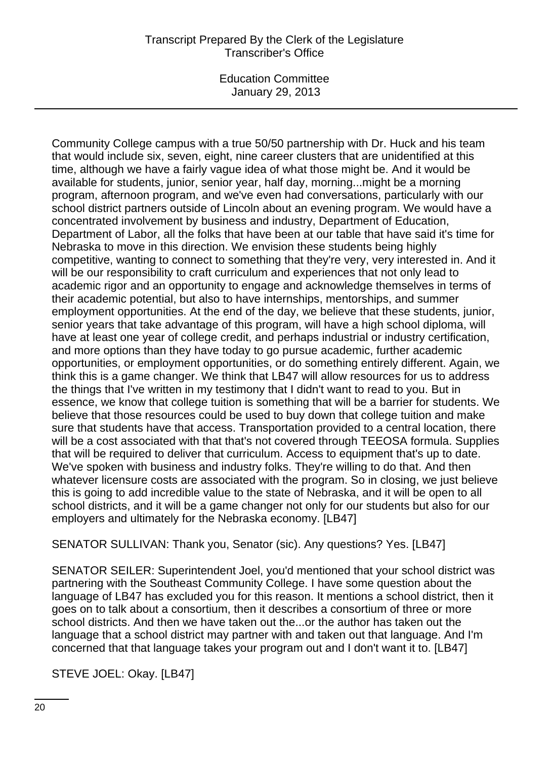Community College campus with a true 50/50 partnership with Dr. Huck and his team that would include six, seven, eight, nine career clusters that are unidentified at this time, although we have a fairly vague idea of what those might be. And it would be available for students, junior, senior year, half day, morning...might be a morning program, afternoon program, and we've even had conversations, particularly with our school district partners outside of Lincoln about an evening program. We would have a concentrated involvement by business and industry, Department of Education, Department of Labor, all the folks that have been at our table that have said it's time for Nebraska to move in this direction. We envision these students being highly competitive, wanting to connect to something that they're very, very interested in. And it will be our responsibility to craft curriculum and experiences that not only lead to academic rigor and an opportunity to engage and acknowledge themselves in terms of their academic potential, but also to have internships, mentorships, and summer employment opportunities. At the end of the day, we believe that these students, junior, senior years that take advantage of this program, will have a high school diploma, will have at least one year of college credit, and perhaps industrial or industry certification, and more options than they have today to go pursue academic, further academic opportunities, or employment opportunities, or do something entirely different. Again, we think this is a game changer. We think that LB47 will allow resources for us to address the things that I've written in my testimony that I didn't want to read to you. But in essence, we know that college tuition is something that will be a barrier for students. We believe that those resources could be used to buy down that college tuition and make sure that students have that access. Transportation provided to a central location, there will be a cost associated with that that's not covered through TEEOSA formula. Supplies that will be required to deliver that curriculum. Access to equipment that's up to date. We've spoken with business and industry folks. They're willing to do that. And then whatever licensure costs are associated with the program. So in closing, we just believe this is going to add incredible value to the state of Nebraska, and it will be open to all school districts, and it will be a game changer not only for our students but also for our employers and ultimately for the Nebraska economy. [LB47]

SENATOR SULLIVAN: Thank you, Senator (sic). Any questions? Yes. [LB47]

SENATOR SEILER: Superintendent Joel, you'd mentioned that your school district was partnering with the Southeast Community College. I have some question about the language of LB47 has excluded you for this reason. It mentions a school district, then it goes on to talk about a consortium, then it describes a consortium of three or more school districts. And then we have taken out the...or the author has taken out the language that a school district may partner with and taken out that language. And I'm concerned that that language takes your program out and I don't want it to. [LB47]

STEVE JOEL: Okay. [LB47]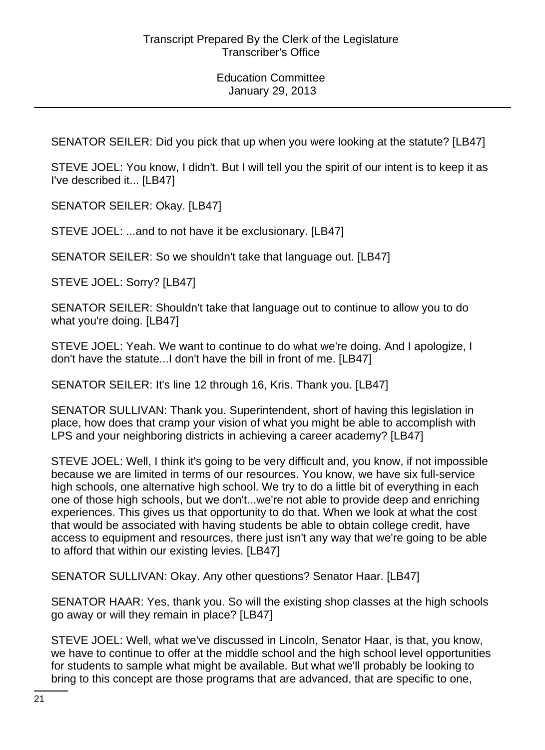SENATOR SEILER: Did you pick that up when you were looking at the statute? [LB47]

STEVE JOEL: You know, I didn't. But I will tell you the spirit of our intent is to keep it as I've described it... [LB47]

SENATOR SEILER: Okay. [LB47]

STEVE JOEL: ...and to not have it be exclusionary. [LB47]

SENATOR SEILER: So we shouldn't take that language out. [LB47]

STEVE JOEL: Sorry? [LB47]

SENATOR SEILER: Shouldn't take that language out to continue to allow you to do what you're doing. [LB47]

STEVE JOEL: Yeah. We want to continue to do what we're doing. And I apologize, I don't have the statute...I don't have the bill in front of me. [LB47]

SENATOR SEILER: It's line 12 through 16, Kris. Thank you. [LB47]

SENATOR SULLIVAN: Thank you. Superintendent, short of having this legislation in place, how does that cramp your vision of what you might be able to accomplish with LPS and your neighboring districts in achieving a career academy? [LB47]

STEVE JOEL: Well, I think it's going to be very difficult and, you know, if not impossible because we are limited in terms of our resources. You know, we have six full-service high schools, one alternative high school. We try to do a little bit of everything in each one of those high schools, but we don't...we're not able to provide deep and enriching experiences. This gives us that opportunity to do that. When we look at what the cost that would be associated with having students be able to obtain college credit, have access to equipment and resources, there just isn't any way that we're going to be able to afford that within our existing levies. [LB47]

SENATOR SULLIVAN: Okay. Any other questions? Senator Haar. [LB47]

SENATOR HAAR: Yes, thank you. So will the existing shop classes at the high schools go away or will they remain in place? [LB47]

STEVE JOEL: Well, what we've discussed in Lincoln, Senator Haar, is that, you know, we have to continue to offer at the middle school and the high school level opportunities for students to sample what might be available. But what we'll probably be looking to bring to this concept are those programs that are advanced, that are specific to one,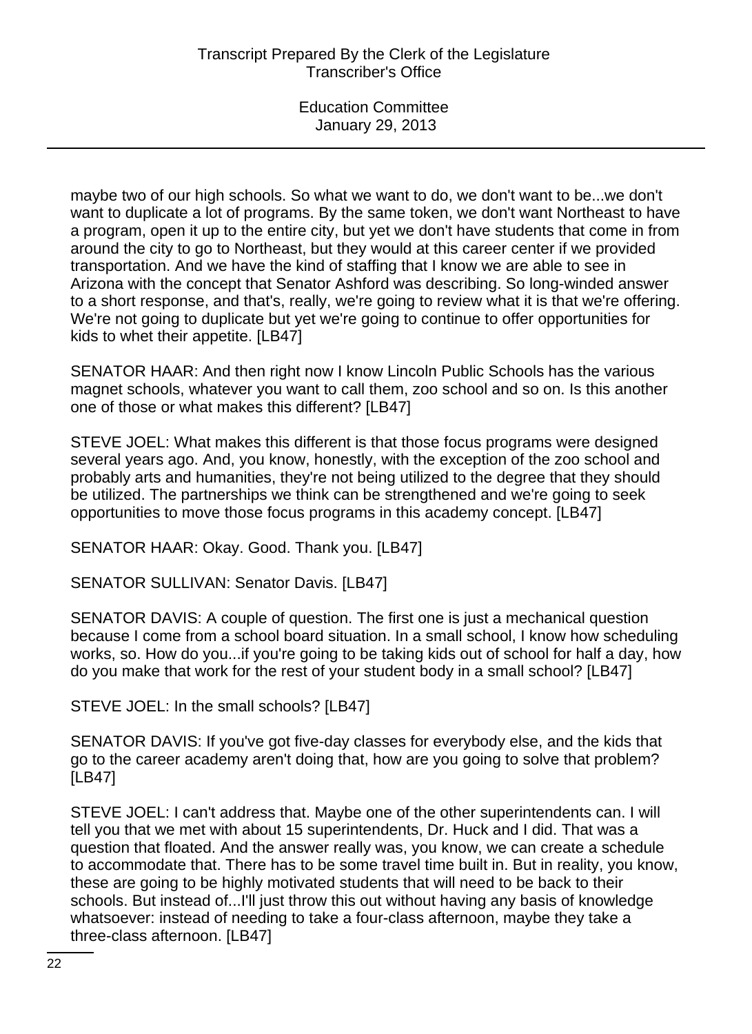maybe two of our high schools. So what we want to do, we don't want to be...we don't want to duplicate a lot of programs. By the same token, we don't want Northeast to have a program, open it up to the entire city, but yet we don't have students that come in from around the city to go to Northeast, but they would at this career center if we provided transportation. And we have the kind of staffing that I know we are able to see in Arizona with the concept that Senator Ashford was describing. So long-winded answer to a short response, and that's, really, we're going to review what it is that we're offering. We're not going to duplicate but yet we're going to continue to offer opportunities for kids to whet their appetite. [LB47]

SENATOR HAAR: And then right now I know Lincoln Public Schools has the various magnet schools, whatever you want to call them, zoo school and so on. Is this another one of those or what makes this different? [LB47]

STEVE JOEL: What makes this different is that those focus programs were designed several years ago. And, you know, honestly, with the exception of the zoo school and probably arts and humanities, they're not being utilized to the degree that they should be utilized. The partnerships we think can be strengthened and we're going to seek opportunities to move those focus programs in this academy concept. [LB47]

SENATOR HAAR: Okay. Good. Thank you. [LB47]

SENATOR SULLIVAN: Senator Davis. [LB47]

SENATOR DAVIS: A couple of question. The first one is just a mechanical question because I come from a school board situation. In a small school, I know how scheduling works, so. How do you...if you're going to be taking kids out of school for half a day, how do you make that work for the rest of your student body in a small school? [LB47]

STEVE JOEL: In the small schools? [LB47]

SENATOR DAVIS: If you've got five-day classes for everybody else, and the kids that go to the career academy aren't doing that, how are you going to solve that problem? [LB47]

STEVE JOEL: I can't address that. Maybe one of the other superintendents can. I will tell you that we met with about 15 superintendents, Dr. Huck and I did. That was a question that floated. And the answer really was, you know, we can create a schedule to accommodate that. There has to be some travel time built in. But in reality, you know, these are going to be highly motivated students that will need to be back to their schools. But instead of...I'll just throw this out without having any basis of knowledge whatsoever: instead of needing to take a four-class afternoon, maybe they take a three-class afternoon. [LB47]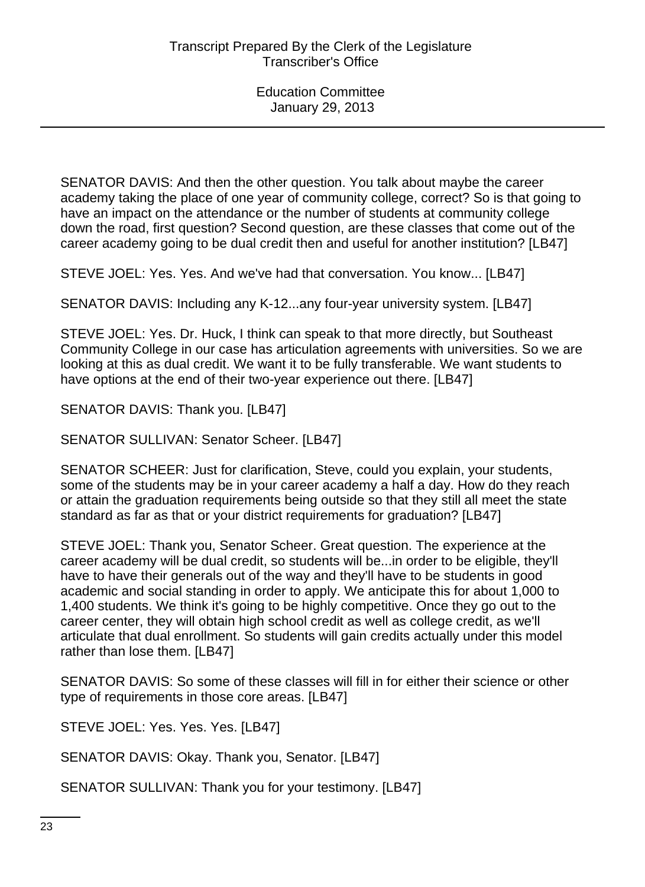SENATOR DAVIS: And then the other question. You talk about maybe the career academy taking the place of one year of community college, correct? So is that going to have an impact on the attendance or the number of students at community college down the road, first question? Second question, are these classes that come out of the career academy going to be dual credit then and useful for another institution? [LB47]

STEVE JOEL: Yes. Yes. And we've had that conversation. You know... [LB47]

SENATOR DAVIS: Including any K-12...any four-year university system. [LB47]

STEVE JOEL: Yes. Dr. Huck, I think can speak to that more directly, but Southeast Community College in our case has articulation agreements with universities. So we are looking at this as dual credit. We want it to be fully transferable. We want students to have options at the end of their two-year experience out there. [LB47]

SENATOR DAVIS: Thank you. [LB47]

SENATOR SULLIVAN: Senator Scheer. [LB47]

SENATOR SCHEER: Just for clarification, Steve, could you explain, your students, some of the students may be in your career academy a half a day. How do they reach or attain the graduation requirements being outside so that they still all meet the state standard as far as that or your district requirements for graduation? [LB47]

STEVE JOEL: Thank you, Senator Scheer. Great question. The experience at the career academy will be dual credit, so students will be...in order to be eligible, they'll have to have their generals out of the way and they'll have to be students in good academic and social standing in order to apply. We anticipate this for about 1,000 to 1,400 students. We think it's going to be highly competitive. Once they go out to the career center, they will obtain high school credit as well as college credit, as we'll articulate that dual enrollment. So students will gain credits actually under this model rather than lose them. [LB47]

SENATOR DAVIS: So some of these classes will fill in for either their science or other type of requirements in those core areas. [LB47]

STEVE JOEL: Yes. Yes. Yes. [LB47]

SENATOR DAVIS: Okay. Thank you, Senator. [LB47]

SENATOR SULLIVAN: Thank you for your testimony. [LB47]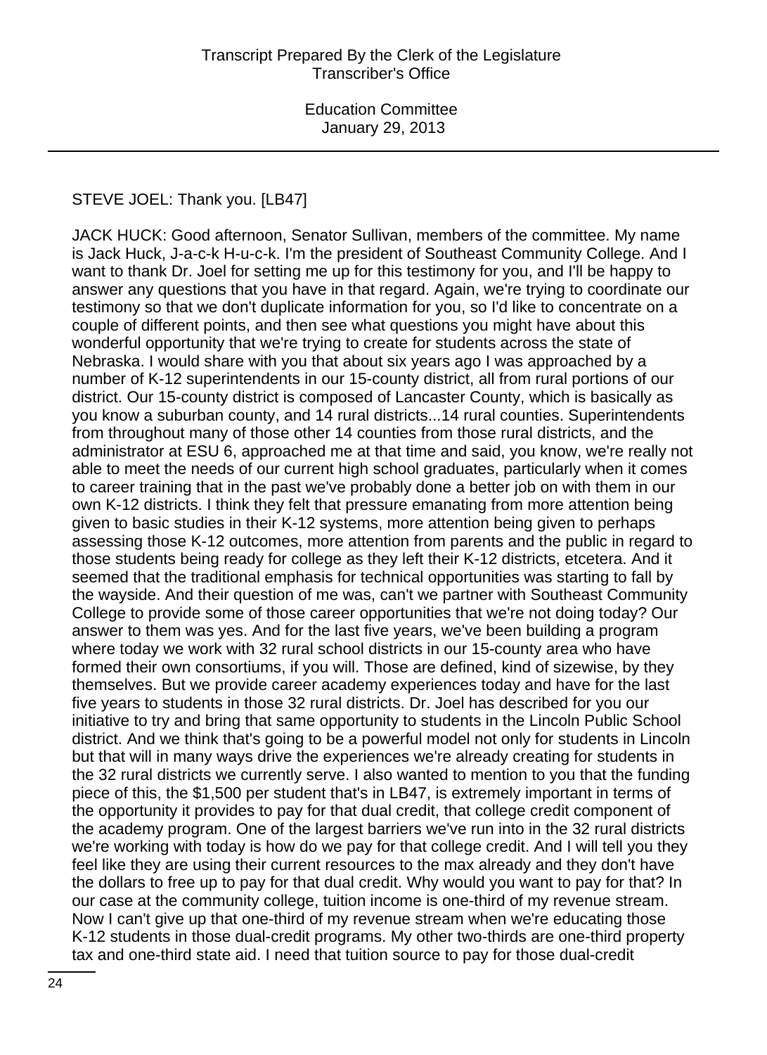STEVE JOEL: Thank you. [LB47]

JACK HUCK: Good afternoon, Senator Sullivan, members of the committee. My name is Jack Huck, J-a-c-k H-u-c-k. I'm the president of Southeast Community College. And I want to thank Dr. Joel for setting me up for this testimony for you, and I'll be happy to answer any questions that you have in that regard. Again, we're trying to coordinate our testimony so that we don't duplicate information for you, so I'd like to concentrate on a couple of different points, and then see what questions you might have about this wonderful opportunity that we're trying to create for students across the state of Nebraska. I would share with you that about six years ago I was approached by a number of K-12 superintendents in our 15-county district, all from rural portions of our district. Our 15-county district is composed of Lancaster County, which is basically as you know a suburban county, and 14 rural districts...14 rural counties. Superintendents from throughout many of those other 14 counties from those rural districts, and the administrator at ESU 6, approached me at that time and said, you know, we're really not able to meet the needs of our current high school graduates, particularly when it comes to career training that in the past we've probably done a better job on with them in our own K-12 districts. I think they felt that pressure emanating from more attention being given to basic studies in their K-12 systems, more attention being given to perhaps assessing those K-12 outcomes, more attention from parents and the public in regard to those students being ready for college as they left their K-12 districts, etcetera. And it seemed that the traditional emphasis for technical opportunities was starting to fall by the wayside. And their question of me was, can't we partner with Southeast Community College to provide some of those career opportunities that we're not doing today? Our answer to them was yes. And for the last five years, we've been building a program where today we work with 32 rural school districts in our 15-county area who have formed their own consortiums, if you will. Those are defined, kind of sizewise, by they themselves. But we provide career academy experiences today and have for the last five years to students in those 32 rural districts. Dr. Joel has described for you our initiative to try and bring that same opportunity to students in the Lincoln Public School district. And we think that's going to be a powerful model not only for students in Lincoln but that will in many ways drive the experiences we're already creating for students in the 32 rural districts we currently serve. I also wanted to mention to you that the funding piece of this, the $1,500 per student that's in LB47, is extremely important in terms of the opportunity it provides to pay for that dual credit, that college credit component of the academy program. One of the largest barriers we've run into in the 32 rural districts we're working with today is how do we pay for that college credit. And I will tell you they feel like they are using their current resources to the max already and they don't have the dollars to free up to pay for that dual credit. Why would you want to pay for that? In our case at the community college, tuition income is one-third of my revenue stream. Now I can't give up that one-third of my revenue stream when we're educating those K-12 students in those dual-credit programs. My other two-thirds are one-third property tax and one-third state aid. I need that tuition source to pay for those dual-credit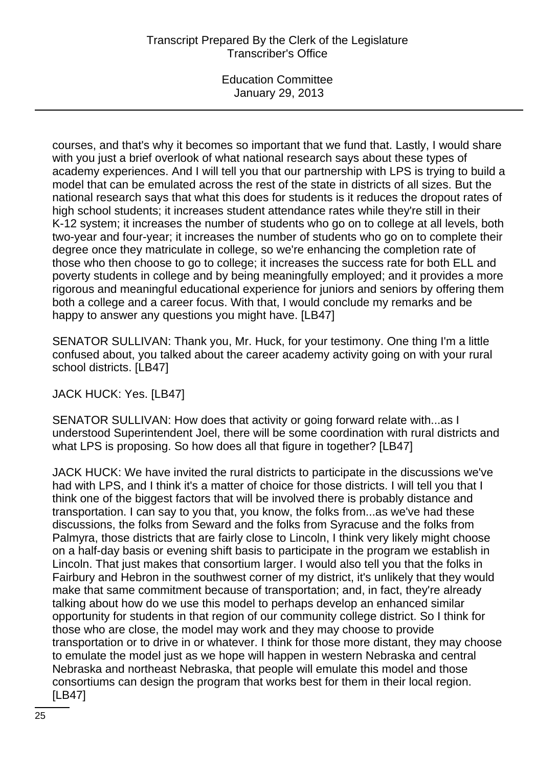courses, and that's why it becomes so important that we fund that. Lastly, I would share with you just a brief overlook of what national research says about these types of academy experiences. And I will tell you that our partnership with LPS is trying to build a model that can be emulated across the rest of the state in districts of all sizes. But the national research says that what this does for students is it reduces the dropout rates of high school students; it increases student attendance rates while they're still in their K-12 system; it increases the number of students who go on to college at all levels, both two-year and four-year; it increases the number of students who go on to complete their degree once they matriculate in college, so we're enhancing the completion rate of those who then choose to go to college; it increases the success rate for both ELL and poverty students in college and by being meaningfully employed; and it provides a more rigorous and meaningful educational experience for juniors and seniors by offering them both a college and a career focus. With that, I would conclude my remarks and be happy to answer any questions you might have. [LB47]

SENATOR SULLIVAN: Thank you, Mr. Huck, for your testimony. One thing I'm a little confused about, you talked about the career academy activity going on with your rural school districts. [LB47]

JACK HUCK: Yes. [LB47]

SENATOR SULLIVAN: How does that activity or going forward relate with...as I understood Superintendent Joel, there will be some coordination with rural districts and what LPS is proposing. So how does all that figure in together? [LB47]

JACK HUCK: We have invited the rural districts to participate in the discussions we've had with LPS, and I think it's a matter of choice for those districts. I will tell you that I think one of the biggest factors that will be involved there is probably distance and transportation. I can say to you that, you know, the folks from...as we've had these discussions, the folks from Seward and the folks from Syracuse and the folks from Palmyra, those districts that are fairly close to Lincoln, I think very likely might choose on a half-day basis or evening shift basis to participate in the program we establish in Lincoln. That just makes that consortium larger. I would also tell you that the folks in Fairbury and Hebron in the southwest corner of my district, it's unlikely that they would make that same commitment because of transportation; and, in fact, they're already talking about how do we use this model to perhaps develop an enhanced similar opportunity for students in that region of our community college district. So I think for those who are close, the model may work and they may choose to provide transportation or to drive in or whatever. I think for those more distant, they may choose to emulate the model just as we hope will happen in western Nebraska and central Nebraska and northeast Nebraska, that people will emulate this model and those consortiums can design the program that works best for them in their local region. [LB47]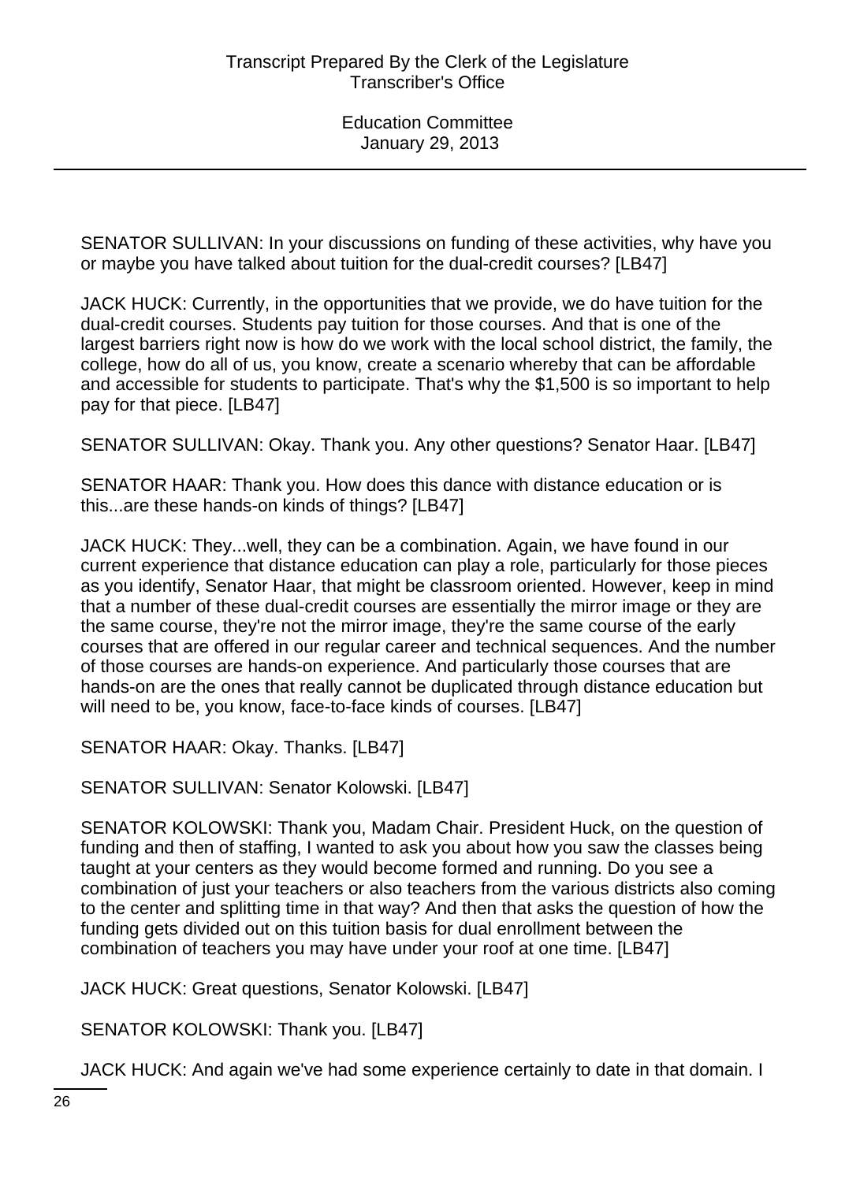SENATOR SULLIVAN: In your discussions on funding of these activities, why have you or maybe you have talked about tuition for the dual-credit courses? [LB47]

JACK HUCK: Currently, in the opportunities that we provide, we do have tuition for the dual-credit courses. Students pay tuition for those courses. And that is one of the largest barriers right now is how do we work with the local school district, the family, the college, how do all of us, you know, create a scenario whereby that can be affordable and accessible for students to participate. That's why the $1,500 is so important to help pay for that piece. [LB47]

SENATOR SULLIVAN: Okay. Thank you. Any other questions? Senator Haar. [LB47]

SENATOR HAAR: Thank you. How does this dance with distance education or is this...are these hands-on kinds of things? [LB47]

JACK HUCK: They...well, they can be a combination. Again, we have found in our current experience that distance education can play a role, particularly for those pieces as you identify, Senator Haar, that might be classroom oriented. However, keep in mind that a number of these dual-credit courses are essentially the mirror image or they are the same course, they're not the mirror image, they're the same course of the early courses that are offered in our regular career and technical sequences. And the number of those courses are hands-on experience. And particularly those courses that are hands-on are the ones that really cannot be duplicated through distance education but will need to be, you know, face-to-face kinds of courses. [LB47]

SENATOR HAAR: Okay. Thanks. [LB47]

SENATOR SULLIVAN: Senator Kolowski. [LB47]

SENATOR KOLOWSKI: Thank you, Madam Chair. President Huck, on the question of funding and then of staffing, I wanted to ask you about how you saw the classes being taught at your centers as they would become formed and running. Do you see a combination of just your teachers or also teachers from the various districts also coming to the center and splitting time in that way? And then that asks the question of how the funding gets divided out on this tuition basis for dual enrollment between the combination of teachers you may have under your roof at one time. [LB47]

JACK HUCK: Great questions, Senator Kolowski. [LB47]

SENATOR KOLOWSKI: Thank you. [LB47]

JACK HUCK: And again we've had some experience certainly to date in that domain. I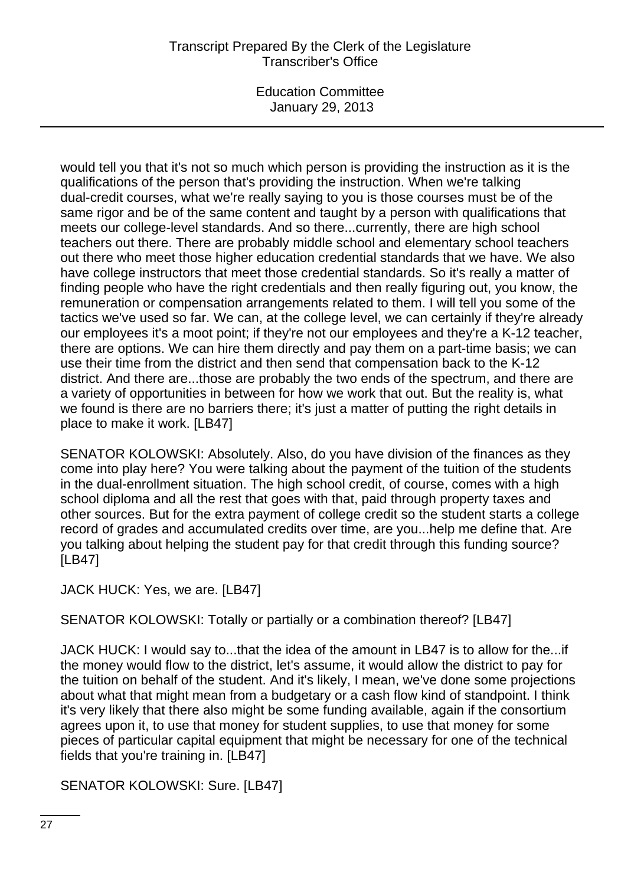would tell you that it's not so much which person is providing the instruction as it is the qualifications of the person that's providing the instruction. When we're talking dual-credit courses, what we're really saying to you is those courses must be of the same rigor and be of the same content and taught by a person with qualifications that meets our college-level standards. And so there...currently, there are high school teachers out there. There are probably middle school and elementary school teachers out there who meet those higher education credential standards that we have. We also have college instructors that meet those credential standards. So it's really a matter of finding people who have the right credentials and then really figuring out, you know, the remuneration or compensation arrangements related to them. I will tell you some of the tactics we've used so far. We can, at the college level, we can certainly if they're already our employees it's a moot point; if they're not our employees and they're a K-12 teacher, there are options. We can hire them directly and pay them on a part-time basis; we can use their time from the district and then send that compensation back to the K-12 district. And there are...those are probably the two ends of the spectrum, and there are a variety of opportunities in between for how we work that out. But the reality is, what we found is there are no barriers there; it's just a matter of putting the right details in place to make it work. [LB47]

SENATOR KOLOWSKI: Absolutely. Also, do you have division of the finances as they come into play here? You were talking about the payment of the tuition of the students in the dual-enrollment situation. The high school credit, of course, comes with a high school diploma and all the rest that goes with that, paid through property taxes and other sources. But for the extra payment of college credit so the student starts a college record of grades and accumulated credits over time, are you...help me define that. Are you talking about helping the student pay for that credit through this funding source? [LB47]

JACK HUCK: Yes, we are. [LB47]

SENATOR KOLOWSKI: Totally or partially or a combination thereof? [LB47]

JACK HUCK: I would say to...that the idea of the amount in LB47 is to allow for the...if the money would flow to the district, let's assume, it would allow the district to pay for the tuition on behalf of the student. And it's likely, I mean, we've done some projections about what that might mean from a budgetary or a cash flow kind of standpoint. I think it's very likely that there also might be some funding available, again if the consortium agrees upon it, to use that money for student supplies, to use that money for some pieces of particular capital equipment that might be necessary for one of the technical fields that you're training in. [LB47]

SENATOR KOLOWSKI: Sure. [LB47]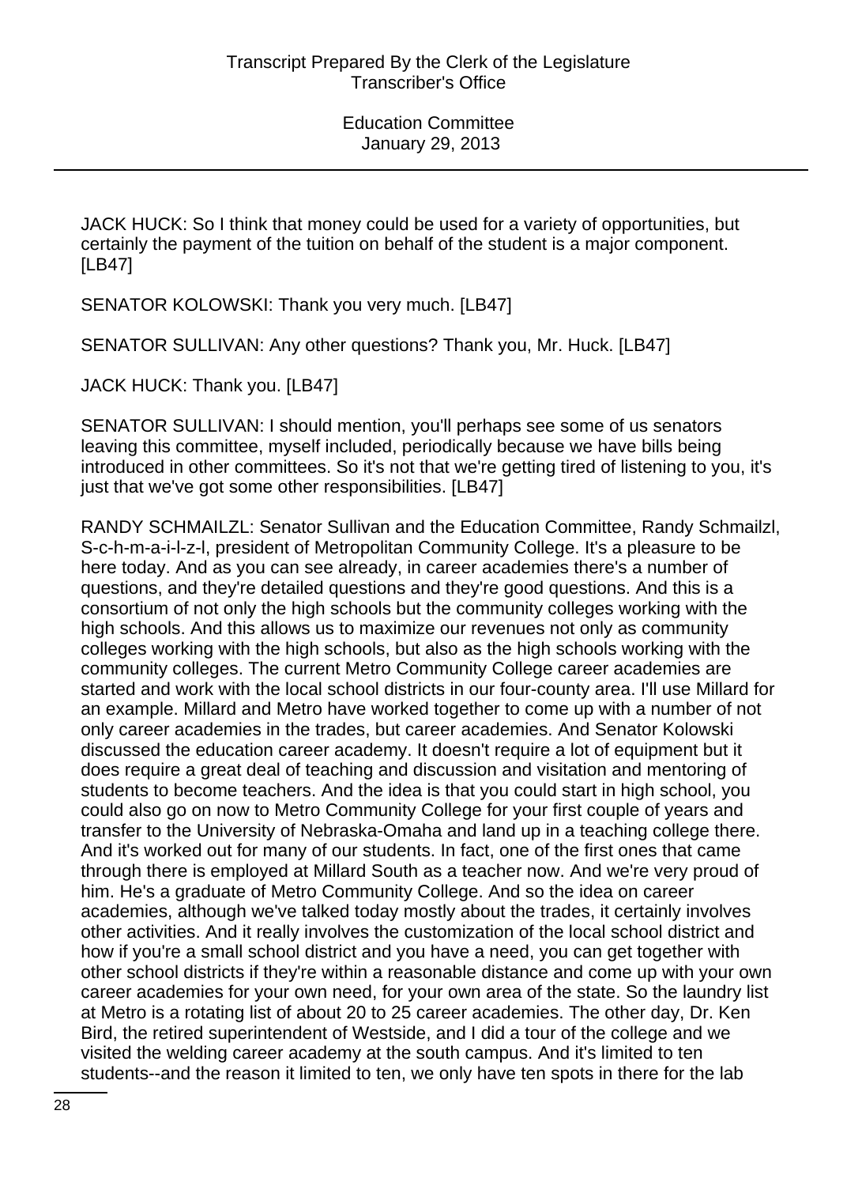JACK HUCK: So I think that money could be used for a variety of opportunities, but certainly the payment of the tuition on behalf of the student is a major component. [LB47]

SENATOR KOLOWSKI: Thank you very much. [LB47]

SENATOR SULLIVAN: Any other questions? Thank you, Mr. Huck. [LB47]

JACK HUCK: Thank you. [LB47]

SENATOR SULLIVAN: I should mention, you'll perhaps see some of us senators leaving this committee, myself included, periodically because we have bills being introduced in other committees. So it's not that we're getting tired of listening to you, it's just that we've got some other responsibilities. [LB47]

RANDY SCHMAILZL: Senator Sullivan and the Education Committee, Randy Schmailzl, S-c-h-m-a-i-l-z-l, president of Metropolitan Community College. It's a pleasure to be here today. And as you can see already, in career academies there's a number of questions, and they're detailed questions and they're good questions. And this is a consortium of not only the high schools but the community colleges working with the high schools. And this allows us to maximize our revenues not only as community colleges working with the high schools, but also as the high schools working with the community colleges. The current Metro Community College career academies are started and work with the local school districts in our four-county area. I'll use Millard for an example. Millard and Metro have worked together to come up with a number of not only career academies in the trades, but career academies. And Senator Kolowski discussed the education career academy. It doesn't require a lot of equipment but it does require a great deal of teaching and discussion and visitation and mentoring of students to become teachers. And the idea is that you could start in high school, you could also go on now to Metro Community College for your first couple of years and transfer to the University of Nebraska-Omaha and land up in a teaching college there. And it's worked out for many of our students. In fact, one of the first ones that came through there is employed at Millard South as a teacher now. And we're very proud of him. He's a graduate of Metro Community College. And so the idea on career academies, although we've talked today mostly about the trades, it certainly involves other activities. And it really involves the customization of the local school district and how if you're a small school district and you have a need, you can get together with other school districts if they're within a reasonable distance and come up with your own career academies for your own need, for your own area of the state. So the laundry list at Metro is a rotating list of about 20 to 25 career academies. The other day, Dr. Ken Bird, the retired superintendent of Westside, and I did a tour of the college and we visited the welding career academy at the south campus. And it's limited to ten students--and the reason it limited to ten, we only have ten spots in there for the lab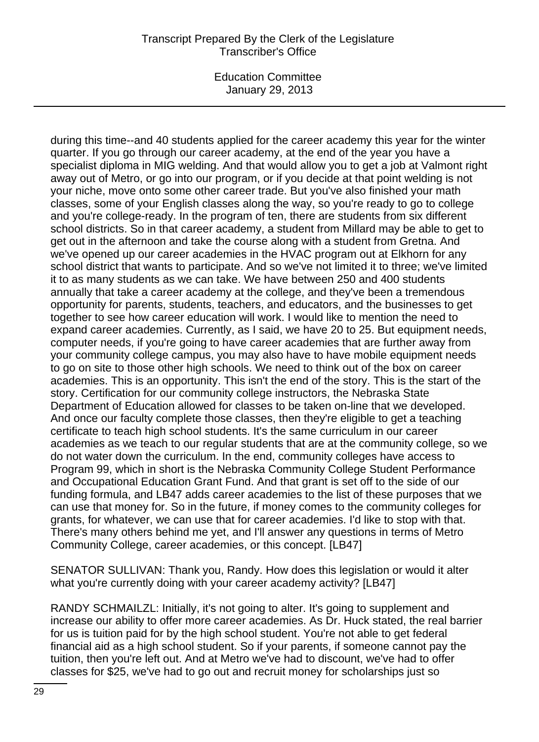during this time--and 40 students applied for the career academy this year for the winter quarter. If you go through our career academy, at the end of the year you have a specialist diploma in MIG welding. And that would allow you to get a job at Valmont right away out of Metro, or go into our program, or if you decide at that point welding is not your niche, move onto some other career trade. But you've also finished your math classes, some of your English classes along the way, so you're ready to go to college and you're college-ready. In the program of ten, there are students from six different school districts. So in that career academy, a student from Millard may be able to get to get out in the afternoon and take the course along with a student from Gretna. And we've opened up our career academies in the HVAC program out at Elkhorn for any school district that wants to participate. And so we've not limited it to three; we've limited it to as many students as we can take. We have between 250 and 400 students annually that take a career academy at the college, and they've been a tremendous opportunity for parents, students, teachers, and educators, and the businesses to get together to see how career education will work. I would like to mention the need to expand career academies. Currently, as I said, we have 20 to 25. But equipment needs, computer needs, if you're going to have career academies that are further away from your community college campus, you may also have to have mobile equipment needs to go on site to those other high schools. We need to think out of the box on career academies. This is an opportunity. This isn't the end of the story. This is the start of the story. Certification for our community college instructors, the Nebraska State Department of Education allowed for classes to be taken on-line that we developed. And once our faculty complete those classes, then they're eligible to get a teaching certificate to teach high school students. It's the same curriculum in our career academies as we teach to our regular students that are at the community college, so we do not water down the curriculum. In the end, community colleges have access to Program 99, which in short is the Nebraska Community College Student Performance and Occupational Education Grant Fund. And that grant is set off to the side of our funding formula, and LB47 adds career academies to the list of these purposes that we can use that money for. So in the future, if money comes to the community colleges for grants, for whatever, we can use that for career academies. I'd like to stop with that. There's many others behind me yet, and I'll answer any questions in terms of Metro Community College, career academies, or this concept. [LB47]

SENATOR SULLIVAN: Thank you, Randy. How does this legislation or would it alter what you're currently doing with your career academy activity? [LB47]

RANDY SCHMAILZL: Initially, it's not going to alter. It's going to supplement and increase our ability to offer more career academies. As Dr. Huck stated, the real barrier for us is tuition paid for by the high school student. You're not able to get federal financial aid as a high school student. So if your parents, if someone cannot pay the tuition, then you're left out. And at Metro we've had to discount, we've had to offer classes for $25, we've had to go out and recruit money for scholarships just so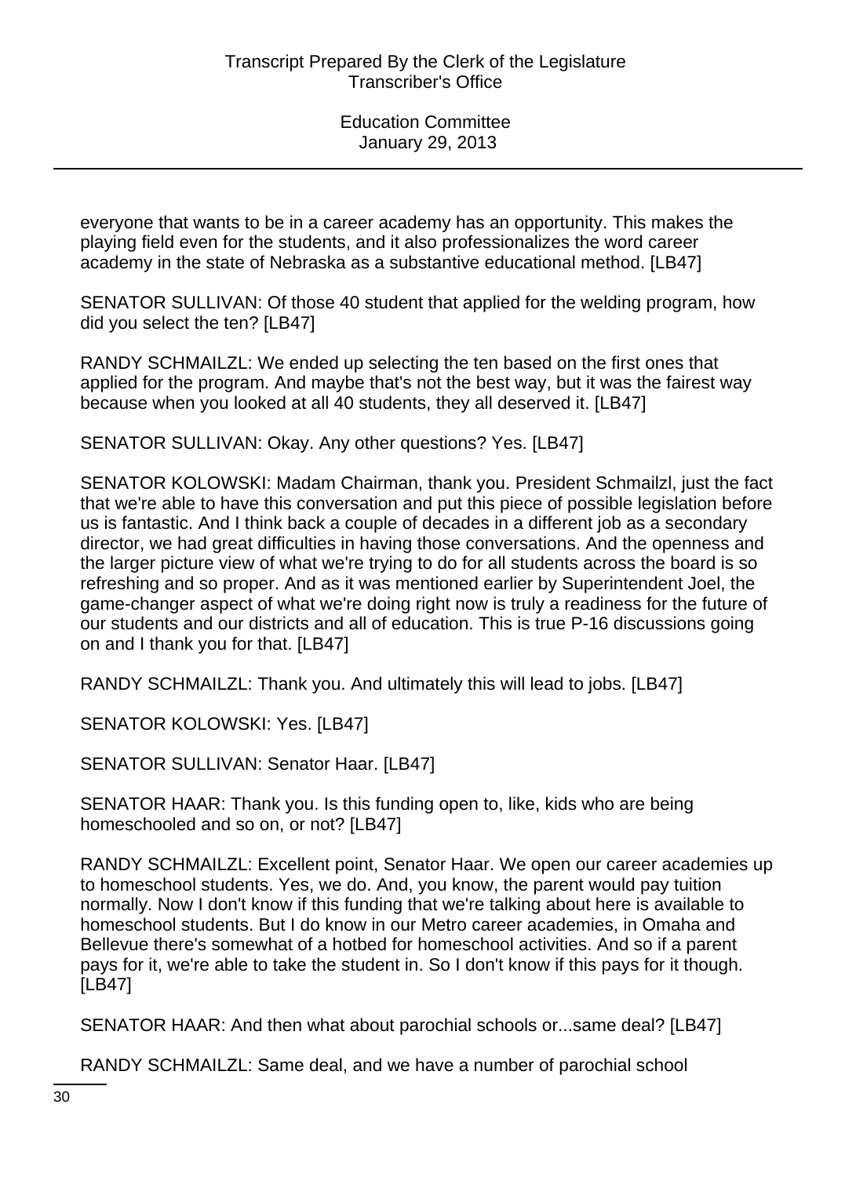everyone that wants to be in a career academy has an opportunity. This makes the playing field even for the students, and it also professionalizes the word career academy in the state of Nebraska as a substantive educational method. [LB47]

SENATOR SULLIVAN: Of those 40 student that applied for the welding program, how did you select the ten? [LB47]

RANDY SCHMAILZL: We ended up selecting the ten based on the first ones that applied for the program. And maybe that's not the best way, but it was the fairest way because when you looked at all 40 students, they all deserved it. [LB47]

SENATOR SULLIVAN: Okay. Any other questions? Yes. [LB47]

SENATOR KOLOWSKI: Madam Chairman, thank you. President Schmailzl, just the fact that we're able to have this conversation and put this piece of possible legislation before us is fantastic. And I think back a couple of decades in a different job as a secondary director, we had great difficulties in having those conversations. And the openness and the larger picture view of what we're trying to do for all students across the board is so refreshing and so proper. And as it was mentioned earlier by Superintendent Joel, the game-changer aspect of what we're doing right now is truly a readiness for the future of our students and our districts and all of education. This is true P-16 discussions going on and I thank you for that. [LB47]

RANDY SCHMAILZL: Thank you. And ultimately this will lead to jobs. [LB47]

SENATOR KOLOWSKI: Yes. [LB47]

SENATOR SULLIVAN: Senator Haar. [LB47]

SENATOR HAAR: Thank you. Is this funding open to, like, kids who are being homeschooled and so on, or not? [LB47]

RANDY SCHMAILZL: Excellent point, Senator Haar. We open our career academies up to homeschool students. Yes, we do. And, you know, the parent would pay tuition normally. Now I don't know if this funding that we're talking about here is available to homeschool students. But I do know in our Metro career academies, in Omaha and Bellevue there's somewhat of a hotbed for homeschool activities. And so if a parent pays for it, we're able to take the student in. So I don't know if this pays for it though. [LB47]

SENATOR HAAR: And then what about parochial schools or...same deal? [LB47]

RANDY SCHMAILZL: Same deal, and we have a number of parochial school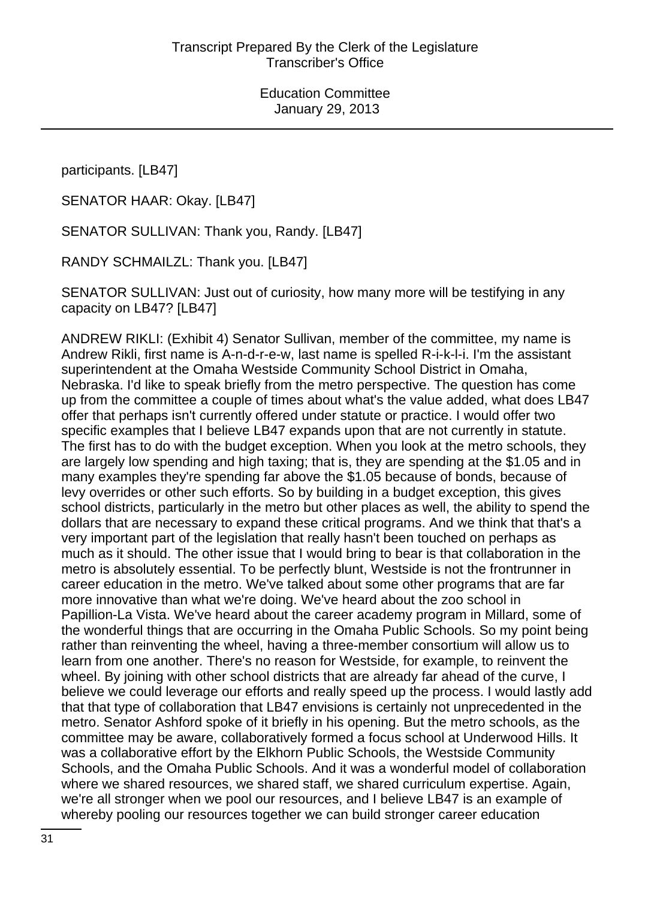participants. [LB47]

SENATOR HAAR: Okay. [LB47]

SENATOR SULLIVAN: Thank you, Randy. [LB47]

RANDY SCHMAILZL: Thank you. [LB47]

SENATOR SULLIVAN: Just out of curiosity, how many more will be testifying in any capacity on LB47? [LB47]

ANDREW RIKLI: (Exhibit 4) Senator Sullivan, member of the committee, my name is Andrew Rikli, first name is A-n-d-r-e-w, last name is spelled R-i-k-l-i. I'm the assistant superintendent at the Omaha Westside Community School District in Omaha, Nebraska. I'd like to speak briefly from the metro perspective. The question has come up from the committee a couple of times about what's the value added, what does LB47 offer that perhaps isn't currently offered under statute or practice. I would offer two specific examples that I believe LB47 expands upon that are not currently in statute. The first has to do with the budget exception. When you look at the metro schools, they are largely low spending and high taxing; that is, they are spending at the $1.05 and in many examples they're spending far above the $1.05 because of bonds, because of levy overrides or other such efforts. So by building in a budget exception, this gives school districts, particularly in the metro but other places as well, the ability to spend the dollars that are necessary to expand these critical programs. And we think that that's a very important part of the legislation that really hasn't been touched on perhaps as much as it should. The other issue that I would bring to bear is that collaboration in the metro is absolutely essential. To be perfectly blunt, Westside is not the frontrunner in career education in the metro. We've talked about some other programs that are far more innovative than what we're doing. We've heard about the zoo school in Papillion-La Vista. We've heard about the career academy program in Millard, some of the wonderful things that are occurring in the Omaha Public Schools. So my point being rather than reinventing the wheel, having a three-member consortium will allow us to learn from one another. There's no reason for Westside, for example, to reinvent the wheel. By joining with other school districts that are already far ahead of the curve, I believe we could leverage our efforts and really speed up the process. I would lastly add that that type of collaboration that LB47 envisions is certainly not unprecedented in the metro. Senator Ashford spoke of it briefly in his opening. But the metro schools, as the committee may be aware, collaboratively formed a focus school at Underwood Hills. It was a collaborative effort by the Elkhorn Public Schools, the Westside Community Schools, and the Omaha Public Schools. And it was a wonderful model of collaboration where we shared resources, we shared staff, we shared curriculum expertise. Again, we're all stronger when we pool our resources, and I believe LB47 is an example of whereby pooling our resources together we can build stronger career education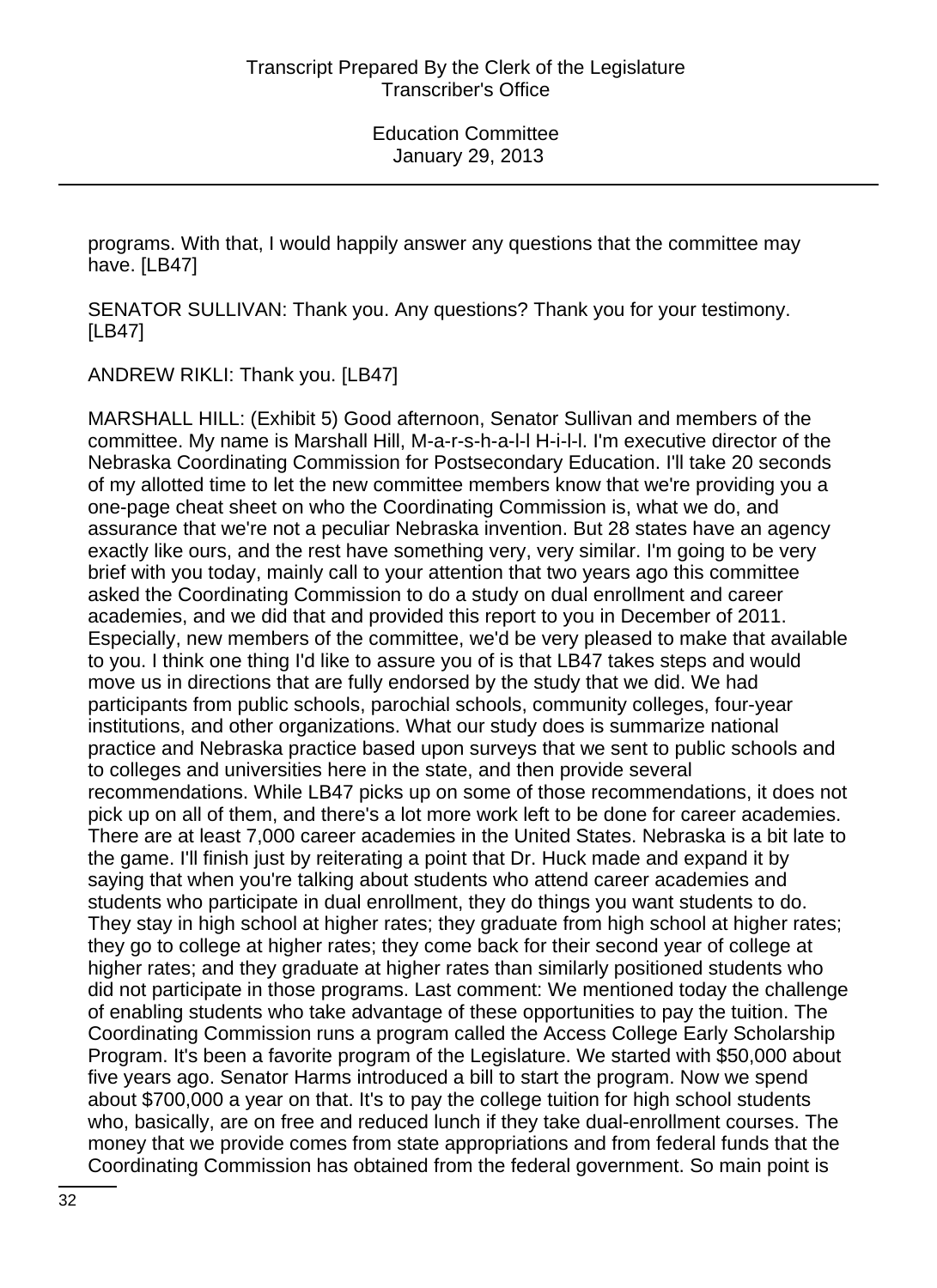programs. With that, I would happily answer any questions that the committee may have. [LB47]

SENATOR SULLIVAN: Thank you. Any questions? Thank you for your testimony. [LB47]

ANDREW RIKLI: Thank you. [LB47]

MARSHALL HILL: (Exhibit 5) Good afternoon, Senator Sullivan and members of the committee. My name is Marshall Hill, M-a-r-s-h-a-l-l H-i-l-l. I'm executive director of the Nebraska Coordinating Commission for Postsecondary Education. I'll take 20 seconds of my allotted time to let the new committee members know that we're providing you a one-page cheat sheet on who the Coordinating Commission is, what we do, and assurance that we're not a peculiar Nebraska invention. But 28 states have an agency exactly like ours, and the rest have something very, very similar. I'm going to be very brief with you today, mainly call to your attention that two years ago this committee asked the Coordinating Commission to do a study on dual enrollment and career academies, and we did that and provided this report to you in December of 2011. Especially, new members of the committee, we'd be very pleased to make that available to you. I think one thing I'd like to assure you of is that LB47 takes steps and would move us in directions that are fully endorsed by the study that we did. We had participants from public schools, parochial schools, community colleges, four-year institutions, and other organizations. What our study does is summarize national practice and Nebraska practice based upon surveys that we sent to public schools and to colleges and universities here in the state, and then provide several recommendations. While LB47 picks up on some of those recommendations, it does not pick up on all of them, and there's a lot more work left to be done for career academies. There are at least 7,000 career academies in the United States. Nebraska is a bit late to the game. I'll finish just by reiterating a point that Dr. Huck made and expand it by saying that when you're talking about students who attend career academies and students who participate in dual enrollment, they do things you want students to do. They stay in high school at higher rates; they graduate from high school at higher rates; they go to college at higher rates; they come back for their second year of college at higher rates; and they graduate at higher rates than similarly positioned students who did not participate in those programs. Last comment: We mentioned today the challenge of enabling students who take advantage of these opportunities to pay the tuition. The Coordinating Commission runs a program called the Access College Early Scholarship Program. It's been a favorite program of the Legislature. We started with $50,000 about five years ago. Senator Harms introduced a bill to start the program. Now we spend about $700,000 a year on that. It's to pay the college tuition for high school students who, basically, are on free and reduced lunch if they take dual-enrollment courses. The money that we provide comes from state appropriations and from federal funds that the Coordinating Commission has obtained from the federal government. So main point is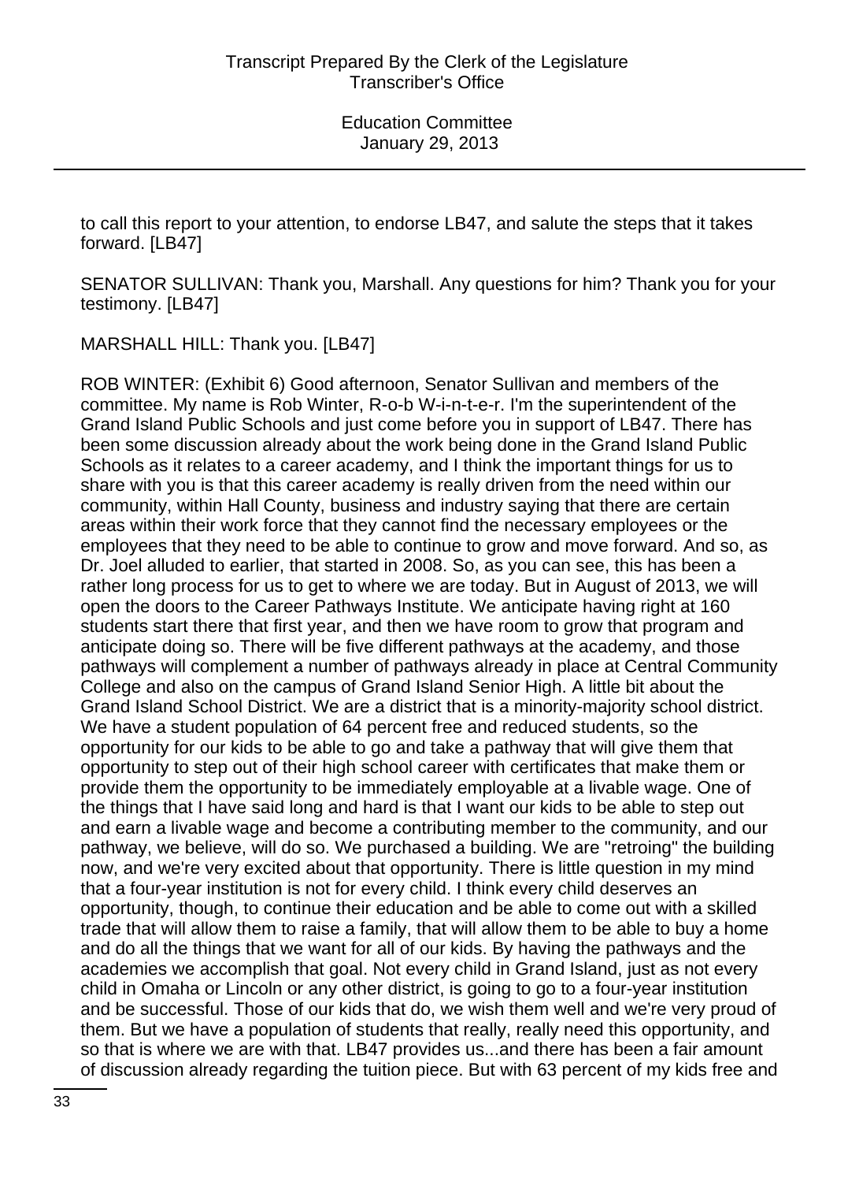to call this report to your attention, to endorse LB47, and salute the steps that it takes forward. [LB47]

SENATOR SULLIVAN: Thank you, Marshall. Any questions for him? Thank you for your testimony. [LB47]

MARSHALL HILL: Thank you. [LB47]

ROB WINTER: (Exhibit 6) Good afternoon, Senator Sullivan and members of the committee. My name is Rob Winter, R-o-b W-i-n-t-e-r. I'm the superintendent of the Grand Island Public Schools and just come before you in support of LB47. There has been some discussion already about the work being done in the Grand Island Public Schools as it relates to a career academy, and I think the important things for us to share with you is that this career academy is really driven from the need within our community, within Hall County, business and industry saying that there are certain areas within their work force that they cannot find the necessary employees or the employees that they need to be able to continue to grow and move forward. And so, as Dr. Joel alluded to earlier, that started in 2008. So, as you can see, this has been a rather long process for us to get to where we are today. But in August of 2013, we will open the doors to the Career Pathways Institute. We anticipate having right at 160 students start there that first year, and then we have room to grow that program and anticipate doing so. There will be five different pathways at the academy, and those pathways will complement a number of pathways already in place at Central Community College and also on the campus of Grand Island Senior High. A little bit about the Grand Island School District. We are a district that is a minority-majority school district. We have a student population of 64 percent free and reduced students, so the opportunity for our kids to be able to go and take a pathway that will give them that opportunity to step out of their high school career with certificates that make them or provide them the opportunity to be immediately employable at a livable wage. One of the things that I have said long and hard is that I want our kids to be able to step out and earn a livable wage and become a contributing member to the community, and our pathway, we believe, will do so. We purchased a building. We are "retroing" the building now, and we're very excited about that opportunity. There is little question in my mind that a four-year institution is not for every child. I think every child deserves an opportunity, though, to continue their education and be able to come out with a skilled trade that will allow them to raise a family, that will allow them to be able to buy a home and do all the things that we want for all of our kids. By having the pathways and the academies we accomplish that goal. Not every child in Grand Island, just as not every child in Omaha or Lincoln or any other district, is going to go to a four-year institution and be successful. Those of our kids that do, we wish them well and we're very proud of them. But we have a population of students that really, really need this opportunity, and so that is where we are with that. LB47 provides us...and there has been a fair amount of discussion already regarding the tuition piece. But with 63 percent of my kids free and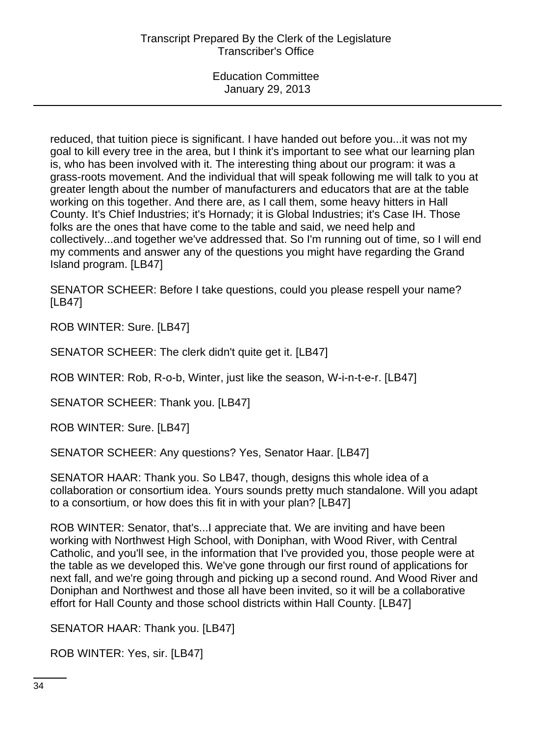reduced, that tuition piece is significant. I have handed out before you...it was not my goal to kill every tree in the area, but I think it's important to see what our learning plan is, who has been involved with it. The interesting thing about our program: it was a grass-roots movement. And the individual that will speak following me will talk to you at greater length about the number of manufacturers and educators that are at the table working on this together. And there are, as I call them, some heavy hitters in Hall County. It's Chief Industries; it's Hornady; it is Global Industries; it's Case IH. Those folks are the ones that have come to the table and said, we need help and collectively...and together we've addressed that. So I'm running out of time, so I will end my comments and answer any of the questions you might have regarding the Grand Island program. [LB47]

SENATOR SCHEER: Before I take questions, could you please respell your name? [LB47]

ROB WINTER: Sure. [LB47]

SENATOR SCHEER: The clerk didn't quite get it. [LB47]

ROB WINTER: Rob, R-o-b, Winter, just like the season, W-i-n-t-e-r. [LB47]

SENATOR SCHEER: Thank you. [LB47]

ROB WINTER: Sure. [LB47]

SENATOR SCHEER: Any questions? Yes, Senator Haar. [LB47]

SENATOR HAAR: Thank you. So LB47, though, designs this whole idea of a collaboration or consortium idea. Yours sounds pretty much standalone. Will you adapt to a consortium, or how does this fit in with your plan? [LB47]

ROB WINTER: Senator, that's...I appreciate that. We are inviting and have been working with Northwest High School, with Doniphan, with Wood River, with Central Catholic, and you'll see, in the information that I've provided you, those people were at the table as we developed this. We've gone through our first round of applications for next fall, and we're going through and picking up a second round. And Wood River and Doniphan and Northwest and those all have been invited, so it will be a collaborative effort for Hall County and those school districts within Hall County. [LB47]

SENATOR HAAR: Thank you. [LB47]

ROB WINTER: Yes, sir. [LB47]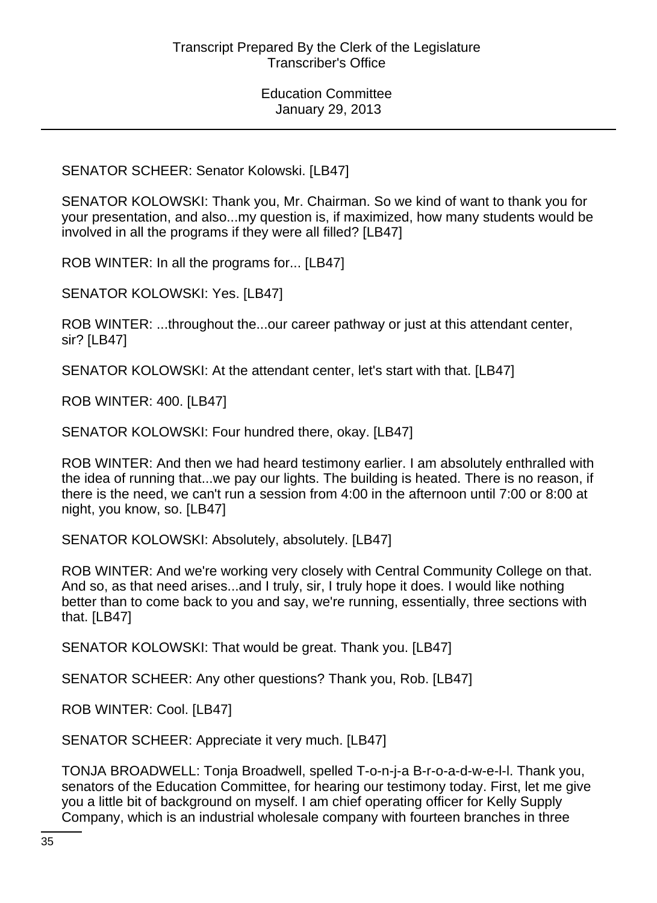SENATOR SCHEER: Senator Kolowski. [LB47]

SENATOR KOLOWSKI: Thank you, Mr. Chairman. So we kind of want to thank you for your presentation, and also...my question is, if maximized, how many students would be involved in all the programs if they were all filled? [LB47]

ROB WINTER: In all the programs for... [LB47]

SENATOR KOLOWSKI: Yes. [LB47]

ROB WINTER: ...throughout the...our career pathway or just at this attendant center, sir? [LB47]

SENATOR KOLOWSKI: At the attendant center, let's start with that. [LB47]

ROB WINTER: 400. [LB47]

SENATOR KOLOWSKI: Four hundred there, okay. [LB47]

ROB WINTER: And then we had heard testimony earlier. I am absolutely enthralled with the idea of running that...we pay our lights. The building is heated. There is no reason, if there is the need, we can't run a session from 4:00 in the afternoon until 7:00 or 8:00 at night, you know, so. [LB47]

SENATOR KOLOWSKI: Absolutely, absolutely. [LB47]

ROB WINTER: And we're working very closely with Central Community College on that. And so, as that need arises...and I truly, sir, I truly hope it does. I would like nothing better than to come back to you and say, we're running, essentially, three sections with that. [LB47]

SENATOR KOLOWSKI: That would be great. Thank you. [LB47]

SENATOR SCHEER: Any other questions? Thank you, Rob. [LB47]

ROB WINTER: Cool. [LB47]

SENATOR SCHEER: Appreciate it very much. [LB47]

TONJA BROADWELL: Tonja Broadwell, spelled T-o-n-j-a B-r-o-a-d-w-e-l-l. Thank you, senators of the Education Committee, for hearing our testimony today. First, let me give you a little bit of background on myself. I am chief operating officer for Kelly Supply Company, which is an industrial wholesale company with fourteen branches in three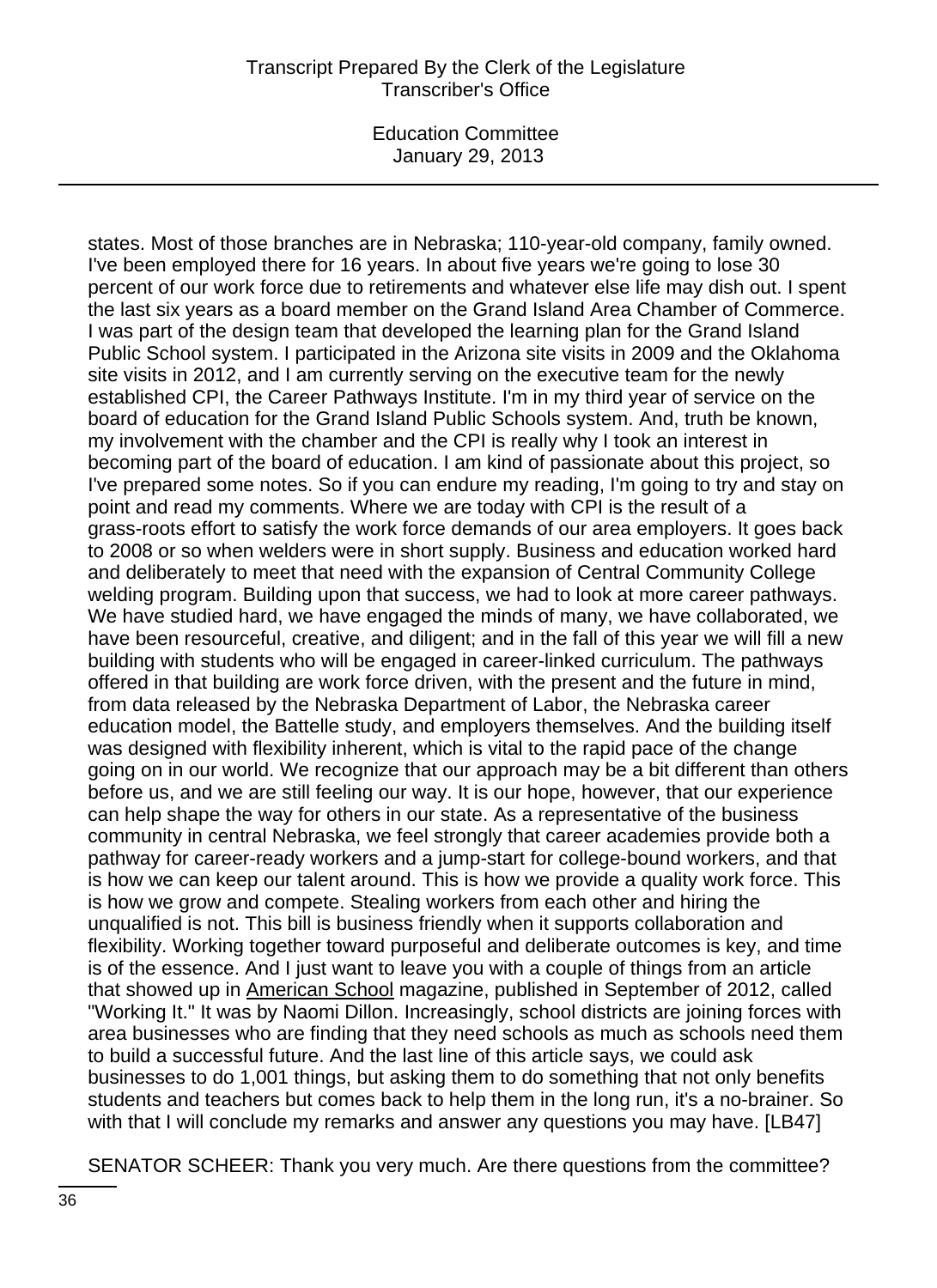states. Most of those branches are in Nebraska; 110-year-old company, family owned. I've been employed there for 16 years. In about five years we're going to lose 30 percent of our work force due to retirements and whatever else life may dish out. I spent the last six years as a board member on the Grand Island Area Chamber of Commerce. I was part of the design team that developed the learning plan for the Grand Island Public School system. I participated in the Arizona site visits in 2009 and the Oklahoma site visits in 2012, and I am currently serving on the executive team for the newly established CPI, the Career Pathways Institute. I'm in my third year of service on the board of education for the Grand Island Public Schools system. And, truth be known, my involvement with the chamber and the CPI is really why I took an interest in becoming part of the board of education. I am kind of passionate about this project, so I've prepared some notes. So if you can endure my reading, I'm going to try and stay on point and read my comments. Where we are today with CPI is the result of a grass-roots effort to satisfy the work force demands of our area employers. It goes back to 2008 or so when welders were in short supply. Business and education worked hard and deliberately to meet that need with the expansion of Central Community College welding program. Building upon that success, we had to look at more career pathways. We have studied hard, we have engaged the minds of many, we have collaborated, we have been resourceful, creative, and diligent; and in the fall of this year we will fill a new building with students who will be engaged in career-linked curriculum. The pathways offered in that building are work force driven, with the present and the future in mind, from data released by the Nebraska Department of Labor, the Nebraska career education model, the Battelle study, and employers themselves. And the building itself was designed with flexibility inherent, which is vital to the rapid pace of the change going on in our world. We recognize that our approach may be a bit different than others before us, and we are still feeling our way. It is our hope, however, that our experience can help shape the way for others in our state. As a representative of the business community in central Nebraska, we feel strongly that career academies provide both a pathway for career-ready workers and a jump-start for college-bound workers, and that is how we can keep our talent around. This is how we provide a quality work force. This is how we grow and compete. Stealing workers from each other and hiring the unqualified is not. This bill is business friendly when it supports collaboration and flexibility. Working together toward purposeful and deliberate outcomes is key, and time is of the essence. And I just want to leave you with a couple of things from an article that showed up in American School magazine, published in September of 2012, called "Working It." It was by Naomi Dillon. Increasingly, school districts are joining forces with area businesses who are finding that they need schools as much as schools need them to build a successful future. And the last line of this article says, we could ask businesses to do 1,001 things, but asking them to do something that not only benefits students and teachers but comes back to help them in the long run, it's a no-brainer. So with that I will conclude my remarks and answer any questions you may have. [LB47]

SENATOR SCHEER: Thank you very much. Are there questions from the committee?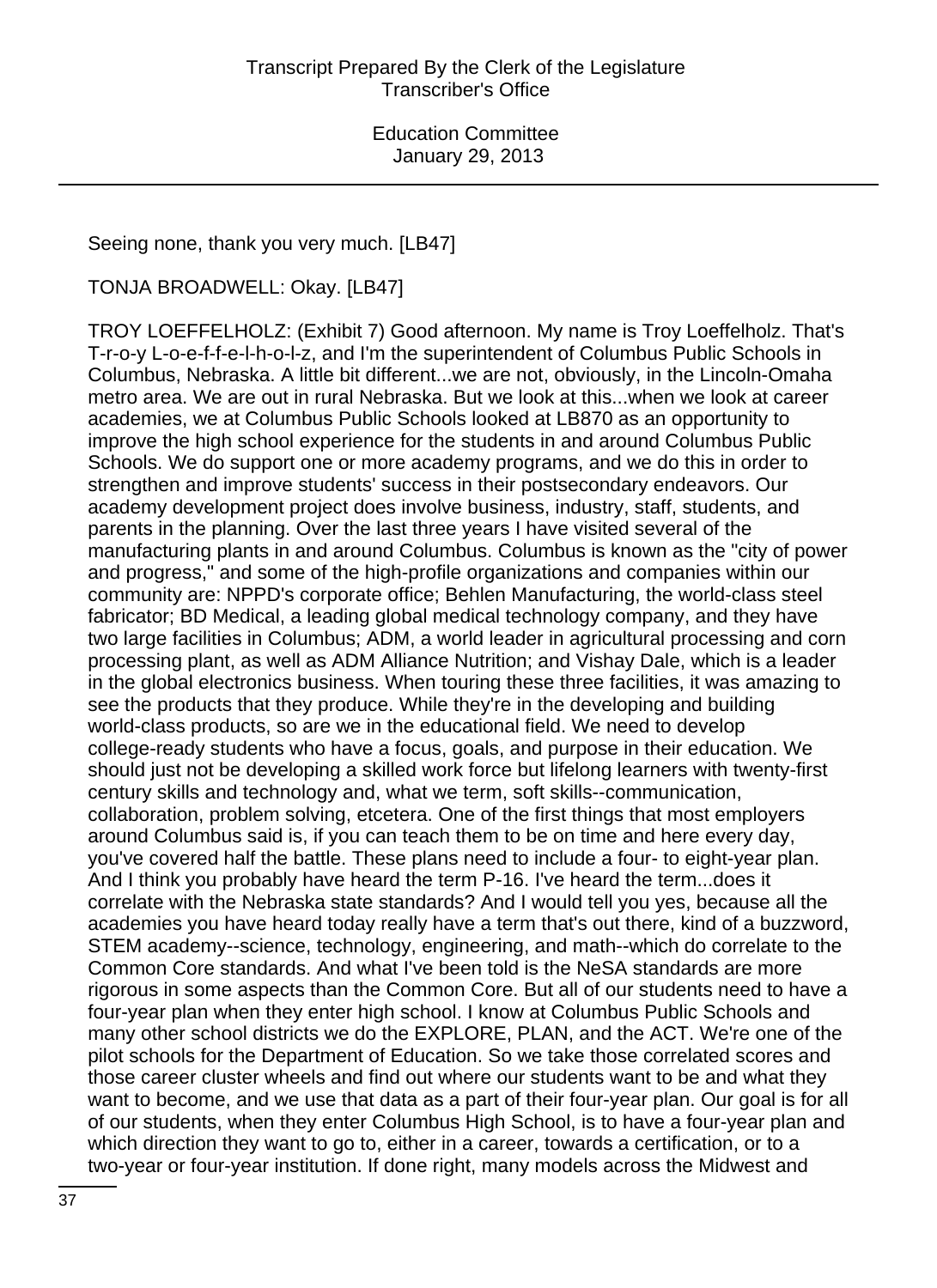Seeing none, thank you very much. [LB47]

TONJA BROADWELL: Okay. [LB47]

TROY LOEFFELHOLZ: (Exhibit 7) Good afternoon. My name is Troy Loeffelholz. That's T-r-o-y L-o-e-f-f-e-l-h-o-l-z, and I'm the superintendent of Columbus Public Schools in Columbus, Nebraska. A little bit different...we are not, obviously, in the Lincoln-Omaha metro area. We are out in rural Nebraska. But we look at this...when we look at career academies, we at Columbus Public Schools looked at LB870 as an opportunity to improve the high school experience for the students in and around Columbus Public Schools. We do support one or more academy programs, and we do this in order to strengthen and improve students' success in their postsecondary endeavors. Our academy development project does involve business, industry, staff, students, and parents in the planning. Over the last three years I have visited several of the manufacturing plants in and around Columbus. Columbus is known as the "city of power and progress," and some of the high-profile organizations and companies within our community are: NPPD's corporate office; Behlen Manufacturing, the world-class steel fabricator; BD Medical, a leading global medical technology company, and they have two large facilities in Columbus; ADM, a world leader in agricultural processing and corn processing plant, as well as ADM Alliance Nutrition; and Vishay Dale, which is a leader in the global electronics business. When touring these three facilities, it was amazing to see the products that they produce. While they're in the developing and building world-class products, so are we in the educational field. We need to develop college-ready students who have a focus, goals, and purpose in their education. We should just not be developing a skilled work force but lifelong learners with twenty-first century skills and technology and, what we term, soft skills--communication, collaboration, problem solving, etcetera. One of the first things that most employers around Columbus said is, if you can teach them to be on time and here every day, you've covered half the battle. These plans need to include a four- to eight-year plan. And I think you probably have heard the term P-16. I've heard the term...does it correlate with the Nebraska state standards? And I would tell you yes, because all the academies you have heard today really have a term that's out there, kind of a buzzword, STEM academy--science, technology, engineering, and math--which do correlate to the Common Core standards. And what I've been told is the NeSA standards are more rigorous in some aspects than the Common Core. But all of our students need to have a four-year plan when they enter high school. I know at Columbus Public Schools and many other school districts we do the EXPLORE, PLAN, and the ACT. We're one of the pilot schools for the Department of Education. So we take those correlated scores and those career cluster wheels and find out where our students want to be and what they want to become, and we use that data as a part of their four-year plan. Our goal is for all of our students, when they enter Columbus High School, is to have a four-year plan and which direction they want to go to, either in a career, towards a certification, or to a two-year or four-year institution. If done right, many models across the Midwest and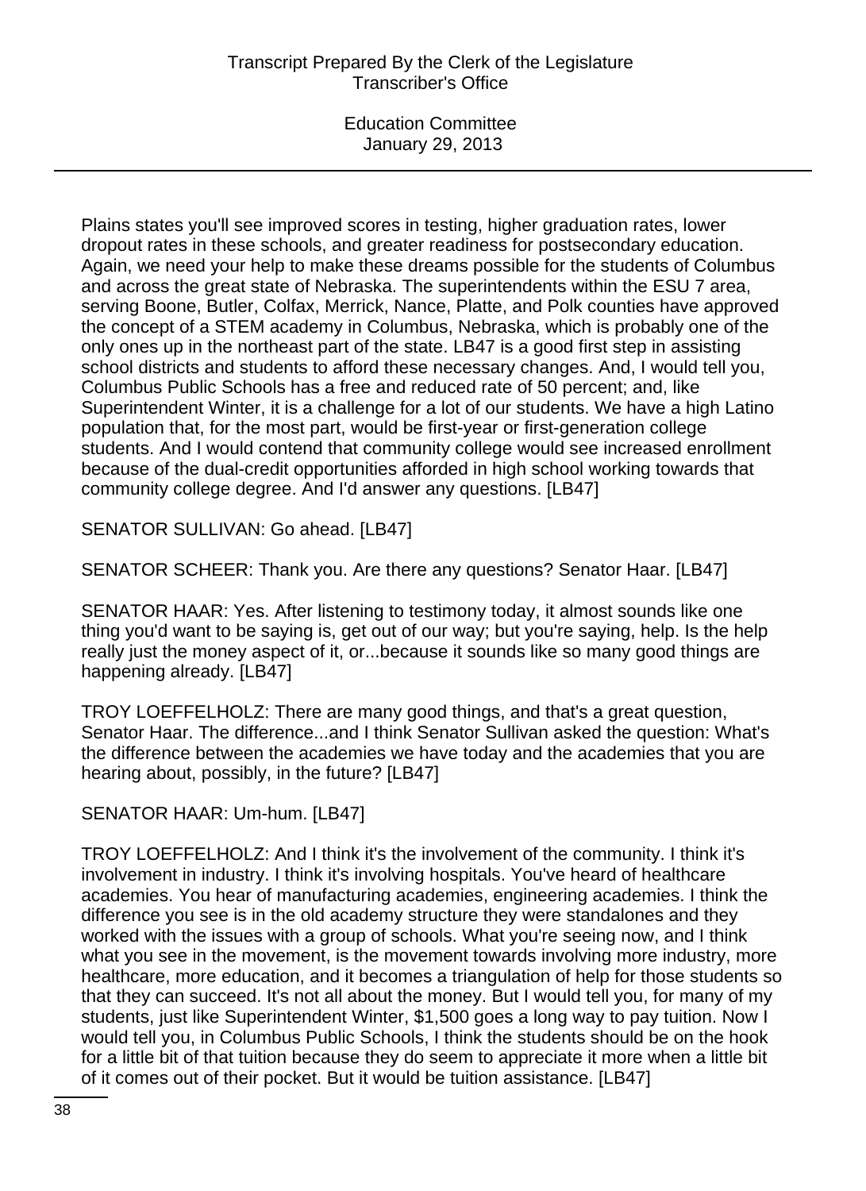Plains states you'll see improved scores in testing, higher graduation rates, lower dropout rates in these schools, and greater readiness for postsecondary education. Again, we need your help to make these dreams possible for the students of Columbus and across the great state of Nebraska. The superintendents within the ESU 7 area, serving Boone, Butler, Colfax, Merrick, Nance, Platte, and Polk counties have approved the concept of a STEM academy in Columbus, Nebraska, which is probably one of the only ones up in the northeast part of the state. LB47 is a good first step in assisting school districts and students to afford these necessary changes. And, I would tell you, Columbus Public Schools has a free and reduced rate of 50 percent; and, like Superintendent Winter, it is a challenge for a lot of our students. We have a high Latino population that, for the most part, would be first-year or first-generation college students. And I would contend that community college would see increased enrollment because of the dual-credit opportunities afforded in high school working towards that community college degree. And I'd answer any questions. [LB47]

SENATOR SULLIVAN: Go ahead. [LB47]

SENATOR SCHEER: Thank you. Are there any questions? Senator Haar. [LB47]

SENATOR HAAR: Yes. After listening to testimony today, it almost sounds like one thing you'd want to be saying is, get out of our way; but you're saying, help. Is the help really just the money aspect of it, or...because it sounds like so many good things are happening already. [LB47]

TROY LOEFFELHOLZ: There are many good things, and that's a great question, Senator Haar. The difference...and I think Senator Sullivan asked the question: What's the difference between the academies we have today and the academies that you are hearing about, possibly, in the future? [LB47]

SENATOR HAAR: Um-hum. [LB47]

TROY LOEFFELHOLZ: And I think it's the involvement of the community. I think it's involvement in industry. I think it's involving hospitals. You've heard of healthcare academies. You hear of manufacturing academies, engineering academies. I think the difference you see is in the old academy structure they were standalones and they worked with the issues with a group of schools. What you're seeing now, and I think what you see in the movement, is the movement towards involving more industry, more healthcare, more education, and it becomes a triangulation of help for those students so that they can succeed. It's not all about the money. But I would tell you, for many of my students, just like Superintendent Winter, $1,500 goes a long way to pay tuition. Now I would tell you, in Columbus Public Schools, I think the students should be on the hook for a little bit of that tuition because they do seem to appreciate it more when a little bit of it comes out of their pocket. But it would be tuition assistance. [LB47]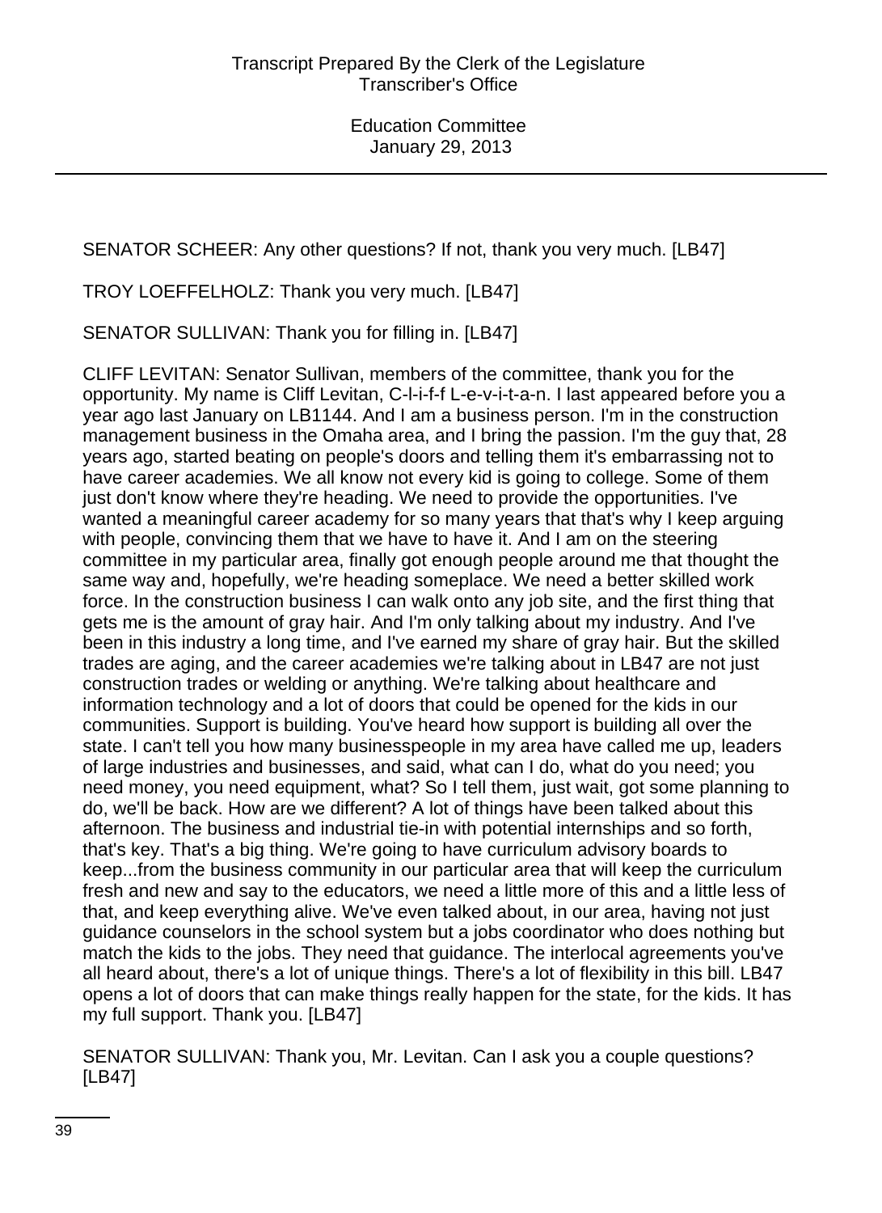SENATOR SCHEER: Any other questions? If not, thank you very much. [LB47]

TROY LOEFFELHOLZ: Thank you very much. [LB47]

SENATOR SULLIVAN: Thank you for filling in. [LB47]

CLIFF LEVITAN: Senator Sullivan, members of the committee, thank you for the opportunity. My name is Cliff Levitan, C-l-i-f-f L-e-v-i-t-a-n. I last appeared before you a year ago last January on LB1144. And I am a business person. I'm in the construction management business in the Omaha area, and I bring the passion. I'm the guy that, 28 years ago, started beating on people's doors and telling them it's embarrassing not to have career academies. We all know not every kid is going to college. Some of them just don't know where they're heading. We need to provide the opportunities. I've wanted a meaningful career academy for so many years that that's why I keep arguing with people, convincing them that we have to have it. And I am on the steering committee in my particular area, finally got enough people around me that thought the same way and, hopefully, we're heading someplace. We need a better skilled work force. In the construction business I can walk onto any job site, and the first thing that gets me is the amount of gray hair. And I'm only talking about my industry. And I've been in this industry a long time, and I've earned my share of gray hair. But the skilled trades are aging, and the career academies we're talking about in LB47 are not just construction trades or welding or anything. We're talking about healthcare and information technology and a lot of doors that could be opened for the kids in our communities. Support is building. You've heard how support is building all over the state. I can't tell you how many businesspeople in my area have called me up, leaders of large industries and businesses, and said, what can I do, what do you need; you need money, you need equipment, what? So I tell them, just wait, got some planning to do, we'll be back. How are we different? A lot of things have been talked about this afternoon. The business and industrial tie-in with potential internships and so forth, that's key. That's a big thing. We're going to have curriculum advisory boards to keep...from the business community in our particular area that will keep the curriculum fresh and new and say to the educators, we need a little more of this and a little less of that, and keep everything alive. We've even talked about, in our area, having not just guidance counselors in the school system but a jobs coordinator who does nothing but match the kids to the jobs. They need that guidance. The interlocal agreements you've all heard about, there's a lot of unique things. There's a lot of flexibility in this bill. LB47 opens a lot of doors that can make things really happen for the state, for the kids. It has my full support. Thank you. [LB47]

SENATOR SULLIVAN: Thank you, Mr. Levitan. Can I ask you a couple questions? [LB47]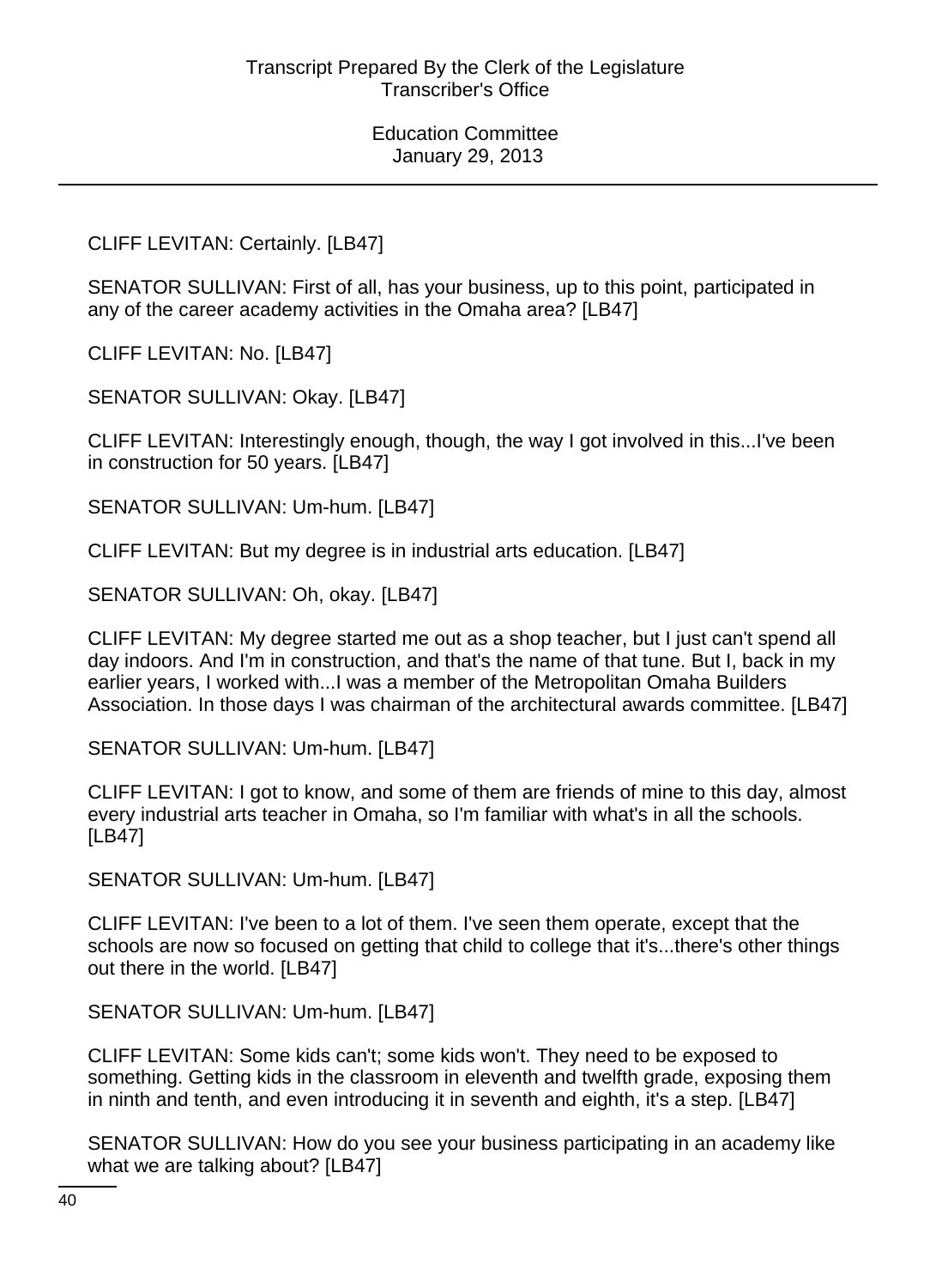CLIFF LEVITAN: Certainly. [LB47]

SENATOR SULLIVAN: First of all, has your business, up to this point, participated in any of the career academy activities in the Omaha area? [LB47]

CLIFF LEVITAN: No. [LB47]

SENATOR SULLIVAN: Okay. [LB47]

CLIFF LEVITAN: Interestingly enough, though, the way I got involved in this...I've been in construction for 50 years. [LB47]

SENATOR SULLIVAN: Um-hum. [LB47]

CLIFF LEVITAN: But my degree is in industrial arts education. [LB47]

SENATOR SULLIVAN: Oh, okay. [LB47]

CLIFF LEVITAN: My degree started me out as a shop teacher, but I just can't spend all day indoors. And I'm in construction, and that's the name of that tune. But I, back in my earlier years, I worked with...I was a member of the Metropolitan Omaha Builders Association. In those days I was chairman of the architectural awards committee. [LB47]

SENATOR SULLIVAN: Um-hum. [LB47]

CLIFF LEVITAN: I got to know, and some of them are friends of mine to this day, almost every industrial arts teacher in Omaha, so I'm familiar with what's in all the schools. [LB47]

SENATOR SULLIVAN: Um-hum. [LB47]

CLIFF LEVITAN: I've been to a lot of them. I've seen them operate, except that the schools are now so focused on getting that child to college that it's...there's other things out there in the world. [LB47]

SENATOR SULLIVAN: Um-hum. [LB47]

CLIFF LEVITAN: Some kids can't; some kids won't. They need to be exposed to something. Getting kids in the classroom in eleventh and twelfth grade, exposing them in ninth and tenth, and even introducing it in seventh and eighth, it's a step. [LB47]

SENATOR SULLIVAN: How do you see your business participating in an academy like what we are talking about? [LB47]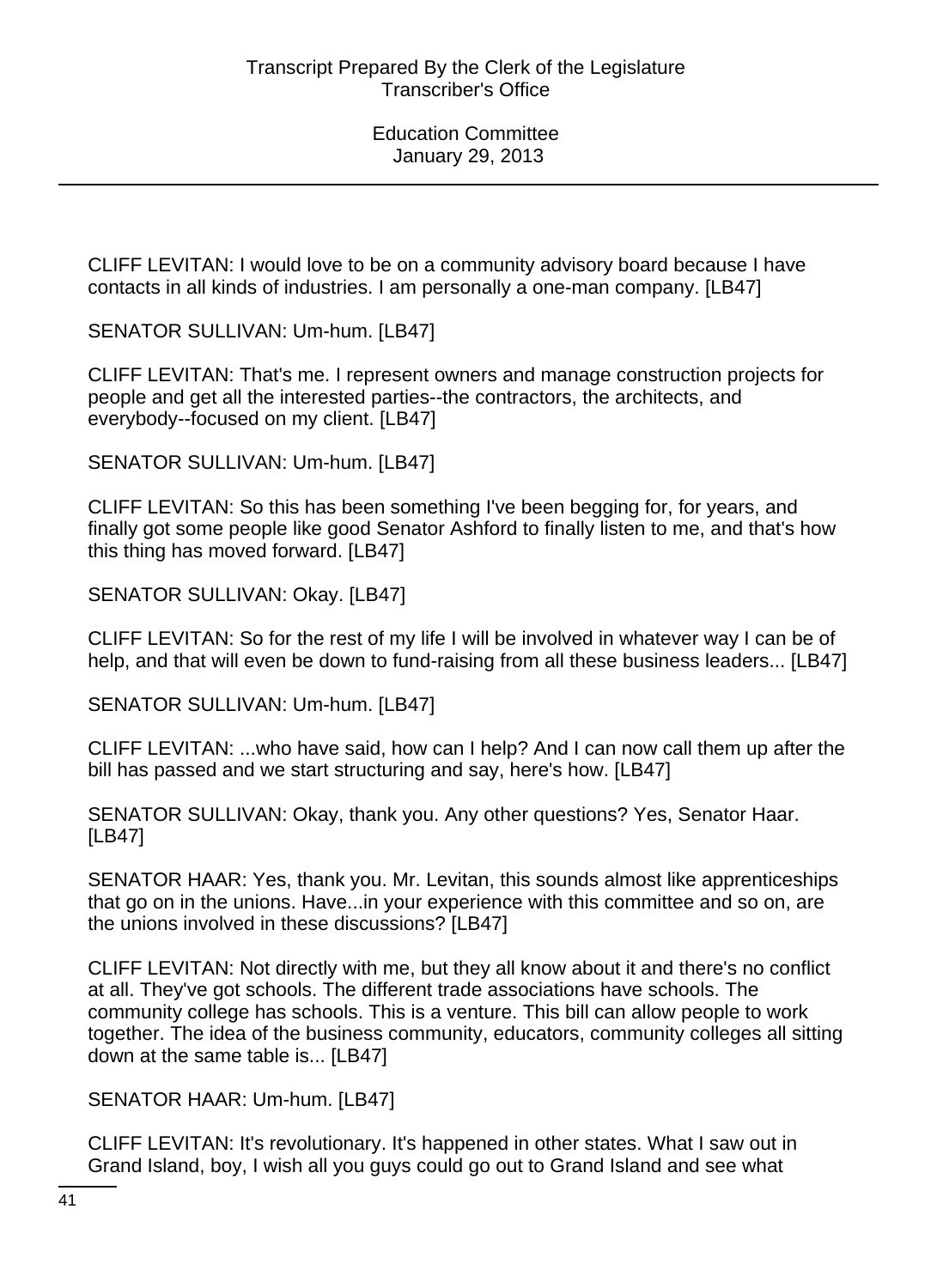CLIFF LEVITAN: I would love to be on a community advisory board because I have contacts in all kinds of industries. I am personally a one-man company. [LB47]

SENATOR SULLIVAN: Um-hum. [LB47]

CLIFF LEVITAN: That's me. I represent owners and manage construction projects for people and get all the interested parties--the contractors, the architects, and everybody--focused on my client. [LB47]

SENATOR SULLIVAN: Um-hum. [LB47]

CLIFF LEVITAN: So this has been something I've been begging for, for years, and finally got some people like good Senator Ashford to finally listen to me, and that's how this thing has moved forward. [LB47]

SENATOR SULLIVAN: Okay. [LB47]

CLIFF LEVITAN: So for the rest of my life I will be involved in whatever way I can be of help, and that will even be down to fund-raising from all these business leaders... [LB47]

SENATOR SULLIVAN: Um-hum. [LB47]

CLIFF LEVITAN: ...who have said, how can I help? And I can now call them up after the bill has passed and we start structuring and say, here's how. [LB47]

SENATOR SULLIVAN: Okay, thank you. Any other questions? Yes, Senator Haar. [LB47]

SENATOR HAAR: Yes, thank you. Mr. Levitan, this sounds almost like apprenticeships that go on in the unions. Have...in your experience with this committee and so on, are the unions involved in these discussions? [LB47]

CLIFF LEVITAN: Not directly with me, but they all know about it and there's no conflict at all. They've got schools. The different trade associations have schools. The community college has schools. This is a venture. This bill can allow people to work together. The idea of the business community, educators, community colleges all sitting down at the same table is... [LB47]

SENATOR HAAR: Um-hum. [LB47]

CLIFF LEVITAN: It's revolutionary. It's happened in other states. What I saw out in Grand Island, boy, I wish all you guys could go out to Grand Island and see what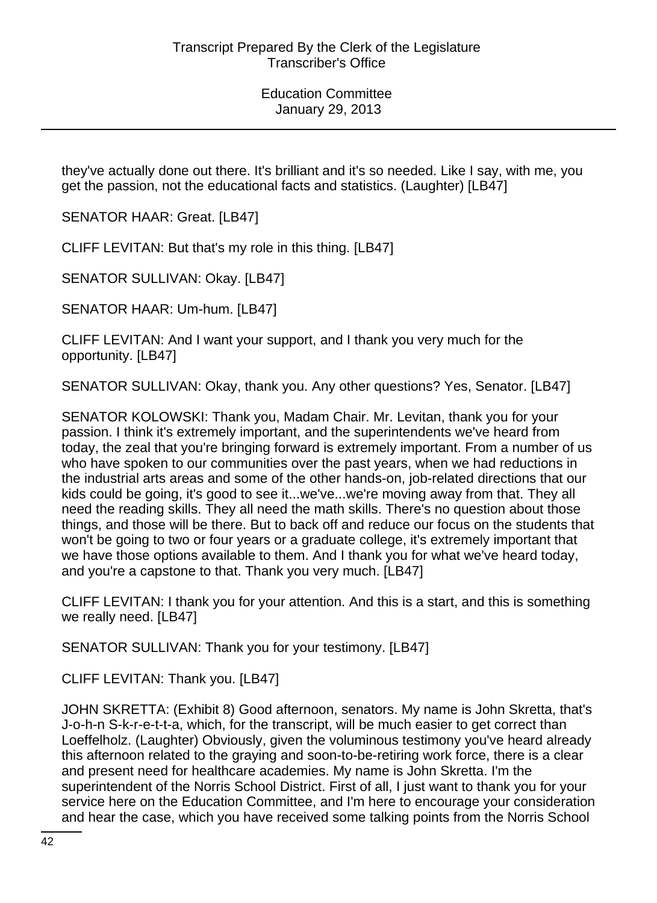they've actually done out there. It's brilliant and it's so needed. Like I say, with me, you get the passion, not the educational facts and statistics. (Laughter) [LB47]

SENATOR HAAR: Great. [LB47]

CLIFF LEVITAN: But that's my role in this thing. [LB47]

SENATOR SULLIVAN: Okay. [LB47]

SENATOR HAAR: Um-hum. [LB47]

CLIFF LEVITAN: And I want your support, and I thank you very much for the opportunity. [LB47]

SENATOR SULLIVAN: Okay, thank you. Any other questions? Yes, Senator. [LB47]

SENATOR KOLOWSKI: Thank you, Madam Chair. Mr. Levitan, thank you for your passion. I think it's extremely important, and the superintendents we've heard from today, the zeal that you're bringing forward is extremely important. From a number of us who have spoken to our communities over the past years, when we had reductions in the industrial arts areas and some of the other hands-on, job-related directions that our kids could be going, it's good to see it...we've...we're moving away from that. They all need the reading skills. They all need the math skills. There's no question about those things, and those will be there. But to back off and reduce our focus on the students that won't be going to two or four years or a graduate college, it's extremely important that we have those options available to them. And I thank you for what we've heard today, and you're a capstone to that. Thank you very much. [LB47]

CLIFF LEVITAN: I thank you for your attention. And this is a start, and this is something we really need. [LB47]

SENATOR SULLIVAN: Thank you for your testimony. [LB47]

CLIFF LEVITAN: Thank you. [LB47]

JOHN SKRETTA: (Exhibit 8) Good afternoon, senators. My name is John Skretta, that's J-o-h-n S-k-r-e-t-t-a, which, for the transcript, will be much easier to get correct than Loeffelholz. (Laughter) Obviously, given the voluminous testimony you've heard already this afternoon related to the graying and soon-to-be-retiring work force, there is a clear and present need for healthcare academies. My name is John Skretta. I'm the superintendent of the Norris School District. First of all, I just want to thank you for your service here on the Education Committee, and I'm here to encourage your consideration and hear the case, which you have received some talking points from the Norris School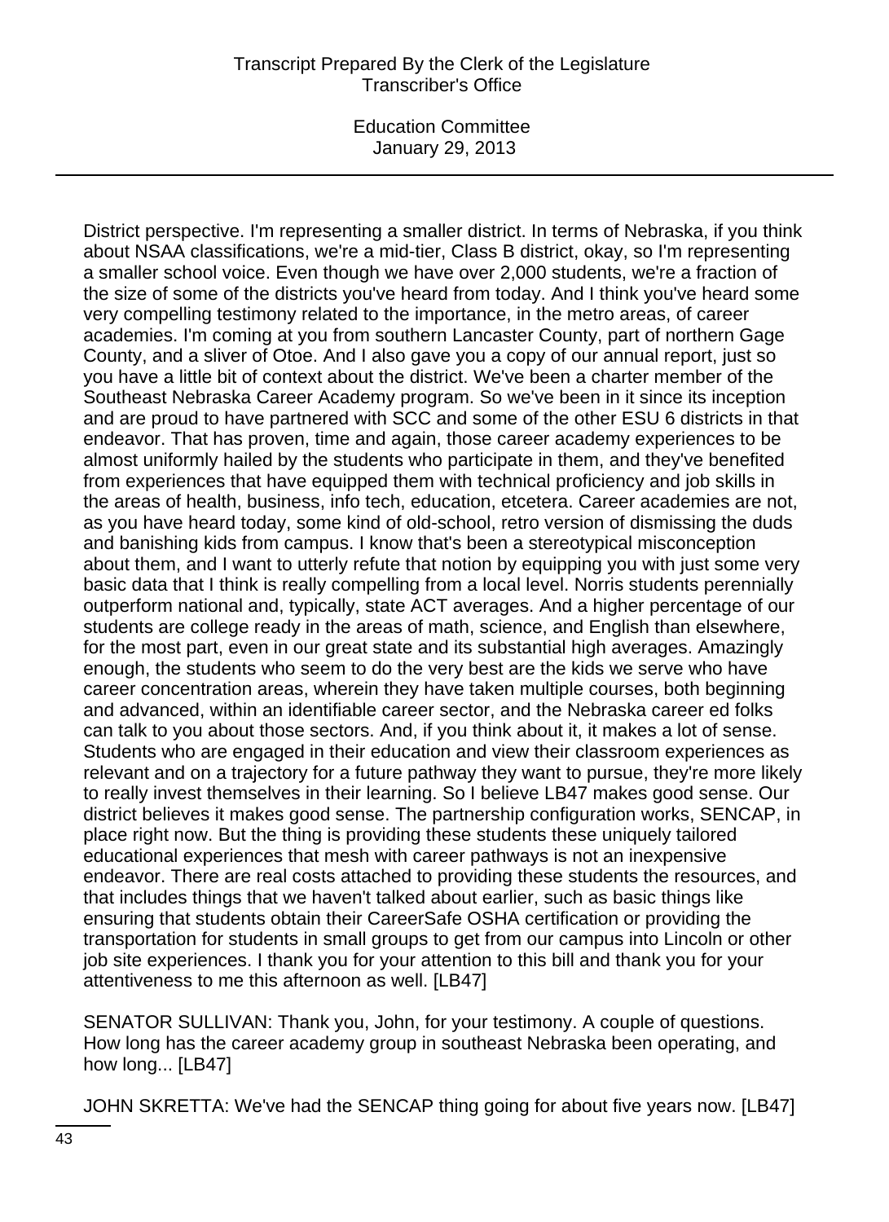District perspective. I'm representing a smaller district. In terms of Nebraska, if you think about NSAA classifications, we're a mid-tier, Class B district, okay, so I'm representing a smaller school voice. Even though we have over 2,000 students, we're a fraction of the size of some of the districts you've heard from today. And I think you've heard some very compelling testimony related to the importance, in the metro areas, of career academies. I'm coming at you from southern Lancaster County, part of northern Gage County, and a sliver of Otoe. And I also gave you a copy of our annual report, just so you have a little bit of context about the district. We've been a charter member of the Southeast Nebraska Career Academy program. So we've been in it since its inception and are proud to have partnered with SCC and some of the other ESU 6 districts in that endeavor. That has proven, time and again, those career academy experiences to be almost uniformly hailed by the students who participate in them, and they've benefited from experiences that have equipped them with technical proficiency and job skills in the areas of health, business, info tech, education, etcetera. Career academies are not, as you have heard today, some kind of old-school, retro version of dismissing the duds and banishing kids from campus. I know that's been a stereotypical misconception about them, and I want to utterly refute that notion by equipping you with just some very basic data that I think is really compelling from a local level. Norris students perennially outperform national and, typically, state ACT averages. And a higher percentage of our students are college ready in the areas of math, science, and English than elsewhere, for the most part, even in our great state and its substantial high averages. Amazingly enough, the students who seem to do the very best are the kids we serve who have career concentration areas, wherein they have taken multiple courses, both beginning and advanced, within an identifiable career sector, and the Nebraska career ed folks can talk to you about those sectors. And, if you think about it, it makes a lot of sense. Students who are engaged in their education and view their classroom experiences as relevant and on a trajectory for a future pathway they want to pursue, they're more likely to really invest themselves in their learning. So I believe LB47 makes good sense. Our district believes it makes good sense. The partnership configuration works, SENCAP, in place right now. But the thing is providing these students these uniquely tailored educational experiences that mesh with career pathways is not an inexpensive endeavor. There are real costs attached to providing these students the resources, and that includes things that we haven't talked about earlier, such as basic things like ensuring that students obtain their CareerSafe OSHA certification or providing the transportation for students in small groups to get from our campus into Lincoln or other job site experiences. I thank you for your attention to this bill and thank you for your attentiveness to me this afternoon as well. [LB47]

SENATOR SULLIVAN: Thank you, John, for your testimony. A couple of questions. How long has the career academy group in southeast Nebraska been operating, and how long... [LB47]

JOHN SKRETTA: We've had the SENCAP thing going for about five years now. [LB47]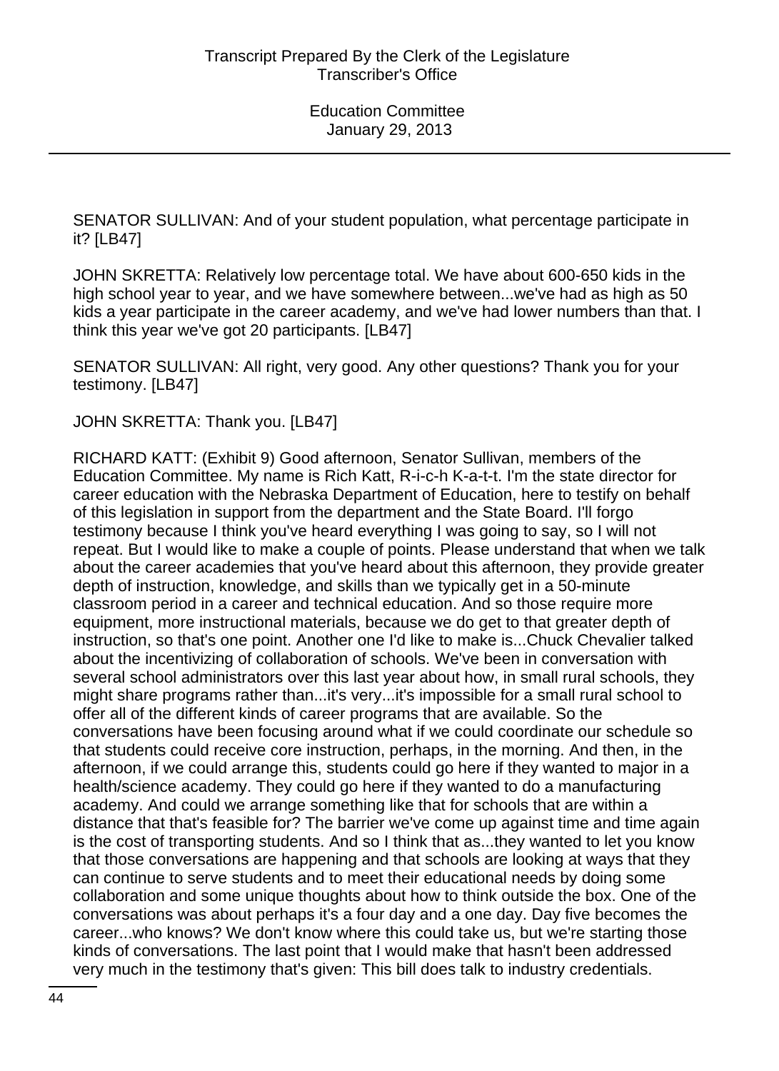SENATOR SULLIVAN: And of your student population, what percentage participate in it? [LB47]

JOHN SKRETTA: Relatively low percentage total. We have about 600-650 kids in the high school year to year, and we have somewhere between...we've had as high as 50 kids a year participate in the career academy, and we've had lower numbers than that. I think this year we've got 20 participants. [LB47]

SENATOR SULLIVAN: All right, very good. Any other questions? Thank you for your testimony. [LB47]

JOHN SKRETTA: Thank you. [LB47]

RICHARD KATT: (Exhibit 9) Good afternoon, Senator Sullivan, members of the Education Committee. My name is Rich Katt, R-i-c-h K-a-t-t. I'm the state director for career education with the Nebraska Department of Education, here to testify on behalf of this legislation in support from the department and the State Board. I'll forgo testimony because I think you've heard everything I was going to say, so I will not repeat. But I would like to make a couple of points. Please understand that when we talk about the career academies that you've heard about this afternoon, they provide greater depth of instruction, knowledge, and skills than we typically get in a 50-minute classroom period in a career and technical education. And so those require more equipment, more instructional materials, because we do get to that greater depth of instruction, so that's one point. Another one I'd like to make is...Chuck Chevalier talked about the incentivizing of collaboration of schools. We've been in conversation with several school administrators over this last year about how, in small rural schools, they might share programs rather than...it's very...it's impossible for a small rural school to offer all of the different kinds of career programs that are available. So the conversations have been focusing around what if we could coordinate our schedule so that students could receive core instruction, perhaps, in the morning. And then, in the afternoon, if we could arrange this, students could go here if they wanted to major in a health/science academy. They could go here if they wanted to do a manufacturing academy. And could we arrange something like that for schools that are within a distance that that's feasible for? The barrier we've come up against time and time again is the cost of transporting students. And so I think that as...they wanted to let you know that those conversations are happening and that schools are looking at ways that they can continue to serve students and to meet their educational needs by doing some collaboration and some unique thoughts about how to think outside the box. One of the conversations was about perhaps it's a four day and a one day. Day five becomes the career...who knows? We don't know where this could take us, but we're starting those kinds of conversations. The last point that I would make that hasn't been addressed very much in the testimony that's given: This bill does talk to industry credentials.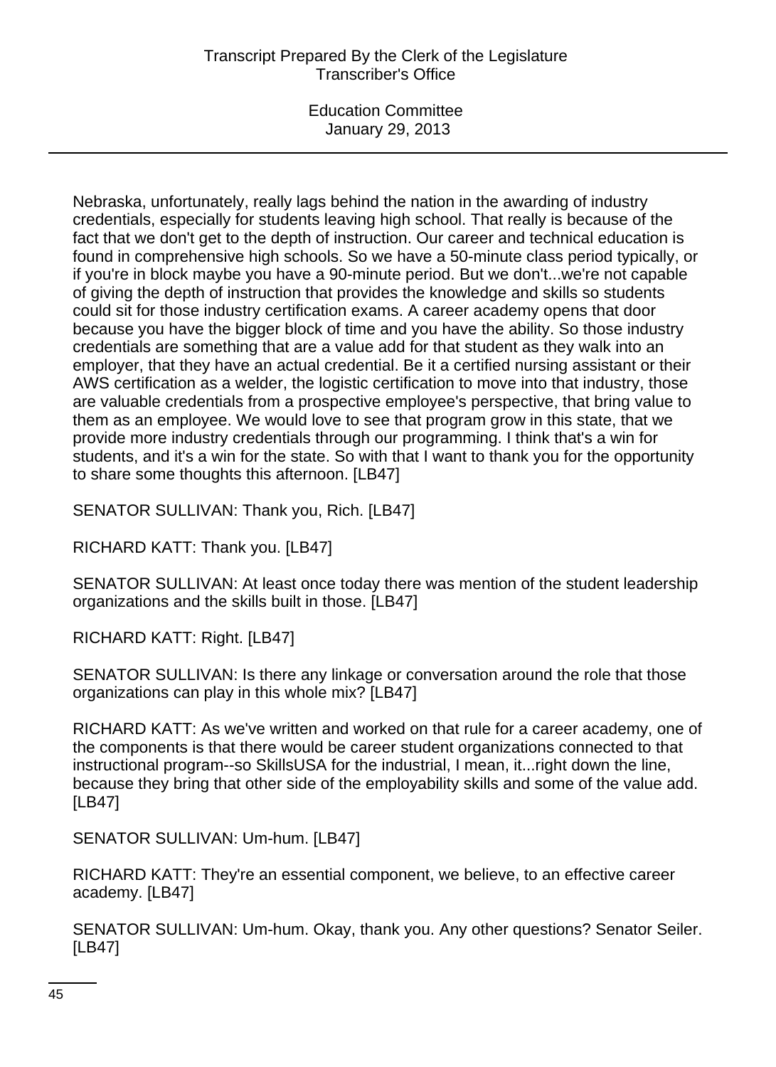Nebraska, unfortunately, really lags behind the nation in the awarding of industry credentials, especially for students leaving high school. That really is because of the fact that we don't get to the depth of instruction. Our career and technical education is found in comprehensive high schools. So we have a 50-minute class period typically, or if you're in block maybe you have a 90-minute period. But we don't...we're not capable of giving the depth of instruction that provides the knowledge and skills so students could sit for those industry certification exams. A career academy opens that door because you have the bigger block of time and you have the ability. So those industry credentials are something that are a value add for that student as they walk into an employer, that they have an actual credential. Be it a certified nursing assistant or their AWS certification as a welder, the logistic certification to move into that industry, those are valuable credentials from a prospective employee's perspective, that bring value to them as an employee. We would love to see that program grow in this state, that we provide more industry credentials through our programming. I think that's a win for students, and it's a win for the state. So with that I want to thank you for the opportunity to share some thoughts this afternoon. [LB47]

SENATOR SULLIVAN: Thank you, Rich. [LB47]

RICHARD KATT: Thank you. [LB47]

SENATOR SULLIVAN: At least once today there was mention of the student leadership organizations and the skills built in those. [LB47]

RICHARD KATT: Right. [LB47]

SENATOR SULLIVAN: Is there any linkage or conversation around the role that those organizations can play in this whole mix? [LB47]

RICHARD KATT: As we've written and worked on that rule for a career academy, one of the components is that there would be career student organizations connected to that instructional program--so SkillsUSA for the industrial, I mean, it...right down the line, because they bring that other side of the employability skills and some of the value add. [LB47]

SENATOR SULLIVAN: Um-hum. [LB47]

RICHARD KATT: They're an essential component, we believe, to an effective career academy. [LB47]

SENATOR SULLIVAN: Um-hum. Okay, thank you. Any other questions? Senator Seiler. [LB47]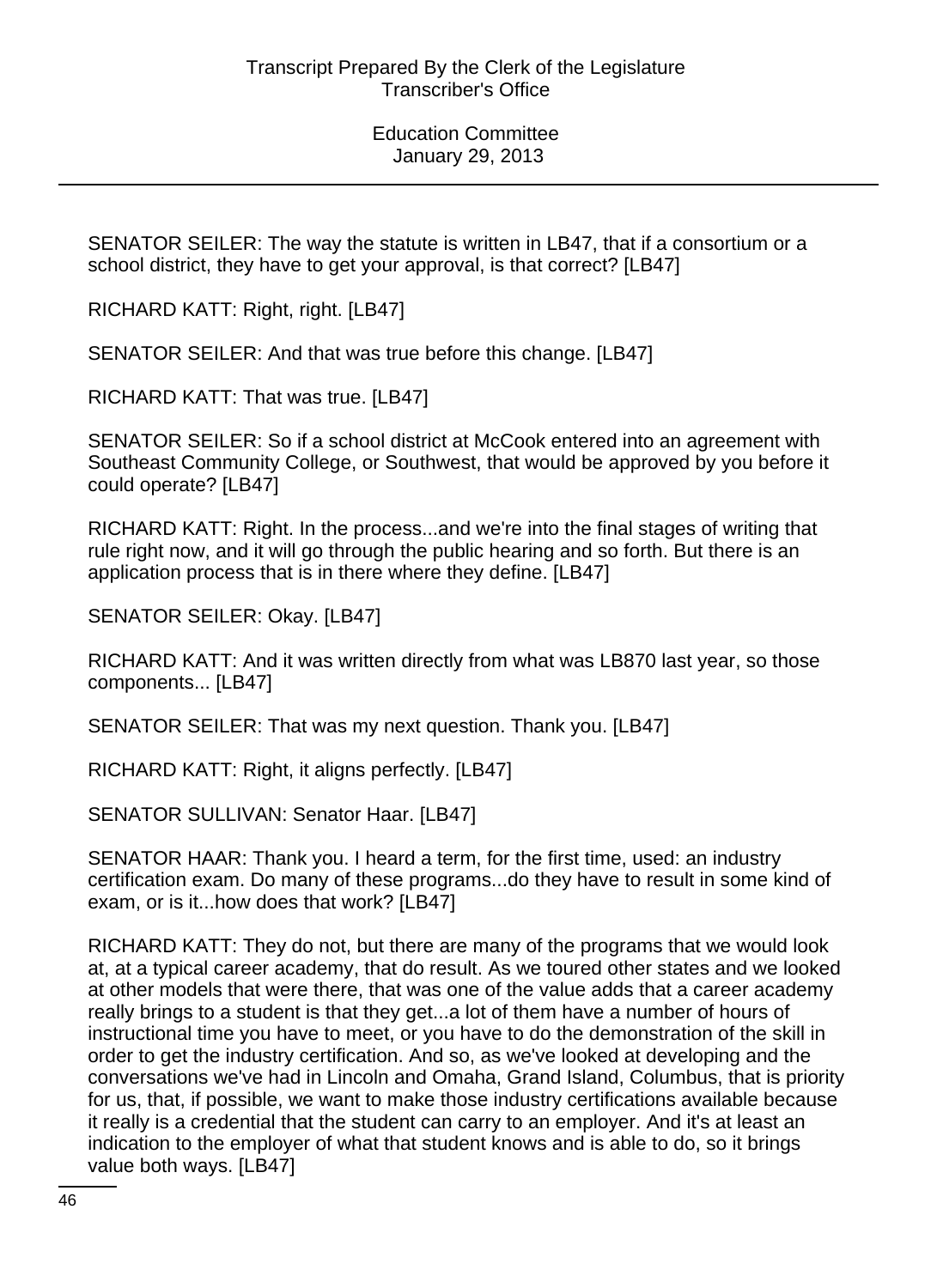SENATOR SEILER: The way the statute is written in LB47, that if a consortium or a school district, they have to get your approval, is that correct? [LB47]

RICHARD KATT: Right, right. [LB47]

SENATOR SEILER: And that was true before this change. [LB47]

RICHARD KATT: That was true. [LB47]

SENATOR SEILER: So if a school district at McCook entered into an agreement with Southeast Community College, or Southwest, that would be approved by you before it could operate? [LB47]

RICHARD KATT: Right. In the process...and we're into the final stages of writing that rule right now, and it will go through the public hearing and so forth. But there is an application process that is in there where they define. [LB47]

SENATOR SEILER: Okay. [LB47]

RICHARD KATT: And it was written directly from what was LB870 last year, so those components... [LB47]

SENATOR SEILER: That was my next question. Thank you. [LB47]

RICHARD KATT: Right, it aligns perfectly. [LB47]

SENATOR SULLIVAN: Senator Haar. [LB47]

SENATOR HAAR: Thank you. I heard a term, for the first time, used: an industry certification exam. Do many of these programs...do they have to result in some kind of exam, or is it...how does that work? [LB47]

RICHARD KATT: They do not, but there are many of the programs that we would look at, at a typical career academy, that do result. As we toured other states and we looked at other models that were there, that was one of the value adds that a career academy really brings to a student is that they get...a lot of them have a number of hours of instructional time you have to meet, or you have to do the demonstration of the skill in order to get the industry certification. And so, as we've looked at developing and the conversations we've had in Lincoln and Omaha, Grand Island, Columbus, that is priority for us, that, if possible, we want to make those industry certifications available because it really is a credential that the student can carry to an employer. And it's at least an indication to the employer of what that student knows and is able to do, so it brings value both ways. [LB47]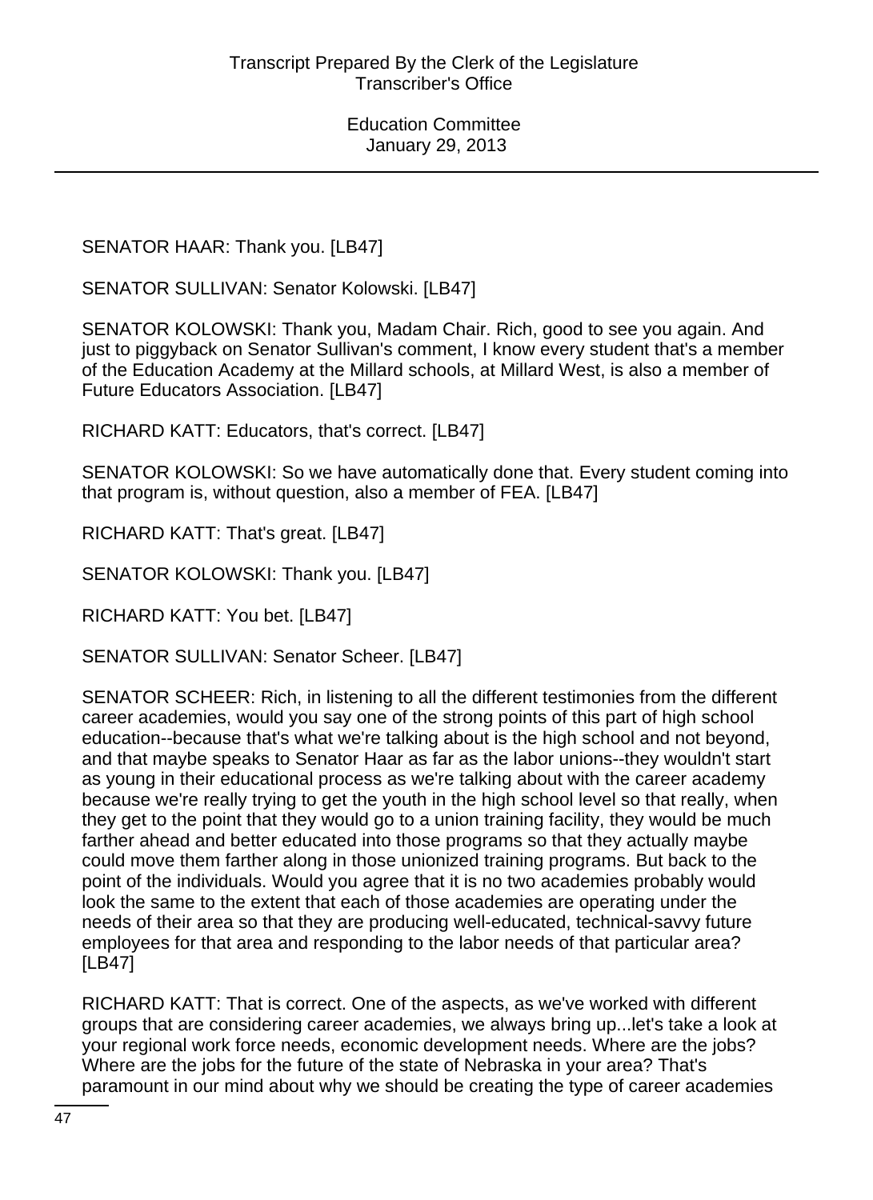SENATOR HAAR: Thank you. [LB47]

SENATOR SULLIVAN: Senator Kolowski. [LB47]

SENATOR KOLOWSKI: Thank you, Madam Chair. Rich, good to see you again. And just to piggyback on Senator Sullivan's comment, I know every student that's a member of the Education Academy at the Millard schools, at Millard West, is also a member of Future Educators Association. [LB47]

RICHARD KATT: Educators, that's correct. [LB47]

SENATOR KOLOWSKI: So we have automatically done that. Every student coming into that program is, without question, also a member of FEA. [LB47]

RICHARD KATT: That's great. [LB47]

SENATOR KOLOWSKI: Thank you. [LB47]

RICHARD KATT: You bet. [LB47]

SENATOR SULLIVAN: Senator Scheer. [LB47]

SENATOR SCHEER: Rich, in listening to all the different testimonies from the different career academies, would you say one of the strong points of this part of high school education--because that's what we're talking about is the high school and not beyond, and that maybe speaks to Senator Haar as far as the labor unions--they wouldn't start as young in their educational process as we're talking about with the career academy because we're really trying to get the youth in the high school level so that really, when they get to the point that they would go to a union training facility, they would be much farther ahead and better educated into those programs so that they actually maybe could move them farther along in those unionized training programs. But back to the point of the individuals. Would you agree that it is no two academies probably would look the same to the extent that each of those academies are operating under the needs of their area so that they are producing well-educated, technical-savvy future employees for that area and responding to the labor needs of that particular area? [LB47]

RICHARD KATT: That is correct. One of the aspects, as we've worked with different groups that are considering career academies, we always bring up...let's take a look at your regional work force needs, economic development needs. Where are the jobs? Where are the jobs for the future of the state of Nebraska in your area? That's paramount in our mind about why we should be creating the type of career academies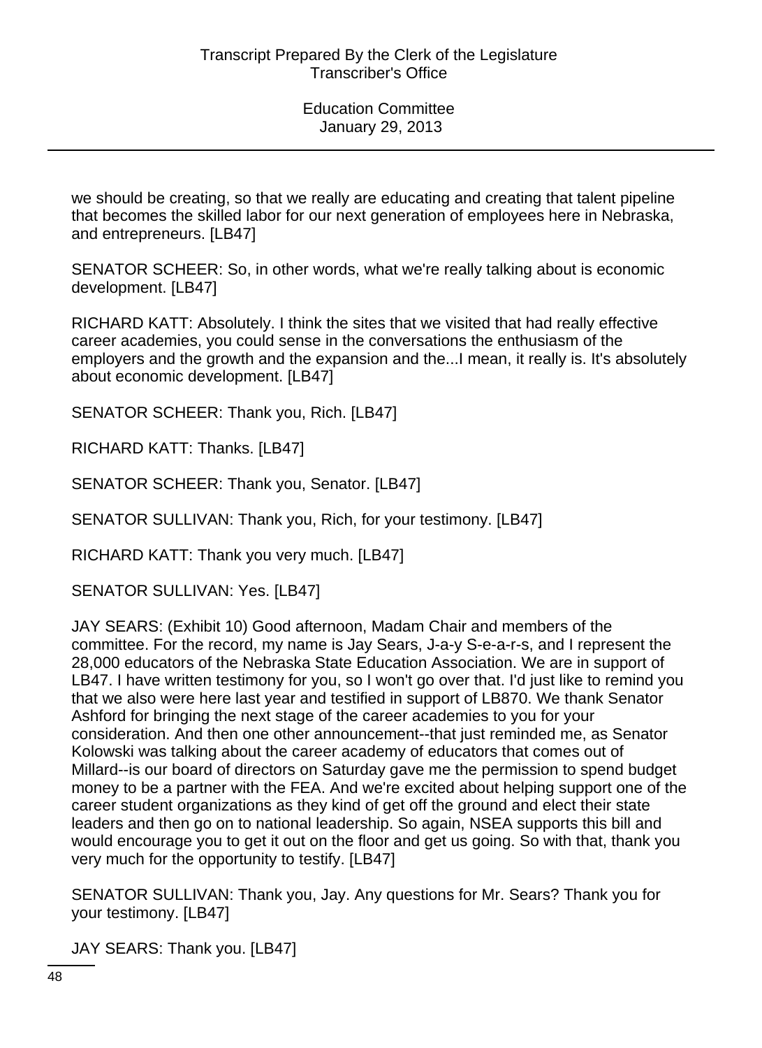we should be creating, so that we really are educating and creating that talent pipeline that becomes the skilled labor for our next generation of employees here in Nebraska, and entrepreneurs. [LB47]

SENATOR SCHEER: So, in other words, what we're really talking about is economic development. [LB47]

RICHARD KATT: Absolutely. I think the sites that we visited that had really effective career academies, you could sense in the conversations the enthusiasm of the employers and the growth and the expansion and the...I mean, it really is. It's absolutely about economic development. [LB47]

SENATOR SCHEER: Thank you, Rich. [LB47]

RICHARD KATT: Thanks. [LB47]

SENATOR SCHEER: Thank you, Senator. [LB47]

SENATOR SULLIVAN: Thank you, Rich, for your testimony. [LB47]

RICHARD KATT: Thank you very much. [LB47]

SENATOR SULLIVAN: Yes. [LB47]

JAY SEARS: (Exhibit 10) Good afternoon, Madam Chair and members of the committee. For the record, my name is Jay Sears, J-a-y S-e-a-r-s, and I represent the 28,000 educators of the Nebraska State Education Association. We are in support of LB47. I have written testimony for you, so I won't go over that. I'd just like to remind you that we also were here last year and testified in support of LB870. We thank Senator Ashford for bringing the next stage of the career academies to you for your consideration. And then one other announcement--that just reminded me, as Senator Kolowski was talking about the career academy of educators that comes out of Millard--is our board of directors on Saturday gave me the permission to spend budget money to be a partner with the FEA. And we're excited about helping support one of the career student organizations as they kind of get off the ground and elect their state leaders and then go on to national leadership. So again, NSEA supports this bill and would encourage you to get it out on the floor and get us going. So with that, thank you very much for the opportunity to testify. [LB47]

SENATOR SULLIVAN: Thank you, Jay. Any questions for Mr. Sears? Thank you for your testimony. [LB47]

JAY SEARS: Thank you. [LB47]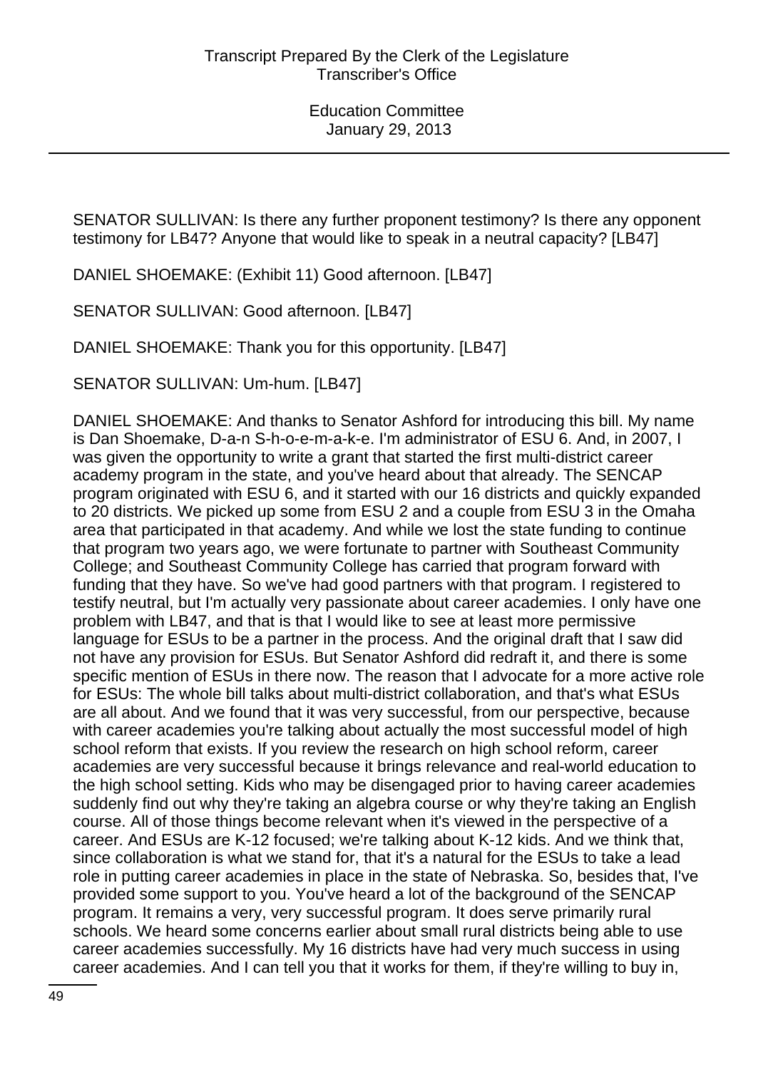SENATOR SULLIVAN: Is there any further proponent testimony? Is there any opponent testimony for LB47? Anyone that would like to speak in a neutral capacity? [LB47]

DANIEL SHOEMAKE: (Exhibit 11) Good afternoon. [LB47]

SENATOR SULLIVAN: Good afternoon. [LB47]

DANIEL SHOEMAKE: Thank you for this opportunity. [LB47]

SENATOR SULLIVAN: Um-hum. [LB47]

DANIEL SHOEMAKE: And thanks to Senator Ashford for introducing this bill. My name is Dan Shoemake, D-a-n S-h-o-e-m-a-k-e. I'm administrator of ESU 6. And, in 2007, I was given the opportunity to write a grant that started the first multi-district career academy program in the state, and you've heard about that already. The SENCAP program originated with ESU 6, and it started with our 16 districts and quickly expanded to 20 districts. We picked up some from ESU 2 and a couple from ESU 3 in the Omaha area that participated in that academy. And while we lost the state funding to continue that program two years ago, we were fortunate to partner with Southeast Community College; and Southeast Community College has carried that program forward with funding that they have. So we've had good partners with that program. I registered to testify neutral, but I'm actually very passionate about career academies. I only have one problem with LB47, and that is that I would like to see at least more permissive language for ESUs to be a partner in the process. And the original draft that I saw did not have any provision for ESUs. But Senator Ashford did redraft it, and there is some specific mention of ESUs in there now. The reason that I advocate for a more active role for ESUs: The whole bill talks about multi-district collaboration, and that's what ESUs are all about. And we found that it was very successful, from our perspective, because with career academies you're talking about actually the most successful model of high school reform that exists. If you review the research on high school reform, career academies are very successful because it brings relevance and real-world education to the high school setting. Kids who may be disengaged prior to having career academies suddenly find out why they're taking an algebra course or why they're taking an English course. All of those things become relevant when it's viewed in the perspective of a career. And ESUs are K-12 focused; we're talking about K-12 kids. And we think that, since collaboration is what we stand for, that it's a natural for the ESUs to take a lead role in putting career academies in place in the state of Nebraska. So, besides that, I've provided some support to you. You've heard a lot of the background of the SENCAP program. It remains a very, very successful program. It does serve primarily rural schools. We heard some concerns earlier about small rural districts being able to use career academies successfully. My 16 districts have had very much success in using career academies. And I can tell you that it works for them, if they're willing to buy in,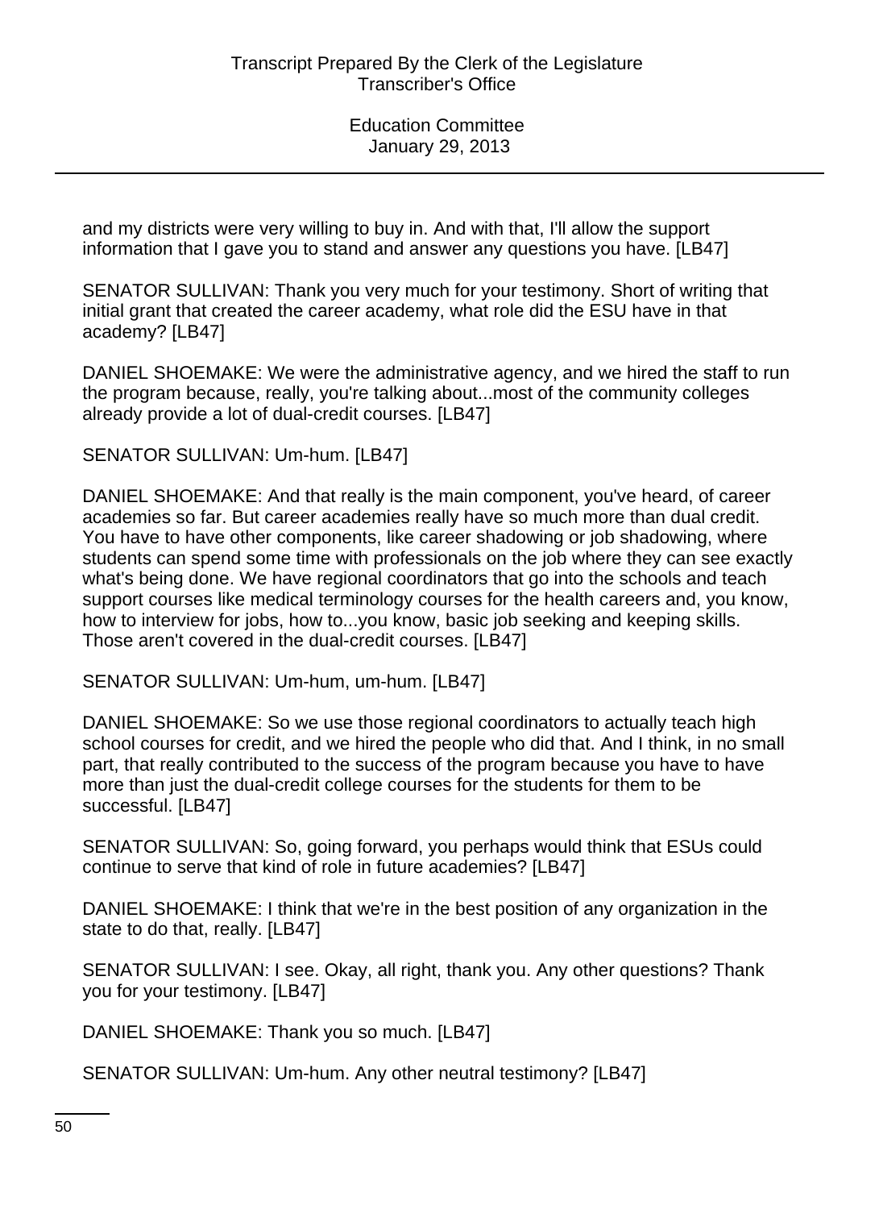and my districts were very willing to buy in. And with that, I'll allow the support information that I gave you to stand and answer any questions you have. [LB47]

SENATOR SULLIVAN: Thank you very much for your testimony. Short of writing that initial grant that created the career academy, what role did the ESU have in that academy? [LB47]

DANIEL SHOEMAKE: We were the administrative agency, and we hired the staff to run the program because, really, you're talking about...most of the community colleges already provide a lot of dual-credit courses. [LB47]

SENATOR SULLIVAN: Um-hum. [LB47]

DANIEL SHOEMAKE: And that really is the main component, you've heard, of career academies so far. But career academies really have so much more than dual credit. You have to have other components, like career shadowing or job shadowing, where students can spend some time with professionals on the job where they can see exactly what's being done. We have regional coordinators that go into the schools and teach support courses like medical terminology courses for the health careers and, you know, how to interview for jobs, how to...you know, basic job seeking and keeping skills. Those aren't covered in the dual-credit courses. [LB47]

SENATOR SULLIVAN: Um-hum, um-hum. [LB47]

DANIEL SHOEMAKE: So we use those regional coordinators to actually teach high school courses for credit, and we hired the people who did that. And I think, in no small part, that really contributed to the success of the program because you have to have more than just the dual-credit college courses for the students for them to be successful. [LB47]

SENATOR SULLIVAN: So, going forward, you perhaps would think that ESUs could continue to serve that kind of role in future academies? [LB47]

DANIEL SHOEMAKE: I think that we're in the best position of any organization in the state to do that, really. [LB47]

SENATOR SULLIVAN: I see. Okay, all right, thank you. Any other questions? Thank you for your testimony. [LB47]

DANIEL SHOEMAKE: Thank you so much. [LB47]

SENATOR SULLIVAN: Um-hum. Any other neutral testimony? [LB47]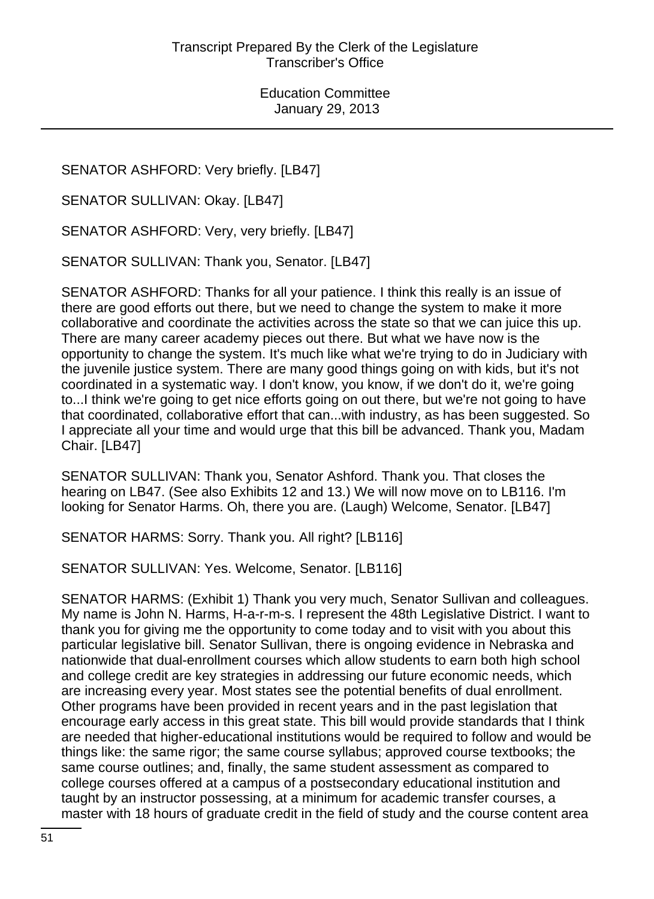SENATOR ASHFORD: Very briefly. [LB47]

SENATOR SULLIVAN: Okay. [LB47]

SENATOR ASHFORD: Very, very briefly. [LB47]

SENATOR SULLIVAN: Thank you, Senator. [LB47]

SENATOR ASHFORD: Thanks for all your patience. I think this really is an issue of there are good efforts out there, but we need to change the system to make it more collaborative and coordinate the activities across the state so that we can juice this up. There are many career academy pieces out there. But what we have now is the opportunity to change the system. It's much like what we're trying to do in Judiciary with the juvenile justice system. There are many good things going on with kids, but it's not coordinated in a systematic way. I don't know, you know, if we don't do it, we're going to...I think we're going to get nice efforts going on out there, but we're not going to have that coordinated, collaborative effort that can...with industry, as has been suggested. So I appreciate all your time and would urge that this bill be advanced. Thank you, Madam Chair. [LB47]

SENATOR SULLIVAN: Thank you, Senator Ashford. Thank you. That closes the hearing on LB47. (See also Exhibits 12 and 13.) We will now move on to LB116. I'm looking for Senator Harms. Oh, there you are. (Laugh) Welcome, Senator. [LB47]

SENATOR HARMS: Sorry. Thank you. All right? [LB116]

SENATOR SULLIVAN: Yes. Welcome, Senator. [LB116]

SENATOR HARMS: (Exhibit 1) Thank you very much, Senator Sullivan and colleagues. My name is John N. Harms, H-a-r-m-s. I represent the 48th Legislative District. I want to thank you for giving me the opportunity to come today and to visit with you about this particular legislative bill. Senator Sullivan, there is ongoing evidence in Nebraska and nationwide that dual-enrollment courses which allow students to earn both high school and college credit are key strategies in addressing our future economic needs, which are increasing every year. Most states see the potential benefits of dual enrollment. Other programs have been provided in recent years and in the past legislation that encourage early access in this great state. This bill would provide standards that I think are needed that higher-educational institutions would be required to follow and would be things like: the same rigor; the same course syllabus; approved course textbooks; the same course outlines; and, finally, the same student assessment as compared to college courses offered at a campus of a postsecondary educational institution and taught by an instructor possessing, at a minimum for academic transfer courses, a master with 18 hours of graduate credit in the field of study and the course content area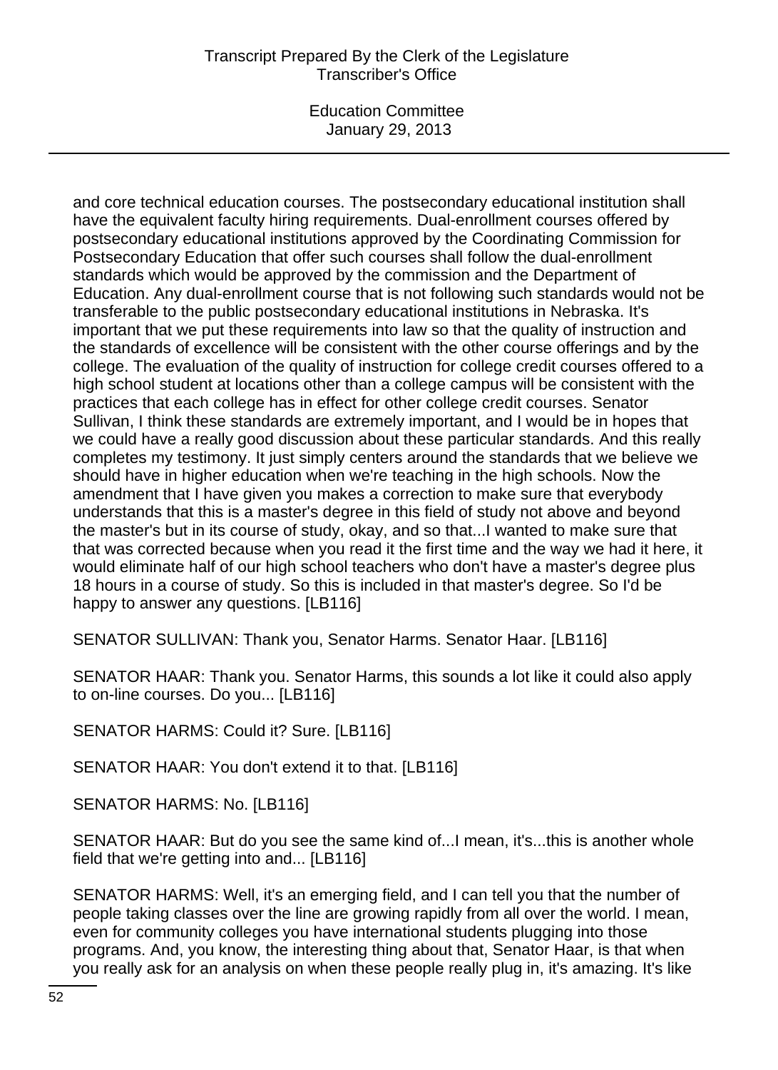and core technical education courses. The postsecondary educational institution shall have the equivalent faculty hiring requirements. Dual-enrollment courses offered by postsecondary educational institutions approved by the Coordinating Commission for Postsecondary Education that offer such courses shall follow the dual-enrollment standards which would be approved by the commission and the Department of Education. Any dual-enrollment course that is not following such standards would not be transferable to the public postsecondary educational institutions in Nebraska. It's important that we put these requirements into law so that the quality of instruction and the standards of excellence will be consistent with the other course offerings and by the college. The evaluation of the quality of instruction for college credit courses offered to a high school student at locations other than a college campus will be consistent with the practices that each college has in effect for other college credit courses. Senator Sullivan, I think these standards are extremely important, and I would be in hopes that we could have a really good discussion about these particular standards. And this really completes my testimony. It just simply centers around the standards that we believe we should have in higher education when we're teaching in the high schools. Now the amendment that I have given you makes a correction to make sure that everybody understands that this is a master's degree in this field of study not above and beyond the master's but in its course of study, okay, and so that...I wanted to make sure that that was corrected because when you read it the first time and the way we had it here, it would eliminate half of our high school teachers who don't have a master's degree plus 18 hours in a course of study. So this is included in that master's degree. So I'd be happy to answer any questions. [LB116]

SENATOR SULLIVAN: Thank you, Senator Harms. Senator Haar. [LB116]

SENATOR HAAR: Thank you. Senator Harms, this sounds a lot like it could also apply to on-line courses. Do you... [LB116]

SENATOR HARMS: Could it? Sure. [LB116]

SENATOR HAAR: You don't extend it to that. [LB116]

SENATOR HARMS: No. [LB116]

SENATOR HAAR: But do you see the same kind of...I mean, it's...this is another whole field that we're getting into and... [LB116]

SENATOR HARMS: Well, it's an emerging field, and I can tell you that the number of people taking classes over the line are growing rapidly from all over the world. I mean, even for community colleges you have international students plugging into those programs. And, you know, the interesting thing about that, Senator Haar, is that when you really ask for an analysis on when these people really plug in, it's amazing. It's like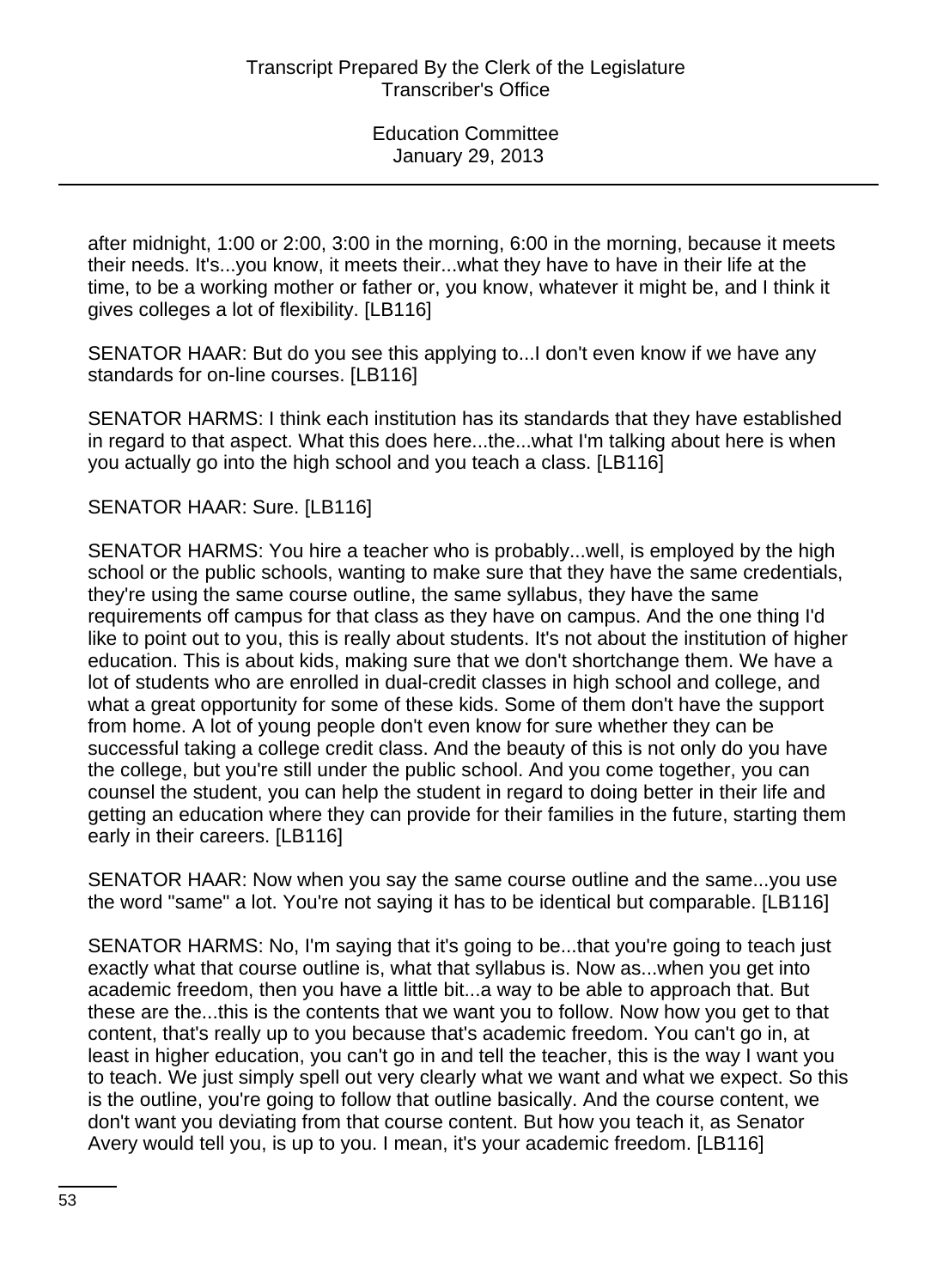after midnight, 1:00 or 2:00, 3:00 in the morning, 6:00 in the morning, because it meets their needs. It's...you know, it meets their...what they have to have in their life at the time, to be a working mother or father or, you know, whatever it might be, and I think it gives colleges a lot of flexibility. [LB116]

SENATOR HAAR: But do you see this applying to...I don't even know if we have any standards for on-line courses. [LB116]

SENATOR HARMS: I think each institution has its standards that they have established in regard to that aspect. What this does here...the...what I'm talking about here is when you actually go into the high school and you teach a class. [LB116]

SENATOR HAAR: Sure. [LB116]

SENATOR HARMS: You hire a teacher who is probably...well, is employed by the high school or the public schools, wanting to make sure that they have the same credentials, they're using the same course outline, the same syllabus, they have the same requirements off campus for that class as they have on campus. And the one thing I'd like to point out to you, this is really about students. It's not about the institution of higher education. This is about kids, making sure that we don't shortchange them. We have a lot of students who are enrolled in dual-credit classes in high school and college, and what a great opportunity for some of these kids. Some of them don't have the support from home. A lot of young people don't even know for sure whether they can be successful taking a college credit class. And the beauty of this is not only do you have the college, but you're still under the public school. And you come together, you can counsel the student, you can help the student in regard to doing better in their life and getting an education where they can provide for their families in the future, starting them early in their careers. [LB116]

SENATOR HAAR: Now when you say the same course outline and the same...you use the word "same" a lot. You're not saying it has to be identical but comparable. [LB116]

SENATOR HARMS: No, I'm saying that it's going to be...that you're going to teach just exactly what that course outline is, what that syllabus is. Now as...when you get into academic freedom, then you have a little bit...a way to be able to approach that. But these are the...this is the contents that we want you to follow. Now how you get to that content, that's really up to you because that's academic freedom. You can't go in, at least in higher education, you can't go in and tell the teacher, this is the way I want you to teach. We just simply spell out very clearly what we want and what we expect. So this is the outline, you're going to follow that outline basically. And the course content, we don't want you deviating from that course content. But how you teach it, as Senator Avery would tell you, is up to you. I mean, it's your academic freedom. [LB116]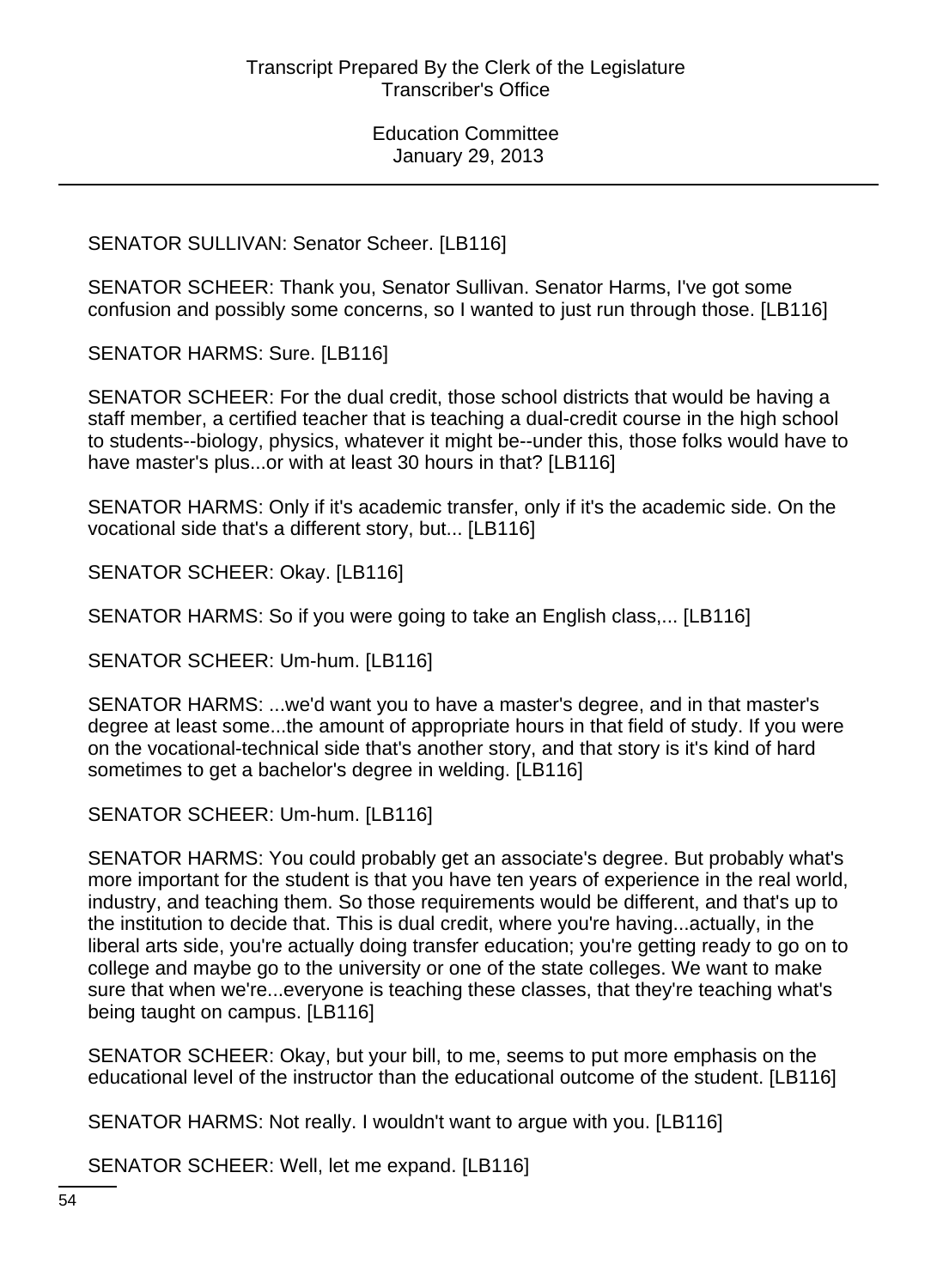SENATOR SULLIVAN: Senator Scheer. [LB116]

SENATOR SCHEER: Thank you, Senator Sullivan. Senator Harms, I've got some confusion and possibly some concerns, so I wanted to just run through those. [LB116]

SENATOR HARMS: Sure. [LB116]

SENATOR SCHEER: For the dual credit, those school districts that would be having a staff member, a certified teacher that is teaching a dual-credit course in the high school to students--biology, physics, whatever it might be--under this, those folks would have to have master's plus...or with at least 30 hours in that? [LB116]

SENATOR HARMS: Only if it's academic transfer, only if it's the academic side. On the vocational side that's a different story, but... [LB116]

SENATOR SCHEER: Okay. [LB116]

SENATOR HARMS: So if you were going to take an English class,... [LB116]

SENATOR SCHEER: Um-hum. [LB116]

SENATOR HARMS: ...we'd want you to have a master's degree, and in that master's degree at least some...the amount of appropriate hours in that field of study. If you were on the vocational-technical side that's another story, and that story is it's kind of hard sometimes to get a bachelor's degree in welding. [LB116]

SENATOR SCHEER: Um-hum. [LB116]

SENATOR HARMS: You could probably get an associate's degree. But probably what's more important for the student is that you have ten years of experience in the real world, industry, and teaching them. So those requirements would be different, and that's up to the institution to decide that. This is dual credit, where you're having...actually, in the liberal arts side, you're actually doing transfer education; you're getting ready to go on to college and maybe go to the university or one of the state colleges. We want to make sure that when we're...everyone is teaching these classes, that they're teaching what's being taught on campus. [LB116]

SENATOR SCHEER: Okay, but your bill, to me, seems to put more emphasis on the educational level of the instructor than the educational outcome of the student. [LB116]

SENATOR HARMS: Not really. I wouldn't want to argue with you. [LB116]

SENATOR SCHEER: Well, let me expand. [LB116]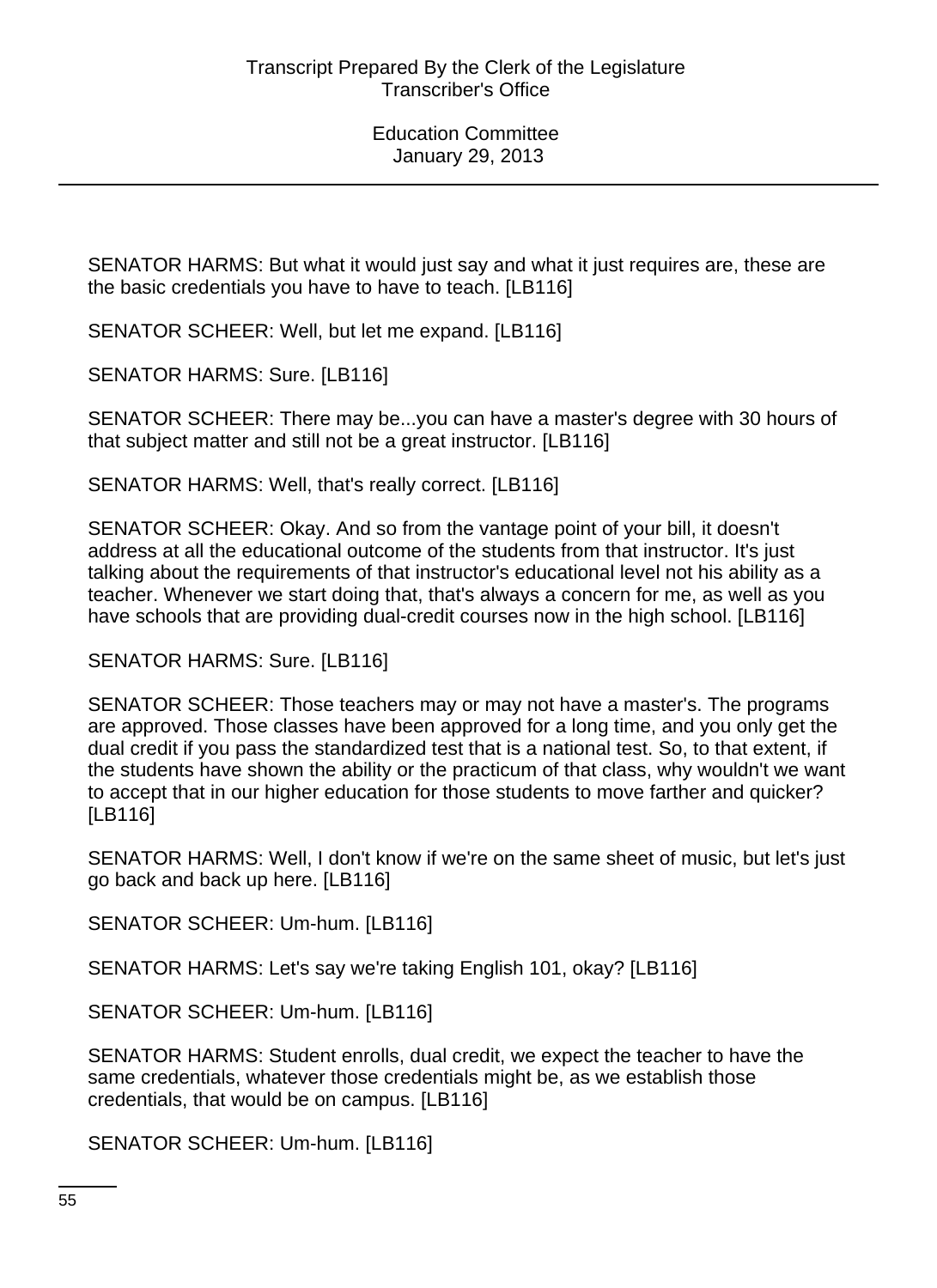SENATOR HARMS: But what it would just say and what it just requires are, these are the basic credentials you have to have to teach. [LB116]

SENATOR SCHEER: Well, but let me expand. [LB116]

SENATOR HARMS: Sure. [LB116]

SENATOR SCHEER: There may be...you can have a master's degree with 30 hours of that subject matter and still not be a great instructor. [LB116]

SENATOR HARMS: Well, that's really correct. [LB116]

SENATOR SCHEER: Okay. And so from the vantage point of your bill, it doesn't address at all the educational outcome of the students from that instructor. It's just talking about the requirements of that instructor's educational level not his ability as a teacher. Whenever we start doing that, that's always a concern for me, as well as you have schools that are providing dual-credit courses now in the high school. [LB116]

SENATOR HARMS: Sure. [LB116]

SENATOR SCHEER: Those teachers may or may not have a master's. The programs are approved. Those classes have been approved for a long time, and you only get the dual credit if you pass the standardized test that is a national test. So, to that extent, if the students have shown the ability or the practicum of that class, why wouldn't we want to accept that in our higher education for those students to move farther and quicker? [LB116]

SENATOR HARMS: Well, I don't know if we're on the same sheet of music, but let's just go back and back up here. [LB116]

SENATOR SCHEER: Um-hum. [LB116]

SENATOR HARMS: Let's say we're taking English 101, okay? [LB116]

SENATOR SCHEER: Um-hum. [LB116]

SENATOR HARMS: Student enrolls, dual credit, we expect the teacher to have the same credentials, whatever those credentials might be, as we establish those credentials, that would be on campus. [LB116]

SENATOR SCHEER: Um-hum. [LB116]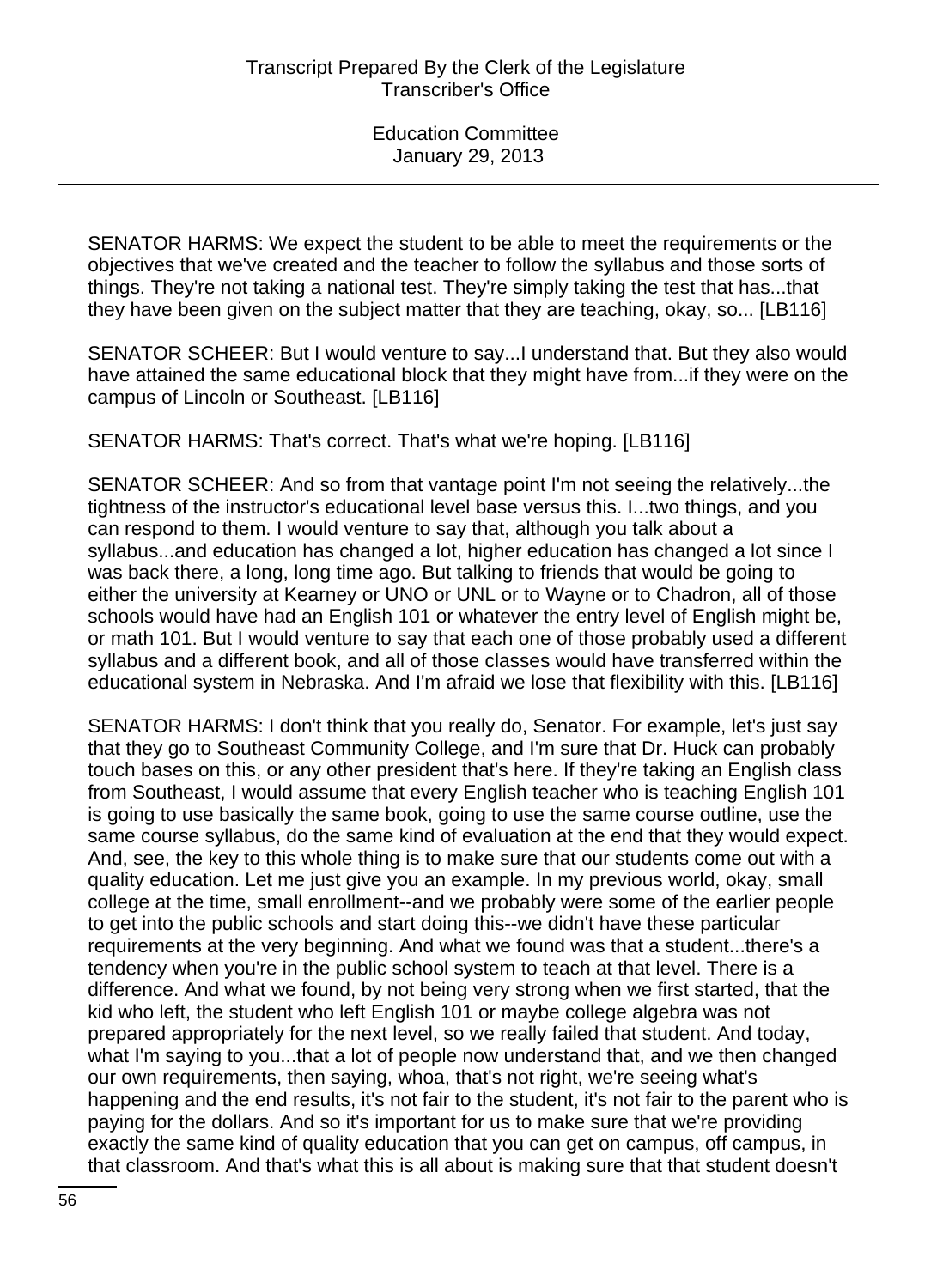SENATOR HARMS: We expect the student to be able to meet the requirements or the objectives that we've created and the teacher to follow the syllabus and those sorts of things. They're not taking a national test. They're simply taking the test that has...that they have been given on the subject matter that they are teaching, okay, so... [LB116]

SENATOR SCHEER: But I would venture to say...I understand that. But they also would have attained the same educational block that they might have from...if they were on the campus of Lincoln or Southeast. [LB116]

SENATOR HARMS: That's correct. That's what we're hoping. [LB116]

SENATOR SCHEER: And so from that vantage point I'm not seeing the relatively...the tightness of the instructor's educational level base versus this. I...two things, and you can respond to them. I would venture to say that, although you talk about a syllabus...and education has changed a lot, higher education has changed a lot since I was back there, a long, long time ago. But talking to friends that would be going to either the university at Kearney or UNO or UNL or to Wayne or to Chadron, all of those schools would have had an English 101 or whatever the entry level of English might be, or math 101. But I would venture to say that each one of those probably used a different syllabus and a different book, and all of those classes would have transferred within the educational system in Nebraska. And I'm afraid we lose that flexibility with this. [LB116]

SENATOR HARMS: I don't think that you really do, Senator. For example, let's just say that they go to Southeast Community College, and I'm sure that Dr. Huck can probably touch bases on this, or any other president that's here. If they're taking an English class from Southeast, I would assume that every English teacher who is teaching English 101 is going to use basically the same book, going to use the same course outline, use the same course syllabus, do the same kind of evaluation at the end that they would expect. And, see, the key to this whole thing is to make sure that our students come out with a quality education. Let me just give you an example. In my previous world, okay, small college at the time, small enrollment--and we probably were some of the earlier people to get into the public schools and start doing this--we didn't have these particular requirements at the very beginning. And what we found was that a student...there's a tendency when you're in the public school system to teach at that level. There is a difference. And what we found, by not being very strong when we first started, that the kid who left, the student who left English 101 or maybe college algebra was not prepared appropriately for the next level, so we really failed that student. And today, what I'm saying to you...that a lot of people now understand that, and we then changed our own requirements, then saying, whoa, that's not right, we're seeing what's happening and the end results, it's not fair to the student, it's not fair to the parent who is paying for the dollars. And so it's important for us to make sure that we're providing exactly the same kind of quality education that you can get on campus, off campus, in that classroom. And that's what this is all about is making sure that that student doesn't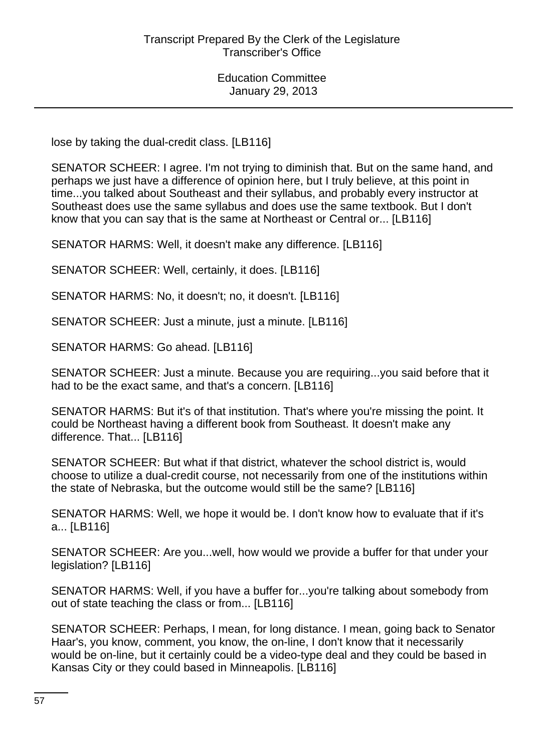lose by taking the dual-credit class. [LB116]

SENATOR SCHEER: I agree. I'm not trying to diminish that. But on the same hand, and perhaps we just have a difference of opinion here, but I truly believe, at this point in time...you talked about Southeast and their syllabus, and probably every instructor at Southeast does use the same syllabus and does use the same textbook. But I don't know that you can say that is the same at Northeast or Central or... [LB116]

SENATOR HARMS: Well, it doesn't make any difference. [LB116]

SENATOR SCHEER: Well, certainly, it does. [LB116]

SENATOR HARMS: No, it doesn't; no, it doesn't. [LB116]

SENATOR SCHEER: Just a minute, just a minute. [LB116]

SENATOR HARMS: Go ahead. [LB116]

SENATOR SCHEER: Just a minute. Because you are requiring...you said before that it had to be the exact same, and that's a concern. [LB116]

SENATOR HARMS: But it's of that institution. That's where you're missing the point. It could be Northeast having a different book from Southeast. It doesn't make any difference. That... [LB116]

SENATOR SCHEER: But what if that district, whatever the school district is, would choose to utilize a dual-credit course, not necessarily from one of the institutions within the state of Nebraska, but the outcome would still be the same? [LB116]

SENATOR HARMS: Well, we hope it would be. I don't know how to evaluate that if it's a... [LB116]

SENATOR SCHEER: Are you...well, how would we provide a buffer for that under your legislation? [LB116]

SENATOR HARMS: Well, if you have a buffer for...you're talking about somebody from out of state teaching the class or from... [LB116]

SENATOR SCHEER: Perhaps, I mean, for long distance. I mean, going back to Senator Haar's, you know, comment, you know, the on-line, I don't know that it necessarily would be on-line, but it certainly could be a video-type deal and they could be based in Kansas City or they could based in Minneapolis. [LB116]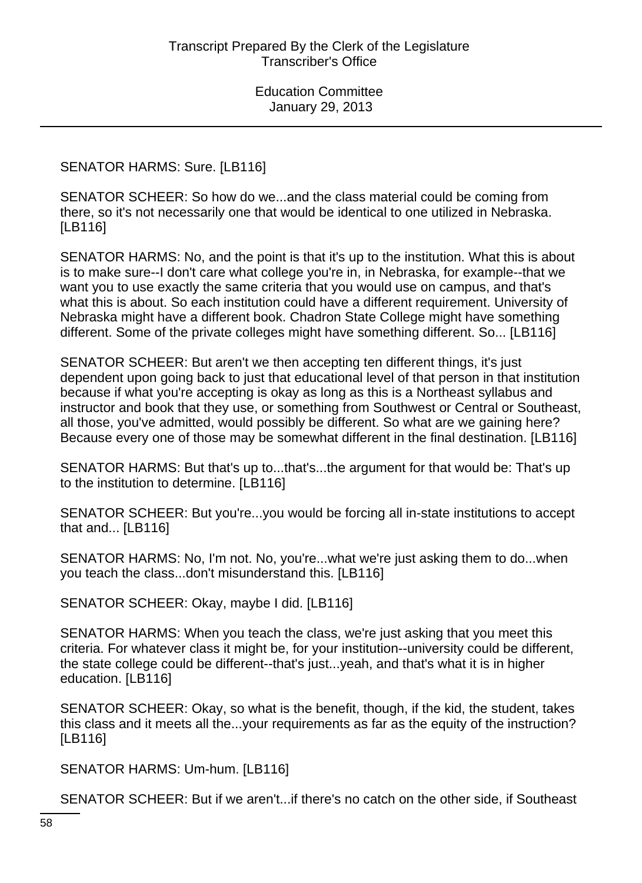SENATOR HARMS: Sure. [LB116]

SENATOR SCHEER: So how do we...and the class material could be coming from there, so it's not necessarily one that would be identical to one utilized in Nebraska. [LB116]

SENATOR HARMS: No, and the point is that it's up to the institution. What this is about is to make sure--I don't care what college you're in, in Nebraska, for example--that we want you to use exactly the same criteria that you would use on campus, and that's what this is about. So each institution could have a different requirement. University of Nebraska might have a different book. Chadron State College might have something different. Some of the private colleges might have something different. So... [LB116]

SENATOR SCHEER: But aren't we then accepting ten different things, it's just dependent upon going back to just that educational level of that person in that institution because if what you're accepting is okay as long as this is a Northeast syllabus and instructor and book that they use, or something from Southwest or Central or Southeast, all those, you've admitted, would possibly be different. So what are we gaining here? Because every one of those may be somewhat different in the final destination. [LB116]

SENATOR HARMS: But that's up to...that's...the argument for that would be: That's up to the institution to determine. [LB116]

SENATOR SCHEER: But you're...you would be forcing all in-state institutions to accept that and... [LB116]

SENATOR HARMS: No, I'm not. No, you're...what we're just asking them to do...when you teach the class...don't misunderstand this. [LB116]

SENATOR SCHEER: Okay, maybe I did. [LB116]

SENATOR HARMS: When you teach the class, we're just asking that you meet this criteria. For whatever class it might be, for your institution--university could be different, the state college could be different--that's just...yeah, and that's what it is in higher education. [LB116]

SENATOR SCHEER: Okay, so what is the benefit, though, if the kid, the student, takes this class and it meets all the...your requirements as far as the equity of the instruction? [LB116]

SENATOR HARMS: Um-hum. [LB116]

SENATOR SCHEER: But if we aren't...if there's no catch on the other side, if Southeast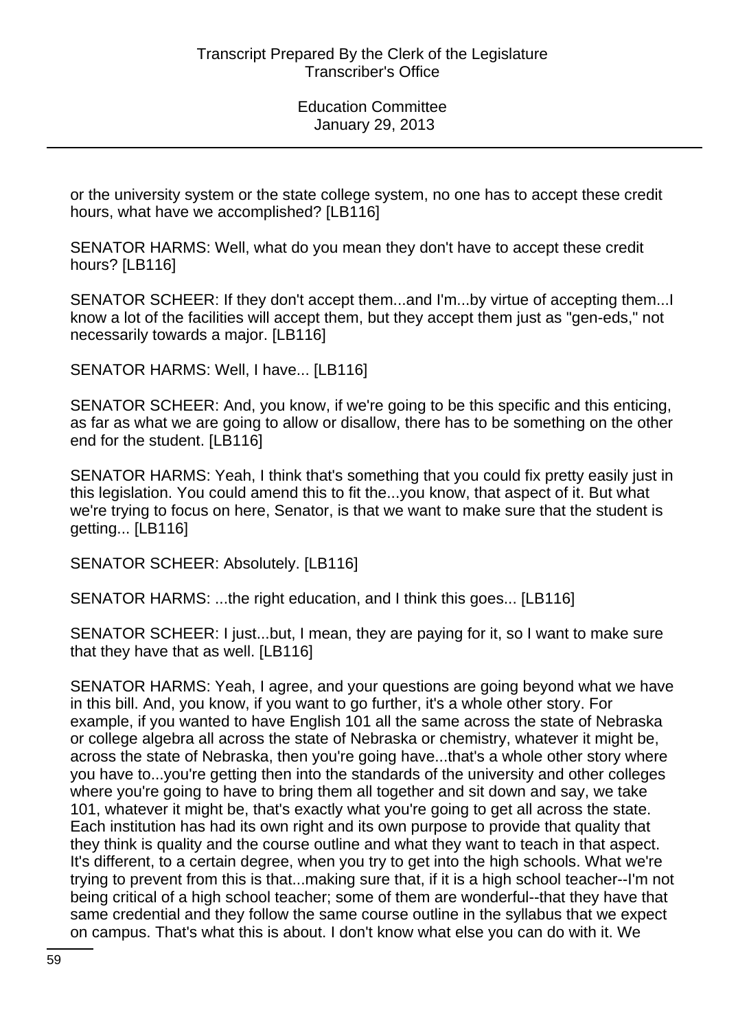or the university system or the state college system, no one has to accept these credit hours, what have we accomplished? [LB116]

SENATOR HARMS: Well, what do you mean they don't have to accept these credit hours? [LB116]

SENATOR SCHEER: If they don't accept them...and I'm...by virtue of accepting them...I know a lot of the facilities will accept them, but they accept them just as "gen-eds," not necessarily towards a major. [LB116]

SENATOR HARMS: Well, I have... [LB116]

SENATOR SCHEER: And, you know, if we're going to be this specific and this enticing, as far as what we are going to allow or disallow, there has to be something on the other end for the student. [LB116]

SENATOR HARMS: Yeah, I think that's something that you could fix pretty easily just in this legislation. You could amend this to fit the...you know, that aspect of it. But what we're trying to focus on here, Senator, is that we want to make sure that the student is getting... [LB116]

SENATOR SCHEER: Absolutely. [LB116]

SENATOR HARMS: ...the right education, and I think this goes... [LB116]

SENATOR SCHEER: I just...but, I mean, they are paying for it, so I want to make sure that they have that as well. [LB116]

SENATOR HARMS: Yeah, I agree, and your questions are going beyond what we have in this bill. And, you know, if you want to go further, it's a whole other story. For example, if you wanted to have English 101 all the same across the state of Nebraska or college algebra all across the state of Nebraska or chemistry, whatever it might be, across the state of Nebraska, then you're going have...that's a whole other story where you have to...you're getting then into the standards of the university and other colleges where you're going to have to bring them all together and sit down and say, we take 101, whatever it might be, that's exactly what you're going to get all across the state. Each institution has had its own right and its own purpose to provide that quality that they think is quality and the course outline and what they want to teach in that aspect. It's different, to a certain degree, when you try to get into the high schools. What we're trying to prevent from this is that...making sure that, if it is a high school teacher--I'm not being critical of a high school teacher; some of them are wonderful--that they have that same credential and they follow the same course outline in the syllabus that we expect on campus. That's what this is about. I don't know what else you can do with it. We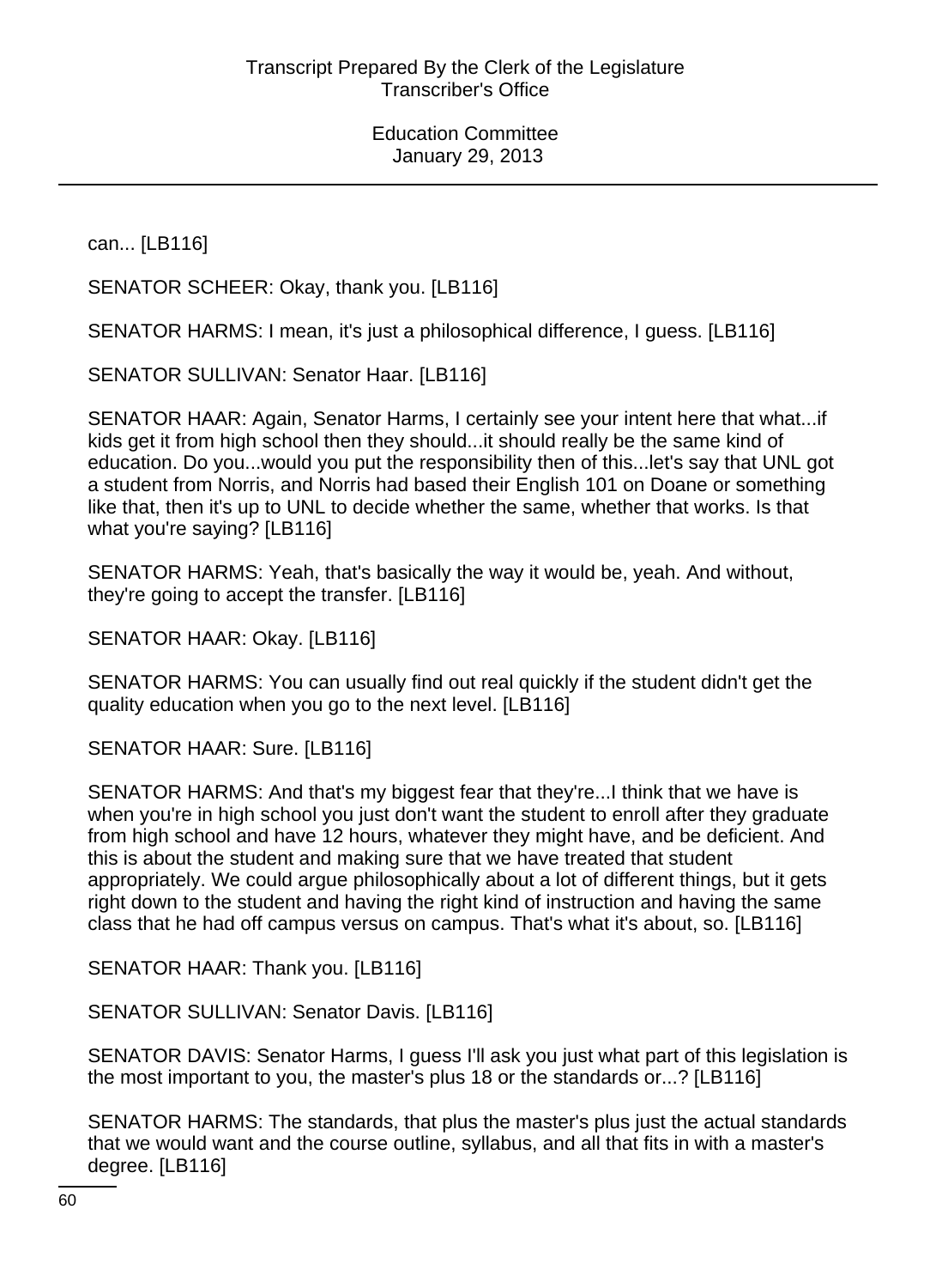can... [LB116]

SENATOR SCHEER: Okay, thank you. [LB116]

SENATOR HARMS: I mean, it's just a philosophical difference, I guess. [LB116]

SENATOR SULLIVAN: Senator Haar. [LB116]

SENATOR HAAR: Again, Senator Harms, I certainly see your intent here that what...if kids get it from high school then they should...it should really be the same kind of education. Do you...would you put the responsibility then of this...let's say that UNL got a student from Norris, and Norris had based their English 101 on Doane or something like that, then it's up to UNL to decide whether the same, whether that works. Is that what you're saying? [LB116]

SENATOR HARMS: Yeah, that's basically the way it would be, yeah. And without, they're going to accept the transfer. [LB116]

SENATOR HAAR: Okay. [LB116]

SENATOR HARMS: You can usually find out real quickly if the student didn't get the quality education when you go to the next level. [LB116]

SENATOR HAAR: Sure. [LB116]

SENATOR HARMS: And that's my biggest fear that they're...I think that we have is when you're in high school you just don't want the student to enroll after they graduate from high school and have 12 hours, whatever they might have, and be deficient. And this is about the student and making sure that we have treated that student appropriately. We could argue philosophically about a lot of different things, but it gets right down to the student and having the right kind of instruction and having the same class that he had off campus versus on campus. That's what it's about, so. [LB116]

SENATOR HAAR: Thank you. [LB116]

SENATOR SULLIVAN: Senator Davis. [LB116]

SENATOR DAVIS: Senator Harms, I guess I'll ask you just what part of this legislation is the most important to you, the master's plus 18 or the standards or...? [LB116]

SENATOR HARMS: The standards, that plus the master's plus just the actual standards that we would want and the course outline, syllabus, and all that fits in with a master's degree. [LB116]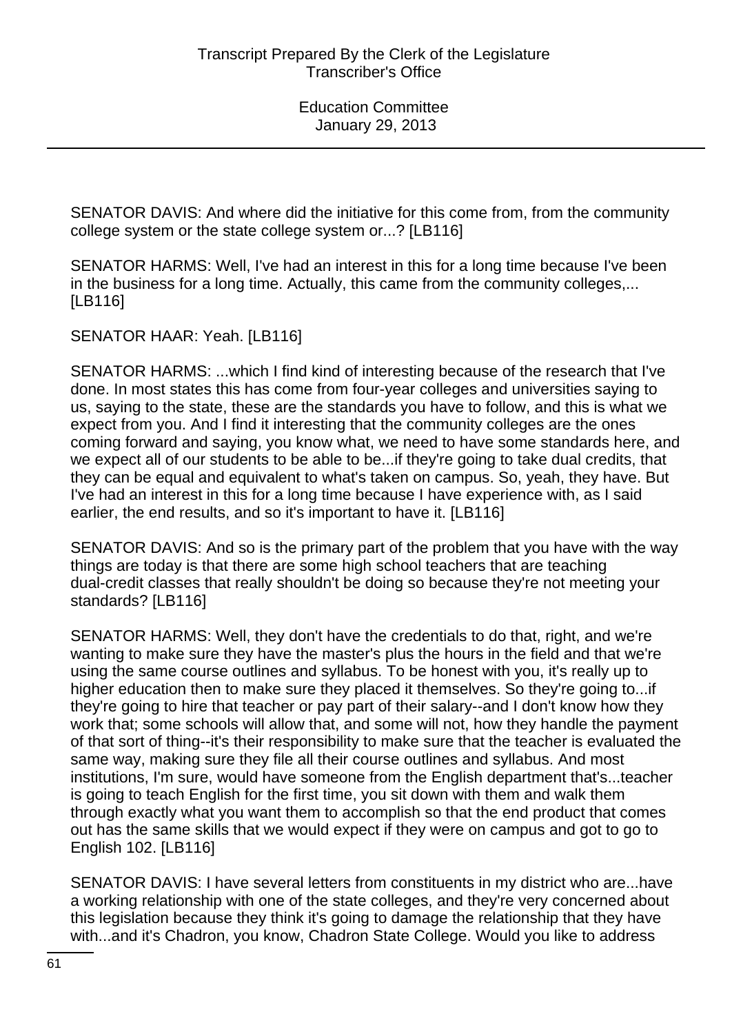SENATOR DAVIS: And where did the initiative for this come from, from the community college system or the state college system or...? [LB116]

SENATOR HARMS: Well, I've had an interest in this for a long time because I've been in the business for a long time. Actually, this came from the community colleges,... [LB116]

SENATOR HAAR: Yeah. [LB116]

SENATOR HARMS: ...which I find kind of interesting because of the research that I've done. In most states this has come from four-year colleges and universities saying to us, saying to the state, these are the standards you have to follow, and this is what we expect from you. And I find it interesting that the community colleges are the ones coming forward and saying, you know what, we need to have some standards here, and we expect all of our students to be able to be...if they're going to take dual credits, that they can be equal and equivalent to what's taken on campus. So, yeah, they have. But I've had an interest in this for a long time because I have experience with, as I said earlier, the end results, and so it's important to have it. [LB116]

SENATOR DAVIS: And so is the primary part of the problem that you have with the way things are today is that there are some high school teachers that are teaching dual-credit classes that really shouldn't be doing so because they're not meeting your standards? [LB116]

SENATOR HARMS: Well, they don't have the credentials to do that, right, and we're wanting to make sure they have the master's plus the hours in the field and that we're using the same course outlines and syllabus. To be honest with you, it's really up to higher education then to make sure they placed it themselves. So they're going to...if they're going to hire that teacher or pay part of their salary--and I don't know how they work that; some schools will allow that, and some will not, how they handle the payment of that sort of thing--it's their responsibility to make sure that the teacher is evaluated the same way, making sure they file all their course outlines and syllabus. And most institutions, I'm sure, would have someone from the English department that's...teacher is going to teach English for the first time, you sit down with them and walk them through exactly what you want them to accomplish so that the end product that comes out has the same skills that we would expect if they were on campus and got to go to English 102. [LB116]

SENATOR DAVIS: I have several letters from constituents in my district who are...have a working relationship with one of the state colleges, and they're very concerned about this legislation because they think it's going to damage the relationship that they have with...and it's Chadron, you know, Chadron State College. Would you like to address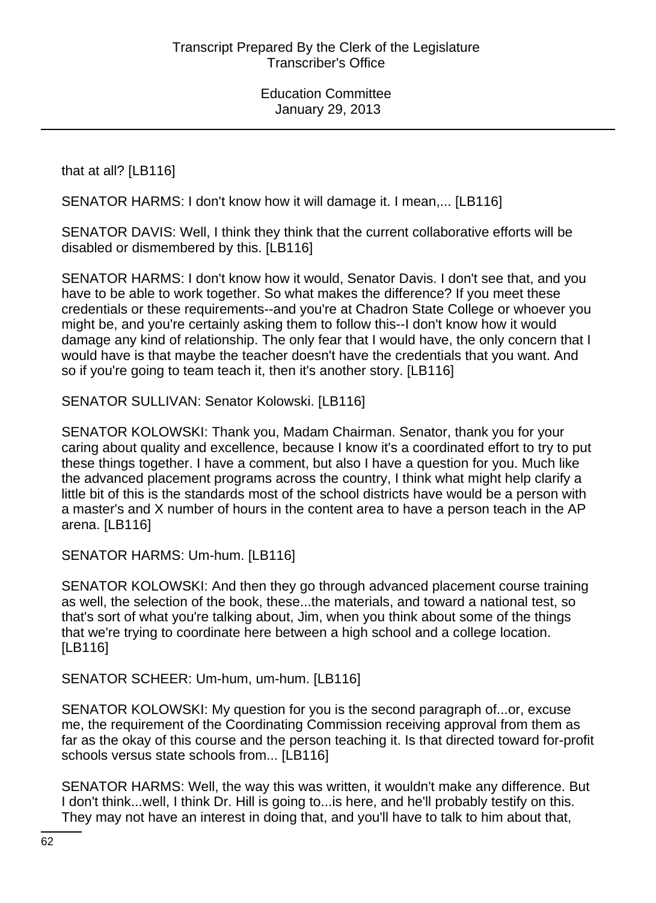that at all? [LB116]

SENATOR HARMS: I don't know how it will damage it. I mean,... [LB116]

SENATOR DAVIS: Well, I think they think that the current collaborative efforts will be disabled or dismembered by this. [LB116]

SENATOR HARMS: I don't know how it would, Senator Davis. I don't see that, and you have to be able to work together. So what makes the difference? If you meet these credentials or these requirements--and you're at Chadron State College or whoever you might be, and you're certainly asking them to follow this--I don't know how it would damage any kind of relationship. The only fear that I would have, the only concern that I would have is that maybe the teacher doesn't have the credentials that you want. And so if you're going to team teach it, then it's another story. [LB116]

SENATOR SULLIVAN: Senator Kolowski. [LB116]

SENATOR KOLOWSKI: Thank you, Madam Chairman. Senator, thank you for your caring about quality and excellence, because I know it's a coordinated effort to try to put these things together. I have a comment, but also I have a question for you. Much like the advanced placement programs across the country, I think what might help clarify a little bit of this is the standards most of the school districts have would be a person with a master's and X number of hours in the content area to have a person teach in the AP arena. [LB116]

SENATOR HARMS: Um-hum. [LB116]

SENATOR KOLOWSKI: And then they go through advanced placement course training as well, the selection of the book, these...the materials, and toward a national test, so that's sort of what you're talking about, Jim, when you think about some of the things that we're trying to coordinate here between a high school and a college location. [LB116]

SENATOR SCHEER: Um-hum, um-hum. [LB116]

SENATOR KOLOWSKI: My question for you is the second paragraph of...or, excuse me, the requirement of the Coordinating Commission receiving approval from them as far as the okay of this course and the person teaching it. Is that directed toward for-profit schools versus state schools from... [LB116]

SENATOR HARMS: Well, the way this was written, it wouldn't make any difference. But I don't think...well, I think Dr. Hill is going to...is here, and he'll probably testify on this. They may not have an interest in doing that, and you'll have to talk to him about that,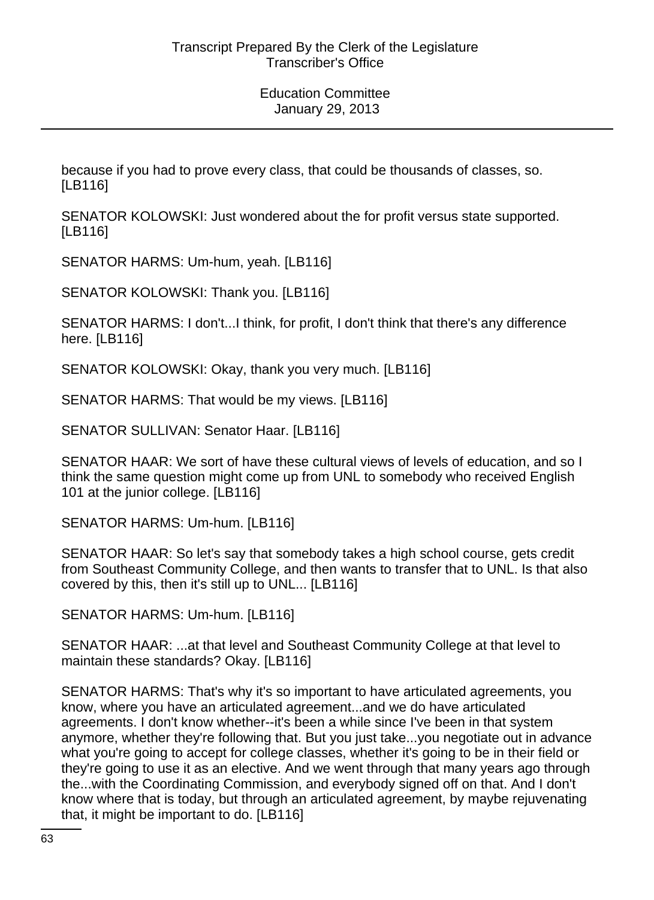because if you had to prove every class, that could be thousands of classes, so. [LB116]

SENATOR KOLOWSKI: Just wondered about the for profit versus state supported. [LB116]

SENATOR HARMS: Um-hum, yeah. [LB116]

SENATOR KOLOWSKI: Thank you. [LB116]

SENATOR HARMS: I don't...I think, for profit, I don't think that there's any difference here. [LB116]

SENATOR KOLOWSKI: Okay, thank you very much. [LB116]

SENATOR HARMS: That would be my views. [LB116]

SENATOR SULLIVAN: Senator Haar. [LB116]

SENATOR HAAR: We sort of have these cultural views of levels of education, and so I think the same question might come up from UNL to somebody who received English 101 at the junior college. [LB116]

SENATOR HARMS: Um-hum. [LB116]

SENATOR HAAR: So let's say that somebody takes a high school course, gets credit from Southeast Community College, and then wants to transfer that to UNL. Is that also covered by this, then it's still up to UNL... [LB116]

SENATOR HARMS: Um-hum. [LB116]

SENATOR HAAR: ...at that level and Southeast Community College at that level to maintain these standards? Okay. [LB116]

SENATOR HARMS: That's why it's so important to have articulated agreements, you know, where you have an articulated agreement...and we do have articulated agreements. I don't know whether--it's been a while since I've been in that system anymore, whether they're following that. But you just take...you negotiate out in advance what you're going to accept for college classes, whether it's going to be in their field or they're going to use it as an elective. And we went through that many years ago through the...with the Coordinating Commission, and everybody signed off on that. And I don't know where that is today, but through an articulated agreement, by maybe rejuvenating that, it might be important to do. [LB116]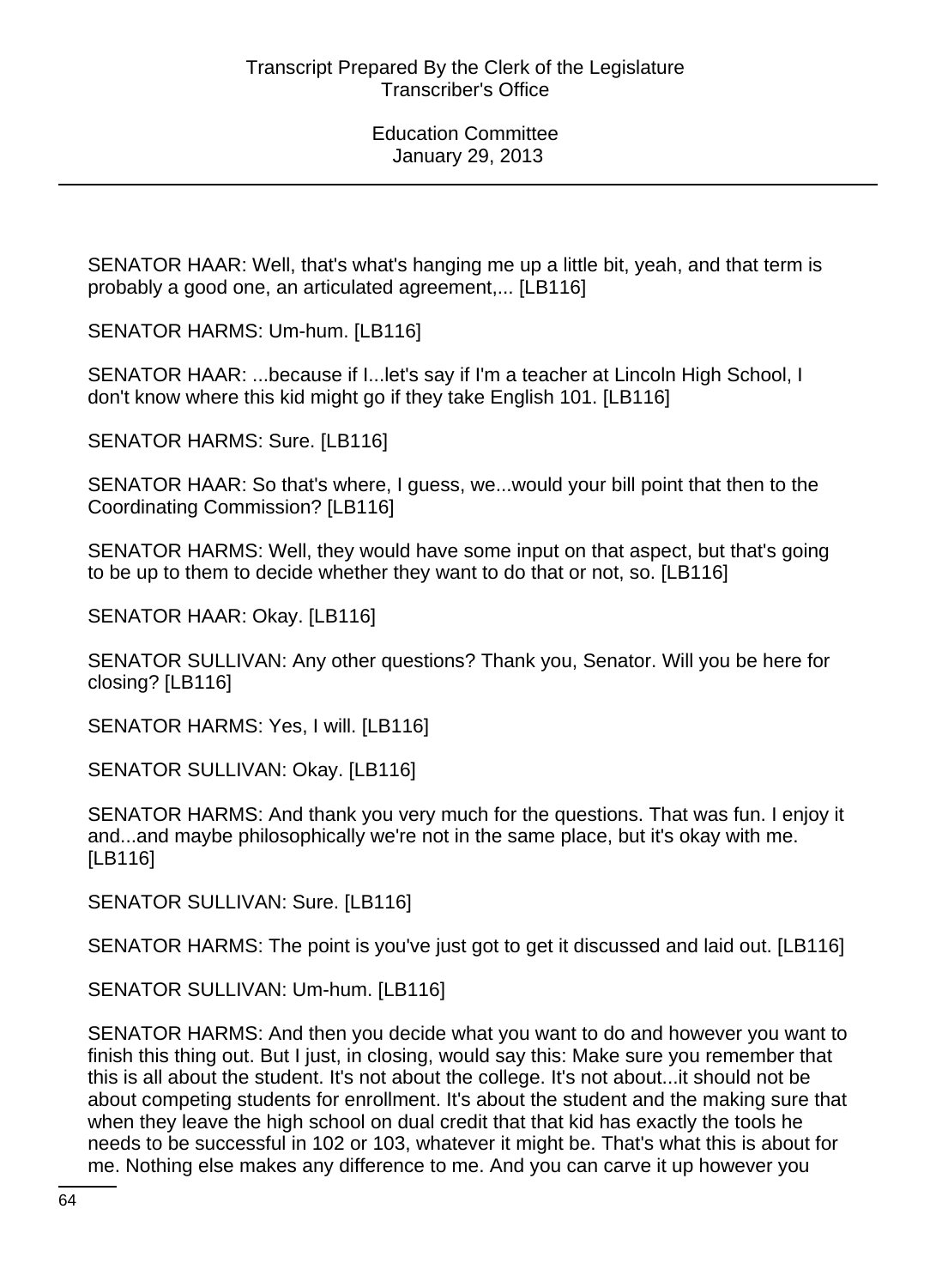SENATOR HAAR: Well, that's what's hanging me up a little bit, yeah, and that term is probably a good one, an articulated agreement,... [LB116]

SENATOR HARMS: Um-hum. [LB116]

SENATOR HAAR: ...because if I...let's say if I'm a teacher at Lincoln High School, I don't know where this kid might go if they take English 101. [LB116]

SENATOR HARMS: Sure. [LB116]

SENATOR HAAR: So that's where, I guess, we...would your bill point that then to the Coordinating Commission? [LB116]

SENATOR HARMS: Well, they would have some input on that aspect, but that's going to be up to them to decide whether they want to do that or not, so. [LB116]

SENATOR HAAR: Okay. [LB116]

SENATOR SULLIVAN: Any other questions? Thank you, Senator. Will you be here for closing? [LB116]

SENATOR HARMS: Yes, I will. [LB116]

SENATOR SULLIVAN: Okay. [LB116]

SENATOR HARMS: And thank you very much for the questions. That was fun. I enjoy it and...and maybe philosophically we're not in the same place, but it's okay with me. [LB116]

SENATOR SULLIVAN: Sure. [LB116]

SENATOR HARMS: The point is you've just got to get it discussed and laid out. [LB116]

SENATOR SULLIVAN: Um-hum. [LB116]

SENATOR HARMS: And then you decide what you want to do and however you want to finish this thing out. But I just, in closing, would say this: Make sure you remember that this is all about the student. It's not about the college. It's not about...it should not be about competing students for enrollment. It's about the student and the making sure that when they leave the high school on dual credit that that kid has exactly the tools he needs to be successful in 102 or 103, whatever it might be. That's what this is about for me. Nothing else makes any difference to me. And you can carve it up however you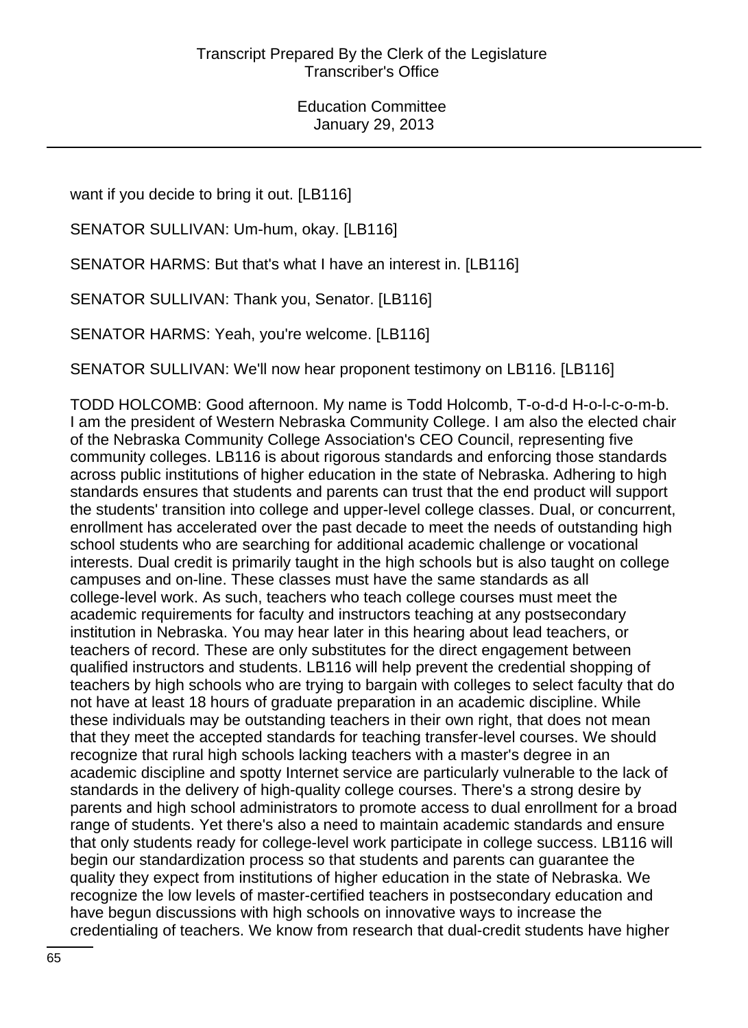want if you decide to bring it out. [LB116]

SENATOR SULLIVAN: Um-hum, okay. [LB116]

SENATOR HARMS: But that's what I have an interest in. [LB116]

SENATOR SULLIVAN: Thank you, Senator. [LB116]

SENATOR HARMS: Yeah, you're welcome. [LB116]

SENATOR SULLIVAN: We'll now hear proponent testimony on LB116. [LB116]

TODD HOLCOMB: Good afternoon. My name is Todd Holcomb, T-o-d-d H-o-l-c-o-m-b. I am the president of Western Nebraska Community College. I am also the elected chair of the Nebraska Community College Association's CEO Council, representing five community colleges. LB116 is about rigorous standards and enforcing those standards across public institutions of higher education in the state of Nebraska. Adhering to high standards ensures that students and parents can trust that the end product will support the students' transition into college and upper-level college classes. Dual, or concurrent, enrollment has accelerated over the past decade to meet the needs of outstanding high school students who are searching for additional academic challenge or vocational interests. Dual credit is primarily taught in the high schools but is also taught on college campuses and on-line. These classes must have the same standards as all college-level work. As such, teachers who teach college courses must meet the academic requirements for faculty and instructors teaching at any postsecondary institution in Nebraska. You may hear later in this hearing about lead teachers, or teachers of record. These are only substitutes for the direct engagement between qualified instructors and students. LB116 will help prevent the credential shopping of teachers by high schools who are trying to bargain with colleges to select faculty that do not have at least 18 hours of graduate preparation in an academic discipline. While these individuals may be outstanding teachers in their own right, that does not mean that they meet the accepted standards for teaching transfer-level courses. We should recognize that rural high schools lacking teachers with a master's degree in an academic discipline and spotty Internet service are particularly vulnerable to the lack of standards in the delivery of high-quality college courses. There's a strong desire by parents and high school administrators to promote access to dual enrollment for a broad range of students. Yet there's also a need to maintain academic standards and ensure that only students ready for college-level work participate in college success. LB116 will begin our standardization process so that students and parents can guarantee the quality they expect from institutions of higher education in the state of Nebraska. We recognize the low levels of master-certified teachers in postsecondary education and have begun discussions with high schools on innovative ways to increase the credentialing of teachers. We know from research that dual-credit students have higher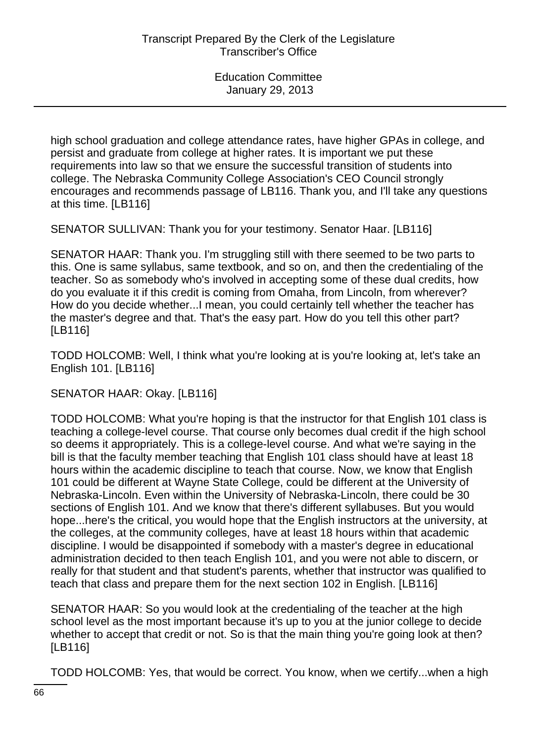high school graduation and college attendance rates, have higher GPAs in college, and persist and graduate from college at higher rates. It is important we put these requirements into law so that we ensure the successful transition of students into college. The Nebraska Community College Association's CEO Council strongly encourages and recommends passage of LB116. Thank you, and I'll take any questions at this time. [LB116]

SENATOR SULLIVAN: Thank you for your testimony. Senator Haar. [LB116]

SENATOR HAAR: Thank you. I'm struggling still with there seemed to be two parts to this. One is same syllabus, same textbook, and so on, and then the credentialing of the teacher. So as somebody who's involved in accepting some of these dual credits, how do you evaluate it if this credit is coming from Omaha, from Lincoln, from wherever? How do you decide whether...I mean, you could certainly tell whether the teacher has the master's degree and that. That's the easy part. How do you tell this other part? [LB116]

TODD HOLCOMB: Well, I think what you're looking at is you're looking at, let's take an English 101. [LB116]

SENATOR HAAR: Okay. [LB116]

TODD HOLCOMB: What you're hoping is that the instructor for that English 101 class is teaching a college-level course. That course only becomes dual credit if the high school so deems it appropriately. This is a college-level course. And what we're saying in the bill is that the faculty member teaching that English 101 class should have at least 18 hours within the academic discipline to teach that course. Now, we know that English 101 could be different at Wayne State College, could be different at the University of Nebraska-Lincoln. Even within the University of Nebraska-Lincoln, there could be 30 sections of English 101. And we know that there's different syllabuses. But you would hope...here's the critical, you would hope that the English instructors at the university, at the colleges, at the community colleges, have at least 18 hours within that academic discipline. I would be disappointed if somebody with a master's degree in educational administration decided to then teach English 101, and you were not able to discern, or really for that student and that student's parents, whether that instructor was qualified to teach that class and prepare them for the next section 102 in English. [LB116]

SENATOR HAAR: So you would look at the credentialing of the teacher at the high school level as the most important because it's up to you at the junior college to decide whether to accept that credit or not. So is that the main thing you're going look at then? [LB116]

TODD HOLCOMB: Yes, that would be correct. You know, when we certify...when a high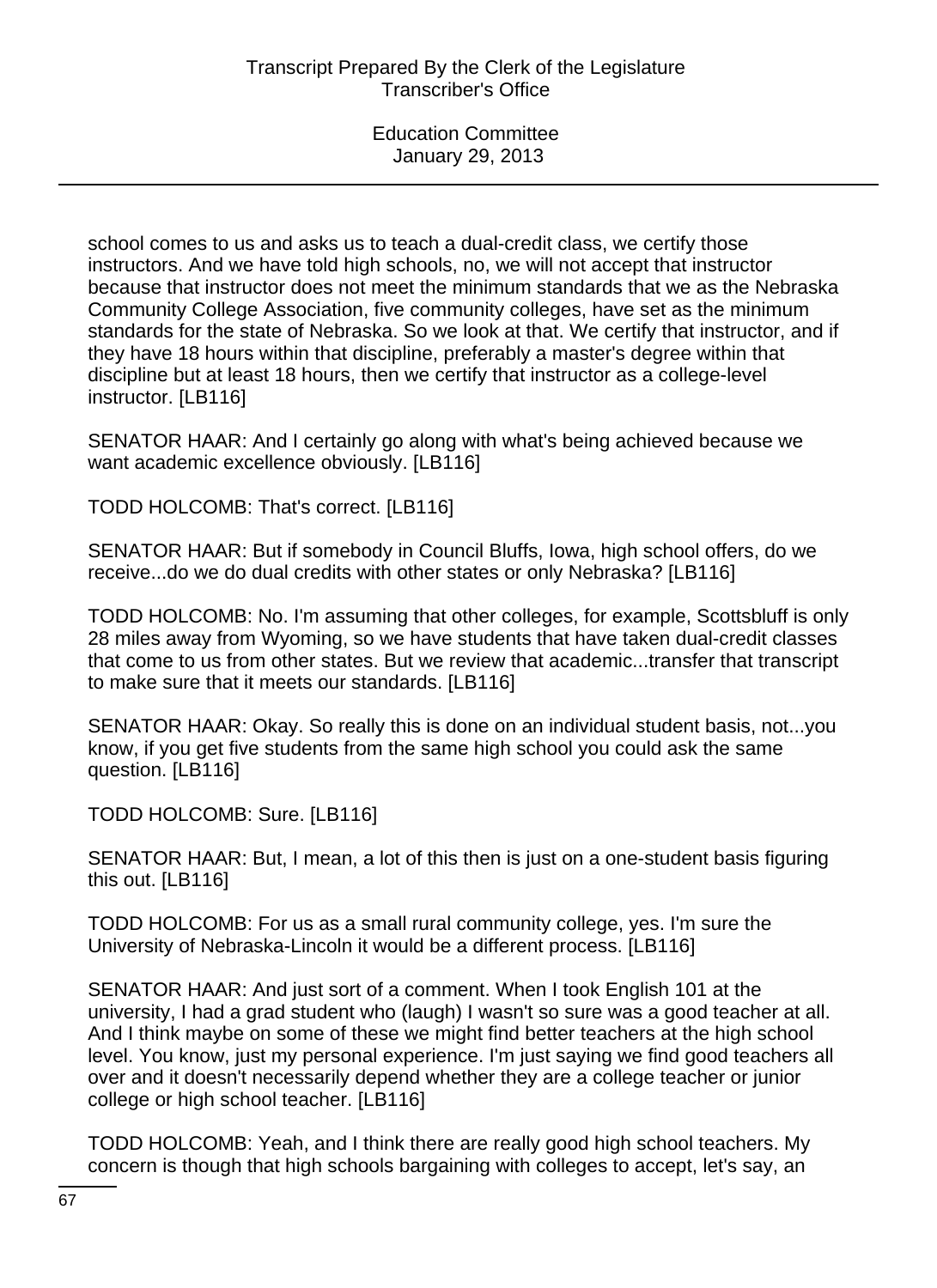school comes to us and asks us to teach a dual-credit class, we certify those instructors. And we have told high schools, no, we will not accept that instructor because that instructor does not meet the minimum standards that we as the Nebraska Community College Association, five community colleges, have set as the minimum standards for the state of Nebraska. So we look at that. We certify that instructor, and if they have 18 hours within that discipline, preferably a master's degree within that discipline but at least 18 hours, then we certify that instructor as a college-level instructor. [LB116]

SENATOR HAAR: And I certainly go along with what's being achieved because we want academic excellence obviously. [LB116]

TODD HOLCOMB: That's correct. [LB116]

SENATOR HAAR: But if somebody in Council Bluffs, Iowa, high school offers, do we receive...do we do dual credits with other states or only Nebraska? [LB116]

TODD HOLCOMB: No. I'm assuming that other colleges, for example, Scottsbluff is only 28 miles away from Wyoming, so we have students that have taken dual-credit classes that come to us from other states. But we review that academic...transfer that transcript to make sure that it meets our standards. [LB116]

SENATOR HAAR: Okay. So really this is done on an individual student basis, not...you know, if you get five students from the same high school you could ask the same question. [LB116]

TODD HOLCOMB: Sure. [LB116]

SENATOR HAAR: But, I mean, a lot of this then is just on a one-student basis figuring this out. [LB116]

TODD HOLCOMB: For us as a small rural community college, yes. I'm sure the University of Nebraska-Lincoln it would be a different process. [LB116]

SENATOR HAAR: And just sort of a comment. When I took English 101 at the university, I had a grad student who (laugh) I wasn't so sure was a good teacher at all. And I think maybe on some of these we might find better teachers at the high school level. You know, just my personal experience. I'm just saying we find good teachers all over and it doesn't necessarily depend whether they are a college teacher or junior college or high school teacher. [LB116]

TODD HOLCOMB: Yeah, and I think there are really good high school teachers. My concern is though that high schools bargaining with colleges to accept, let's say, an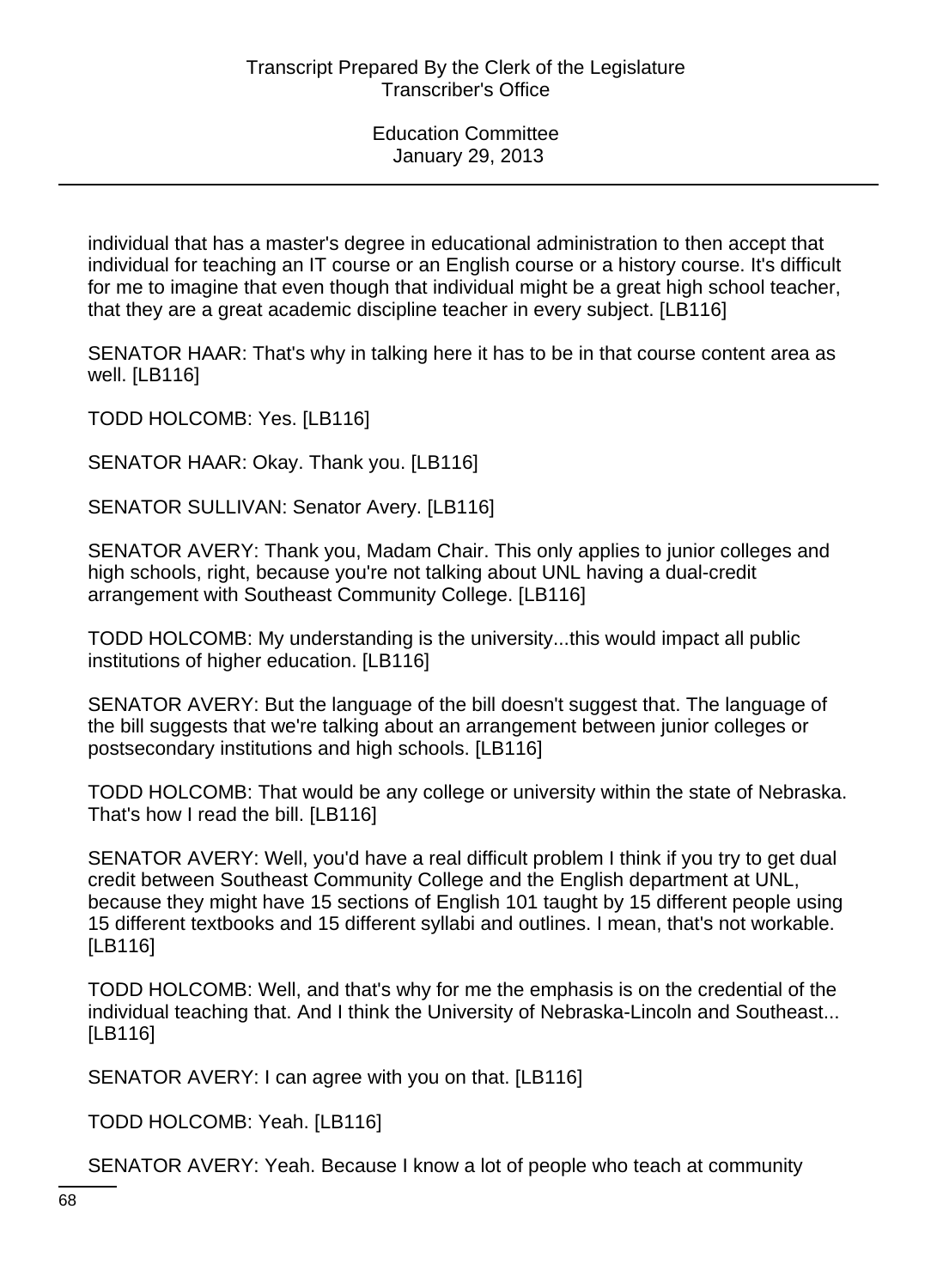individual that has a master's degree in educational administration to then accept that individual for teaching an IT course or an English course or a history course. It's difficult for me to imagine that even though that individual might be a great high school teacher, that they are a great academic discipline teacher in every subject. [LB116]

SENATOR HAAR: That's why in talking here it has to be in that course content area as well. [LB116]

TODD HOLCOMB: Yes. [LB116]

SENATOR HAAR: Okay. Thank you. [LB116]

SENATOR SULLIVAN: Senator Avery. [LB116]

SENATOR AVERY: Thank you, Madam Chair. This only applies to junior colleges and high schools, right, because you're not talking about UNL having a dual-credit arrangement with Southeast Community College. [LB116]

TODD HOLCOMB: My understanding is the university...this would impact all public institutions of higher education. [LB116]

SENATOR AVERY: But the language of the bill doesn't suggest that. The language of the bill suggests that we're talking about an arrangement between junior colleges or postsecondary institutions and high schools. [LB116]

TODD HOLCOMB: That would be any college or university within the state of Nebraska. That's how I read the bill. [LB116]

SENATOR AVERY: Well, you'd have a real difficult problem I think if you try to get dual credit between Southeast Community College and the English department at UNL, because they might have 15 sections of English 101 taught by 15 different people using 15 different textbooks and 15 different syllabi and outlines. I mean, that's not workable. [LB116]

TODD HOLCOMB: Well, and that's why for me the emphasis is on the credential of the individual teaching that. And I think the University of Nebraska-Lincoln and Southeast... [LB116]

SENATOR AVERY: I can agree with you on that. [LB116]

TODD HOLCOMB: Yeah. [LB116]

SENATOR AVERY: Yeah. Because I know a lot of people who teach at community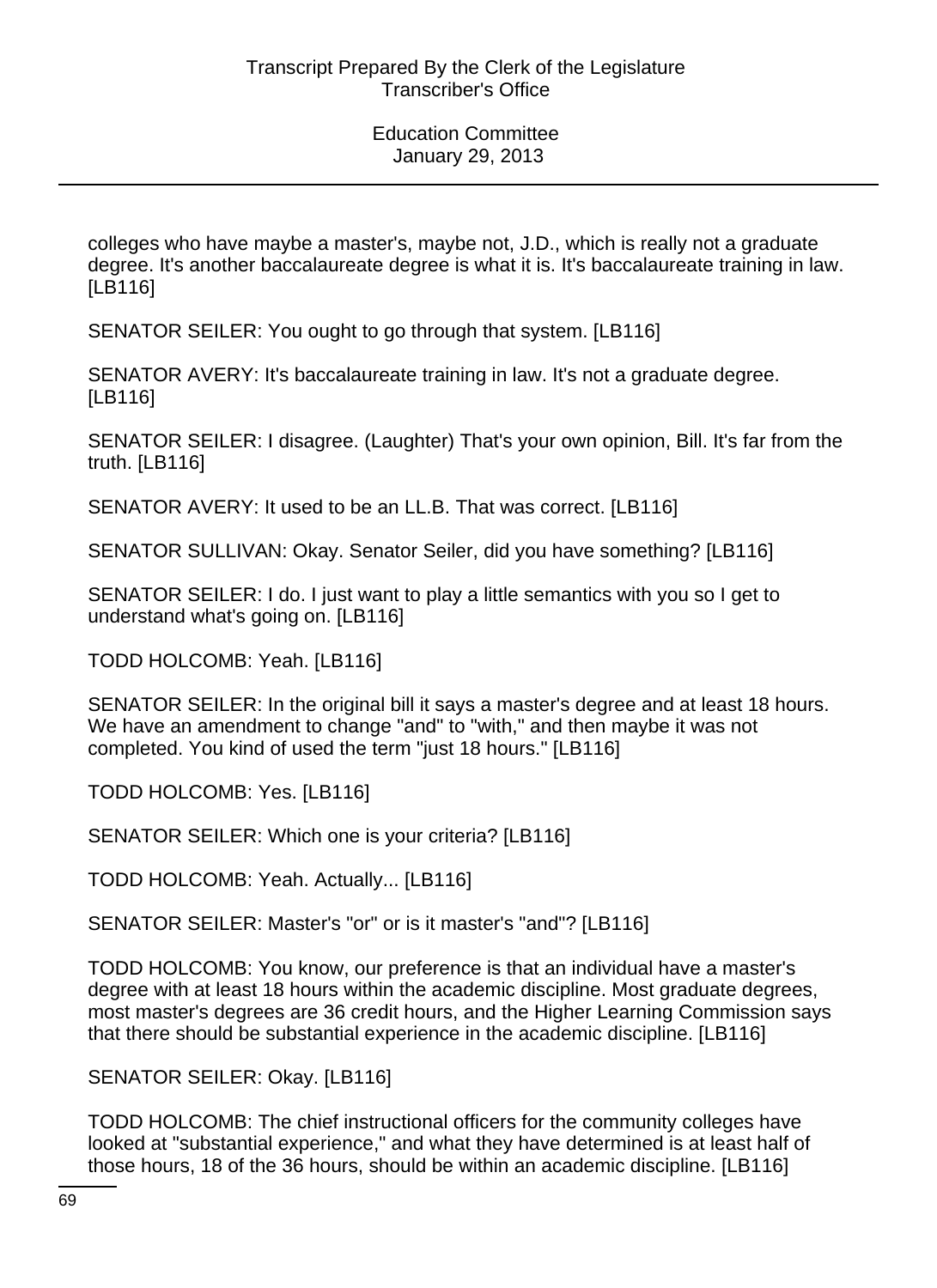colleges who have maybe a master's, maybe not, J.D., which is really not a graduate degree. It's another baccalaureate degree is what it is. It's baccalaureate training in law. [LB116]

SENATOR SEILER: You ought to go through that system. [LB116]

SENATOR AVERY: It's baccalaureate training in law. It's not a graduate degree. [LB116]

SENATOR SEILER: I disagree. (Laughter) That's your own opinion, Bill. It's far from the truth. [LB116]

SENATOR AVERY: It used to be an LL.B. That was correct. [LB116]

SENATOR SULLIVAN: Okay. Senator Seiler, did you have something? [LB116]

SENATOR SEILER: I do. I just want to play a little semantics with you so I get to understand what's going on. [LB116]

TODD HOLCOMB: Yeah. [LB116]

SENATOR SEILER: In the original bill it says a master's degree and at least 18 hours. We have an amendment to change "and" to "with," and then maybe it was not completed. You kind of used the term "just 18 hours." [LB116]

TODD HOLCOMB: Yes. [LB116]

SENATOR SEILER: Which one is your criteria? [LB116]

TODD HOLCOMB: Yeah. Actually... [LB116]

SENATOR SEILER: Master's "or" or is it master's "and"? [LB116]

TODD HOLCOMB: You know, our preference is that an individual have a master's degree with at least 18 hours within the academic discipline. Most graduate degrees, most master's degrees are 36 credit hours, and the Higher Learning Commission says that there should be substantial experience in the academic discipline. [LB116]

SENATOR SEILER: Okay. [LB116]

TODD HOLCOMB: The chief instructional officers for the community colleges have looked at "substantial experience," and what they have determined is at least half of those hours, 18 of the 36 hours, should be within an academic discipline. [LB116]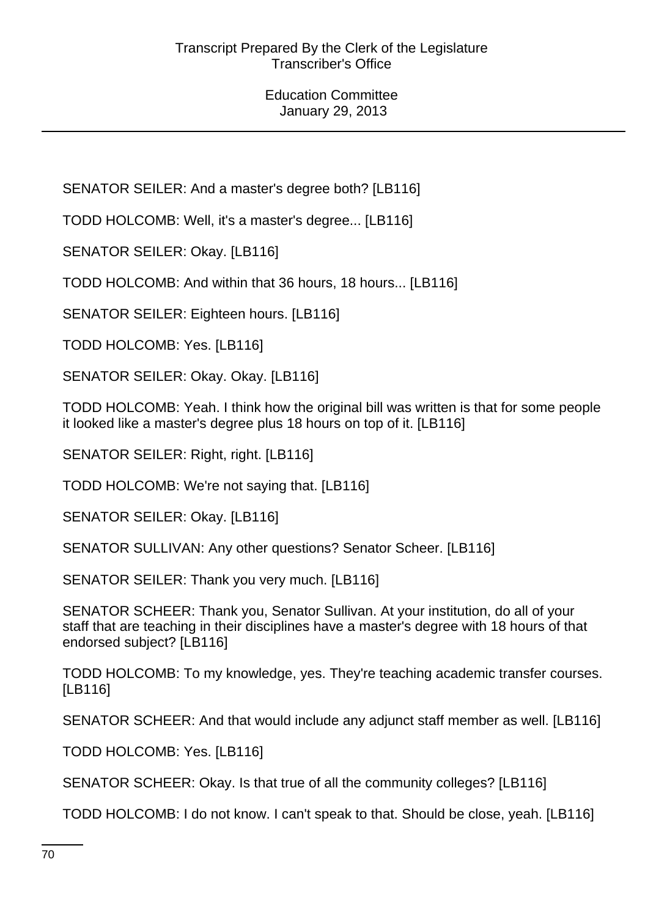SENATOR SEILER: And a master's degree both? [LB116]

TODD HOLCOMB: Well, it's a master's degree... [LB116]

SENATOR SEILER: Okay. [LB116]

TODD HOLCOMB: And within that 36 hours, 18 hours... [LB116]

SENATOR SEILER: Eighteen hours. [LB116]

TODD HOLCOMB: Yes. [LB116]

SENATOR SEILER: Okay. Okay. [LB116]

TODD HOLCOMB: Yeah. I think how the original bill was written is that for some people it looked like a master's degree plus 18 hours on top of it. [LB116]

SENATOR SEILER: Right, right. [LB116]

TODD HOLCOMB: We're not saying that. [LB116]

SENATOR SEILER: Okay. [LB116]

SENATOR SULLIVAN: Any other questions? Senator Scheer. [LB116]

SENATOR SEILER: Thank you very much. [LB116]

SENATOR SCHEER: Thank you, Senator Sullivan. At your institution, do all of your staff that are teaching in their disciplines have a master's degree with 18 hours of that endorsed subject? [LB116]

TODD HOLCOMB: To my knowledge, yes. They're teaching academic transfer courses. [LB116]

SENATOR SCHEER: And that would include any adjunct staff member as well. [LB116]

TODD HOLCOMB: Yes. [LB116]

SENATOR SCHEER: Okay. Is that true of all the community colleges? [LB116]

TODD HOLCOMB: I do not know. I can't speak to that. Should be close, yeah. [LB116]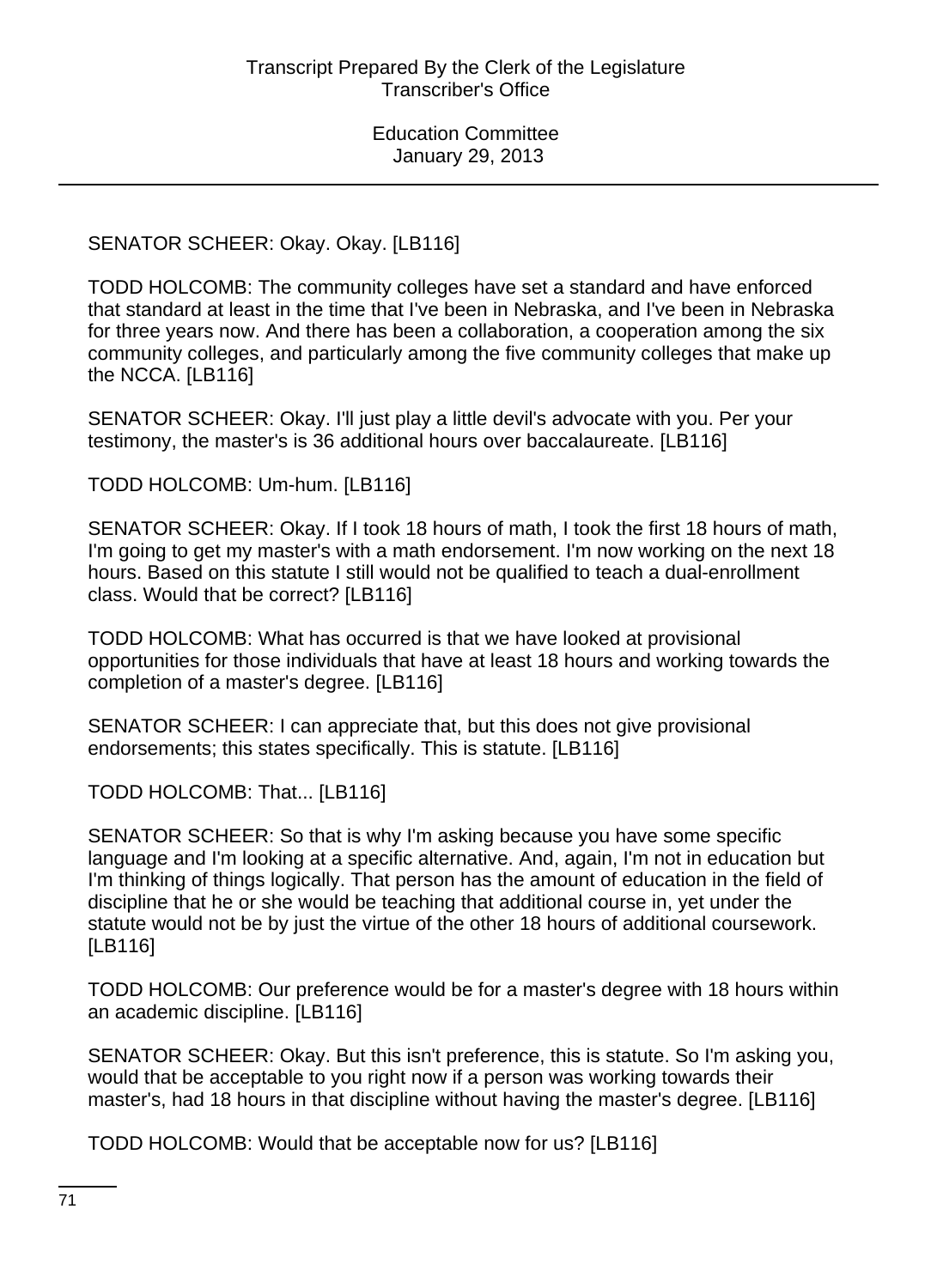SENATOR SCHEER: Okay. Okay. [LB116]

TODD HOLCOMB: The community colleges have set a standard and have enforced that standard at least in the time that I've been in Nebraska, and I've been in Nebraska for three years now. And there has been a collaboration, a cooperation among the six community colleges, and particularly among the five community colleges that make up the NCCA. [LB116]

SENATOR SCHEER: Okay. I'll just play a little devil's advocate with you. Per your testimony, the master's is 36 additional hours over baccalaureate. [LB116]

TODD HOLCOMB: Um-hum. [LB116]

SENATOR SCHEER: Okay. If I took 18 hours of math, I took the first 18 hours of math, I'm going to get my master's with a math endorsement. I'm now working on the next 18 hours. Based on this statute I still would not be qualified to teach a dual-enrollment class. Would that be correct? [LB116]

TODD HOLCOMB: What has occurred is that we have looked at provisional opportunities for those individuals that have at least 18 hours and working towards the completion of a master's degree. [LB116]

SENATOR SCHEER: I can appreciate that, but this does not give provisional endorsements; this states specifically. This is statute. [LB116]

TODD HOLCOMB: That... [LB116]

SENATOR SCHEER: So that is why I'm asking because you have some specific language and I'm looking at a specific alternative. And, again, I'm not in education but I'm thinking of things logically. That person has the amount of education in the field of discipline that he or she would be teaching that additional course in, yet under the statute would not be by just the virtue of the other 18 hours of additional coursework. [LB116]

TODD HOLCOMB: Our preference would be for a master's degree with 18 hours within an academic discipline. [LB116]

SENATOR SCHEER: Okay. But this isn't preference, this is statute. So I'm asking you, would that be acceptable to you right now if a person was working towards their master's, had 18 hours in that discipline without having the master's degree. [LB116]

TODD HOLCOMB: Would that be acceptable now for us? [LB116]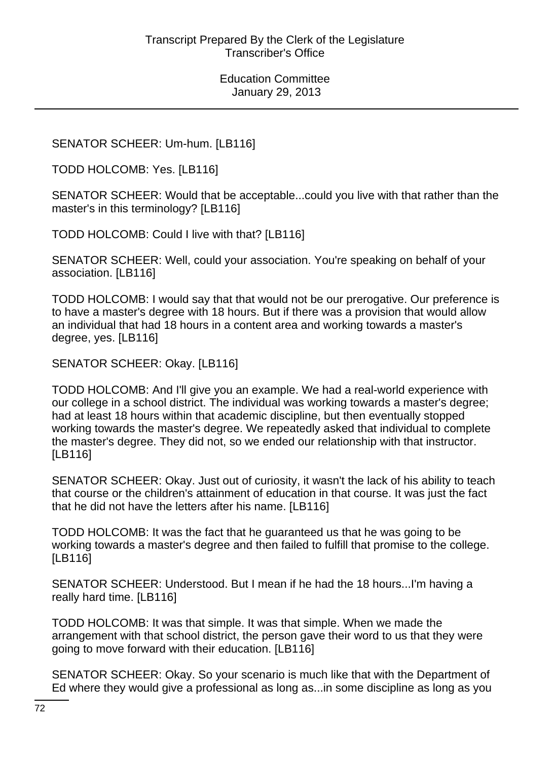SENATOR SCHEER: Um-hum. [LB116]

TODD HOLCOMB: Yes. [LB116]

SENATOR SCHEER: Would that be acceptable...could you live with that rather than the master's in this terminology? [LB116]

TODD HOLCOMB: Could I live with that? [LB116]

SENATOR SCHEER: Well, could your association. You're speaking on behalf of your association. [LB116]

TODD HOLCOMB: I would say that that would not be our prerogative. Our preference is to have a master's degree with 18 hours. But if there was a provision that would allow an individual that had 18 hours in a content area and working towards a master's degree, yes. [LB116]

SENATOR SCHEER: Okay. [LB116]

TODD HOLCOMB: And I'll give you an example. We had a real-world experience with our college in a school district. The individual was working towards a master's degree; had at least 18 hours within that academic discipline, but then eventually stopped working towards the master's degree. We repeatedly asked that individual to complete the master's degree. They did not, so we ended our relationship with that instructor. [LB116]

SENATOR SCHEER: Okay. Just out of curiosity, it wasn't the lack of his ability to teach that course or the children's attainment of education in that course. It was just the fact that he did not have the letters after his name. [LB116]

TODD HOLCOMB: It was the fact that he guaranteed us that he was going to be working towards a master's degree and then failed to fulfill that promise to the college. [LB116]

SENATOR SCHEER: Understood. But I mean if he had the 18 hours...I'm having a really hard time. [LB116]

TODD HOLCOMB: It was that simple. It was that simple. When we made the arrangement with that school district, the person gave their word to us that they were going to move forward with their education. [LB116]

SENATOR SCHEER: Okay. So your scenario is much like that with the Department of Ed where they would give a professional as long as...in some discipline as long as you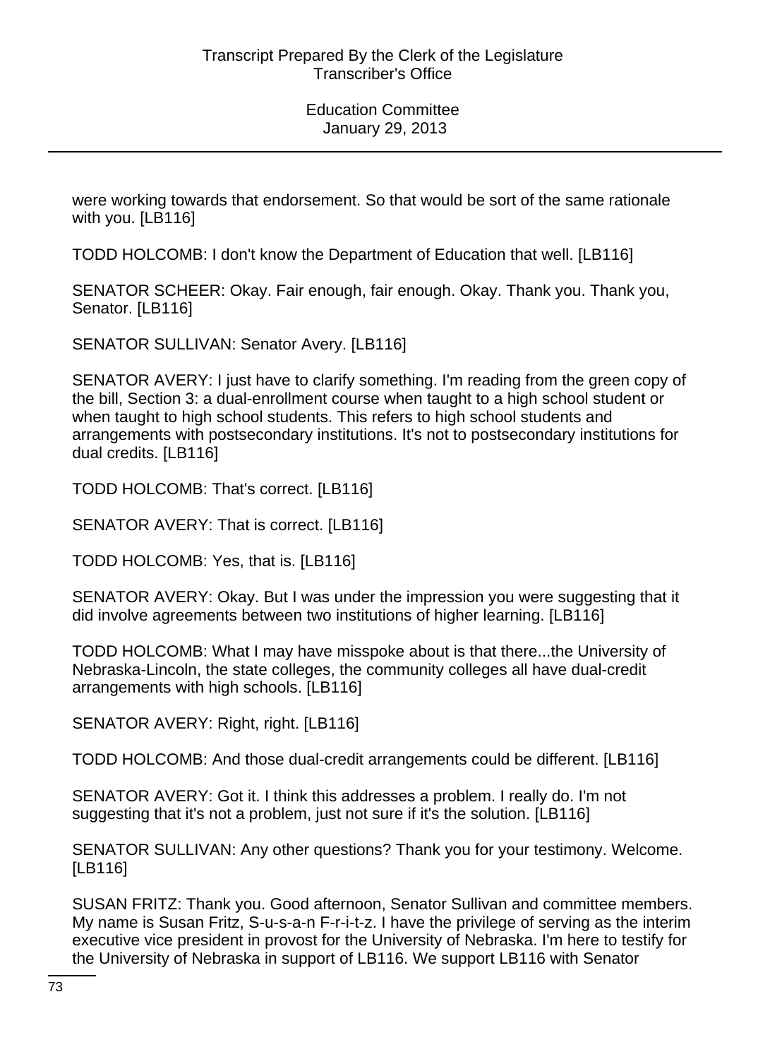were working towards that endorsement. So that would be sort of the same rationale with you. [LB116]

TODD HOLCOMB: I don't know the Department of Education that well. [LB116]

SENATOR SCHEER: Okay. Fair enough, fair enough. Okay. Thank you. Thank you, Senator. [LB116]

SENATOR SULLIVAN: Senator Avery. [LB116]

SENATOR AVERY: I just have to clarify something. I'm reading from the green copy of the bill, Section 3: a dual-enrollment course when taught to a high school student or when taught to high school students. This refers to high school students and arrangements with postsecondary institutions. It's not to postsecondary institutions for dual credits. [LB116]

TODD HOLCOMB: That's correct. [LB116]

SENATOR AVERY: That is correct. [LB116]

TODD HOLCOMB: Yes, that is. [LB116]

SENATOR AVERY: Okay. But I was under the impression you were suggesting that it did involve agreements between two institutions of higher learning. [LB116]

TODD HOLCOMB: What I may have misspoke about is that there...the University of Nebraska-Lincoln, the state colleges, the community colleges all have dual-credit arrangements with high schools. [LB116]

SENATOR AVERY: Right, right. [LB116]

TODD HOLCOMB: And those dual-credit arrangements could be different. [LB116]

SENATOR AVERY: Got it. I think this addresses a problem. I really do. I'm not suggesting that it's not a problem, just not sure if it's the solution. [LB116]

SENATOR SULLIVAN: Any other questions? Thank you for your testimony. Welcome. [LB116]

SUSAN FRITZ: Thank you. Good afternoon, Senator Sullivan and committee members. My name is Susan Fritz, S-u-s-a-n F-r-i-t-z. I have the privilege of serving as the interim executive vice president in provost for the University of Nebraska. I'm here to testify for the University of Nebraska in support of LB116. We support LB116 with Senator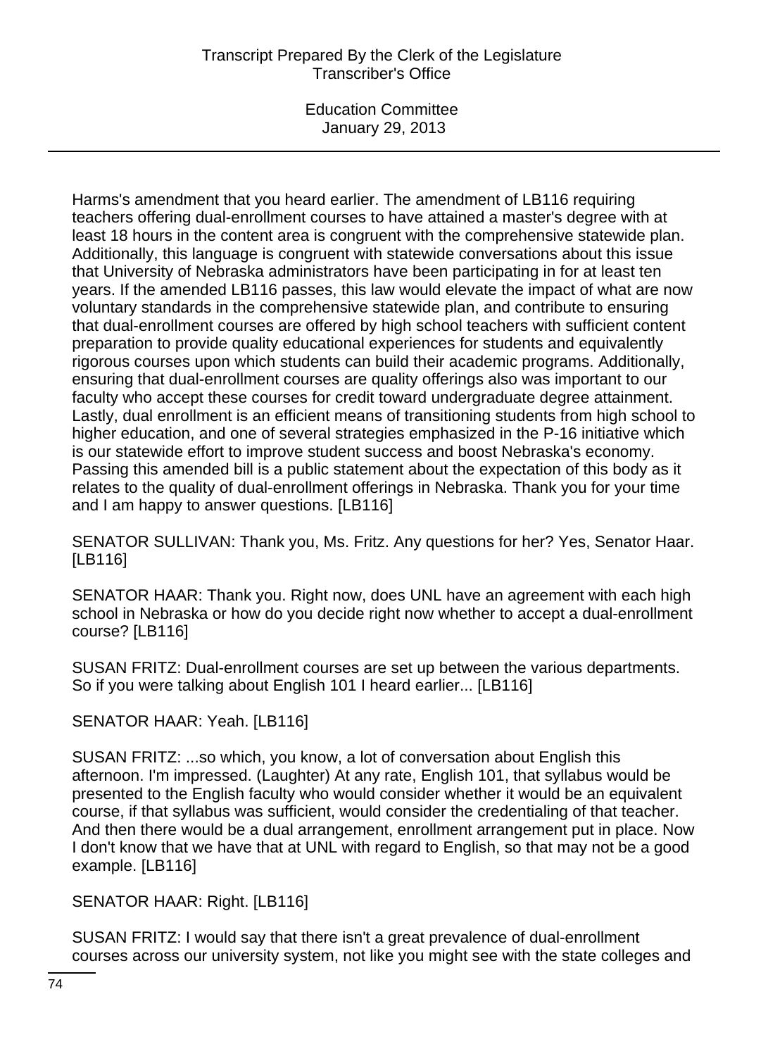Harms's amendment that you heard earlier. The amendment of LB116 requiring teachers offering dual-enrollment courses to have attained a master's degree with at least 18 hours in the content area is congruent with the comprehensive statewide plan. Additionally, this language is congruent with statewide conversations about this issue that University of Nebraska administrators have been participating in for at least ten years. If the amended LB116 passes, this law would elevate the impact of what are now voluntary standards in the comprehensive statewide plan, and contribute to ensuring that dual-enrollment courses are offered by high school teachers with sufficient content preparation to provide quality educational experiences for students and equivalently rigorous courses upon which students can build their academic programs. Additionally, ensuring that dual-enrollment courses are quality offerings also was important to our faculty who accept these courses for credit toward undergraduate degree attainment. Lastly, dual enrollment is an efficient means of transitioning students from high school to higher education, and one of several strategies emphasized in the P-16 initiative which is our statewide effort to improve student success and boost Nebraska's economy. Passing this amended bill is a public statement about the expectation of this body as it relates to the quality of dual-enrollment offerings in Nebraska. Thank you for your time and I am happy to answer questions. [LB116]

SENATOR SULLIVAN: Thank you, Ms. Fritz. Any questions for her? Yes, Senator Haar. [LB116]

SENATOR HAAR: Thank you. Right now, does UNL have an agreement with each high school in Nebraska or how do you decide right now whether to accept a dual-enrollment course? [LB116]

SUSAN FRITZ: Dual-enrollment courses are set up between the various departments. So if you were talking about English 101 I heard earlier... [LB116]

SENATOR HAAR: Yeah. [LB116]

SUSAN FRITZ: ...so which, you know, a lot of conversation about English this afternoon. I'm impressed. (Laughter) At any rate, English 101, that syllabus would be presented to the English faculty who would consider whether it would be an equivalent course, if that syllabus was sufficient, would consider the credentialing of that teacher. And then there would be a dual arrangement, enrollment arrangement put in place. Now I don't know that we have that at UNL with regard to English, so that may not be a good example. [LB116]

SENATOR HAAR: Right. [LB116]

SUSAN FRITZ: I would say that there isn't a great prevalence of dual-enrollment courses across our university system, not like you might see with the state colleges and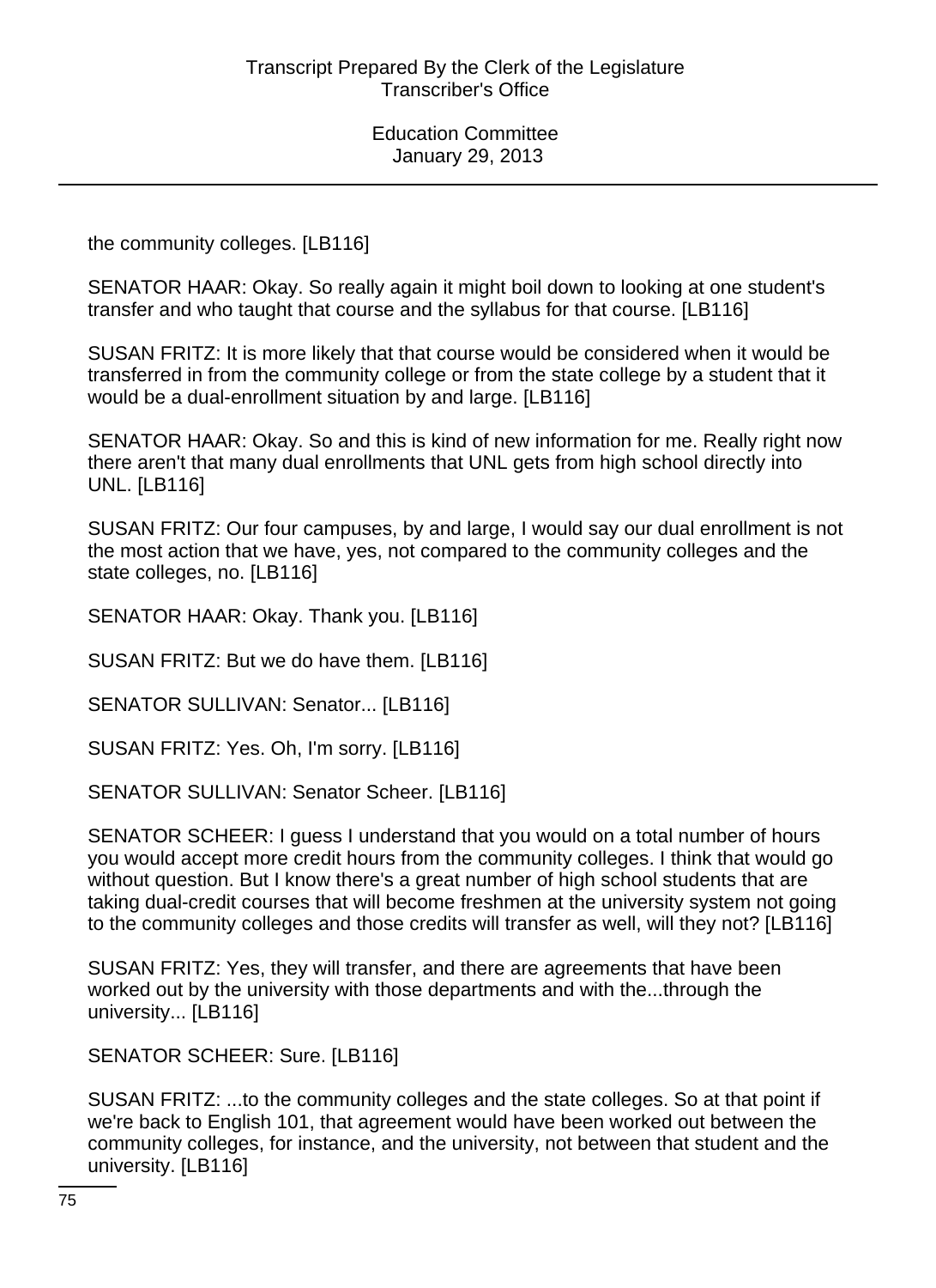the community colleges. [LB116]

SENATOR HAAR: Okay. So really again it might boil down to looking at one student's transfer and who taught that course and the syllabus for that course. [LB116]

SUSAN FRITZ: It is more likely that that course would be considered when it would be transferred in from the community college or from the state college by a student that it would be a dual-enrollment situation by and large. [LB116]

SENATOR HAAR: Okay. So and this is kind of new information for me. Really right now there aren't that many dual enrollments that UNL gets from high school directly into UNL. [LB116]

SUSAN FRITZ: Our four campuses, by and large, I would say our dual enrollment is not the most action that we have, yes, not compared to the community colleges and the state colleges, no. [LB116]

SENATOR HAAR: Okay. Thank you. [LB116]

SUSAN FRITZ: But we do have them. [LB116]

SENATOR SULLIVAN: Senator... [LB116]

SUSAN FRITZ: Yes. Oh, I'm sorry. [LB116]

SENATOR SULLIVAN: Senator Scheer. [LB116]

SENATOR SCHEER: I guess I understand that you would on a total number of hours you would accept more credit hours from the community colleges. I think that would go without question. But I know there's a great number of high school students that are taking dual-credit courses that will become freshmen at the university system not going to the community colleges and those credits will transfer as well, will they not? [LB116]

SUSAN FRITZ: Yes, they will transfer, and there are agreements that have been worked out by the university with those departments and with the...through the university... [LB116]

SENATOR SCHEER: Sure. [LB116]

SUSAN FRITZ: ...to the community colleges and the state colleges. So at that point if we're back to English 101, that agreement would have been worked out between the community colleges, for instance, and the university, not between that student and the university. [LB116]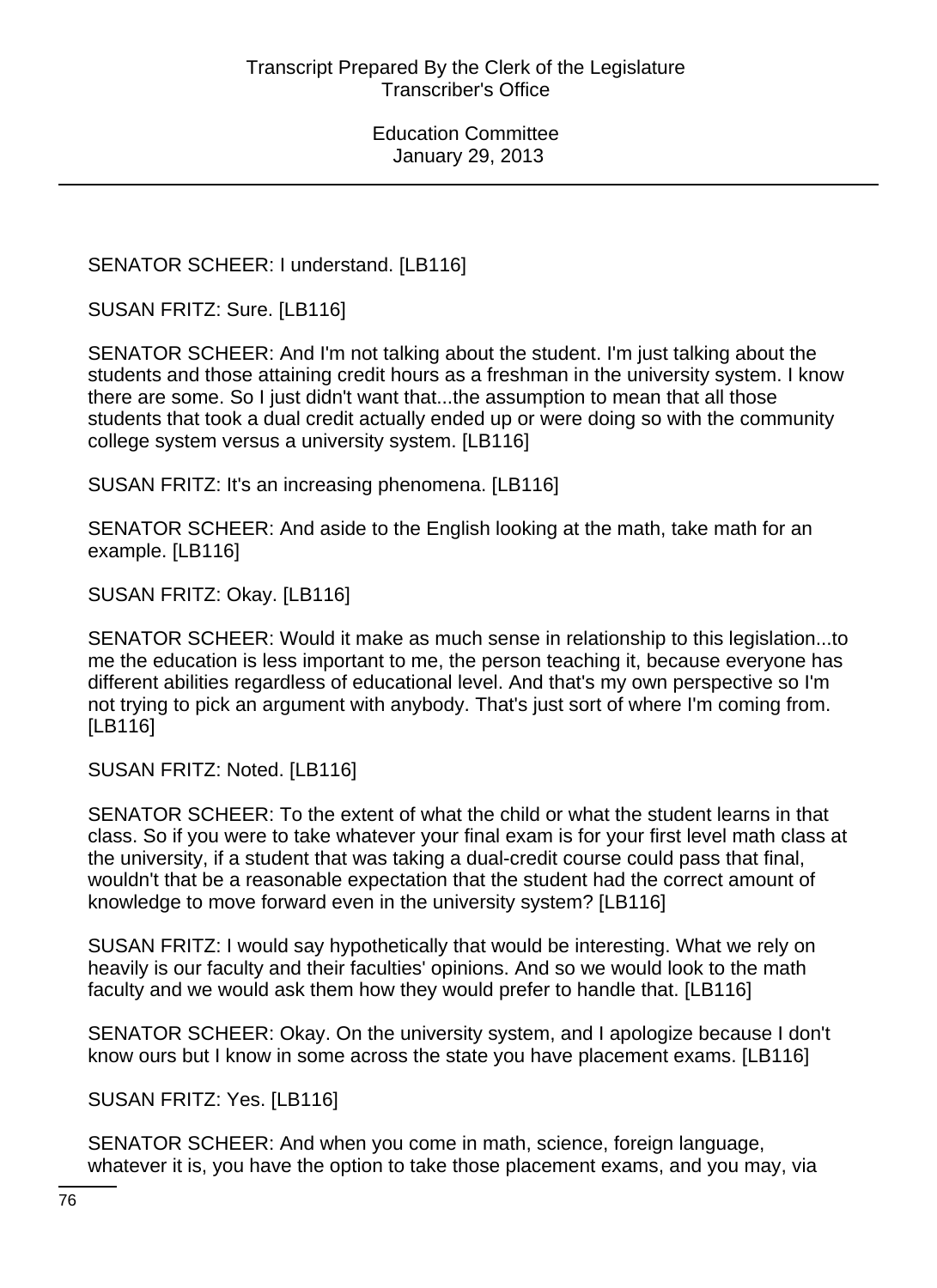SENATOR SCHEER: I understand. [LB116]

SUSAN FRITZ: Sure. [LB116]

SENATOR SCHEER: And I'm not talking about the student. I'm just talking about the students and those attaining credit hours as a freshman in the university system. I know there are some. So I just didn't want that...the assumption to mean that all those students that took a dual credit actually ended up or were doing so with the community college system versus a university system. [LB116]

SUSAN FRITZ: It's an increasing phenomena. [LB116]

SENATOR SCHEER: And aside to the English looking at the math, take math for an example. [LB116]

SUSAN FRITZ: Okay. [LB116]

SENATOR SCHEER: Would it make as much sense in relationship to this legislation...to me the education is less important to me, the person teaching it, because everyone has different abilities regardless of educational level. And that's my own perspective so I'm not trying to pick an argument with anybody. That's just sort of where I'm coming from. [LB116]

SUSAN FRITZ: Noted. [LB116]

SENATOR SCHEER: To the extent of what the child or what the student learns in that class. So if you were to take whatever your final exam is for your first level math class at the university, if a student that was taking a dual-credit course could pass that final, wouldn't that be a reasonable expectation that the student had the correct amount of knowledge to move forward even in the university system? [LB116]

SUSAN FRITZ: I would say hypothetically that would be interesting. What we rely on heavily is our faculty and their faculties' opinions. And so we would look to the math faculty and we would ask them how they would prefer to handle that. [LB116]

SENATOR SCHEER: Okay. On the university system, and I apologize because I don't know ours but I know in some across the state you have placement exams. [LB116]

SUSAN FRITZ: Yes. [LB116]

SENATOR SCHEER: And when you come in math, science, foreign language, whatever it is, you have the option to take those placement exams, and you may, via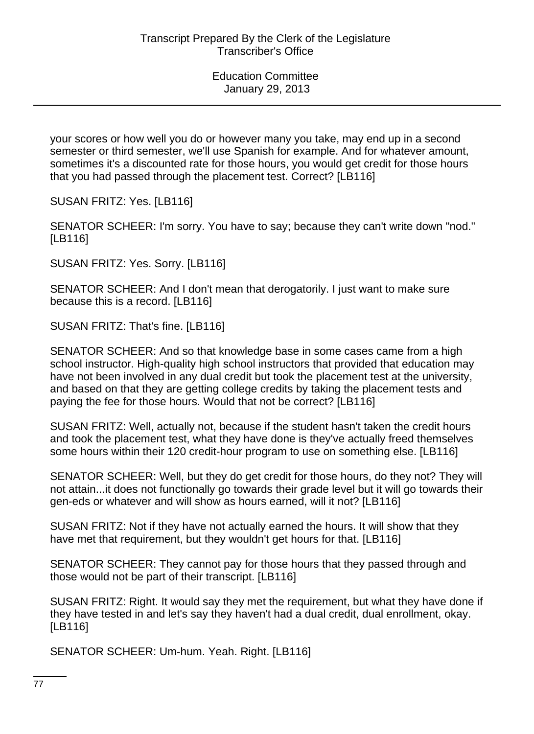your scores or how well you do or however many you take, may end up in a second semester or third semester, we'll use Spanish for example. And for whatever amount, sometimes it's a discounted rate for those hours, you would get credit for those hours that you had passed through the placement test. Correct? [LB116]

SUSAN FRITZ: Yes. [LB116]

SENATOR SCHEER: I'm sorry. You have to say; because they can't write down "nod." [LB116]

SUSAN FRITZ: Yes. Sorry. [LB116]

SENATOR SCHEER: And I don't mean that derogatorily. I just want to make sure because this is a record. [LB116]

SUSAN FRITZ: That's fine. [LB116]

SENATOR SCHEER: And so that knowledge base in some cases came from a high school instructor. High-quality high school instructors that provided that education may have not been involved in any dual credit but took the placement test at the university, and based on that they are getting college credits by taking the placement tests and paying the fee for those hours. Would that not be correct? [LB116]

SUSAN FRITZ: Well, actually not, because if the student hasn't taken the credit hours and took the placement test, what they have done is they've actually freed themselves some hours within their 120 credit-hour program to use on something else. [LB116]

SENATOR SCHEER: Well, but they do get credit for those hours, do they not? They will not attain...it does not functionally go towards their grade level but it will go towards their gen-eds or whatever and will show as hours earned, will it not? [LB116]

SUSAN FRITZ: Not if they have not actually earned the hours. It will show that they have met that requirement, but they wouldn't get hours for that. [LB116]

SENATOR SCHEER: They cannot pay for those hours that they passed through and those would not be part of their transcript. [LB116]

SUSAN FRITZ: Right. It would say they met the requirement, but what they have done if they have tested in and let's say they haven't had a dual credit, dual enrollment, okay. [LB116]

SENATOR SCHEER: Um-hum. Yeah. Right. [LB116]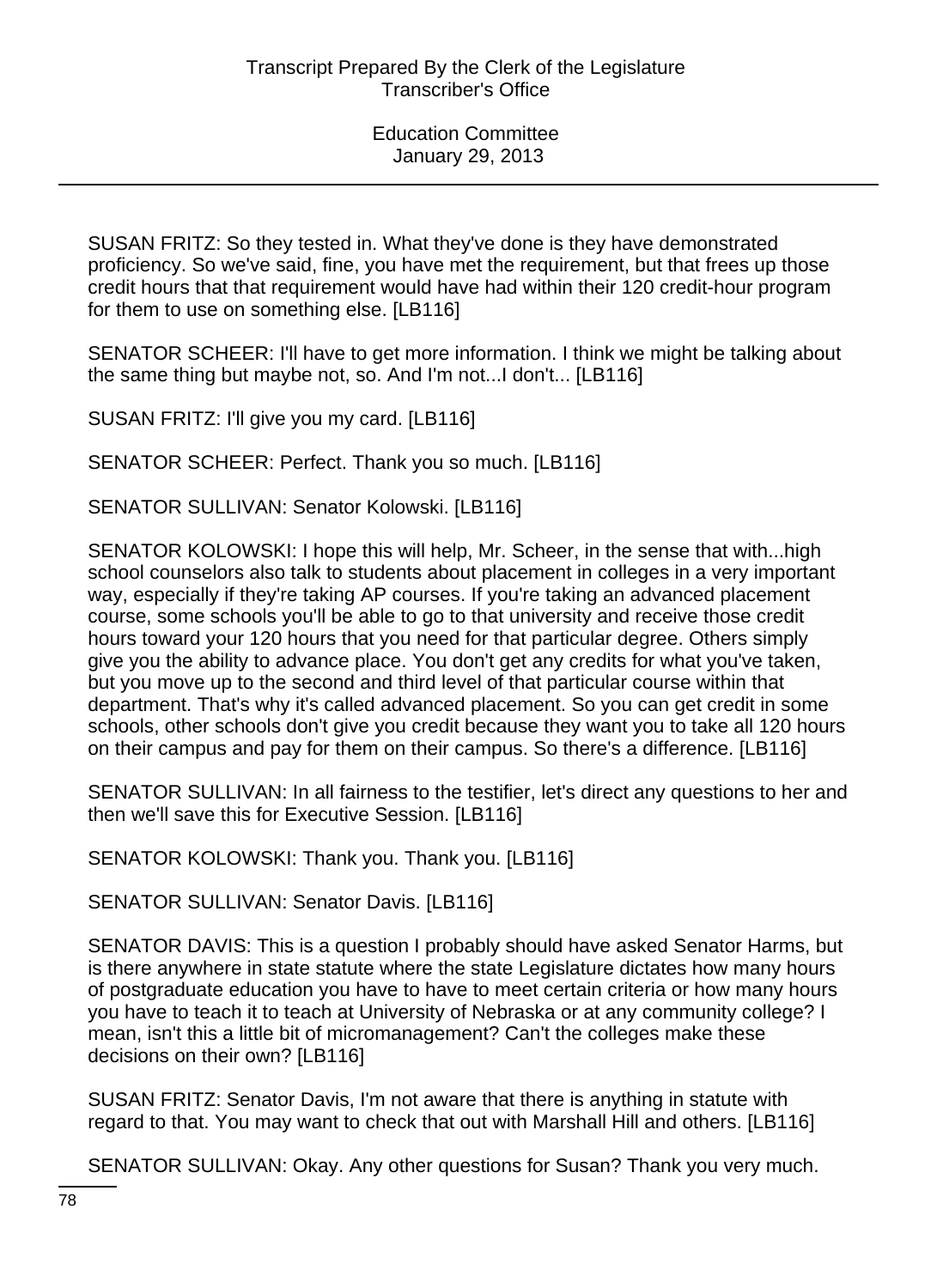SUSAN FRITZ: So they tested in. What they've done is they have demonstrated proficiency. So we've said, fine, you have met the requirement, but that frees up those credit hours that that requirement would have had within their 120 credit-hour program for them to use on something else. [LB116]

SENATOR SCHEER: I'll have to get more information. I think we might be talking about the same thing but maybe not, so. And I'm not...I don't... [LB116]

SUSAN FRITZ: I'll give you my card. [LB116]

SENATOR SCHEER: Perfect. Thank you so much. [LB116]

SENATOR SULLIVAN: Senator Kolowski. [LB116]

SENATOR KOLOWSKI: I hope this will help, Mr. Scheer, in the sense that with...high school counselors also talk to students about placement in colleges in a very important way, especially if they're taking AP courses. If you're taking an advanced placement course, some schools you'll be able to go to that university and receive those credit hours toward your 120 hours that you need for that particular degree. Others simply give you the ability to advance place. You don't get any credits for what you've taken, but you move up to the second and third level of that particular course within that department. That's why it's called advanced placement. So you can get credit in some schools, other schools don't give you credit because they want you to take all 120 hours on their campus and pay for them on their campus. So there's a difference. [LB116]

SENATOR SULLIVAN: In all fairness to the testifier, let's direct any questions to her and then we'll save this for Executive Session. [LB116]

SENATOR KOLOWSKI: Thank you. Thank you. [LB116]

SENATOR SULLIVAN: Senator Davis. [LB116]

SENATOR DAVIS: This is a question I probably should have asked Senator Harms, but is there anywhere in state statute where the state Legislature dictates how many hours of postgraduate education you have to have to meet certain criteria or how many hours you have to teach it to teach at University of Nebraska or at any community college? I mean, isn't this a little bit of micromanagement? Can't the colleges make these decisions on their own? [LB116]

SUSAN FRITZ: Senator Davis, I'm not aware that there is anything in statute with regard to that. You may want to check that out with Marshall Hill and others. [LB116]

SENATOR SULLIVAN: Okay. Any other questions for Susan? Thank you very much.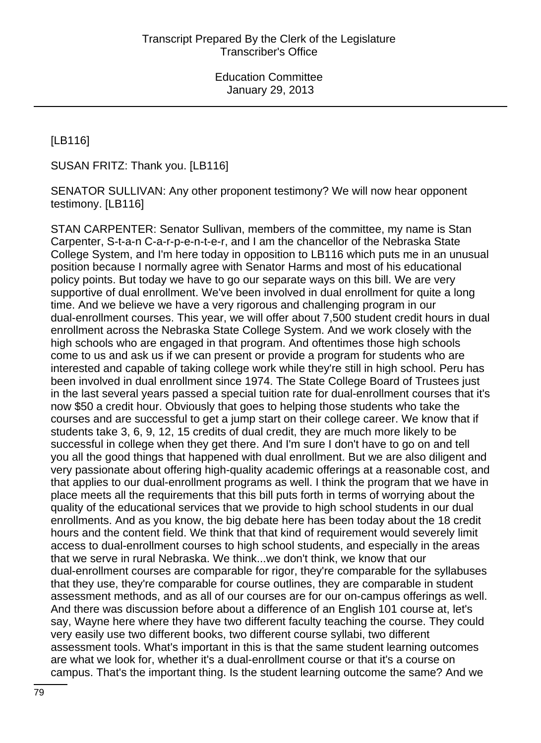[LB116]

SUSAN FRITZ: Thank you. [LB116]

SENATOR SULLIVAN: Any other proponent testimony? We will now hear opponent testimony. [LB116]

STAN CARPENTER: Senator Sullivan, members of the committee, my name is Stan Carpenter, S-t-a-n C-a-r-p-e-n-t-e-r, and I am the chancellor of the Nebraska State College System, and I'm here today in opposition to LB116 which puts me in an unusual position because I normally agree with Senator Harms and most of his educational policy points. But today we have to go our separate ways on this bill. We are very supportive of dual enrollment. We've been involved in dual enrollment for quite a long time. And we believe we have a very rigorous and challenging program in our dual-enrollment courses. This year, we will offer about 7,500 student credit hours in dual enrollment across the Nebraska State College System. And we work closely with the high schools who are engaged in that program. And oftentimes those high schools come to us and ask us if we can present or provide a program for students who are interested and capable of taking college work while they're still in high school. Peru has been involved in dual enrollment since 1974. The State College Board of Trustees just in the last several years passed a special tuition rate for dual-enrollment courses that it's now $50 a credit hour. Obviously that goes to helping those students who take the courses and are successful to get a jump start on their college career. We know that if students take 3, 6, 9, 12, 15 credits of dual credit, they are much more likely to be successful in college when they get there. And I'm sure I don't have to go on and tell you all the good things that happened with dual enrollment. But we are also diligent and very passionate about offering high-quality academic offerings at a reasonable cost, and that applies to our dual-enrollment programs as well. I think the program that we have in place meets all the requirements that this bill puts forth in terms of worrying about the quality of the educational services that we provide to high school students in our dual enrollments. And as you know, the big debate here has been today about the 18 credit hours and the content field. We think that that kind of requirement would severely limit access to dual-enrollment courses to high school students, and especially in the areas that we serve in rural Nebraska. We think...we don't think, we know that our dual-enrollment courses are comparable for rigor, they're comparable for the syllabuses that they use, they're comparable for course outlines, they are comparable in student assessment methods, and as all of our courses are for our on-campus offerings as well. And there was discussion before about a difference of an English 101 course at, let's say, Wayne here where they have two different faculty teaching the course. They could very easily use two different books, two different course syllabi, two different assessment tools. What's important in this is that the same student learning outcomes are what we look for, whether it's a dual-enrollment course or that it's a course on campus. That's the important thing. Is the student learning outcome the same? And we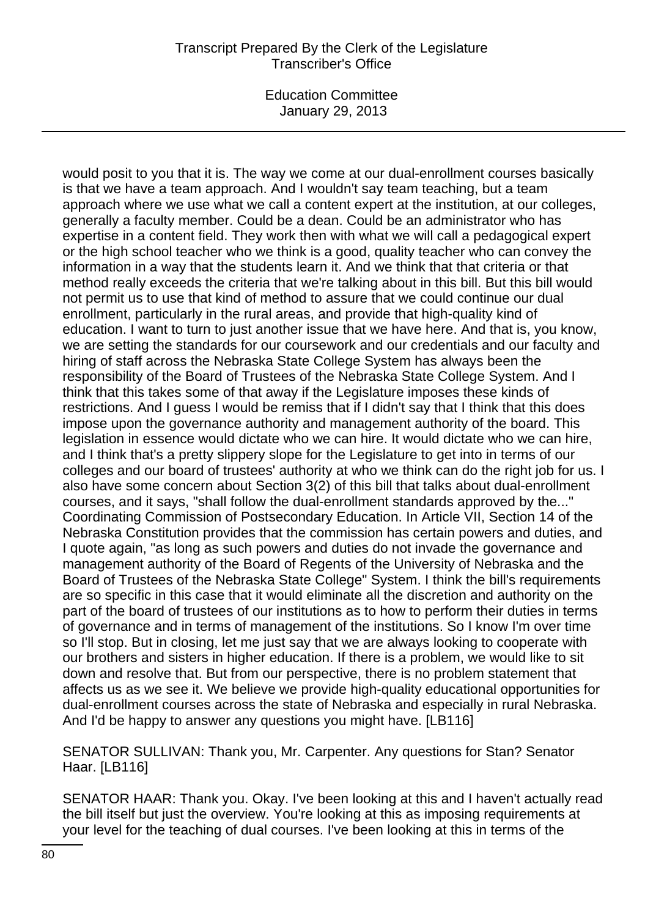would posit to you that it is. The way we come at our dual-enrollment courses basically is that we have a team approach. And I wouldn't say team teaching, but a team approach where we use what we call a content expert at the institution, at our colleges, generally a faculty member. Could be a dean. Could be an administrator who has expertise in a content field. They work then with what we will call a pedagogical expert or the high school teacher who we think is a good, quality teacher who can convey the information in a way that the students learn it. And we think that that criteria or that method really exceeds the criteria that we're talking about in this bill. But this bill would not permit us to use that kind of method to assure that we could continue our dual enrollment, particularly in the rural areas, and provide that high-quality kind of education. I want to turn to just another issue that we have here. And that is, you know, we are setting the standards for our coursework and our credentials and our faculty and hiring of staff across the Nebraska State College System has always been the responsibility of the Board of Trustees of the Nebraska State College System. And I think that this takes some of that away if the Legislature imposes these kinds of restrictions. And I guess I would be remiss that if I didn't say that I think that this does impose upon the governance authority and management authority of the board. This legislation in essence would dictate who we can hire. It would dictate who we can hire, and I think that's a pretty slippery slope for the Legislature to get into in terms of our colleges and our board of trustees' authority at who we think can do the right job for us. I also have some concern about Section 3(2) of this bill that talks about dual-enrollment courses, and it says, "shall follow the dual-enrollment standards approved by the..." Coordinating Commission of Postsecondary Education. In Article VII, Section 14 of the Nebraska Constitution provides that the commission has certain powers and duties, and I quote again, "as long as such powers and duties do not invade the governance and management authority of the Board of Regents of the University of Nebraska and the Board of Trustees of the Nebraska State College" System. I think the bill's requirements are so specific in this case that it would eliminate all the discretion and authority on the part of the board of trustees of our institutions as to how to perform their duties in terms of governance and in terms of management of the institutions. So I know I'm over time so I'll stop. But in closing, let me just say that we are always looking to cooperate with our brothers and sisters in higher education. If there is a problem, we would like to sit down and resolve that. But from our perspective, there is no problem statement that affects us as we see it. We believe we provide high-quality educational opportunities for dual-enrollment courses across the state of Nebraska and especially in rural Nebraska. And I'd be happy to answer any questions you might have. [LB116]

SENATOR SULLIVAN: Thank you, Mr. Carpenter. Any questions for Stan? Senator Haar. [LB116]

SENATOR HAAR: Thank you. Okay. I've been looking at this and I haven't actually read the bill itself but just the overview. You're looking at this as imposing requirements at your level for the teaching of dual courses. I've been looking at this in terms of the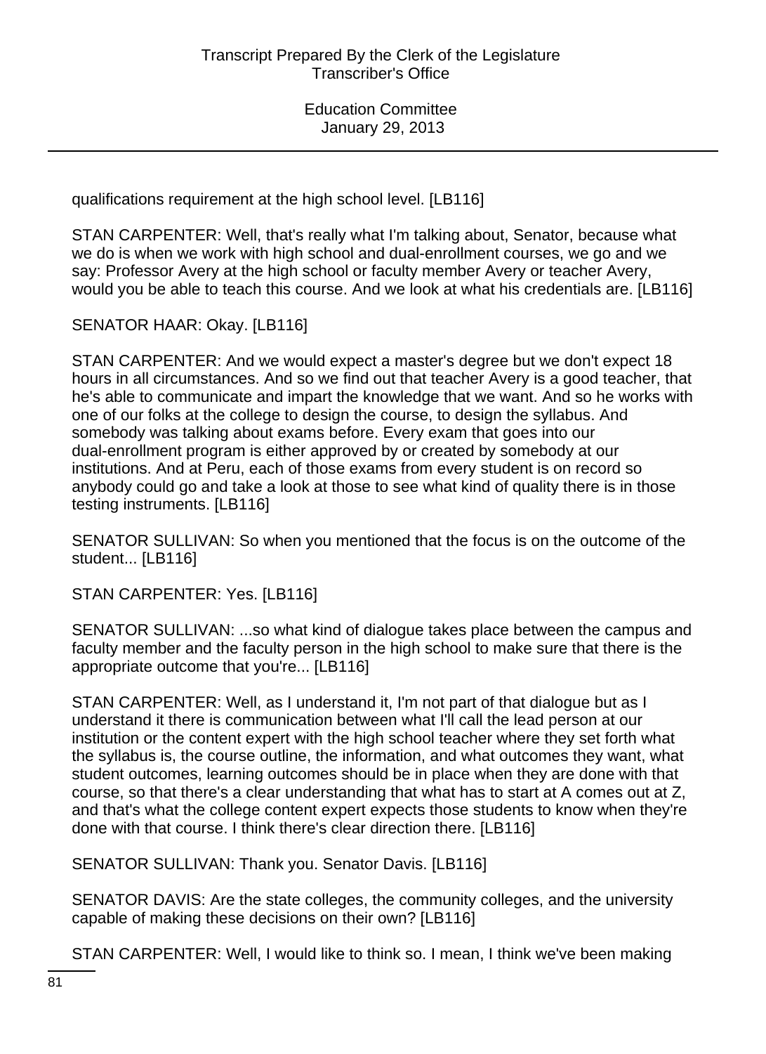qualifications requirement at the high school level. [LB116]

STAN CARPENTER: Well, that's really what I'm talking about, Senator, because what we do is when we work with high school and dual-enrollment courses, we go and we say: Professor Avery at the high school or faculty member Avery or teacher Avery, would you be able to teach this course. And we look at what his credentials are. [LB116]

SENATOR HAAR: Okay. [LB116]

STAN CARPENTER: And we would expect a master's degree but we don't expect 18 hours in all circumstances. And so we find out that teacher Avery is a good teacher, that he's able to communicate and impart the knowledge that we want. And so he works with one of our folks at the college to design the course, to design the syllabus. And somebody was talking about exams before. Every exam that goes into our dual-enrollment program is either approved by or created by somebody at our institutions. And at Peru, each of those exams from every student is on record so anybody could go and take a look at those to see what kind of quality there is in those testing instruments. [LB116]

SENATOR SULLIVAN: So when you mentioned that the focus is on the outcome of the student... [LB116]

STAN CARPENTER: Yes. [LB116]

SENATOR SULLIVAN: ...so what kind of dialogue takes place between the campus and faculty member and the faculty person in the high school to make sure that there is the appropriate outcome that you're... [LB116]

STAN CARPENTER: Well, as I understand it, I'm not part of that dialogue but as I understand it there is communication between what I'll call the lead person at our institution or the content expert with the high school teacher where they set forth what the syllabus is, the course outline, the information, and what outcomes they want, what student outcomes, learning outcomes should be in place when they are done with that course, so that there's a clear understanding that what has to start at A comes out at Z, and that's what the college content expert expects those students to know when they're done with that course. I think there's clear direction there. [LB116]

SENATOR SULLIVAN: Thank you. Senator Davis. [LB116]

SENATOR DAVIS: Are the state colleges, the community colleges, and the university capable of making these decisions on their own? [LB116]

STAN CARPENTER: Well, I would like to think so. I mean, I think we've been making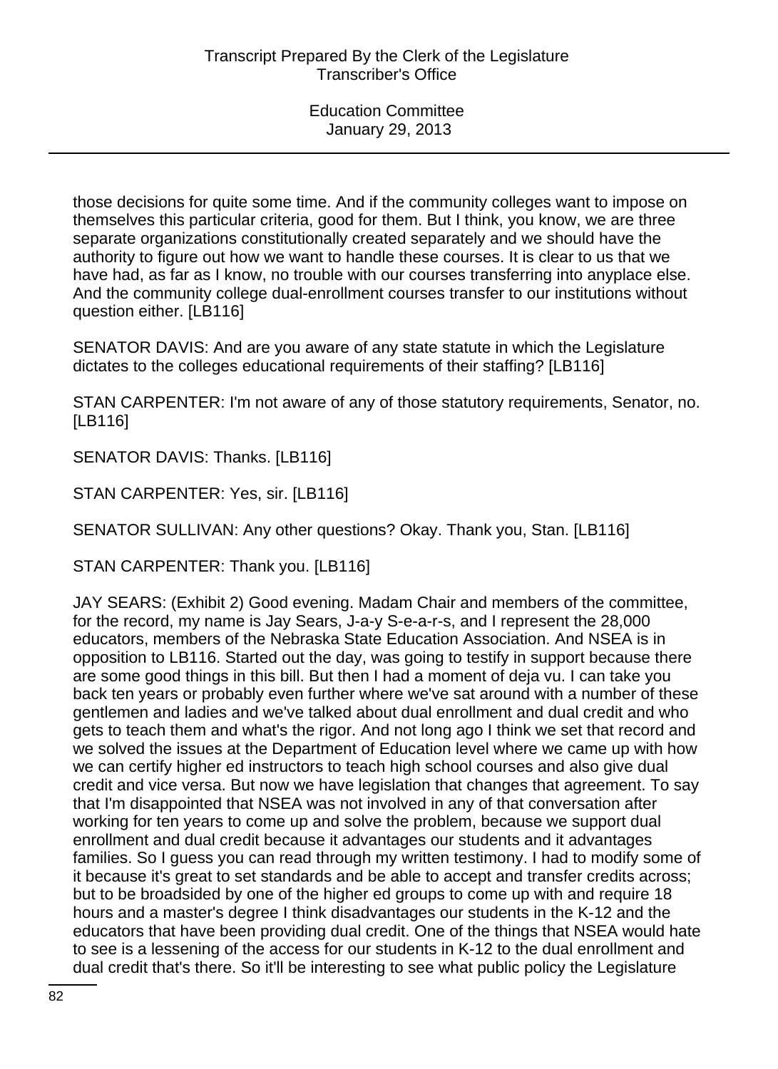those decisions for quite some time. And if the community colleges want to impose on themselves this particular criteria, good for them. But I think, you know, we are three separate organizations constitutionally created separately and we should have the authority to figure out how we want to handle these courses. It is clear to us that we have had, as far as I know, no trouble with our courses transferring into anyplace else. And the community college dual-enrollment courses transfer to our institutions without question either. [LB116]

SENATOR DAVIS: And are you aware of any state statute in which the Legislature dictates to the colleges educational requirements of their staffing? [LB116]

STAN CARPENTER: I'm not aware of any of those statutory requirements, Senator, no. [LB116]

SENATOR DAVIS: Thanks. [LB116]

STAN CARPENTER: Yes, sir. [LB116]

SENATOR SULLIVAN: Any other questions? Okay. Thank you, Stan. [LB116]

STAN CARPENTER: Thank you. [LB116]

JAY SEARS: (Exhibit 2) Good evening. Madam Chair and members of the committee, for the record, my name is Jay Sears, J-a-y S-e-a-r-s, and I represent the 28,000 educators, members of the Nebraska State Education Association. And NSEA is in opposition to LB116. Started out the day, was going to testify in support because there are some good things in this bill. But then I had a moment of deja vu. I can take you back ten years or probably even further where we've sat around with a number of these gentlemen and ladies and we've talked about dual enrollment and dual credit and who gets to teach them and what's the rigor. And not long ago I think we set that record and we solved the issues at the Department of Education level where we came up with how we can certify higher ed instructors to teach high school courses and also give dual credit and vice versa. But now we have legislation that changes that agreement. To say that I'm disappointed that NSEA was not involved in any of that conversation after working for ten years to come up and solve the problem, because we support dual enrollment and dual credit because it advantages our students and it advantages families. So I guess you can read through my written testimony. I had to modify some of it because it's great to set standards and be able to accept and transfer credits across; but to be broadsided by one of the higher ed groups to come up with and require 18 hours and a master's degree I think disadvantages our students in the K-12 and the educators that have been providing dual credit. One of the things that NSEA would hate to see is a lessening of the access for our students in K-12 to the dual enrollment and dual credit that's there. So it'll be interesting to see what public policy the Legislature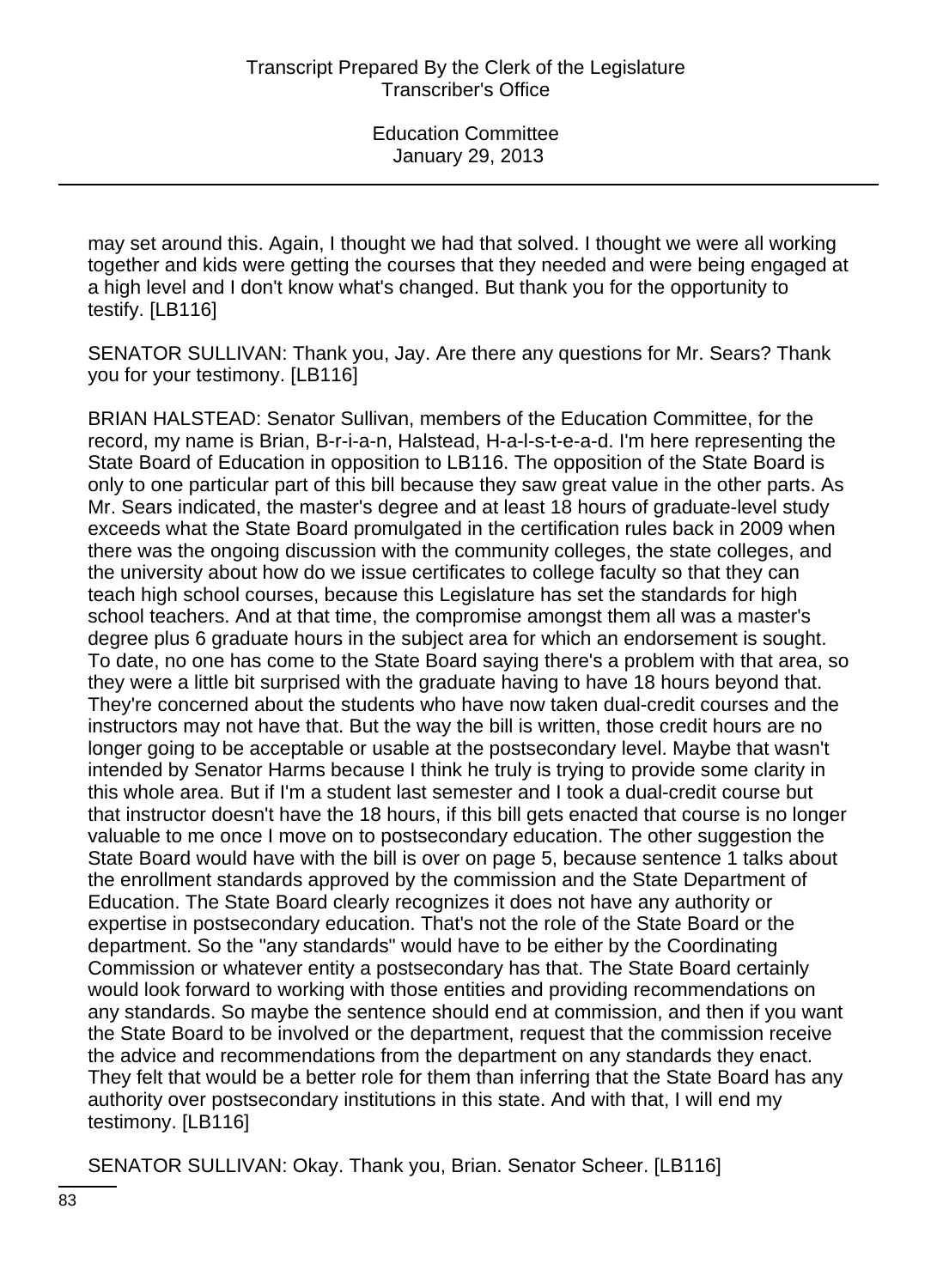may set around this. Again, I thought we had that solved. I thought we were all working together and kids were getting the courses that they needed and were being engaged at a high level and I don't know what's changed. But thank you for the opportunity to testify. [LB116]

SENATOR SULLIVAN: Thank you, Jay. Are there any questions for Mr. Sears? Thank you for your testimony. [LB116]

BRIAN HALSTEAD: Senator Sullivan, members of the Education Committee, for the record, my name is Brian, B-r-i-a-n, Halstead, H-a-l-s-t-e-a-d. I'm here representing the State Board of Education in opposition to LB116. The opposition of the State Board is only to one particular part of this bill because they saw great value in the other parts. As Mr. Sears indicated, the master's degree and at least 18 hours of graduate-level study exceeds what the State Board promulgated in the certification rules back in 2009 when there was the ongoing discussion with the community colleges, the state colleges, and the university about how do we issue certificates to college faculty so that they can teach high school courses, because this Legislature has set the standards for high school teachers. And at that time, the compromise amongst them all was a master's degree plus 6 graduate hours in the subject area for which an endorsement is sought. To date, no one has come to the State Board saying there's a problem with that area, so they were a little bit surprised with the graduate having to have 18 hours beyond that. They're concerned about the students who have now taken dual-credit courses and the instructors may not have that. But the way the bill is written, those credit hours are no longer going to be acceptable or usable at the postsecondary level. Maybe that wasn't intended by Senator Harms because I think he truly is trying to provide some clarity in this whole area. But if I'm a student last semester and I took a dual-credit course but that instructor doesn't have the 18 hours, if this bill gets enacted that course is no longer valuable to me once I move on to postsecondary education. The other suggestion the State Board would have with the bill is over on page 5, because sentence 1 talks about the enrollment standards approved by the commission and the State Department of Education. The State Board clearly recognizes it does not have any authority or expertise in postsecondary education. That's not the role of the State Board or the department. So the "any standards" would have to be either by the Coordinating Commission or whatever entity a postsecondary has that. The State Board certainly would look forward to working with those entities and providing recommendations on any standards. So maybe the sentence should end at commission, and then if you want the State Board to be involved or the department, request that the commission receive the advice and recommendations from the department on any standards they enact. They felt that would be a better role for them than inferring that the State Board has any authority over postsecondary institutions in this state. And with that, I will end my testimony. [LB116]

SENATOR SULLIVAN: Okay. Thank you, Brian. Senator Scheer. [LB116]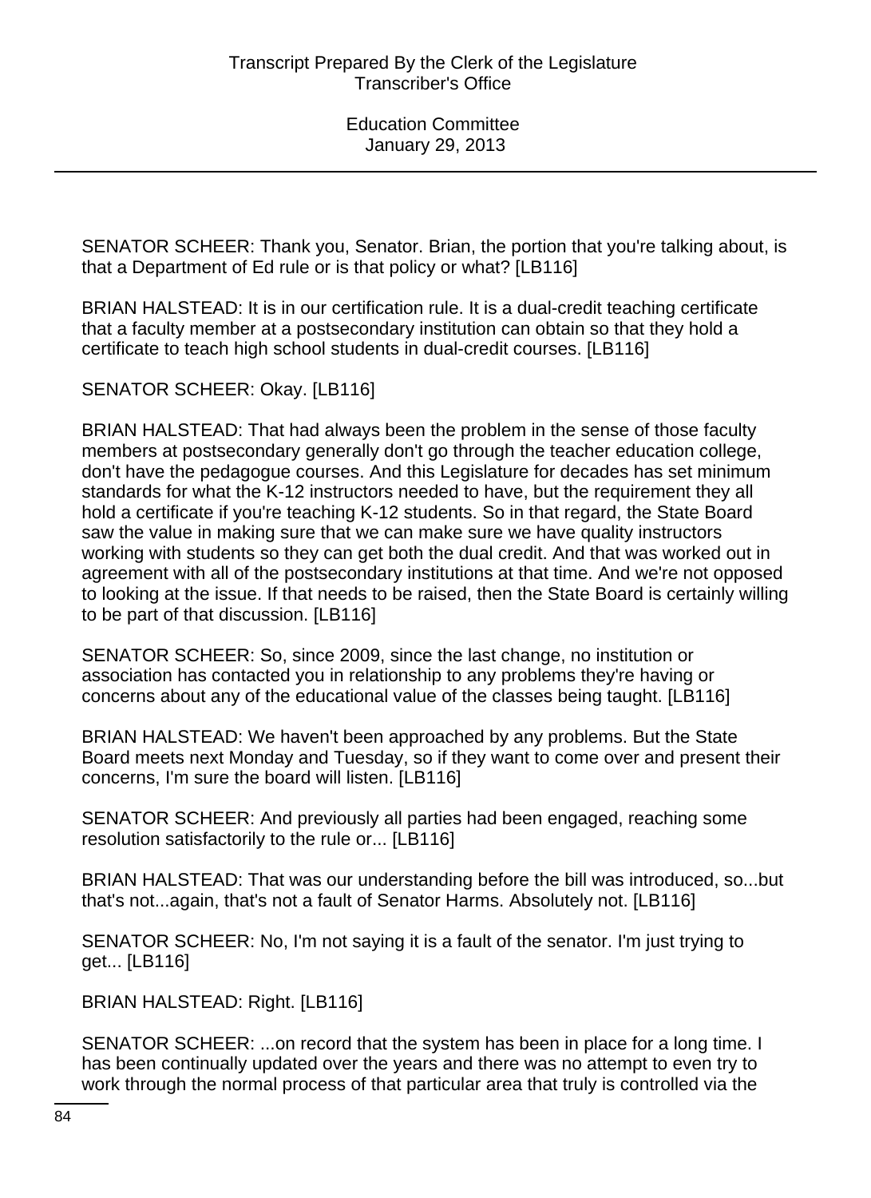SENATOR SCHEER: Thank you, Senator. Brian, the portion that you're talking about, is that a Department of Ed rule or is that policy or what? [LB116]

BRIAN HALSTEAD: It is in our certification rule. It is a dual-credit teaching certificate that a faculty member at a postsecondary institution can obtain so that they hold a certificate to teach high school students in dual-credit courses. [LB116]

SENATOR SCHEER: Okay. [LB116]

BRIAN HALSTEAD: That had always been the problem in the sense of those faculty members at postsecondary generally don't go through the teacher education college, don't have the pedagogue courses. And this Legislature for decades has set minimum standards for what the K-12 instructors needed to have, but the requirement they all hold a certificate if you're teaching K-12 students. So in that regard, the State Board saw the value in making sure that we can make sure we have quality instructors working with students so they can get both the dual credit. And that was worked out in agreement with all of the postsecondary institutions at that time. And we're not opposed to looking at the issue. If that needs to be raised, then the State Board is certainly willing to be part of that discussion. [LB116]

SENATOR SCHEER: So, since 2009, since the last change, no institution or association has contacted you in relationship to any problems they're having or concerns about any of the educational value of the classes being taught. [LB116]

BRIAN HALSTEAD: We haven't been approached by any problems. But the State Board meets next Monday and Tuesday, so if they want to come over and present their concerns, I'm sure the board will listen. [LB116]

SENATOR SCHEER: And previously all parties had been engaged, reaching some resolution satisfactorily to the rule or... [LB116]

BRIAN HALSTEAD: That was our understanding before the bill was introduced, so...but that's not...again, that's not a fault of Senator Harms. Absolutely not. [LB116]

SENATOR SCHEER: No, I'm not saying it is a fault of the senator. I'm just trying to get... [LB116]

BRIAN HALSTEAD: Right. [LB116]

SENATOR SCHEER: ...on record that the system has been in place for a long time. I has been continually updated over the years and there was no attempt to even try to work through the normal process of that particular area that truly is controlled via the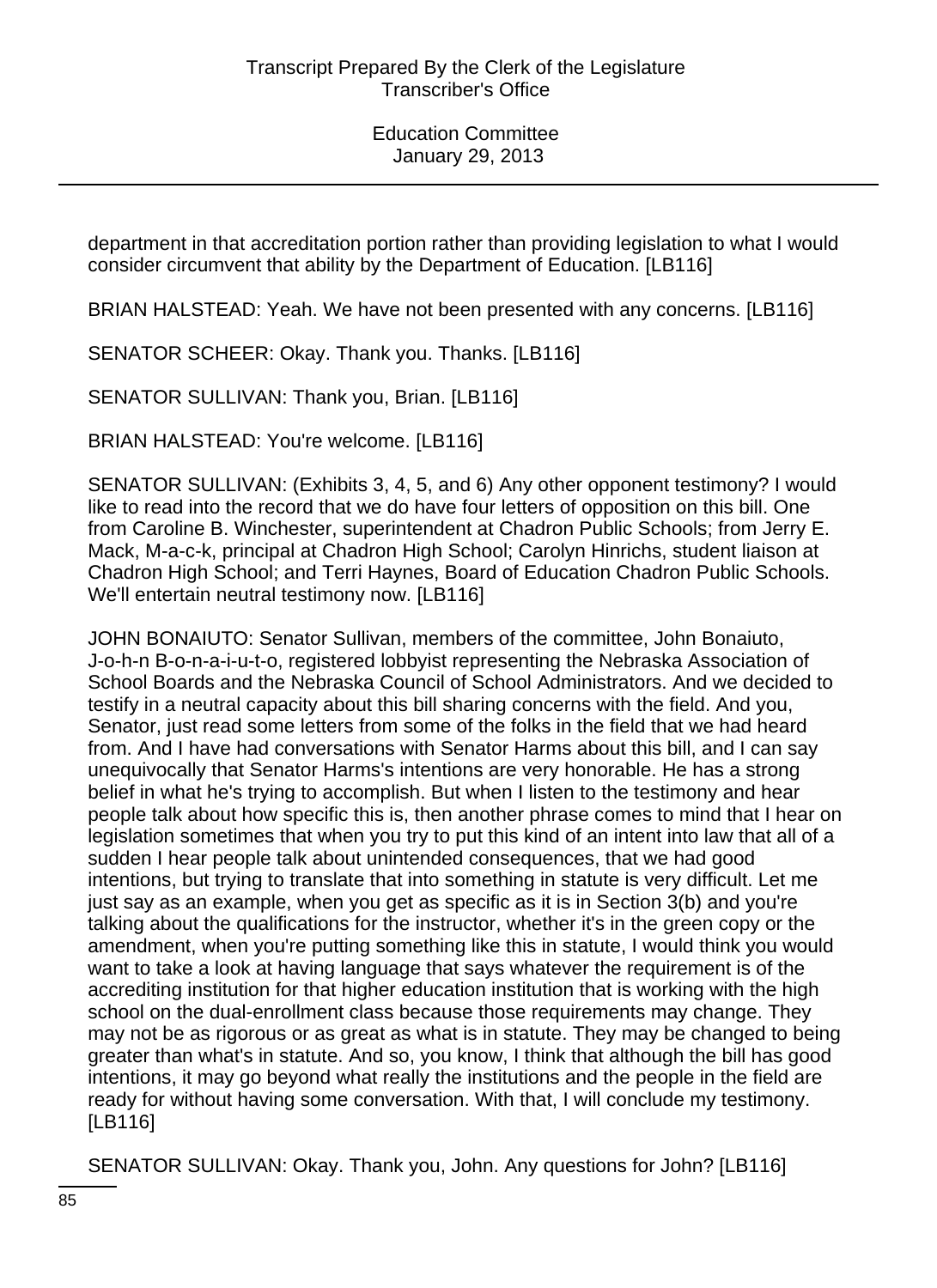department in that accreditation portion rather than providing legislation to what I would consider circumvent that ability by the Department of Education. [LB116]

BRIAN HALSTEAD: Yeah. We have not been presented with any concerns. [LB116]

SENATOR SCHEER: Okay. Thank you. Thanks. [LB116]

SENATOR SULLIVAN: Thank you, Brian. [LB116]

BRIAN HALSTEAD: You're welcome. [LB116]

SENATOR SULLIVAN: (Exhibits 3, 4, 5, and 6) Any other opponent testimony? I would like to read into the record that we do have four letters of opposition on this bill. One from Caroline B. Winchester, superintendent at Chadron Public Schools; from Jerry E. Mack, M-a-c-k, principal at Chadron High School; Carolyn Hinrichs, student liaison at Chadron High School; and Terri Haynes, Board of Education Chadron Public Schools. We'll entertain neutral testimony now. [LB116]

JOHN BONAIUTO: Senator Sullivan, members of the committee, John Bonaiuto, J-o-h-n B-o-n-a-i-u-t-o, registered lobbyist representing the Nebraska Association of School Boards and the Nebraska Council of School Administrators. And we decided to testify in a neutral capacity about this bill sharing concerns with the field. And you, Senator, just read some letters from some of the folks in the field that we had heard from. And I have had conversations with Senator Harms about this bill, and I can say unequivocally that Senator Harms's intentions are very honorable. He has a strong belief in what he's trying to accomplish. But when I listen to the testimony and hear people talk about how specific this is, then another phrase comes to mind that I hear on legislation sometimes that when you try to put this kind of an intent into law that all of a sudden I hear people talk about unintended consequences, that we had good intentions, but trying to translate that into something in statute is very difficult. Let me just say as an example, when you get as specific as it is in Section 3(b) and you're talking about the qualifications for the instructor, whether it's in the green copy or the amendment, when you're putting something like this in statute, I would think you would want to take a look at having language that says whatever the requirement is of the accrediting institution for that higher education institution that is working with the high school on the dual-enrollment class because those requirements may change. They may not be as rigorous or as great as what is in statute. They may be changed to being greater than what's in statute. And so, you know, I think that although the bill has good intentions, it may go beyond what really the institutions and the people in the field are ready for without having some conversation. With that, I will conclude my testimony. [LB116]

SENATOR SULLIVAN: Okay. Thank you, John. Any questions for John? [LB116]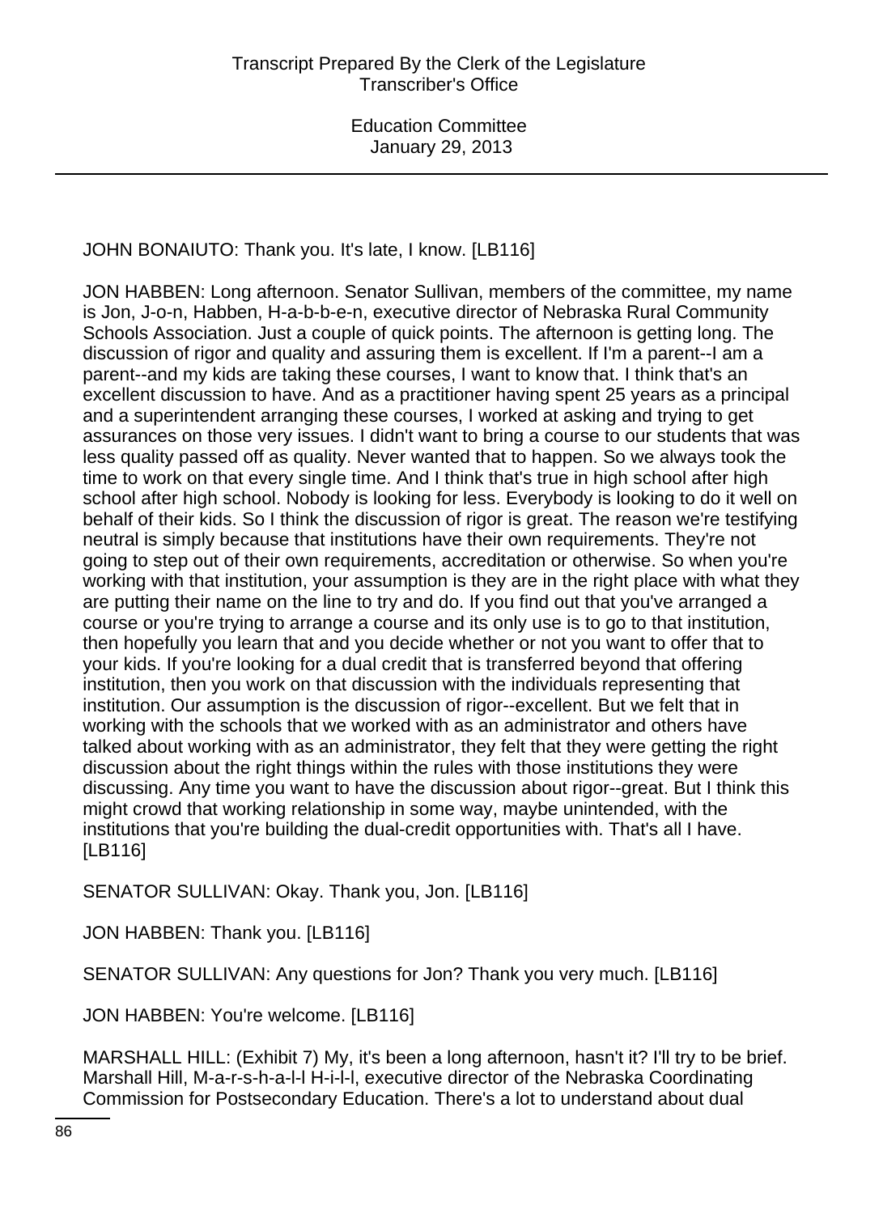JOHN BONAIUTO: Thank you. It's late, I know. [LB116]

JON HABBEN: Long afternoon. Senator Sullivan, members of the committee, my name is Jon, J-o-n, Habben, H-a-b-b-e-n, executive director of Nebraska Rural Community Schools Association. Just a couple of quick points. The afternoon is getting long. The discussion of rigor and quality and assuring them is excellent. If I'm a parent--I am a parent--and my kids are taking these courses, I want to know that. I think that's an excellent discussion to have. And as a practitioner having spent 25 years as a principal and a superintendent arranging these courses, I worked at asking and trying to get assurances on those very issues. I didn't want to bring a course to our students that was less quality passed off as quality. Never wanted that to happen. So we always took the time to work on that every single time. And I think that's true in high school after high school after high school. Nobody is looking for less. Everybody is looking to do it well on behalf of their kids. So I think the discussion of rigor is great. The reason we're testifying neutral is simply because that institutions have their own requirements. They're not going to step out of their own requirements, accreditation or otherwise. So when you're working with that institution, your assumption is they are in the right place with what they are putting their name on the line to try and do. If you find out that you've arranged a course or you're trying to arrange a course and its only use is to go to that institution, then hopefully you learn that and you decide whether or not you want to offer that to your kids. If you're looking for a dual credit that is transferred beyond that offering institution, then you work on that discussion with the individuals representing that institution. Our assumption is the discussion of rigor--excellent. But we felt that in working with the schools that we worked with as an administrator and others have talked about working with as an administrator, they felt that they were getting the right discussion about the right things within the rules with those institutions they were discussing. Any time you want to have the discussion about rigor--great. But I think this might crowd that working relationship in some way, maybe unintended, with the institutions that you're building the dual-credit opportunities with. That's all I have. [LB116]

SENATOR SULLIVAN: Okay. Thank you, Jon. [LB116]

JON HABBEN: Thank you. [LB116]

SENATOR SULLIVAN: Any questions for Jon? Thank you very much. [LB116]

JON HABBEN: You're welcome. [LB116]

MARSHALL HILL: (Exhibit 7) My, it's been a long afternoon, hasn't it? I'll try to be brief. Marshall Hill, M-a-r-s-h-a-l-l H-i-l-l, executive director of the Nebraska Coordinating Commission for Postsecondary Education. There's a lot to understand about dual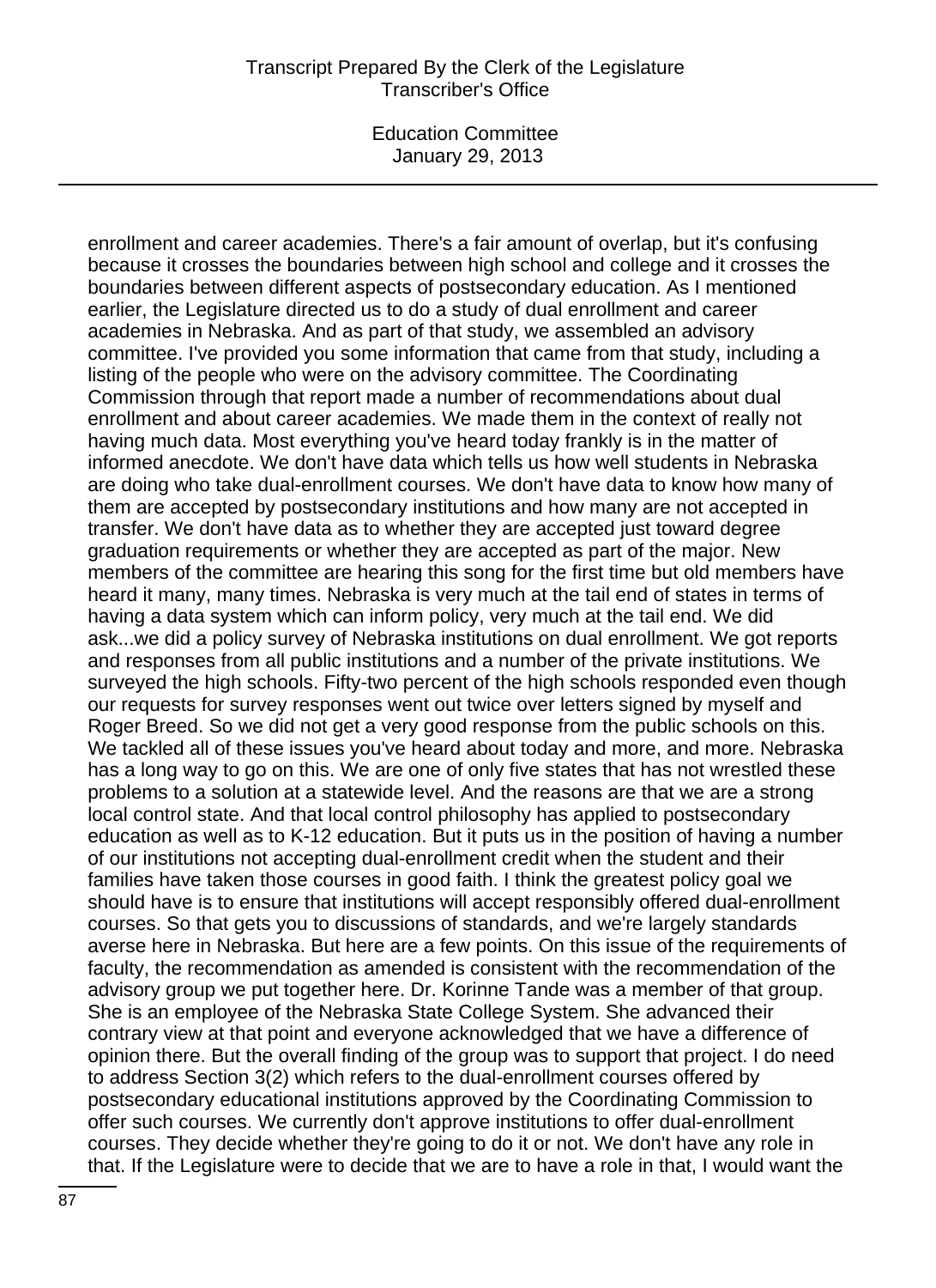enrollment and career academies. There's a fair amount of overlap, but it's confusing because it crosses the boundaries between high school and college and it crosses the boundaries between different aspects of postsecondary education. As I mentioned earlier, the Legislature directed us to do a study of dual enrollment and career academies in Nebraska. And as part of that study, we assembled an advisory committee. I've provided you some information that came from that study, including a listing of the people who were on the advisory committee. The Coordinating Commission through that report made a number of recommendations about dual enrollment and about career academies. We made them in the context of really not having much data. Most everything you've heard today frankly is in the matter of informed anecdote. We don't have data which tells us how well students in Nebraska are doing who take dual-enrollment courses. We don't have data to know how many of them are accepted by postsecondary institutions and how many are not accepted in transfer. We don't have data as to whether they are accepted just toward degree graduation requirements or whether they are accepted as part of the major. New members of the committee are hearing this song for the first time but old members have heard it many, many times. Nebraska is very much at the tail end of states in terms of having a data system which can inform policy, very much at the tail end. We did ask...we did a policy survey of Nebraska institutions on dual enrollment. We got reports and responses from all public institutions and a number of the private institutions. We surveyed the high schools. Fifty-two percent of the high schools responded even though our requests for survey responses went out twice over letters signed by myself and Roger Breed. So we did not get a very good response from the public schools on this. We tackled all of these issues you've heard about today and more, and more. Nebraska has a long way to go on this. We are one of only five states that has not wrestled these problems to a solution at a statewide level. And the reasons are that we are a strong local control state. And that local control philosophy has applied to postsecondary education as well as to K-12 education. But it puts us in the position of having a number of our institutions not accepting dual-enrollment credit when the student and their families have taken those courses in good faith. I think the greatest policy goal we should have is to ensure that institutions will accept responsibly offered dual-enrollment courses. So that gets you to discussions of standards, and we're largely standards averse here in Nebraska. But here are a few points. On this issue of the requirements of faculty, the recommendation as amended is consistent with the recommendation of the advisory group we put together here. Dr. Korinne Tande was a member of that group. She is an employee of the Nebraska State College System. She advanced their contrary view at that point and everyone acknowledged that we have a difference of opinion there. But the overall finding of the group was to support that project. I do need to address Section 3(2) which refers to the dual-enrollment courses offered by postsecondary educational institutions approved by the Coordinating Commission to offer such courses. We currently don't approve institutions to offer dual-enrollment courses. They decide whether they're going to do it or not. We don't have any role in that. If the Legislature were to decide that we are to have a role in that, I would want the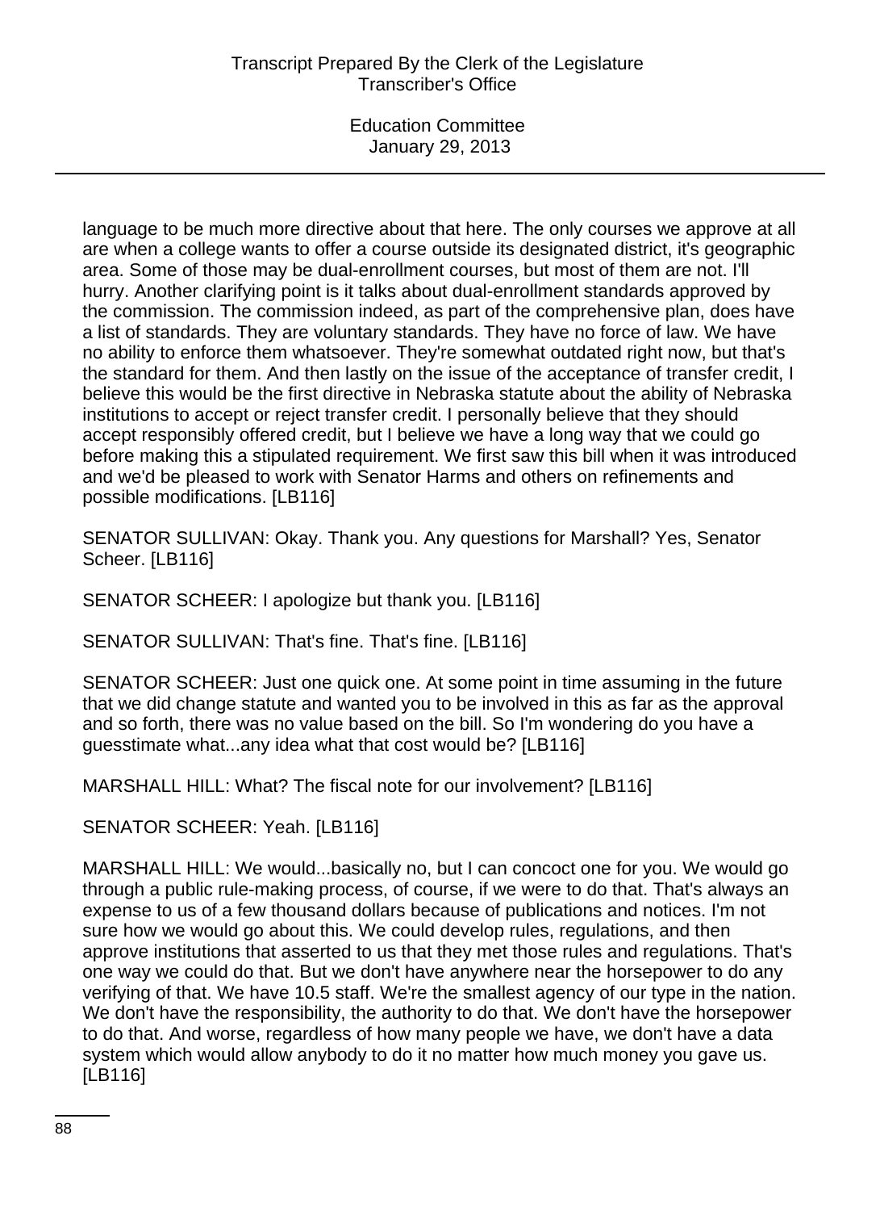language to be much more directive about that here. The only courses we approve at all are when a college wants to offer a course outside its designated district, it's geographic area. Some of those may be dual-enrollment courses, but most of them are not. I'll hurry. Another clarifying point is it talks about dual-enrollment standards approved by the commission. The commission indeed, as part of the comprehensive plan, does have a list of standards. They are voluntary standards. They have no force of law. We have no ability to enforce them whatsoever. They're somewhat outdated right now, but that's the standard for them. And then lastly on the issue of the acceptance of transfer credit, I believe this would be the first directive in Nebraska statute about the ability of Nebraska institutions to accept or reject transfer credit. I personally believe that they should accept responsibly offered credit, but I believe we have a long way that we could go before making this a stipulated requirement. We first saw this bill when it was introduced and we'd be pleased to work with Senator Harms and others on refinements and possible modifications. [LB116]

SENATOR SULLIVAN: Okay. Thank you. Any questions for Marshall? Yes, Senator Scheer. [LB116]

SENATOR SCHEER: I apologize but thank you. [LB116]

SENATOR SULLIVAN: That's fine. That's fine. [LB116]

SENATOR SCHEER: Just one quick one. At some point in time assuming in the future that we did change statute and wanted you to be involved in this as far as the approval and so forth, there was no value based on the bill. So I'm wondering do you have a guesstimate what...any idea what that cost would be? [LB116]

MARSHALL HILL: What? The fiscal note for our involvement? [LB116]

SENATOR SCHEER: Yeah. [LB116]

MARSHALL HILL: We would...basically no, but I can concoct one for you. We would go through a public rule-making process, of course, if we were to do that. That's always an expense to us of a few thousand dollars because of publications and notices. I'm not sure how we would go about this. We could develop rules, regulations, and then approve institutions that asserted to us that they met those rules and regulations. That's one way we could do that. But we don't have anywhere near the horsepower to do any verifying of that. We have 10.5 staff. We're the smallest agency of our type in the nation. We don't have the responsibility, the authority to do that. We don't have the horsepower to do that. And worse, regardless of how many people we have, we don't have a data system which would allow anybody to do it no matter how much money you gave us. [LB116]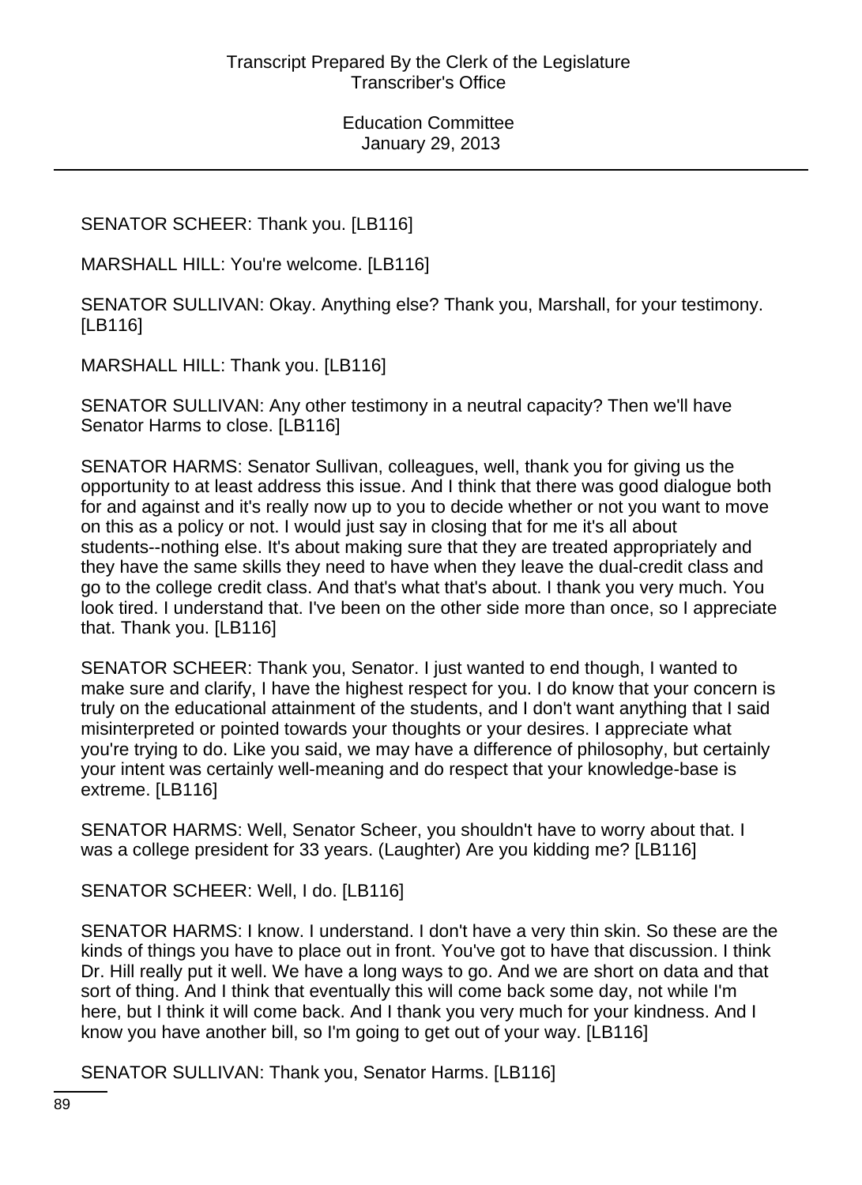SENATOR SCHEER: Thank you. [LB116]

MARSHALL HILL: You're welcome. [LB116]

SENATOR SULLIVAN: Okay. Anything else? Thank you, Marshall, for your testimony. [LB116]

MARSHALL HILL: Thank you. [LB116]

SENATOR SULLIVAN: Any other testimony in a neutral capacity? Then we'll have Senator Harms to close. [LB116]

SENATOR HARMS: Senator Sullivan, colleagues, well, thank you for giving us the opportunity to at least address this issue. And I think that there was good dialogue both for and against and it's really now up to you to decide whether or not you want to move on this as a policy or not. I would just say in closing that for me it's all about students--nothing else. It's about making sure that they are treated appropriately and they have the same skills they need to have when they leave the dual-credit class and go to the college credit class. And that's what that's about. I thank you very much. You look tired. I understand that. I've been on the other side more than once, so I appreciate that. Thank you. [LB116]

SENATOR SCHEER: Thank you, Senator. I just wanted to end though, I wanted to make sure and clarify, I have the highest respect for you. I do know that your concern is truly on the educational attainment of the students, and I don't want anything that I said misinterpreted or pointed towards your thoughts or your desires. I appreciate what you're trying to do. Like you said, we may have a difference of philosophy, but certainly your intent was certainly well-meaning and do respect that your knowledge-base is extreme. [LB116]

SENATOR HARMS: Well, Senator Scheer, you shouldn't have to worry about that. I was a college president for 33 years. (Laughter) Are you kidding me? [LB116]

SENATOR SCHEER: Well, I do. [LB116]

SENATOR HARMS: I know. I understand. I don't have a very thin skin. So these are the kinds of things you have to place out in front. You've got to have that discussion. I think Dr. Hill really put it well. We have a long ways to go. And we are short on data and that sort of thing. And I think that eventually this will come back some day, not while I'm here, but I think it will come back. And I thank you very much for your kindness. And I know you have another bill, so I'm going to get out of your way. [LB116]

SENATOR SULLIVAN: Thank you, Senator Harms. [LB116]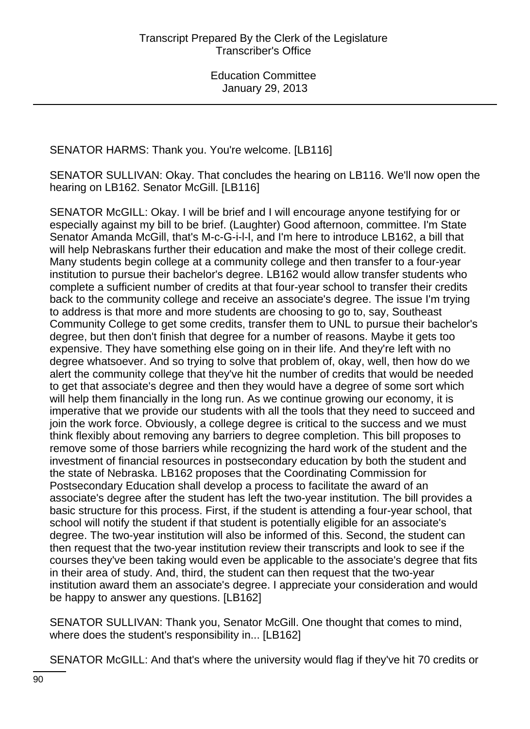SENATOR HARMS: Thank you. You're welcome. [LB116]

SENATOR SULLIVAN: Okay. That concludes the hearing on LB116. We'll now open the hearing on LB162. Senator McGill. [LB116]

SENATOR McGILL: Okay. I will be brief and I will encourage anyone testifying for or especially against my bill to be brief. (Laughter) Good afternoon, committee. I'm State Senator Amanda McGill, that's M-c-G-i-l-l, and I'm here to introduce LB162, a bill that will help Nebraskans further their education and make the most of their college credit. Many students begin college at a community college and then transfer to a four-year institution to pursue their bachelor's degree. LB162 would allow transfer students who complete a sufficient number of credits at that four-year school to transfer their credits back to the community college and receive an associate's degree. The issue I'm trying to address is that more and more students are choosing to go to, say, Southeast Community College to get some credits, transfer them to UNL to pursue their bachelor's degree, but then don't finish that degree for a number of reasons. Maybe it gets too expensive. They have something else going on in their life. And they're left with no degree whatsoever. And so trying to solve that problem of, okay, well, then how do we alert the community college that they've hit the number of credits that would be needed to get that associate's degree and then they would have a degree of some sort which will help them financially in the long run. As we continue growing our economy, it is imperative that we provide our students with all the tools that they need to succeed and join the work force. Obviously, a college degree is critical to the success and we must think flexibly about removing any barriers to degree completion. This bill proposes to remove some of those barriers while recognizing the hard work of the student and the investment of financial resources in postsecondary education by both the student and the state of Nebraska. LB162 proposes that the Coordinating Commission for Postsecondary Education shall develop a process to facilitate the award of an associate's degree after the student has left the two-year institution. The bill provides a basic structure for this process. First, if the student is attending a four-year school, that school will notify the student if that student is potentially eligible for an associate's degree. The two-year institution will also be informed of this. Second, the student can then request that the two-year institution review their transcripts and look to see if the courses they've been taking would even be applicable to the associate's degree that fits in their area of study. And, third, the student can then request that the two-year institution award them an associate's degree. I appreciate your consideration and would be happy to answer any questions. [LB162]

SENATOR SULLIVAN: Thank you, Senator McGill. One thought that comes to mind, where does the student's responsibility in... [LB162]

SENATOR McGILL: And that's where the university would flag if they've hit 70 credits or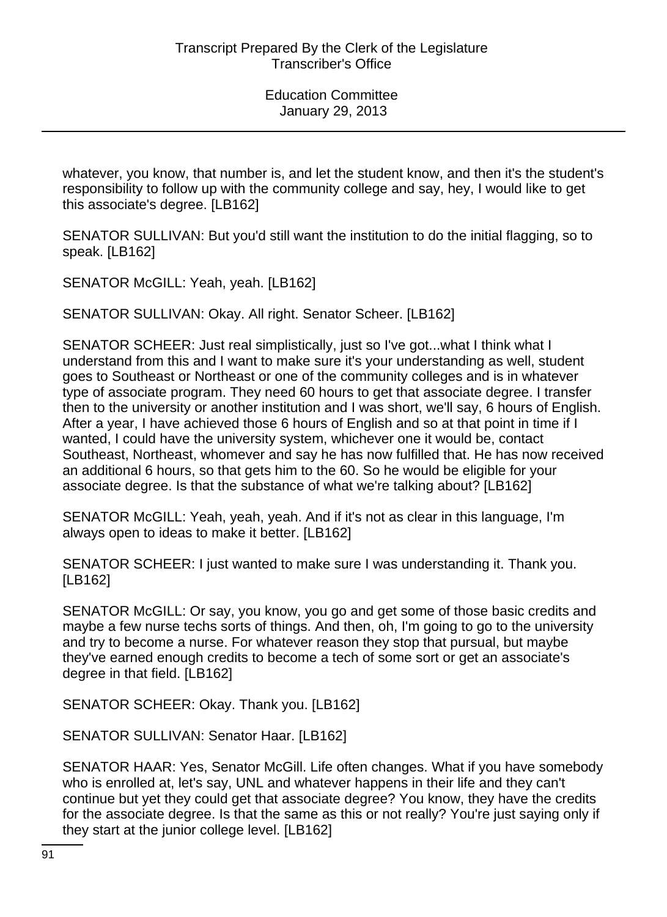whatever, you know, that number is, and let the student know, and then it's the student's responsibility to follow up with the community college and say, hey, I would like to get this associate's degree. [LB162]

SENATOR SULLIVAN: But you'd still want the institution to do the initial flagging, so to speak. [LB162]

SENATOR McGILL: Yeah, yeah. [LB162]

SENATOR SULLIVAN: Okay. All right. Senator Scheer. [LB162]

SENATOR SCHEER: Just real simplistically, just so I've got...what I think what I understand from this and I want to make sure it's your understanding as well, student goes to Southeast or Northeast or one of the community colleges and is in whatever type of associate program. They need 60 hours to get that associate degree. I transfer then to the university or another institution and I was short, we'll say, 6 hours of English. After a year, I have achieved those 6 hours of English and so at that point in time if I wanted, I could have the university system, whichever one it would be, contact Southeast, Northeast, whomever and say he has now fulfilled that. He has now received an additional 6 hours, so that gets him to the 60. So he would be eligible for your associate degree. Is that the substance of what we're talking about? [LB162]

SENATOR McGILL: Yeah, yeah, yeah. And if it's not as clear in this language, I'm always open to ideas to make it better. [LB162]

SENATOR SCHEER: I just wanted to make sure I was understanding it. Thank you. [LB162]

SENATOR McGILL: Or say, you know, you go and get some of those basic credits and maybe a few nurse techs sorts of things. And then, oh, I'm going to go to the university and try to become a nurse. For whatever reason they stop that pursual, but maybe they've earned enough credits to become a tech of some sort or get an associate's degree in that field. [LB162]

SENATOR SCHEER: Okay. Thank you. [LB162]

SENATOR SULLIVAN: Senator Haar. [LB162]

SENATOR HAAR: Yes, Senator McGill. Life often changes. What if you have somebody who is enrolled at, let's say, UNL and whatever happens in their life and they can't continue but yet they could get that associate degree? You know, they have the credits for the associate degree. Is that the same as this or not really? You're just saying only if they start at the junior college level. [LB162]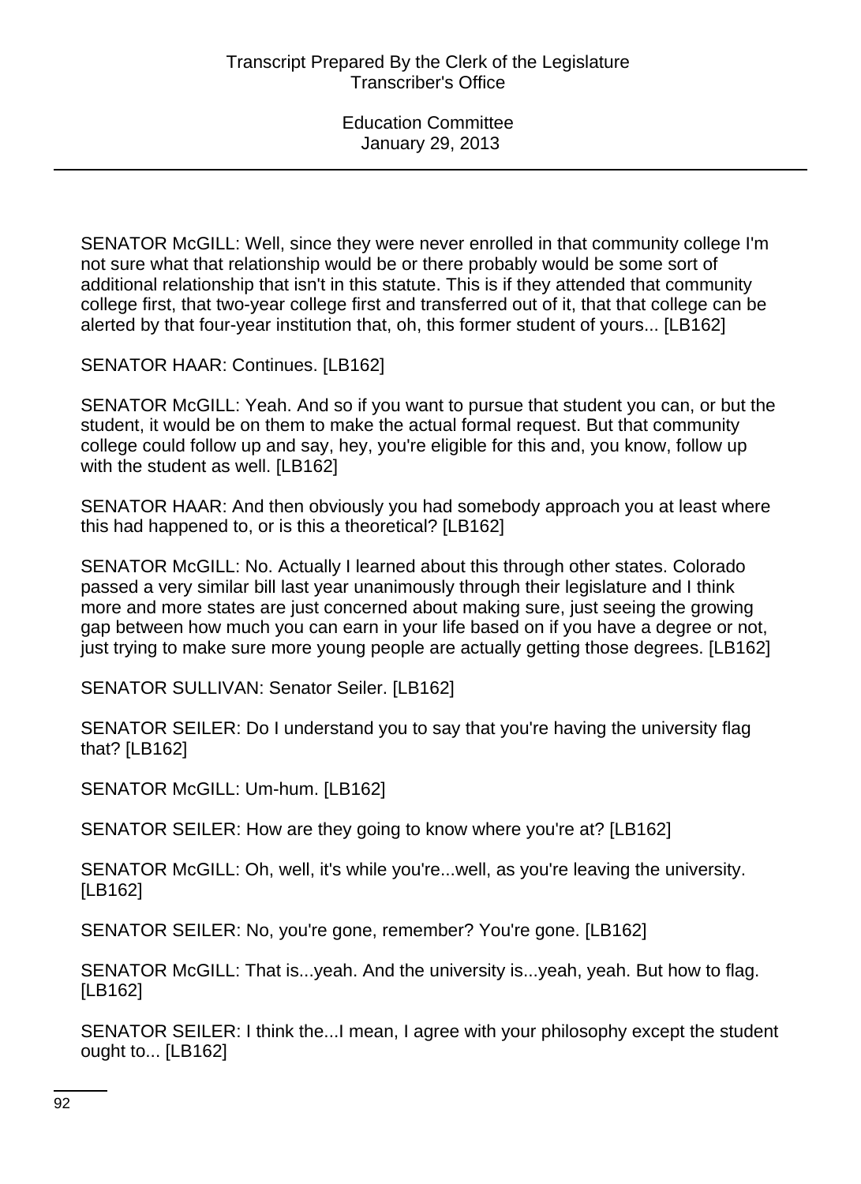SENATOR McGILL: Well, since they were never enrolled in that community college I'm not sure what that relationship would be or there probably would be some sort of additional relationship that isn't in this statute. This is if they attended that community college first, that two-year college first and transferred out of it, that that college can be alerted by that four-year institution that, oh, this former student of yours... [LB162]

SENATOR HAAR: Continues. [LB162]

SENATOR McGILL: Yeah. And so if you want to pursue that student you can, or but the student, it would be on them to make the actual formal request. But that community college could follow up and say, hey, you're eligible for this and, you know, follow up with the student as well. [LB162]

SENATOR HAAR: And then obviously you had somebody approach you at least where this had happened to, or is this a theoretical? [LB162]

SENATOR McGILL: No. Actually I learned about this through other states. Colorado passed a very similar bill last year unanimously through their legislature and I think more and more states are just concerned about making sure, just seeing the growing gap between how much you can earn in your life based on if you have a degree or not, just trying to make sure more young people are actually getting those degrees. [LB162]

SENATOR SULLIVAN: Senator Seiler. [LB162]

SENATOR SEILER: Do I understand you to say that you're having the university flag that? [LB162]

SENATOR McGILL: Um-hum. [LB162]

SENATOR SEILER: How are they going to know where you're at? [LB162]

SENATOR McGILL: Oh, well, it's while you're...well, as you're leaving the university. [LB162]

SENATOR SEILER: No, you're gone, remember? You're gone. [LB162]

SENATOR McGILL: That is...yeah. And the university is...yeah, yeah. But how to flag. [LB162]

SENATOR SEILER: I think the...I mean, I agree with your philosophy except the student ought to... [LB162]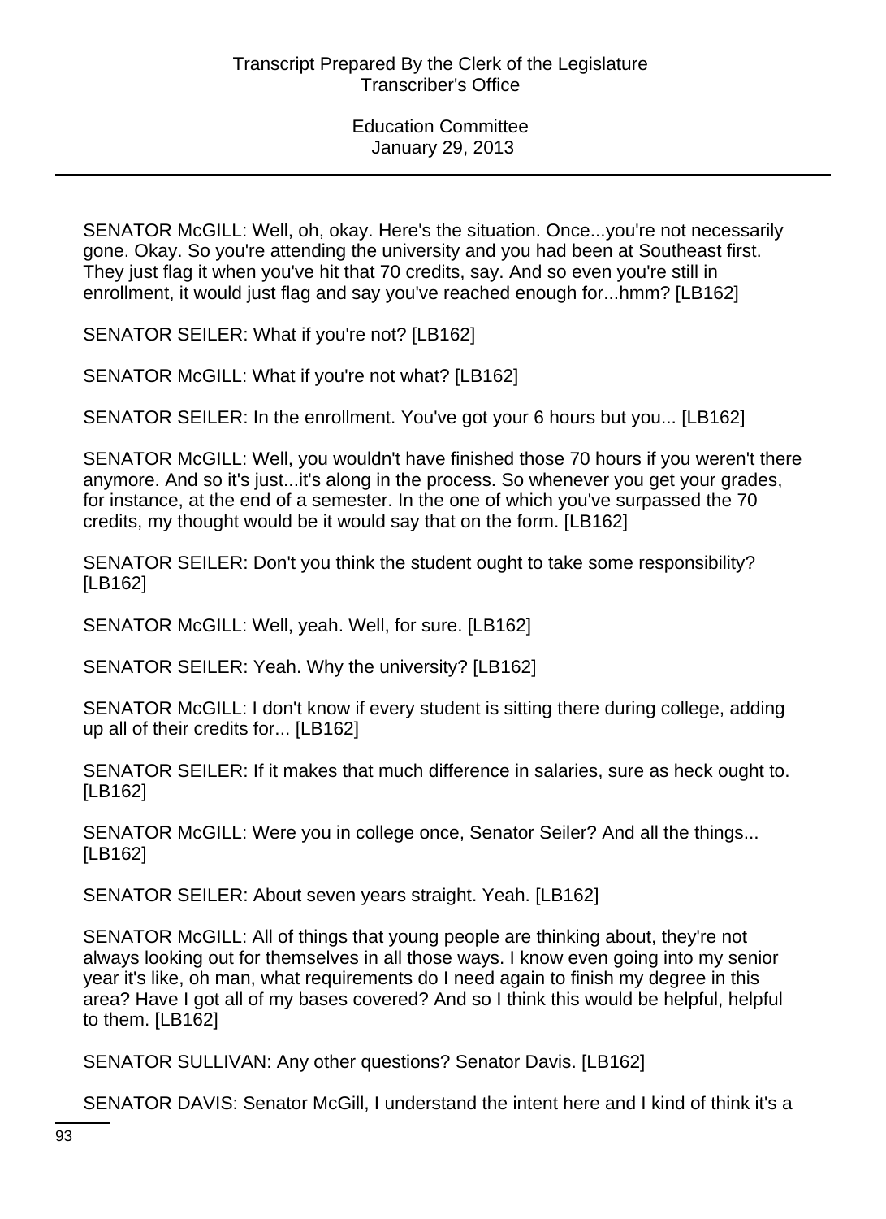SENATOR McGILL: Well, oh, okay. Here's the situation. Once...you're not necessarily gone. Okay. So you're attending the university and you had been at Southeast first. They just flag it when you've hit that 70 credits, say. And so even you're still in enrollment, it would just flag and say you've reached enough for...hmm? [LB162]

SENATOR SEILER: What if you're not? [LB162]

SENATOR McGILL: What if you're not what? [LB162]

SENATOR SEILER: In the enrollment. You've got your 6 hours but you... [LB162]

SENATOR McGILL: Well, you wouldn't have finished those 70 hours if you weren't there anymore. And so it's just...it's along in the process. So whenever you get your grades, for instance, at the end of a semester. In the one of which you've surpassed the 70 credits, my thought would be it would say that on the form. [LB162]

SENATOR SEILER: Don't you think the student ought to take some responsibility? [LB162]

SENATOR McGILL: Well, yeah. Well, for sure. [LB162]

SENATOR SEILER: Yeah. Why the university? [LB162]

SENATOR McGILL: I don't know if every student is sitting there during college, adding up all of their credits for... [LB162]

SENATOR SEILER: If it makes that much difference in salaries, sure as heck ought to. [LB162]

SENATOR McGILL: Were you in college once, Senator Seiler? And all the things... [LB162]

SENATOR SEILER: About seven years straight. Yeah. [LB162]

SENATOR McGILL: All of things that young people are thinking about, they're not always looking out for themselves in all those ways. I know even going into my senior year it's like, oh man, what requirements do I need again to finish my degree in this area? Have I got all of my bases covered? And so I think this would be helpful, helpful to them. [LB162]

SENATOR SULLIVAN: Any other questions? Senator Davis. [LB162]

SENATOR DAVIS: Senator McGill, I understand the intent here and I kind of think it's a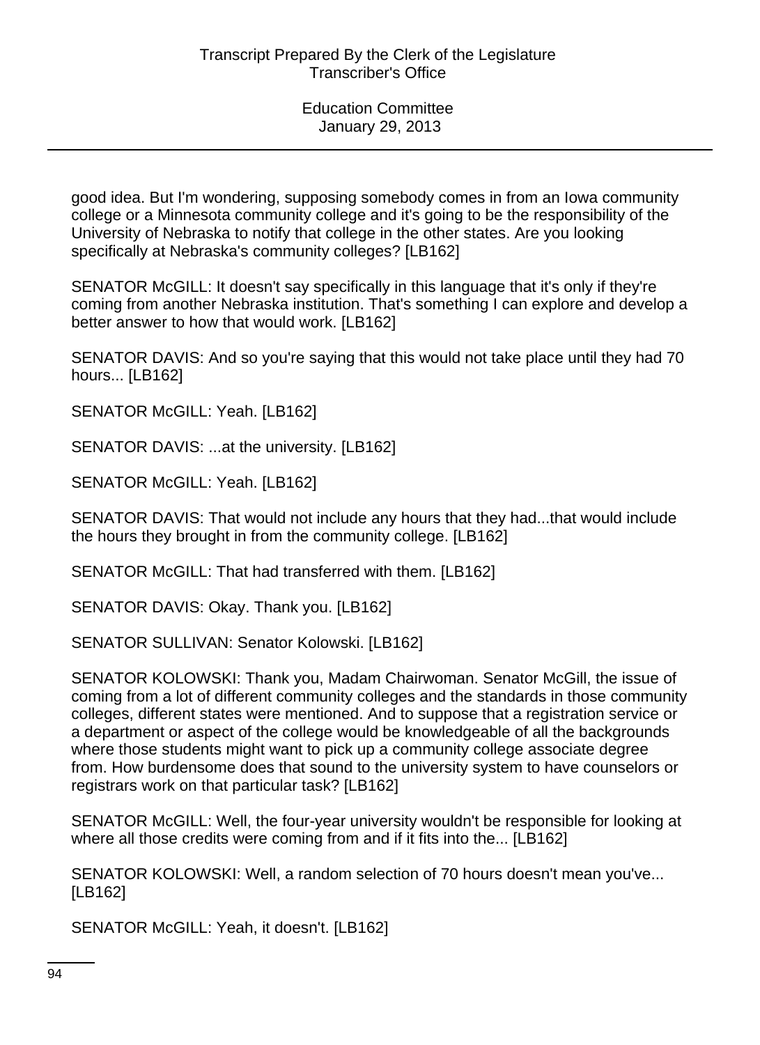good idea. But I'm wondering, supposing somebody comes in from an Iowa community college or a Minnesota community college and it's going to be the responsibility of the University of Nebraska to notify that college in the other states. Are you looking specifically at Nebraska's community colleges? [LB162]

SENATOR McGILL: It doesn't say specifically in this language that it's only if they're coming from another Nebraska institution. That's something I can explore and develop a better answer to how that would work. [LB162]

SENATOR DAVIS: And so you're saying that this would not take place until they had 70 hours... [LB162]

SENATOR McGILL: Yeah. [LB162]

SENATOR DAVIS: ...at the university. [LB162]

SENATOR McGILL: Yeah. [LB162]

SENATOR DAVIS: That would not include any hours that they had...that would include the hours they brought in from the community college. [LB162]

SENATOR McGILL: That had transferred with them. [LB162]

SENATOR DAVIS: Okay. Thank you. [LB162]

SENATOR SULLIVAN: Senator Kolowski. [LB162]

SENATOR KOLOWSKI: Thank you, Madam Chairwoman. Senator McGill, the issue of coming from a lot of different community colleges and the standards in those community colleges, different states were mentioned. And to suppose that a registration service or a department or aspect of the college would be knowledgeable of all the backgrounds where those students might want to pick up a community college associate degree from. How burdensome does that sound to the university system to have counselors or registrars work on that particular task? [LB162]

SENATOR McGILL: Well, the four-year university wouldn't be responsible for looking at where all those credits were coming from and if it fits into the... [LB162]

SENATOR KOLOWSKI: Well, a random selection of 70 hours doesn't mean you've... [LB162]

SENATOR McGILL: Yeah, it doesn't. [LB162]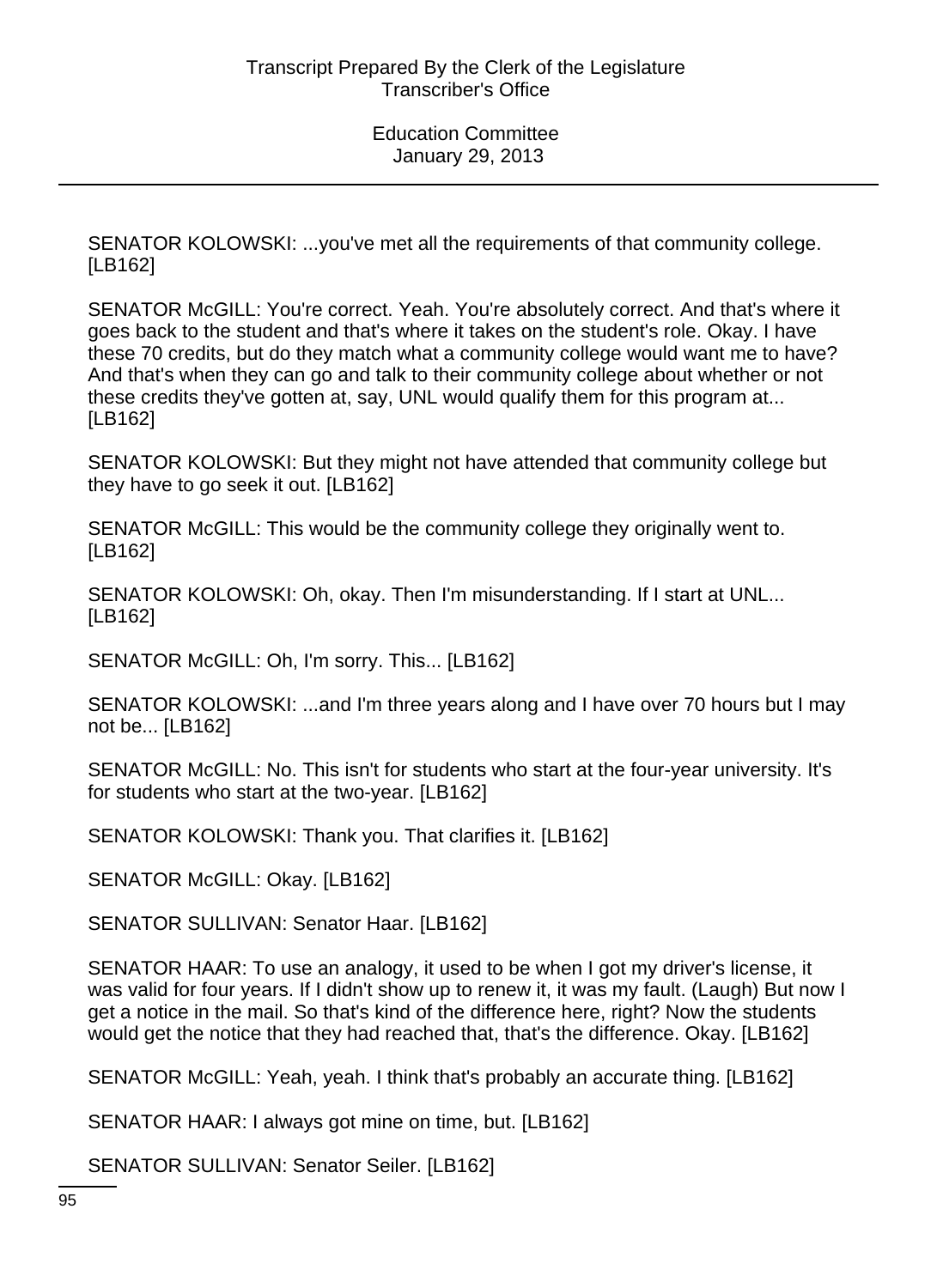SENATOR KOLOWSKI: ...you've met all the requirements of that community college. [LB162]

SENATOR McGILL: You're correct. Yeah. You're absolutely correct. And that's where it goes back to the student and that's where it takes on the student's role. Okay. I have these 70 credits, but do they match what a community college would want me to have? And that's when they can go and talk to their community college about whether or not these credits they've gotten at, say, UNL would qualify them for this program at... [LB162]

SENATOR KOLOWSKI: But they might not have attended that community college but they have to go seek it out. [LB162]

SENATOR McGILL: This would be the community college they originally went to. [LB162]

SENATOR KOLOWSKI: Oh, okay. Then I'm misunderstanding. If I start at UNL... [LB162]

SENATOR McGILL: Oh, I'm sorry. This... [LB162]

SENATOR KOLOWSKI: ...and I'm three years along and I have over 70 hours but I may not be... [LB162]

SENATOR McGILL: No. This isn't for students who start at the four-year university. It's for students who start at the two-year. [LB162]

SENATOR KOLOWSKI: Thank you. That clarifies it. [LB162]

SENATOR McGILL: Okay. [LB162]

SENATOR SULLIVAN: Senator Haar. [LB162]

SENATOR HAAR: To use an analogy, it used to be when I got my driver's license, it was valid for four years. If I didn't show up to renew it, it was my fault. (Laugh) But now I get a notice in the mail. So that's kind of the difference here, right? Now the students would get the notice that they had reached that, that's the difference. Okay. [LB162]

SENATOR McGILL: Yeah, yeah. I think that's probably an accurate thing. [LB162]

SENATOR HAAR: I always got mine on time, but. [LB162]

SENATOR SULLIVAN: Senator Seiler. [LB162]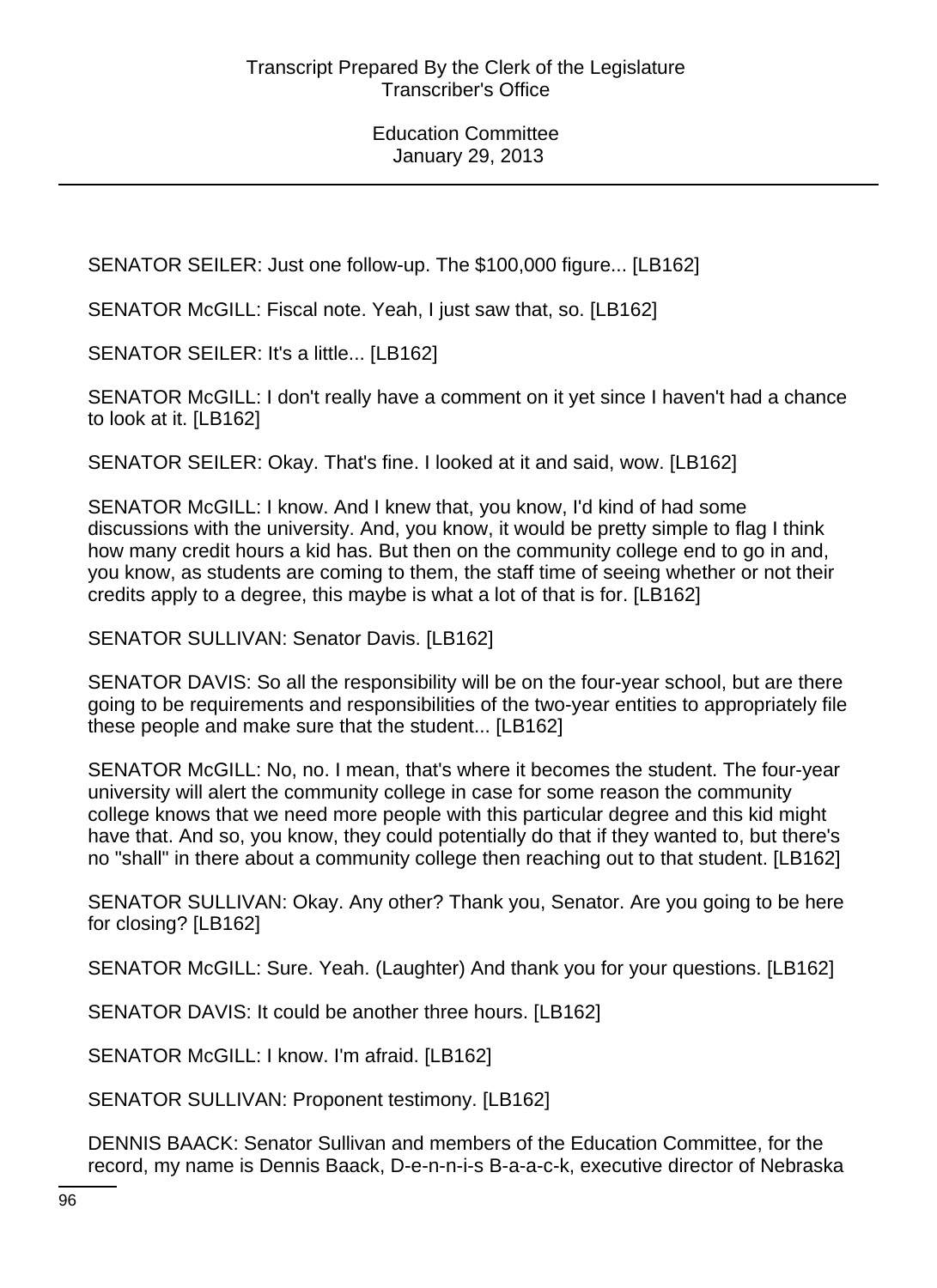SENATOR SEILER: Just one follow-up. The $100,000 figure... [LB162]

SENATOR McGILL: Fiscal note. Yeah, I just saw that, so. [LB162]

SENATOR SEILER: It's a little... [LB162]

SENATOR McGILL: I don't really have a comment on it yet since I haven't had a chance to look at it. [LB162]

SENATOR SEILER: Okay. That's fine. I looked at it and said, wow. [LB162]

SENATOR McGILL: I know. And I knew that, you know, I'd kind of had some discussions with the university. And, you know, it would be pretty simple to flag I think how many credit hours a kid has. But then on the community college end to go in and, you know, as students are coming to them, the staff time of seeing whether or not their credits apply to a degree, this maybe is what a lot of that is for. [LB162]

SENATOR SULLIVAN: Senator Davis. [LB162]

SENATOR DAVIS: So all the responsibility will be on the four-year school, but are there going to be requirements and responsibilities of the two-year entities to appropriately file these people and make sure that the student... [LB162]

SENATOR McGILL: No, no. I mean, that's where it becomes the student. The four-year university will alert the community college in case for some reason the community college knows that we need more people with this particular degree and this kid might have that. And so, you know, they could potentially do that if they wanted to, but there's no "shall" in there about a community college then reaching out to that student. [LB162]

SENATOR SULLIVAN: Okay. Any other? Thank you, Senator. Are you going to be here for closing? [LB162]

SENATOR McGILL: Sure. Yeah. (Laughter) And thank you for your questions. [LB162]

SENATOR DAVIS: It could be another three hours. [LB162]

SENATOR McGILL: I know. I'm afraid. [LB162]

SENATOR SULLIVAN: Proponent testimony. [LB162]

DENNIS BAACK: Senator Sullivan and members of the Education Committee, for the record, my name is Dennis Baack, D-e-n-n-i-s B-a-a-c-k, executive director of Nebraska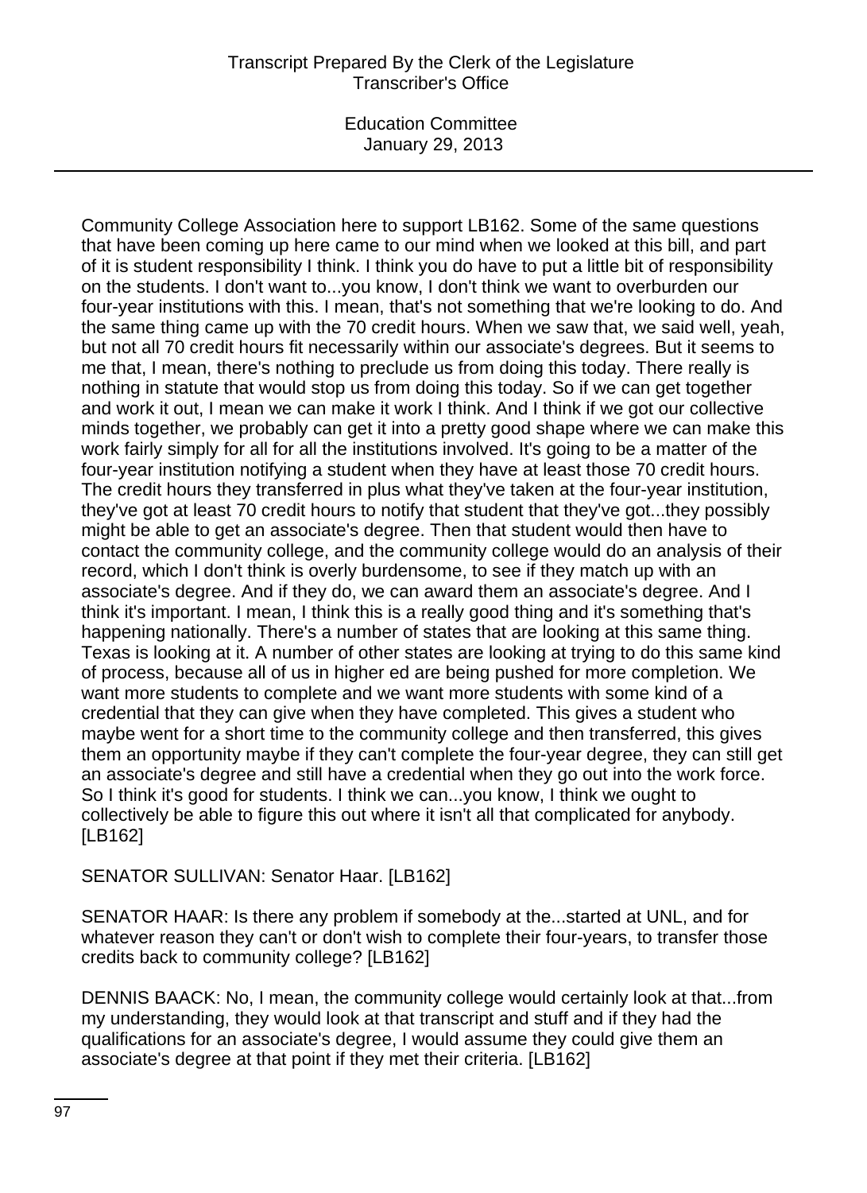Community College Association here to support LB162. Some of the same questions that have been coming up here came to our mind when we looked at this bill, and part of it is student responsibility I think. I think you do have to put a little bit of responsibility on the students. I don't want to...you know, I don't think we want to overburden our four-year institutions with this. I mean, that's not something that we're looking to do. And the same thing came up with the 70 credit hours. When we saw that, we said well, yeah, but not all 70 credit hours fit necessarily within our associate's degrees. But it seems to me that, I mean, there's nothing to preclude us from doing this today. There really is nothing in statute that would stop us from doing this today. So if we can get together and work it out, I mean we can make it work I think. And I think if we got our collective minds together, we probably can get it into a pretty good shape where we can make this work fairly simply for all for all the institutions involved. It's going to be a matter of the four-year institution notifying a student when they have at least those 70 credit hours. The credit hours they transferred in plus what they've taken at the four-year institution, they've got at least 70 credit hours to notify that student that they've got...they possibly might be able to get an associate's degree. Then that student would then have to contact the community college, and the community college would do an analysis of their record, which I don't think is overly burdensome, to see if they match up with an associate's degree. And if they do, we can award them an associate's degree. And I think it's important. I mean, I think this is a really good thing and it's something that's happening nationally. There's a number of states that are looking at this same thing. Texas is looking at it. A number of other states are looking at trying to do this same kind of process, because all of us in higher ed are being pushed for more completion. We want more students to complete and we want more students with some kind of a credential that they can give when they have completed. This gives a student who maybe went for a short time to the community college and then transferred, this gives them an opportunity maybe if they can't complete the four-year degree, they can still get an associate's degree and still have a credential when they go out into the work force. So I think it's good for students. I think we can...you know, I think we ought to collectively be able to figure this out where it isn't all that complicated for anybody. [LB162]

SENATOR SULLIVAN: Senator Haar. [LB162]

SENATOR HAAR: Is there any problem if somebody at the...started at UNL, and for whatever reason they can't or don't wish to complete their four-years, to transfer those credits back to community college? [LB162]

DENNIS BAACK: No, I mean, the community college would certainly look at that...from my understanding, they would look at that transcript and stuff and if they had the qualifications for an associate's degree, I would assume they could give them an associate's degree at that point if they met their criteria. [LB162]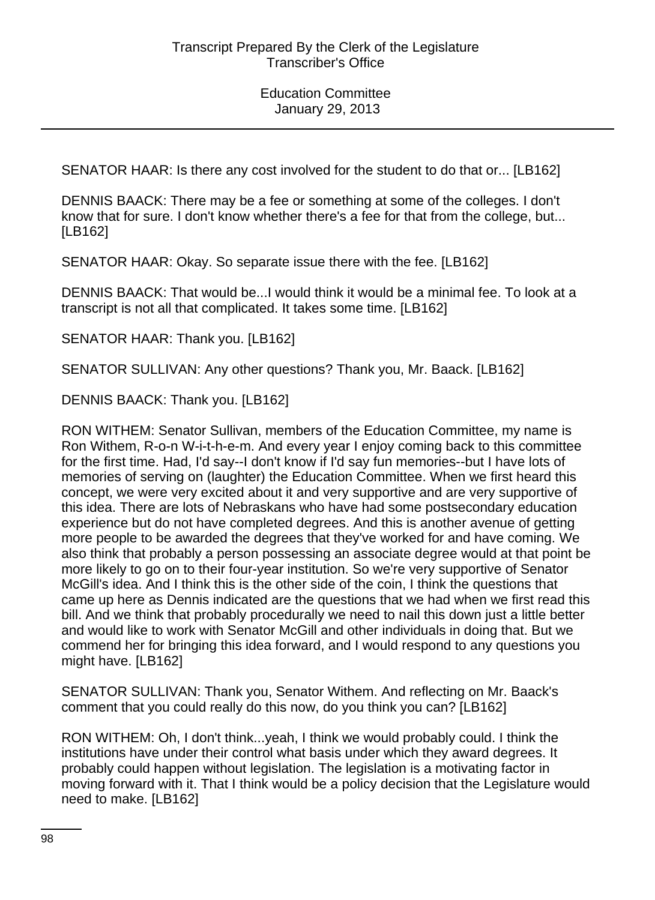SENATOR HAAR: Is there any cost involved for the student to do that or... [LB162]

DENNIS BAACK: There may be a fee or something at some of the colleges. I don't know that for sure. I don't know whether there's a fee for that from the college, but... [LB162]

SENATOR HAAR: Okay. So separate issue there with the fee. [LB162]

DENNIS BAACK: That would be...I would think it would be a minimal fee. To look at a transcript is not all that complicated. It takes some time. [LB162]

SENATOR HAAR: Thank you. [LB162]

SENATOR SULLIVAN: Any other questions? Thank you, Mr. Baack. [LB162]

DENNIS BAACK: Thank you. [LB162]

RON WITHEM: Senator Sullivan, members of the Education Committee, my name is Ron Withem, R-o-n W-i-t-h-e-m. And every year I enjoy coming back to this committee for the first time. Had, I'd say--I don't know if I'd say fun memories--but I have lots of memories of serving on (laughter) the Education Committee. When we first heard this concept, we were very excited about it and very supportive and are very supportive of this idea. There are lots of Nebraskans who have had some postsecondary education experience but do not have completed degrees. And this is another avenue of getting more people to be awarded the degrees that they've worked for and have coming. We also think that probably a person possessing an associate degree would at that point be more likely to go on to their four-year institution. So we're very supportive of Senator McGill's idea. And I think this is the other side of the coin, I think the questions that came up here as Dennis indicated are the questions that we had when we first read this bill. And we think that probably procedurally we need to nail this down just a little better and would like to work with Senator McGill and other individuals in doing that. But we commend her for bringing this idea forward, and I would respond to any questions you might have. [LB162]

SENATOR SULLIVAN: Thank you, Senator Withem. And reflecting on Mr. Baack's comment that you could really do this now, do you think you can? [LB162]

RON WITHEM: Oh, I don't think...yeah, I think we would probably could. I think the institutions have under their control what basis under which they award degrees. It probably could happen without legislation. The legislation is a motivating factor in moving forward with it. That I think would be a policy decision that the Legislature would need to make. [LB162]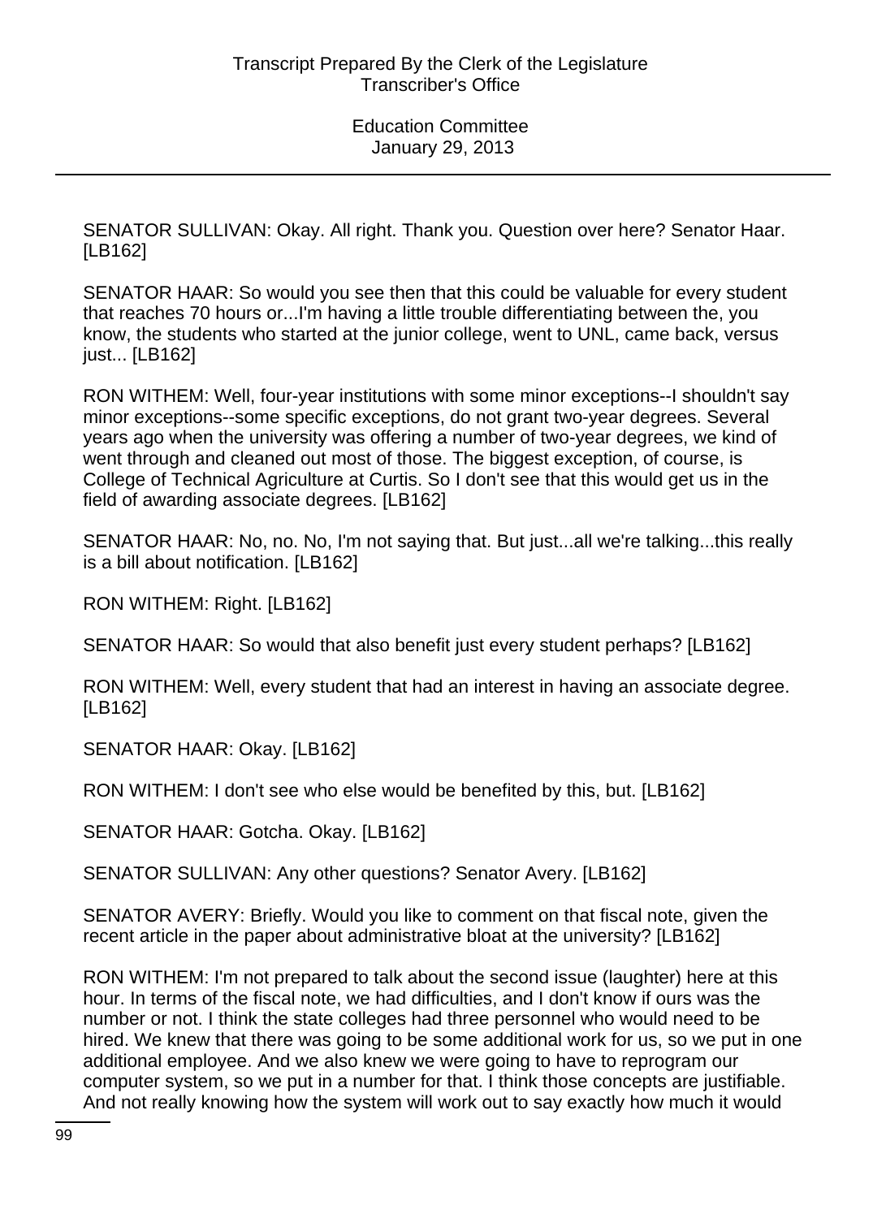SENATOR SULLIVAN: Okay. All right. Thank you. Question over here? Senator Haar. [LB162]

SENATOR HAAR: So would you see then that this could be valuable for every student that reaches 70 hours or...I'm having a little trouble differentiating between the, you know, the students who started at the junior college, went to UNL, came back, versus just... [LB162]

RON WITHEM: Well, four-year institutions with some minor exceptions--I shouldn't say minor exceptions--some specific exceptions, do not grant two-year degrees. Several years ago when the university was offering a number of two-year degrees, we kind of went through and cleaned out most of those. The biggest exception, of course, is College of Technical Agriculture at Curtis. So I don't see that this would get us in the field of awarding associate degrees. [LB162]

SENATOR HAAR: No, no. No, I'm not saying that. But just...all we're talking...this really is a bill about notification. [LB162]

RON WITHEM: Right. [LB162]

SENATOR HAAR: So would that also benefit just every student perhaps? [LB162]

RON WITHEM: Well, every student that had an interest in having an associate degree. [LB162]

SENATOR HAAR: Okay. [LB162]

RON WITHEM: I don't see who else would be benefited by this, but. [LB162]

SENATOR HAAR: Gotcha. Okay. [LB162]

SENATOR SULLIVAN: Any other questions? Senator Avery. [LB162]

SENATOR AVERY: Briefly. Would you like to comment on that fiscal note, given the recent article in the paper about administrative bloat at the university? [LB162]

RON WITHEM: I'm not prepared to talk about the second issue (laughter) here at this hour. In terms of the fiscal note, we had difficulties, and I don't know if ours was the number or not. I think the state colleges had three personnel who would need to be hired. We knew that there was going to be some additional work for us, so we put in one additional employee. And we also knew we were going to have to reprogram our computer system, so we put in a number for that. I think those concepts are justifiable. And not really knowing how the system will work out to say exactly how much it would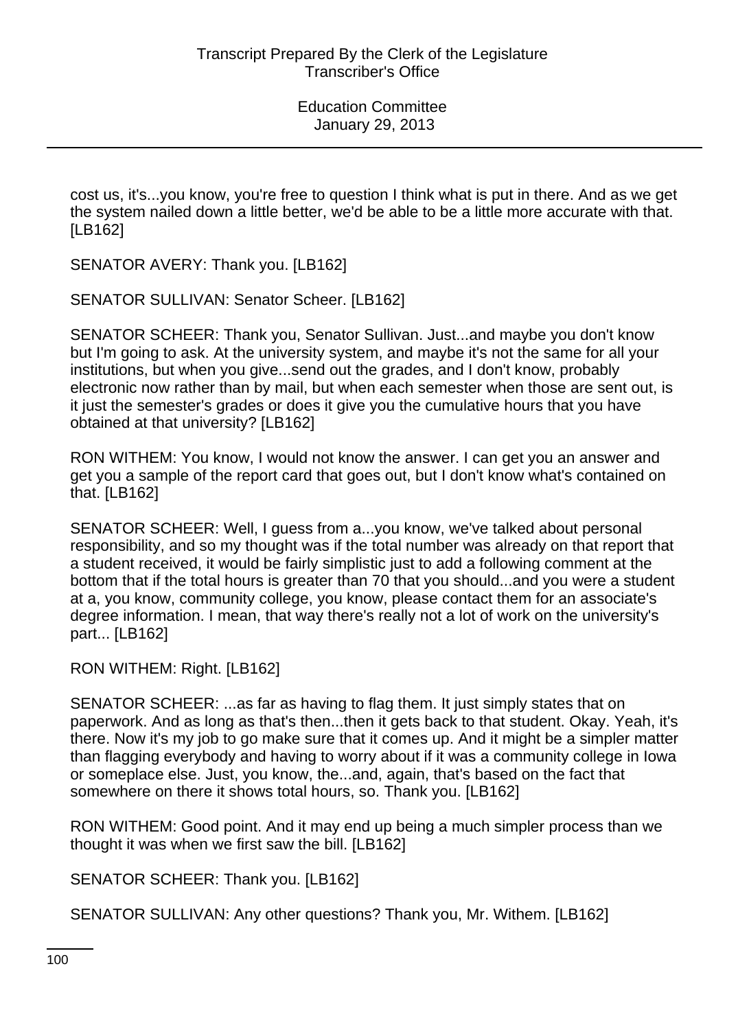cost us, it's...you know, you're free to question I think what is put in there. And as we get the system nailed down a little better, we'd be able to be a little more accurate with that. [LB162]

SENATOR AVERY: Thank you. [LB162]

SENATOR SULLIVAN: Senator Scheer. [LB162]

SENATOR SCHEER: Thank you, Senator Sullivan. Just...and maybe you don't know but I'm going to ask. At the university system, and maybe it's not the same for all your institutions, but when you give...send out the grades, and I don't know, probably electronic now rather than by mail, but when each semester when those are sent out, is it just the semester's grades or does it give you the cumulative hours that you have obtained at that university? [LB162]

RON WITHEM: You know, I would not know the answer. I can get you an answer and get you a sample of the report card that goes out, but I don't know what's contained on that. [LB162]

SENATOR SCHEER: Well, I guess from a...you know, we've talked about personal responsibility, and so my thought was if the total number was already on that report that a student received, it would be fairly simplistic just to add a following comment at the bottom that if the total hours is greater than 70 that you should...and you were a student at a, you know, community college, you know, please contact them for an associate's degree information. I mean, that way there's really not a lot of work on the university's part... [LB162]

RON WITHEM: Right. [LB162]

SENATOR SCHEER: ...as far as having to flag them. It just simply states that on paperwork. And as long as that's then...then it gets back to that student. Okay. Yeah, it's there. Now it's my job to go make sure that it comes up. And it might be a simpler matter than flagging everybody and having to worry about if it was a community college in Iowa or someplace else. Just, you know, the...and, again, that's based on the fact that somewhere on there it shows total hours, so. Thank you. [LB162]

RON WITHEM: Good point. And it may end up being a much simpler process than we thought it was when we first saw the bill. [LB162]

SENATOR SCHEER: Thank you. [LB162]

SENATOR SULLIVAN: Any other questions? Thank you, Mr. Withem. [LB162]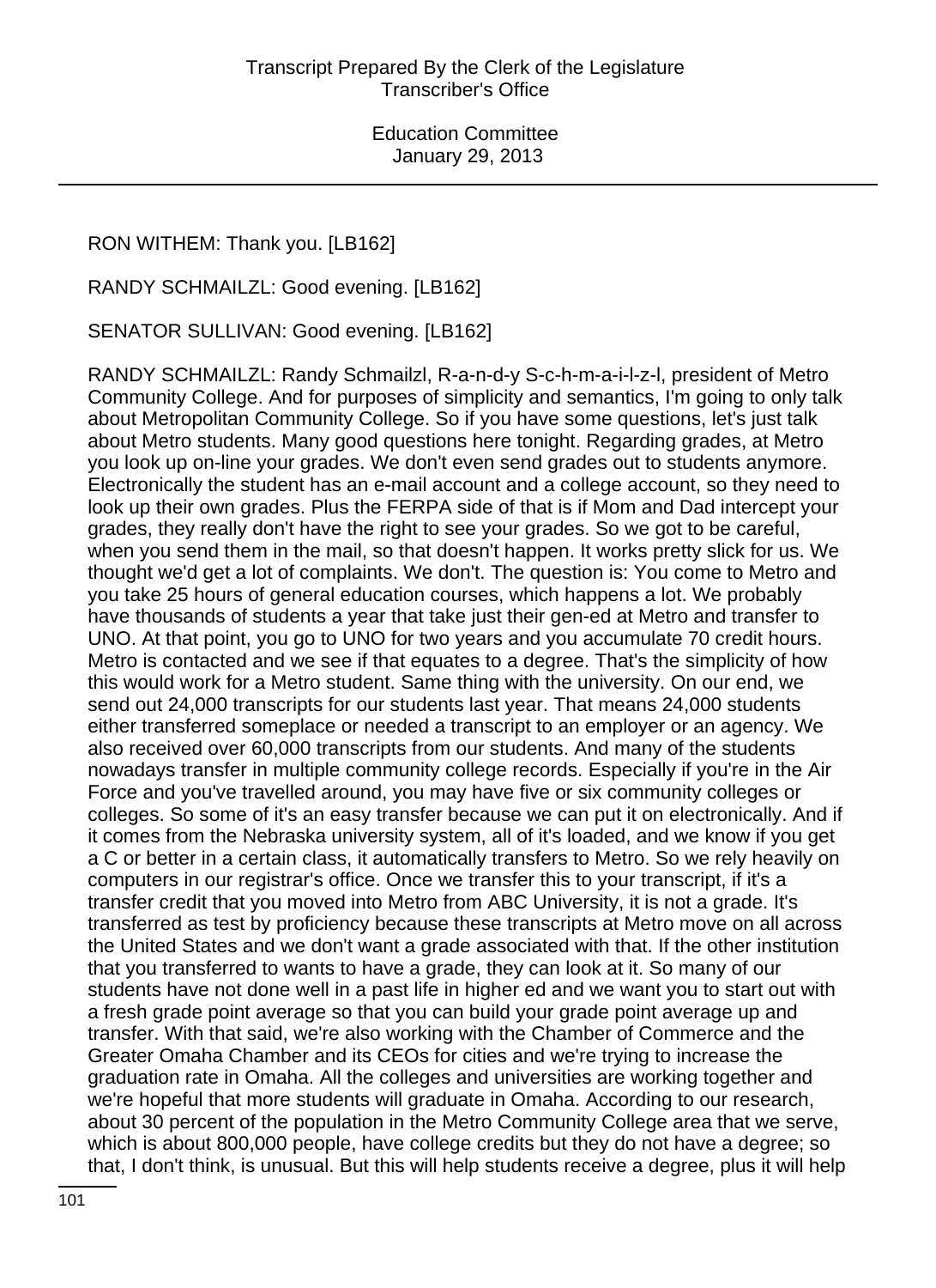RON WITHEM: Thank you. [LB162]

RANDY SCHMAILZL: Good evening. [LB162]

SENATOR SULLIVAN: Good evening. [LB162]

RANDY SCHMAILZL: Randy Schmailzl, R-a-n-d-y S-c-h-m-a-i-l-z-l, president of Metro Community College. And for purposes of simplicity and semantics, I'm going to only talk about Metropolitan Community College. So if you have some questions, let's just talk about Metro students. Many good questions here tonight. Regarding grades, at Metro you look up on-line your grades. We don't even send grades out to students anymore. Electronically the student has an e-mail account and a college account, so they need to look up their own grades. Plus the FERPA side of that is if Mom and Dad intercept your grades, they really don't have the right to see your grades. So we got to be careful, when you send them in the mail, so that doesn't happen. It works pretty slick for us. We thought we'd get a lot of complaints. We don't. The question is: You come to Metro and you take 25 hours of general education courses, which happens a lot. We probably have thousands of students a year that take just their gen-ed at Metro and transfer to UNO. At that point, you go to UNO for two years and you accumulate 70 credit hours. Metro is contacted and we see if that equates to a degree. That's the simplicity of how this would work for a Metro student. Same thing with the university. On our end, we send out 24,000 transcripts for our students last year. That means 24,000 students either transferred someplace or needed a transcript to an employer or an agency. We also received over 60,000 transcripts from our students. And many of the students nowadays transfer in multiple community college records. Especially if you're in the Air Force and you've travelled around, you may have five or six community colleges or colleges. So some of it's an easy transfer because we can put it on electronically. And if it comes from the Nebraska university system, all of it's loaded, and we know if you get a C or better in a certain class, it automatically transfers to Metro. So we rely heavily on computers in our registrar's office. Once we transfer this to your transcript, if it's a transfer credit that you moved into Metro from ABC University, it is not a grade. It's transferred as test by proficiency because these transcripts at Metro move on all across the United States and we don't want a grade associated with that. If the other institution that you transferred to wants to have a grade, they can look at it. So many of our students have not done well in a past life in higher ed and we want you to start out with a fresh grade point average so that you can build your grade point average up and transfer. With that said, we're also working with the Chamber of Commerce and the Greater Omaha Chamber and its CEOs for cities and we're trying to increase the graduation rate in Omaha. All the colleges and universities are working together and we're hopeful that more students will graduate in Omaha. According to our research, about 30 percent of the population in the Metro Community College area that we serve, which is about 800,000 people, have college credits but they do not have a degree; so that, I don't think, is unusual. But this will help students receive a degree, plus it will help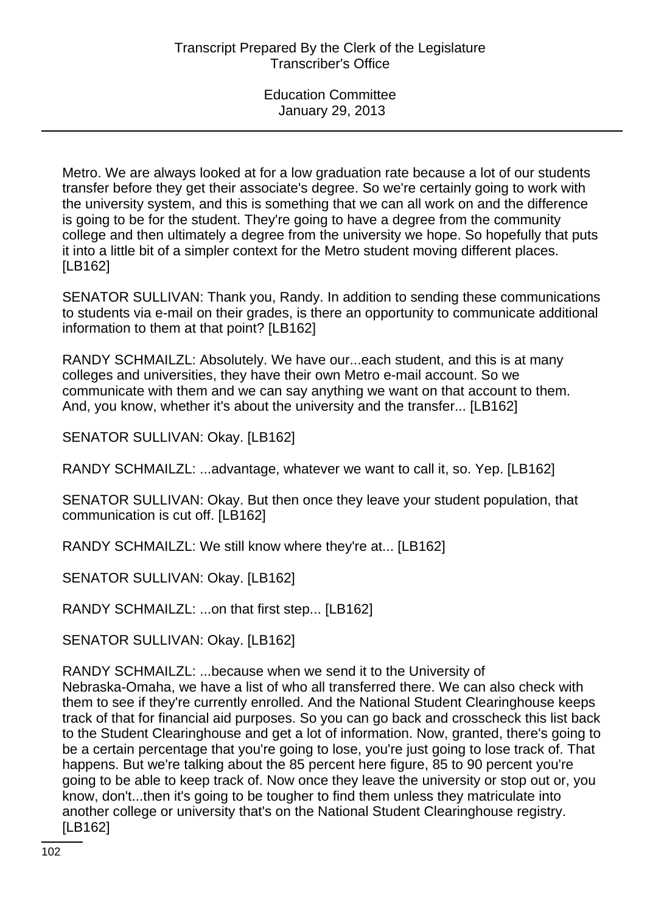Metro. We are always looked at for a low graduation rate because a lot of our students transfer before they get their associate's degree. So we're certainly going to work with the university system, and this is something that we can all work on and the difference is going to be for the student. They're going to have a degree from the community college and then ultimately a degree from the university we hope. So hopefully that puts it into a little bit of a simpler context for the Metro student moving different places. [LB162]

SENATOR SULLIVAN: Thank you, Randy. In addition to sending these communications to students via e-mail on their grades, is there an opportunity to communicate additional information to them at that point? [LB162]

RANDY SCHMAILZL: Absolutely. We have our...each student, and this is at many colleges and universities, they have their own Metro e-mail account. So we communicate with them and we can say anything we want on that account to them. And, you know, whether it's about the university and the transfer... [LB162]

SENATOR SULLIVAN: Okay. [LB162]

RANDY SCHMAILZL: ...advantage, whatever we want to call it, so. Yep. [LB162]

SENATOR SULLIVAN: Okay. But then once they leave your student population, that communication is cut off. [LB162]

RANDY SCHMAILZL: We still know where they're at... [LB162]

SENATOR SULLIVAN: Okay. [LB162]

RANDY SCHMAILZL: ...on that first step... [LB162]

SENATOR SULLIVAN: Okay. [LB162]

RANDY SCHMAILZL: ...because when we send it to the University of Nebraska-Omaha, we have a list of who all transferred there. We can also check with them to see if they're currently enrolled. And the National Student Clearinghouse keeps track of that for financial aid purposes. So you can go back and crosscheck this list back to the Student Clearinghouse and get a lot of information. Now, granted, there's going to be a certain percentage that you're going to lose, you're just going to lose track of. That happens. But we're talking about the 85 percent here figure, 85 to 90 percent you're going to be able to keep track of. Now once they leave the university or stop out or, you know, don't...then it's going to be tougher to find them unless they matriculate into another college or university that's on the National Student Clearinghouse registry. [LB162]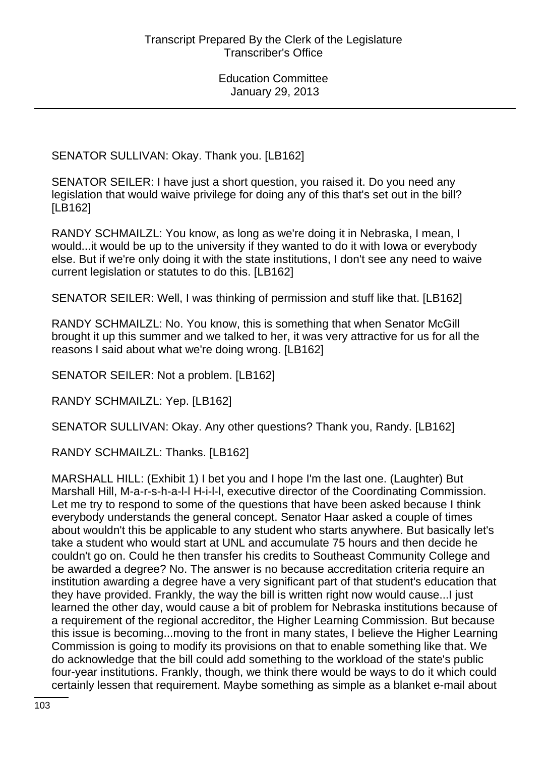SENATOR SULLIVAN: Okay. Thank you. [LB162]

SENATOR SEILER: I have just a short question, you raised it. Do you need any legislation that would waive privilege for doing any of this that's set out in the bill? [LB162]

RANDY SCHMAILZL: You know, as long as we're doing it in Nebraska, I mean, I would...it would be up to the university if they wanted to do it with Iowa or everybody else. But if we're only doing it with the state institutions, I don't see any need to waive current legislation or statutes to do this. [LB162]

SENATOR SEILER: Well, I was thinking of permission and stuff like that. [LB162]

RANDY SCHMAILZL: No. You know, this is something that when Senator McGill brought it up this summer and we talked to her, it was very attractive for us for all the reasons I said about what we're doing wrong. [LB162]

SENATOR SEILER: Not a problem. [LB162]

RANDY SCHMAILZL: Yep. [LB162]

SENATOR SULLIVAN: Okay. Any other questions? Thank you, Randy. [LB162]

RANDY SCHMAILZL: Thanks. [LB162]

MARSHALL HILL: (Exhibit 1) I bet you and I hope I'm the last one. (Laughter) But Marshall Hill, M-a-r-s-h-a-l-l H-i-l-l, executive director of the Coordinating Commission. Let me try to respond to some of the questions that have been asked because I think everybody understands the general concept. Senator Haar asked a couple of times about wouldn't this be applicable to any student who starts anywhere. But basically let's take a student who would start at UNL and accumulate 75 hours and then decide he couldn't go on. Could he then transfer his credits to Southeast Community College and be awarded a degree? No. The answer is no because accreditation criteria require an institution awarding a degree have a very significant part of that student's education that they have provided. Frankly, the way the bill is written right now would cause...I just learned the other day, would cause a bit of problem for Nebraska institutions because of a requirement of the regional accreditor, the Higher Learning Commission. But because this issue is becoming...moving to the front in many states, I believe the Higher Learning Commission is going to modify its provisions on that to enable something like that. We do acknowledge that the bill could add something to the workload of the state's public four-year institutions. Frankly, though, we think there would be ways to do it which could certainly lessen that requirement. Maybe something as simple as a blanket e-mail about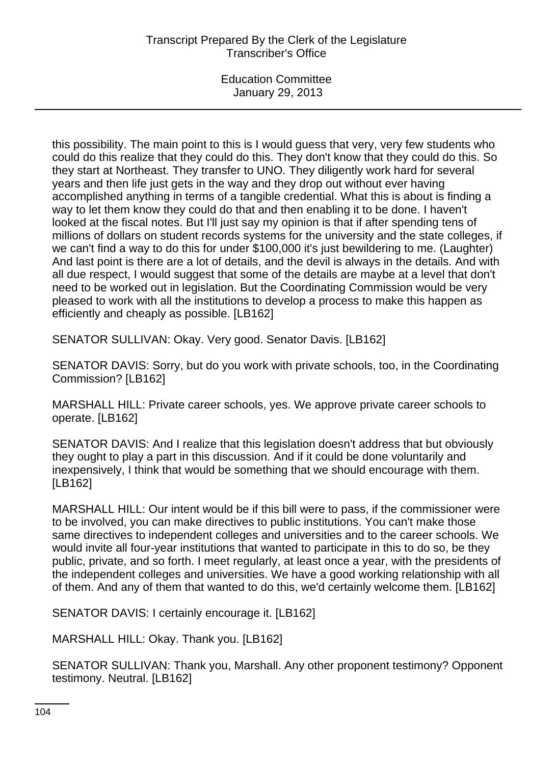this possibility. The main point to this is I would guess that very, very few students who could do this realize that they could do this. They don't know that they could do this. So they start at Northeast. They transfer to UNO. They diligently work hard for several years and then life just gets in the way and they drop out without ever having accomplished anything in terms of a tangible credential. What this is about is finding a way to let them know they could do that and then enabling it to be done. I haven't looked at the fiscal notes. But I'll just say my opinion is that if after spending tens of millions of dollars on student records systems for the university and the state colleges, if we can't find a way to do this for under $100,000 it's just bewildering to me. (Laughter) And last point is there are a lot of details, and the devil is always in the details. And with all due respect, I would suggest that some of the details are maybe at a level that don't need to be worked out in legislation. But the Coordinating Commission would be very pleased to work with all the institutions to develop a process to make this happen as efficiently and cheaply as possible. [LB162]

SENATOR SULLIVAN: Okay. Very good. Senator Davis. [LB162]

SENATOR DAVIS: Sorry, but do you work with private schools, too, in the Coordinating Commission? [LB162]

MARSHALL HILL: Private career schools, yes. We approve private career schools to operate. [LB162]

SENATOR DAVIS: And I realize that this legislation doesn't address that but obviously they ought to play a part in this discussion. And if it could be done voluntarily and inexpensively, I think that would be something that we should encourage with them. [LB162]

MARSHALL HILL: Our intent would be if this bill were to pass, if the commissioner were to be involved, you can make directives to public institutions. You can't make those same directives to independent colleges and universities and to the career schools. We would invite all four-year institutions that wanted to participate in this to do so, be they public, private, and so forth. I meet regularly, at least once a year, with the presidents of the independent colleges and universities. We have a good working relationship with all of them. And any of them that wanted to do this, we'd certainly welcome them. [LB162]

SENATOR DAVIS: I certainly encourage it. [LB162]

MARSHALL HILL: Okay. Thank you. [LB162]

SENATOR SULLIVAN: Thank you, Marshall. Any other proponent testimony? Opponent testimony. Neutral. [LB162]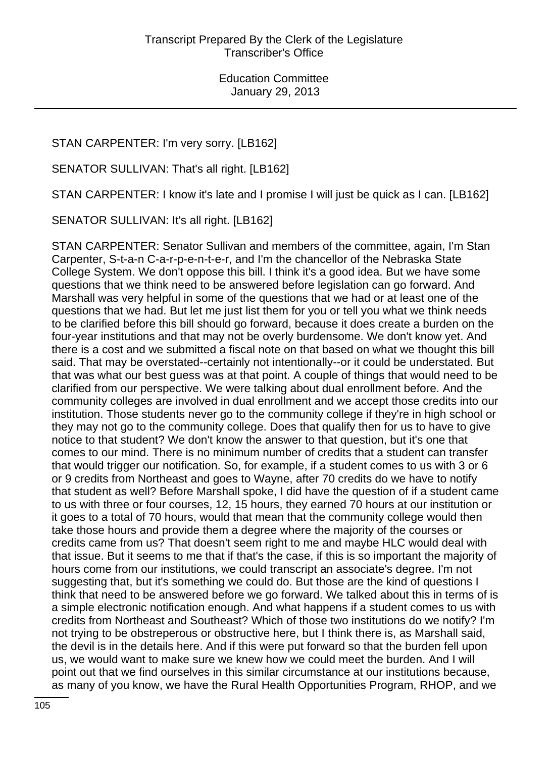STAN CARPENTER: I'm very sorry. [LB162]

SENATOR SULLIVAN: That's all right. [LB162]

STAN CARPENTER: I know it's late and I promise I will just be quick as I can. [LB162]

SENATOR SULLIVAN: It's all right. [LB162]

STAN CARPENTER: Senator Sullivan and members of the committee, again, I'm Stan Carpenter, S-t-a-n C-a-r-p-e-n-t-e-r, and I'm the chancellor of the Nebraska State College System. We don't oppose this bill. I think it's a good idea. But we have some questions that we think need to be answered before legislation can go forward. And Marshall was very helpful in some of the questions that we had or at least one of the questions that we had. But let me just list them for you or tell you what we think needs to be clarified before this bill should go forward, because it does create a burden on the four-year institutions and that may not be overly burdensome. We don't know yet. And there is a cost and we submitted a fiscal note on that based on what we thought this bill said. That may be overstated--certainly not intentionally--or it could be understated. But that was what our best guess was at that point. A couple of things that would need to be clarified from our perspective. We were talking about dual enrollment before. And the community colleges are involved in dual enrollment and we accept those credits into our institution. Those students never go to the community college if they're in high school or they may not go to the community college. Does that qualify then for us to have to give notice to that student? We don't know the answer to that question, but it's one that comes to our mind. There is no minimum number of credits that a student can transfer that would trigger our notification. So, for example, if a student comes to us with 3 or 6 or 9 credits from Northeast and goes to Wayne, after 70 credits do we have to notify that student as well? Before Marshall spoke, I did have the question of if a student came to us with three or four courses, 12, 15 hours, they earned 70 hours at our institution or it goes to a total of 70 hours, would that mean that the community college would then take those hours and provide them a degree where the majority of the courses or credits came from us? That doesn't seem right to me and maybe HLC would deal with that issue. But it seems to me that if that's the case, if this is so important the majority of hours come from our institutions, we could transcript an associate's degree. I'm not suggesting that, but it's something we could do. But those are the kind of questions I think that need to be answered before we go forward. We talked about this in terms of is a simple electronic notification enough. And what happens if a student comes to us with credits from Northeast and Southeast? Which of those two institutions do we notify? I'm not trying to be obstreperous or obstructive here, but I think there is, as Marshall said, the devil is in the details here. And if this were put forward so that the burden fell upon us, we would want to make sure we knew how we could meet the burden. And I will point out that we find ourselves in this similar circumstance at our institutions because, as many of you know, we have the Rural Health Opportunities Program, RHOP, and we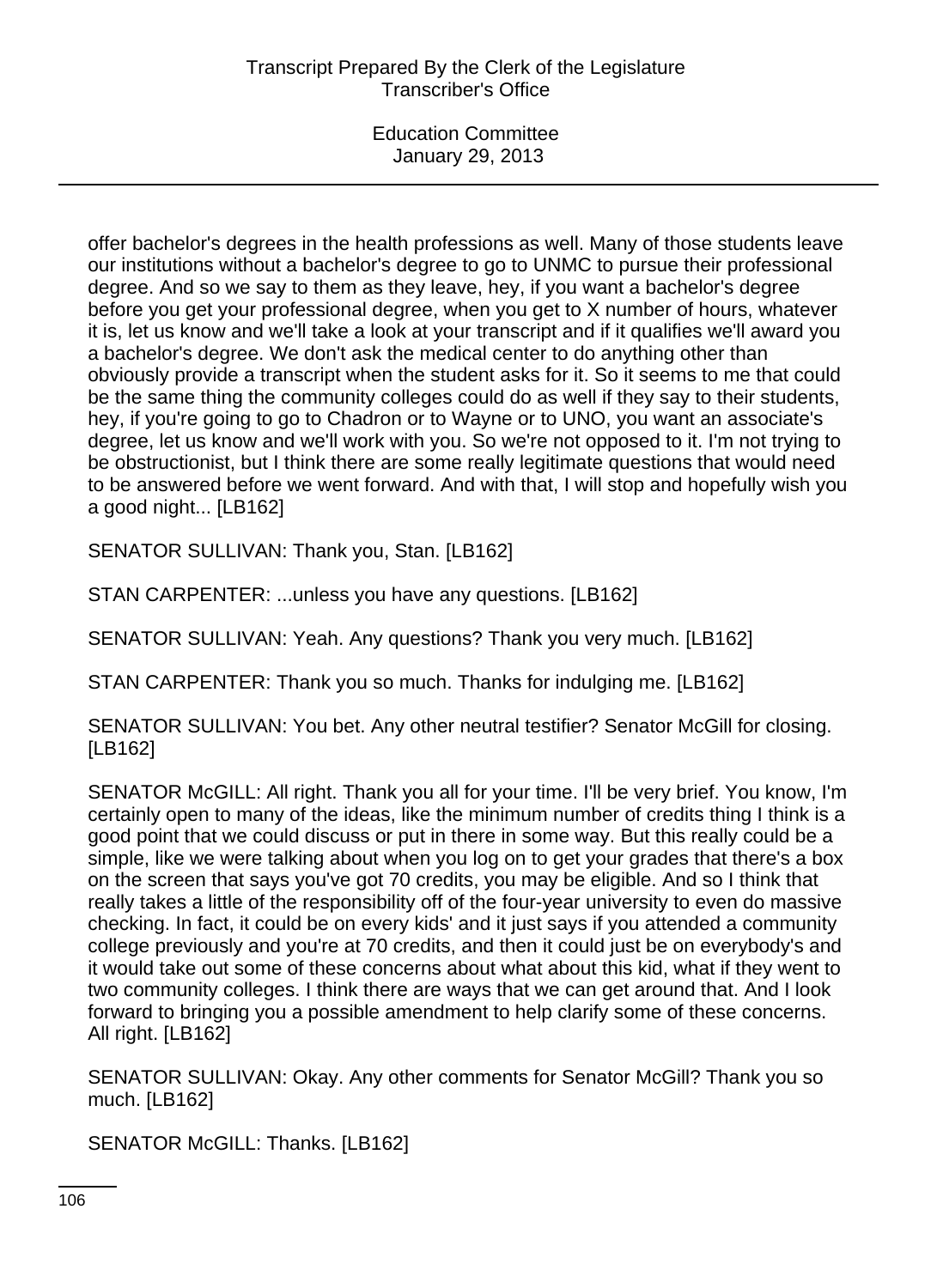offer bachelor's degrees in the health professions as well. Many of those students leave our institutions without a bachelor's degree to go to UNMC to pursue their professional degree. And so we say to them as they leave, hey, if you want a bachelor's degree before you get your professional degree, when you get to X number of hours, whatever it is, let us know and we'll take a look at your transcript and if it qualifies we'll award you a bachelor's degree. We don't ask the medical center to do anything other than obviously provide a transcript when the student asks for it. So it seems to me that could be the same thing the community colleges could do as well if they say to their students, hey, if you're going to go to Chadron or to Wayne or to UNO, you want an associate's degree, let us know and we'll work with you. So we're not opposed to it. I'm not trying to be obstructionist, but I think there are some really legitimate questions that would need to be answered before we went forward. And with that, I will stop and hopefully wish you a good night... [LB162]

SENATOR SULLIVAN: Thank you, Stan. [LB162]

STAN CARPENTER: ...unless you have any questions. [LB162]

SENATOR SULLIVAN: Yeah. Any questions? Thank you very much. [LB162]

STAN CARPENTER: Thank you so much. Thanks for indulging me. [LB162]

SENATOR SULLIVAN: You bet. Any other neutral testifier? Senator McGill for closing. [LB162]

SENATOR McGILL: All right. Thank you all for your time. I'll be very brief. You know, I'm certainly open to many of the ideas, like the minimum number of credits thing I think is a good point that we could discuss or put in there in some way. But this really could be a simple, like we were talking about when you log on to get your grades that there's a box on the screen that says you've got 70 credits, you may be eligible. And so I think that really takes a little of the responsibility off of the four-year university to even do massive checking. In fact, it could be on every kids' and it just says if you attended a community college previously and you're at 70 credits, and then it could just be on everybody's and it would take out some of these concerns about what about this kid, what if they went to two community colleges. I think there are ways that we can get around that. And I look forward to bringing you a possible amendment to help clarify some of these concerns. All right. [LB162]

SENATOR SULLIVAN: Okay. Any other comments for Senator McGill? Thank you so much. [LB162]

SENATOR McGILL: Thanks. [LB162]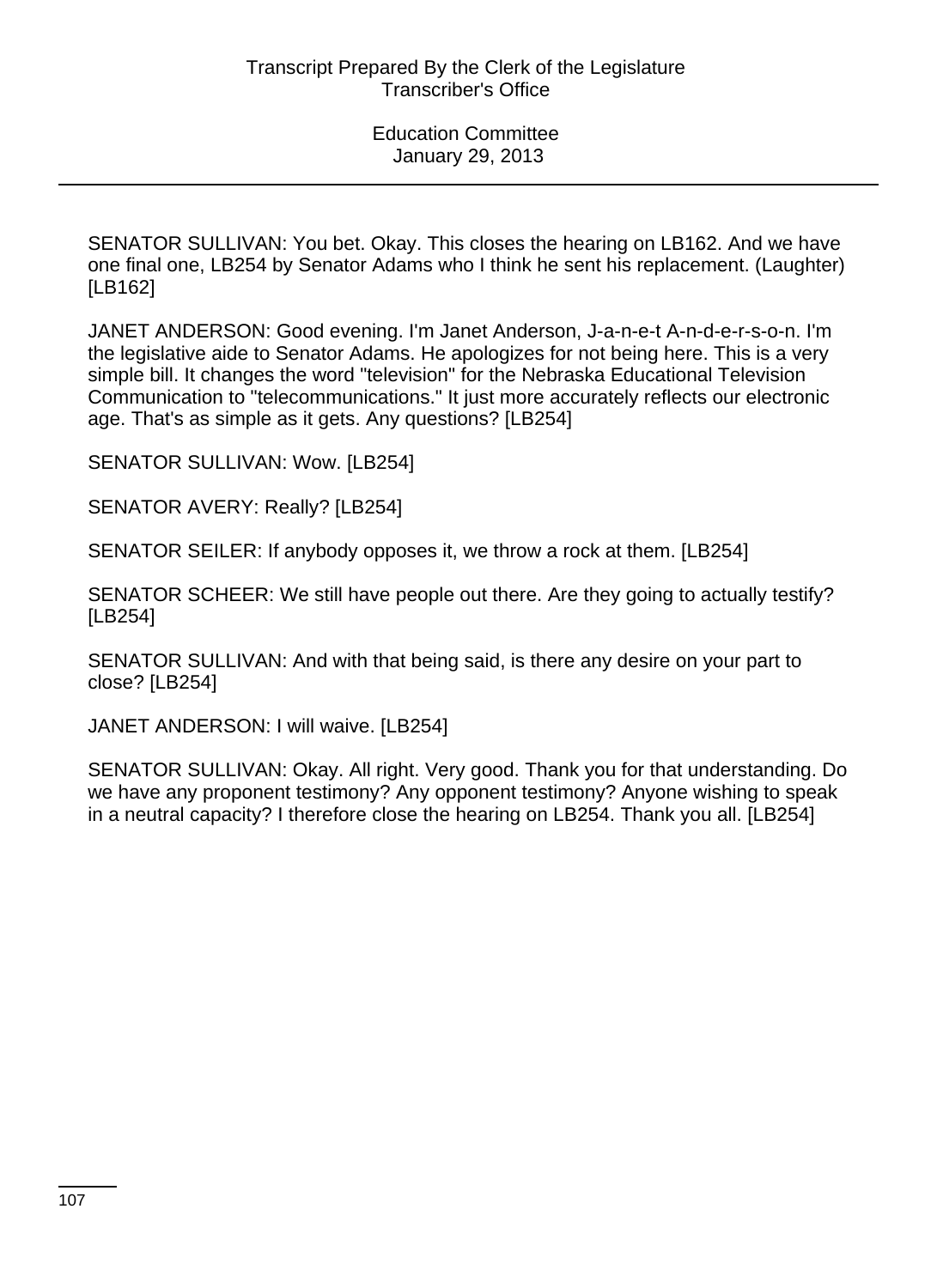SENATOR SULLIVAN: You bet. Okay. This closes the hearing on LB162. And we have one final one, LB254 by Senator Adams who I think he sent his replacement. (Laughter) [LB162]

JANET ANDERSON: Good evening. I'm Janet Anderson, J-a-n-e-t A-n-d-e-r-s-o-n. I'm the legislative aide to Senator Adams. He apologizes for not being here. This is a very simple bill. It changes the word "television" for the Nebraska Educational Television Communication to "telecommunications." It just more accurately reflects our electronic age. That's as simple as it gets. Any questions? [LB254]

SENATOR SULLIVAN: Wow. [LB254]

SENATOR AVERY: Really? [LB254]

SENATOR SEILER: If anybody opposes it, we throw a rock at them. [LB254]

SENATOR SCHEER: We still have people out there. Are they going to actually testify? [LB254]

SENATOR SULLIVAN: And with that being said, is there any desire on your part to close? [LB254]

JANET ANDERSON: I will waive. [LB254]

SENATOR SULLIVAN: Okay. All right. Very good. Thank you for that understanding. Do we have any proponent testimony? Any opponent testimony? Anyone wishing to speak in a neutral capacity? I therefore close the hearing on LB254. Thank you all. [LB254]